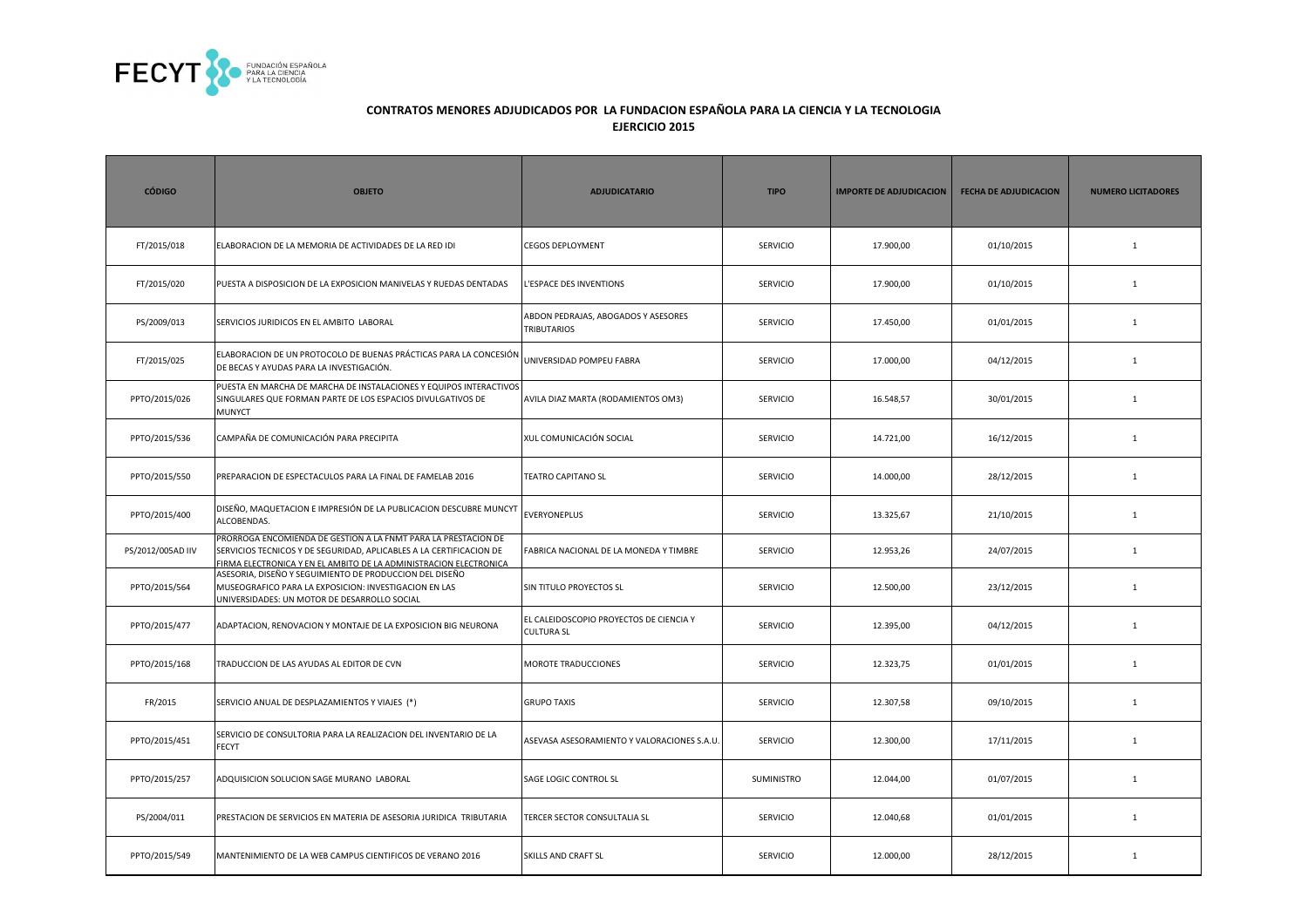## CONTRATOS MENORES ADJUDICADOS POR LA FUNDACION ESPAÑOLA PARA LA CIENCIA Y LA TECNOLOGIA
## EJERCICIO 2015

| CÓDIGO | OBJETO | ADJUDICATARIO | TIPO | IMPORTE DE ADJUDICACION | FECHA DE ADJUDICACION | NUMERO LICITADORES |
|---|---|---|---|---|---|---|
| FT/2015/018 | ELABORACION DE LA MEMORIA DE ACTIVIDADES DE LA RED IDI | CEGOS DEPLOYMENT | SERVICIO | 17.900,00 | 01/10/2015 | 1 |
| FT/2015/020 | PUESTA A DISPOSICION DE LA EXPOSICION MANIVELAS Y RUEDAS DENTADAS | L'ESPACE DES INVENTIONS | SERVICIO | 17.900,00 | 01/10/2015 | 1 |
| PS/2009/013 | SERVICIOS JURIDICOS EN EL AMBITO LABORAL | ABDON PEDRAJAS, ABOGADOS Y ASESORES TRIBUTARIOS | SERVICIO | 17.450,00 | 01/01/2015 | 1 |
| FT/2015/025 | ELABORACION DE UN PROTOCOLO DE BUENAS PRÁCTICAS PARA LA CONCESIÓN DE BECAS Y AYUDAS PARA LA INVESTIGACIÓN. | UNIVERSIDAD POMPEU FABRA | SERVICIO | 17.000,00 | 04/12/2015 | 1 |
| PPTO/2015/026 | PUESTA EN MARCHA DE MARCHA DE INSTALACIONES Y EQUIPOS INTERACTIVOS SINGULARES QUE FORMAN PARTE DE LOS ESPACIOS DIVULGATIVOS DE MUNYCT | AVILA DIAZ MARTA (RODAMIENTOS OM3) | SERVICIO | 16.548,57 | 30/01/2015 | 1 |
| PPTO/2015/536 | CAMPAÑA DE COMUNICACIÓN PARA PRECIPITA | XUL COMUNICACIÓN SOCIAL | SERVICIO | 14.721,00 | 16/12/2015 | 1 |
| PPTO/2015/550 | PREPARACION DE ESPECTACULOS PARA LA FINAL DE FAMELAB 2016 | TEATRO CAPITANO SL | SERVICIO | 14.000,00 | 28/12/2015 | 1 |
| PPTO/2015/400 | DISEÑO, MAQUETACION E IMPRESIÓN DE LA PUBLICACION DESCUBRE MUNCYT ALCOBENDAS. | EVERYONEPLUS | SERVICIO | 13.325,67 | 21/10/2015 | 1 |
| PS/2012/005AD IIV | PRORROGA ENCOMIENDA DE GESTION A LA FNMT PARA LA PRESTACION DE SERVICIOS TECNICOS Y DE SEGURIDAD, APLICABLES A LA CERTIFICACION DE FIRMA ELECTRONICA Y EN EL AMBITO DE LA ADMINISTRACION ELECTRONICA | FABRICA NACIONAL DE LA MONEDA Y TIMBRE | SERVICIO | 12.953,26 | 24/07/2015 | 1 |
| PPTO/2015/564 | ASESORIA, DISEÑO Y SEGUIMIENTO DE PRODUCCION DEL DISEÑO MUSEOGRAFICO PARA LA EXPOSICION: INVESTIGACION EN LAS UNIVERSIDADES: UN MOTOR DE DESARROLLO SOCIAL | SIN TITULO PROYECTOS SL | SERVICIO | 12.500,00 | 23/12/2015 | 1 |
| PPTO/2015/477 | ADAPTACION, RENOVACION Y MONTAJE DE LA EXPOSICION BIG NEURONA | EL CALEIDOSCOPIO PROYECTOS DE CIENCIA Y CULTURA SL | SERVICIO | 12.395,00 | 04/12/2015 | 1 |
| PPTO/2015/168 | TRADUCCION DE LAS AYUDAS AL EDITOR DE CVN | MOROTE TRADUCCIONES | SERVICIO | 12.323,75 | 01/01/2015 | 1 |
| FR/2015 | SERVICIO ANUAL DE DESPLAZAMIENTOS Y VIAJES (*) | GRUPO TAXIS | SERVICIO | 12.307,58 | 09/10/2015 | 1 |
| PPTO/2015/451 | SERVICIO DE CONSULTORIA PARA LA REALIZACION DEL INVENTARIO DE LA FECYT | ASEVASA ASESORAMIENTO Y VALORACIONES S.A.U. | SERVICIO | 12.300,00 | 17/11/2015 | 1 |
| PPTO/2015/257 | ADQUISICION SOLUCION SAGE MURANO LABORAL | SAGE LOGIC CONTROL SL | SUMINISTRO | 12.044,00 | 01/07/2015 | 1 |
| PS/2004/011 | PRESTACION DE SERVICIOS EN MATERIA DE ASESORIA JURIDICA TRIBUTARIA | TERCER SECTOR CONSULTALIA SL | SERVICIO | 12.040,68 | 01/01/2015 | 1 |
| PPTO/2015/549 | MANTENIMIENTO DE LA WEB CAMPUS CIENTIFICOS DE VERANO 2016 | SKILLS AND CRAFT SL | SERVICIO | 12.000,00 | 28/12/2015 | 1 |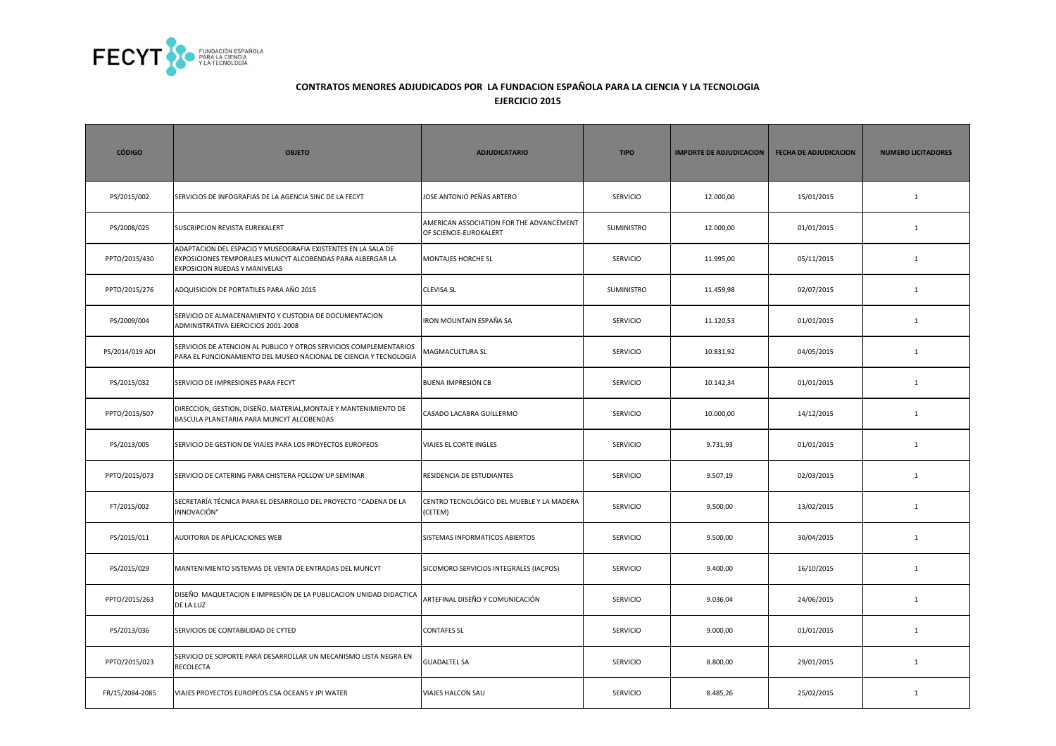**CONTRATOS MENORES ADJUDICADOS POR LA FUNDACION ESPAÑOLA PARA LA CIENCIA Y LA TECNOLOGIA**

**EJERCICIO 2015**

| CÓDIGO | OBJETO | ADJUDICATARIO | TIPO | IMPORTE DE ADJUDICACION | FECHA DE ADJUDICACION | NUMERO LICITADORES |
|---|---|---|---|---|---|---|
| PS/2015/002 | SERVICIOS DE INFOGRAFIAS DE LA AGENCIA SINC DE LA FECYT | JOSE ANTONIO PEÑAS ARTERO | SERVICIO | 12.000,00 | 15/01/2015 | 1 |
| PS/2008/025 | SUSCRIPCION REVISTA EUREKALERT | AMERICAN ASSOCIATION FOR THE ADVANCEMENT OF SCIENCIE-EUROKALERT | SUMINISTRO | 12.000,00 | 01/01/2015 | 1 |
| PPTO/2015/430 | ADAPTACION DEL ESPACIO Y MUSEOGRAFIA EXISTENTES EN LA SALA DE EXPOSICIONES TEMPORALES MUNCYT ALCOBENDAS PARA ALBERGAR LA EXPOSICION RUEDAS Y MANIVELAS | MONTAJES HORCHE SL | SERVICIO | 11.995,00 | 05/11/2015 | 1 |
| PPTO/2015/276 | ADQUISICION DE PORTATILES PARA AÑO 2015 | CLEVISA SL | SUMINISTRO | 11.459,98 | 02/07/2015 | 1 |
| PS/2009/004 | SERVICIO DE ALMACENAMIENTO Y CUSTODIA DE DOCUMENTACION ADMINISTRATIVA EJERCICIOS 2001-2008 | IRON MOUNTAIN ESPAÑA SA | SERVICIO | 11.120,53 | 01/01/2015 | 1 |
| PS/2014/019 ADI | SERVICIOS DE ATENCION AL PUBLICO Y OTROS SERVICIOS COMPLEMENTARIOS PARA EL FUNCIONAMIENTO DEL MUSEO NACIONAL DE CIENCIA Y TECNOLOGIA | MAGMACULTURA SL | SERVICIO | 10.831,92 | 04/05/2015 | 1 |
| PS/2015/032 | SERVICIO DE IMPRESIONES PARA FECYT | BUENA IMPRESIÓN CB | SERVICIO | 10.142,34 | 01/01/2015 | 1 |
| PPTO/2015/507 | DIRECCION, GESTION, DISEÑO, MATERIAL,MONTAJE Y MANTENIMIENTO DE BASCULA PLANETARIA PARA MUNCYT ALCOBENDAS | CASADO LACABRA GUILLERMO | SERVICIO | 10.000,00 | 14/12/2015 | 1 |
| PS/2013/005 | SERVICIO DE GESTION DE VIAJES PARA LOS PROYECTOS EUROPEOS | VIAJES EL CORTE INGLES | SERVICIO | 9.731,93 | 01/01/2015 | 1 |
| PPTO/2015/073 | SERVICIO DE CATERING PARA CHISTERA FOLLOW UP SEMINAR | RESIDENCIA DE ESTUDIANTES | SERVICIO | 9.507,19 | 02/03/2015 | 1 |
| FT/2015/002 | SECRETARÍA TÉCNICA PARA EL DESARROLLO DEL PROYECTO "CADENA DE LA INNOVACIÓN" | CENTRO TECNOLÓGICO DEL MUEBLE Y LA MADERA (CETEM) | SERVICIO | 9.500,00 | 13/02/2015 | 1 |
| PS/2015/011 | AUDITORIA DE APLICACIONES WEB | SISTEMAS INFORMATICOS ABIERTOS | SERVICIO | 9.500,00 | 30/04/2015 | 1 |
| PS/2015/029 | MANTENIMIENTO SISTEMAS DE VENTA DE ENTRADAS DEL MUNCYT | SICOMORO SERVICIOS INTEGRALES (IACPOS) | SERVICIO | 9.400,00 | 16/10/2015 | 1 |
| PPTO/2015/263 | DISEÑO MAQUETACION E IMPRESIÓN DE LA PUBLICACION UNIDAD DIDACTICA DE LA LUZ | ARTEFINAL DISEÑO Y COMUNICACIÓN | SERVICIO | 9.036,04 | 24/06/2015 | 1 |
| PS/2013/036 | SERVICIOS DE CONTABILIDAD DE CYTED | CONTAFES SL | SERVICIO | 9.000,00 | 01/01/2015 | 1 |
| PPTO/2015/023 | SERVICIO DE SOPORTE PARA DESARROLLAR UN MECANISMO LISTA NEGRA EN RECOLECTA | GUADALTEL SA | SERVICIO | 8.800,00 | 29/01/2015 | 1 |
| FR/15/2084-2085 | VIAJES PROYECTOS EUROPEOS CSA OCEANS Y JPI WATER | VIAJES HALCON SAU | SERVICIO | 8.485,26 | 25/02/2015 | 1 |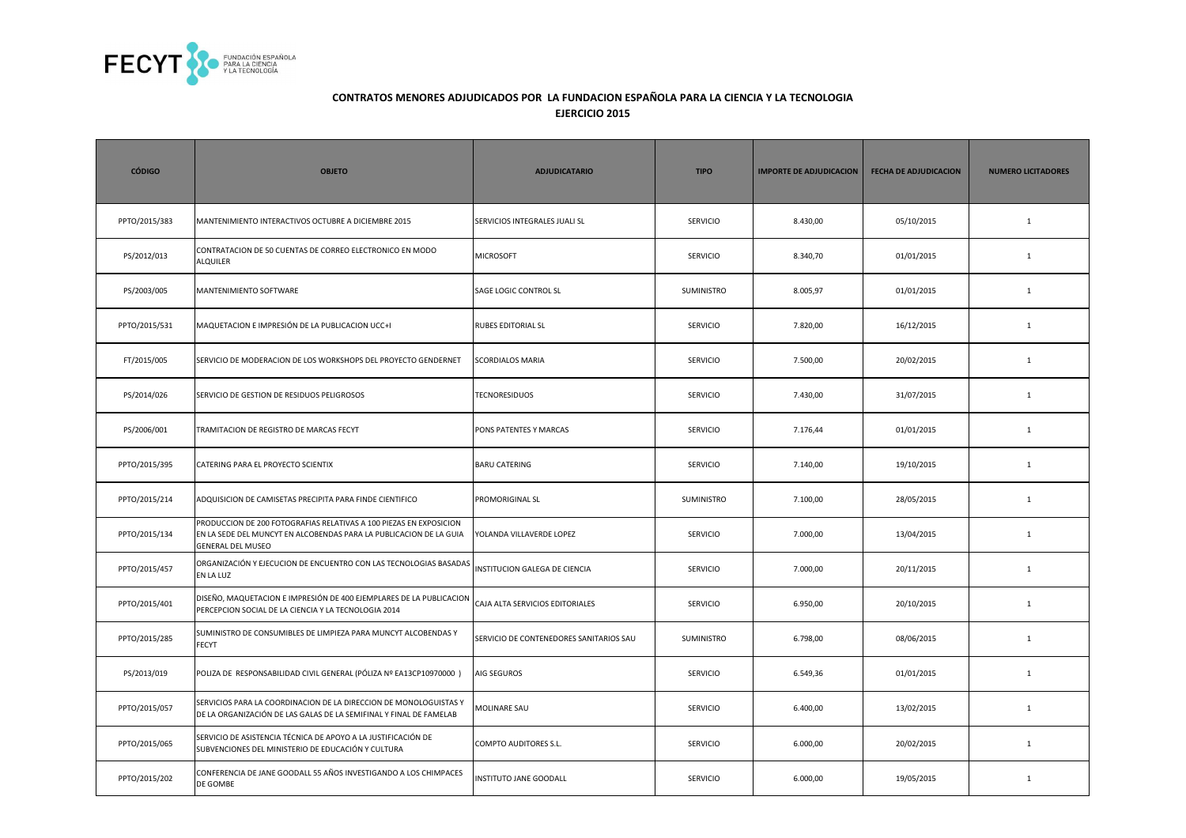## CONTRATOS MENORES ADJUDICADOS POR LA FUNDACION ESPAÑOLA PARA LA CIENCIA Y LA TECNOLOGIA

### EJERCICIO 2015

| CÓDIGO | OBJETO | ADJUDICATARIO | TIPO | IMPORTE DE ADJUDICACION | FECHA DE ADJUDICACION | NUMERO LICITADORES |
|---|---|---|---|---|---|---|
| PPTO/2015/383 | MANTENIMIENTO INTERACTIVOS OCTUBRE A DICIEMBRE 2015 | SERVICIOS INTEGRALES JUALI SL | SERVICIO | 8.430,00 | 05/10/2015 | 1 |
| PS/2012/013 | CONTRATACION DE 50 CUENTAS DE CORREO ELECTRONICO EN MODO ALQUILER | MICROSOFT | SERVICIO | 8.340,70 | 01/01/2015 | 1 |
| PS/2003/005 | MANTENIMIENTO SOFTWARE | SAGE LOGIC CONTROL SL | SUMINISTRO | 8.005,97 | 01/01/2015 | 1 |
| PPTO/2015/531 | MAQUETACION E IMPRESIÓN DE LA PUBLICACION UCC+I | RUBES EDITORIAL SL | SERVICIO | 7.820,00 | 16/12/2015 | 1 |
| FT/2015/005 | SERVICIO DE MODERACION DE LOS WORKSHOPS DEL PROYECTO GENDERNET | SCORDIALOS MARIA | SERVICIO | 7.500,00 | 20/02/2015 | 1 |
| PS/2014/026 | SERVICIO DE GESTION DE RESIDUOS PELIGROSOS | TECNORESIDUOS | SERVICIO | 7.430,00 | 31/07/2015 | 1 |
| PS/2006/001 | TRAMITACION DE REGISTRO DE MARCAS FECYT | PONS PATENTES Y MARCAS | SERVICIO | 7.176,44 | 01/01/2015 | 1 |
| PPTO/2015/395 | CATERING PARA EL PROYECTO SCIENTIX | BARU CATERING | SERVICIO | 7.140,00 | 19/10/2015 | 1 |
| PPTO/2015/214 | ADQUISICION DE CAMISETAS PRECIPITA PARA FINDE CIENTIFICO | PROMORIGINAL SL | SUMINISTRO | 7.100,00 | 28/05/2015 | 1 |
| PPTO/2015/134 | PRODUCCION DE 200 FOTOGRAFIAS RELATIVAS A 100 PIEZAS EN EXPOSICION EN LA SEDE DEL MUNCYT EN ALCOBENDAS PARA LA PUBLICACION DE LA GUIA GENERAL DEL MUSEO | YOLANDA VILLAVERDE LOPEZ | SERVICIO | 7.000,00 | 13/04/2015 | 1 |
| PPTO/2015/457 | ORGANIZACIÓN Y EJECUCION DE ENCUENTRO CON LAS TECNOLOGIAS BASADAS EN LA LUZ | INSTITUCION GALEGA DE CIENCIA | SERVICIO | 7.000,00 | 20/11/2015 | 1 |
| PPTO/2015/401 | DISEÑO, MAQUETACION E IMPRESIÓN DE 400 EJEMPLARES DE LA PUBLICACION PERCEPCION SOCIAL DE LA CIENCIA Y LA TECNOLOGIA 2014 | CAJA ALTA SERVICIOS EDITORIALES | SERVICIO | 6.950,00 | 20/10/2015 | 1 |
| PPTO/2015/285 | SUMINISTRO DE CONSUMIBLES DE LIMPIEZA PARA MUNCYT ALCOBENDAS Y FECYT | SERVICIO DE CONTENEDORES SANITARIOS SAU | SUMINISTRO | 6.798,00 | 08/06/2015 | 1 |
| PS/2013/019 | POLIZA DE RESPONSABILIDAD CIVIL GENERAL (PÓLIZA Nº EA13CP10970000 ) | AIG SEGUROS | SERVICIO | 6.549,36 | 01/01/2015 | 1 |
| PPTO/2015/057 | SERVICIOS PARA LA COORDINACION DE LA DIRECCION DE MONOLOGUISTAS Y DE LA ORGANIZACIÓN DE LAS GALAS DE LA SEMIFINAL Y FINAL DE FAMELAB | MOLINARE SAU | SERVICIO | 6.400,00 | 13/02/2015 | 1 |
| PPTO/2015/065 | SERVICIO DE ASISTENCIA TÉCNICA DE APOYO A LA JUSTIFICACIÓN DE SUBVENCIONES DEL MINISTERIO DE EDUCACIÓN Y CULTURA | COMPTO AUDITORES S.L. | SERVICIO | 6.000,00 | 20/02/2015 | 1 |
| PPTO/2015/202 | CONFERENCIA DE JANE GOODALL 55 AÑOS INVESTIGANDO A LOS CHIMPACES DE GOMBE | INSTITUTO JANE GOODALL | SERVICIO | 6.000,00 | 19/05/2015 | 1 |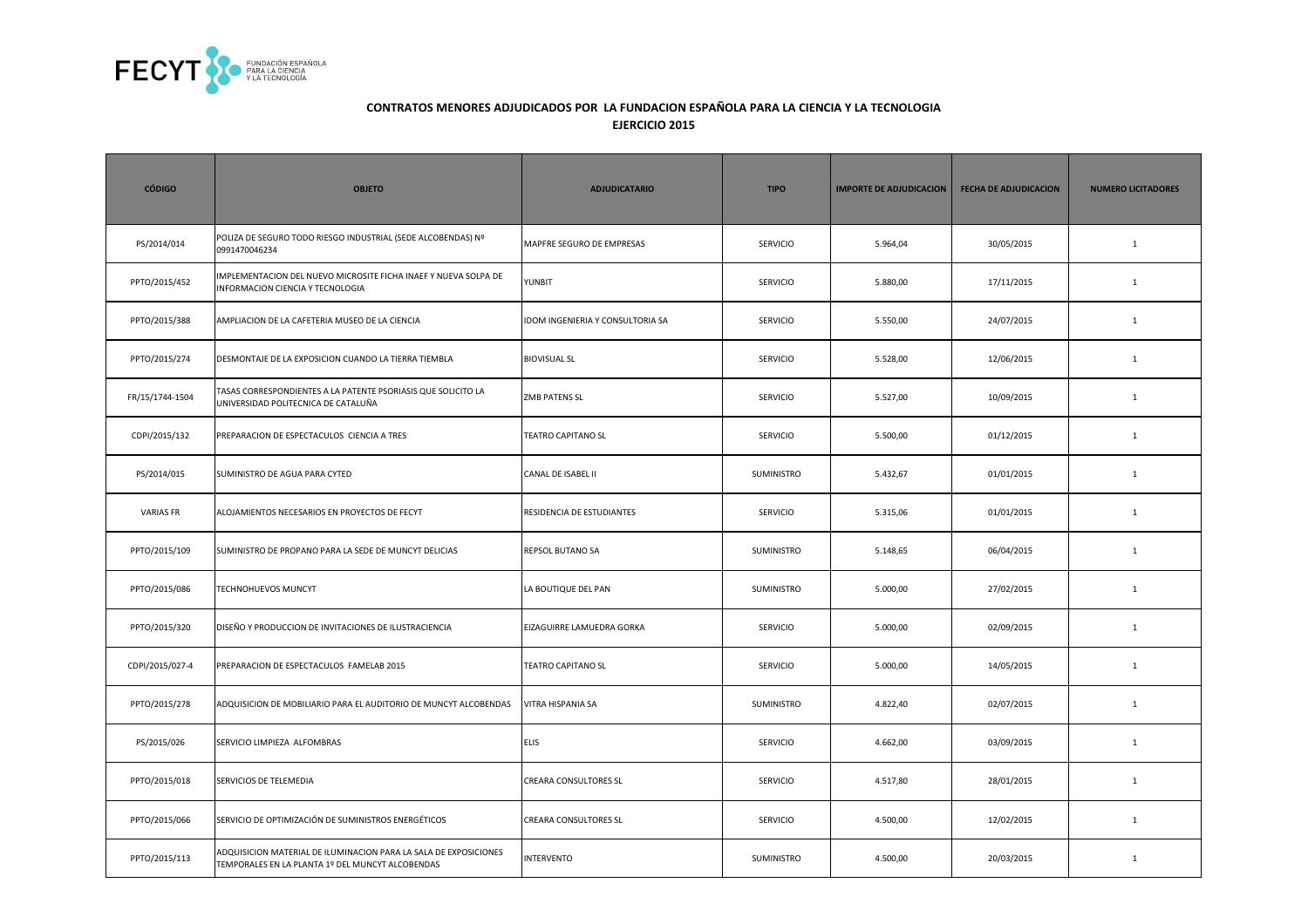## CONTRATOS MENORES ADJUDICADOS POR LA FUNDACION ESPAÑOLA PARA LA CIENCIA Y LA TECNOLOGIA

### EJERCICIO 2015

| CÓDIGO | OBJETO | ADJUDICATARIO | TIPO | IMPORTE DE ADJUDICACION | FECHA DE ADJUDICACION | NUMERO LICITADORES |
|---|---|---|---|---|---|---|
| PS/2014/014 | POLIZA DE SEGURO TODO RIESGO INDUSTRIAL (SEDE ALCOBENDAS) Nº 0991470046234 | MAPFRE SEGURO DE EMPRESAS | SERVICIO | 5.964,04 | 30/05/2015 | 1 |
| PPTO/2015/452 | IMPLEMENTACION DEL NUEVO MICROSITE FICHA INAEF Y NUEVA SOLPA DE INFORMACION CIENCIA Y TECNOLOGIA | YUNBIT | SERVICIO | 5.880,00 | 17/11/2015 | 1 |
| PPTO/2015/388 | AMPLIACION DE LA CAFETERIA MUSEO DE LA CIENCIA | IDOM INGENIERIA Y CONSULTORIA SA | SERVICIO | 5.550,00 | 24/07/2015 | 1 |
| PPTO/2015/274 | DESMONTAJE DE LA EXPOSICION CUANDO LA TIERRA TIEMBLA | BIOVISUAL SL | SERVICIO | 5.528,00 | 12/06/2015 | 1 |
| FR/15/1744-1504 | TASAS CORRESPONDIENTES A LA PATENTE PSORIASIS QUE SOLICITO LA UNIVERSIDAD POLITECNICA DE CATALUÑA | ZMB PATENS SL | SERVICIO | 5.527,00 | 10/09/2015 | 1 |
| CDPI/2015/132 | PREPARACION DE ESPECTACULOS CIENCIA A TRES | TEATRO CAPITANO SL | SERVICIO | 5.500,00 | 01/12/2015 | 1 |
| PS/2014/015 | SUMINISTRO DE AGUA PARA CYTED | CANAL DE ISABEL II | SUMINISTRO | 5.432,67 | 01/01/2015 | 1 |
| VARIAS FR | ALOJAMIENTOS NECESARIOS EN PROYECTOS DE FECYT | RESIDENCIA DE ESTUDIANTES | SERVICIO | 5.315,06 | 01/01/2015 | 1 |
| PPTO/2015/109 | SUMINISTRO DE PROPANO PARA LA SEDE DE MUNCYT DELICIAS | REPSOL BUTANO SA | SUMINISTRO | 5.148,65 | 06/04/2015 | 1 |
| PPTO/2015/086 | TECHNOHUEVOS MUNCYT | LA BOUTIQUE DEL PAN | SUMINISTRO | 5.000,00 | 27/02/2015 | 1 |
| PPTO/2015/320 | DISEÑO Y PRODUCCION DE INVITACIONES DE ILUSTRACIENCIA | EIZAGUIRRE LAMUEDRA GORKA | SERVICIO | 5.000,00 | 02/09/2015 | 1 |
| CDPI/2015/027-4 | PREPARACION DE ESPECTACULOS FAMELAB 2015 | TEATRO CAPITANO SL | SERVICIO | 5.000,00 | 14/05/2015 | 1 |
| PPTO/2015/278 | ADQUISICION DE MOBILIARIO PARA EL AUDITORIO DE MUNCYT ALCOBENDAS | VITRA HISPANIA SA | SUMINISTRO | 4.822,40 | 02/07/2015 | 1 |
| PS/2015/026 | SERVICIO LIMPIEZA ALFOMBRAS | ELIS | SERVICIO | 4.662,00 | 03/09/2015 | 1 |
| PPTO/2015/018 | SERVICIOS DE TELEMEDIA | CREARA CONSULTORES SL | SERVICIO | 4.517,80 | 28/01/2015 | 1 |
| PPTO/2015/066 | SERVICIO DE OPTIMIZACIÓN DE SUMINISTROS ENERGÉTICOS | CREARA CONSULTORES SL | SERVICIO | 4.500,00 | 12/02/2015 | 1 |
| PPTO/2015/113 | ADQUISICION MATERIAL DE ILUMINACION PARA LA SALA DE EXPOSICIONES TEMPORALES EN LA PLANTA 1º DEL MUNCYT ALCOBENDAS | INTERVENTO | SUMINISTRO | 4.500,00 | 20/03/2015 | 1 |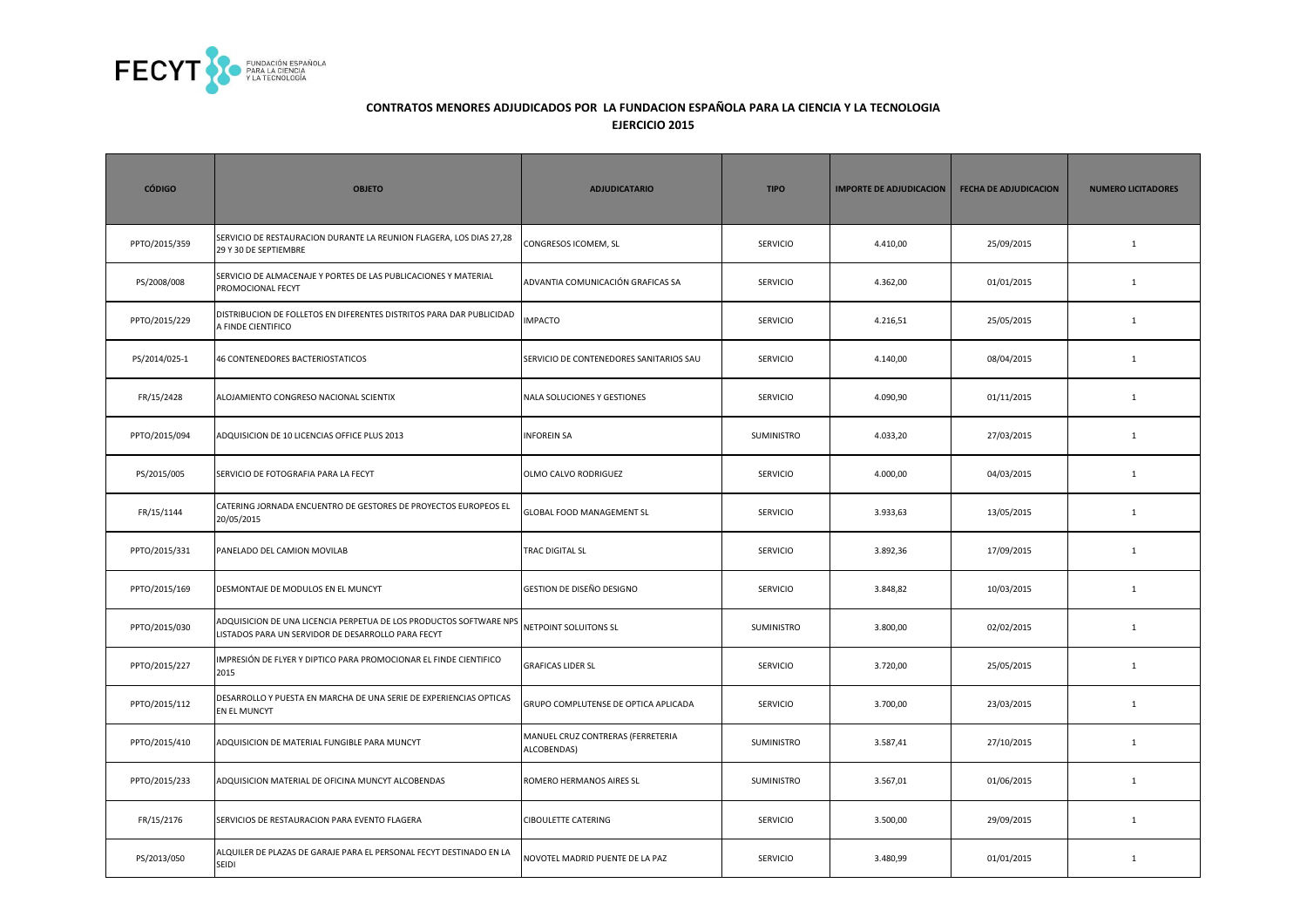## CONTRATOS MENORES ADJUDICADOS POR LA FUNDACION ESPAÑOLA PARA LA CIENCIA Y LA TECNOLOGIA

## EJERCICIO 2015

| CÓDIGO | OBJETO | ADJUDICATARIO | TIPO | IMPORTE DE ADJUDICACION | FECHA DE ADJUDICACION | NUMERO LICITADORES |
|---|---|---|---|---|---|---|
| PPTO/2015/359 | SERVICIO DE RESTAURACION DURANTE LA REUNION FLAGERA, LOS DIAS 27,28 29 Y 30 DE SEPTIEMBRE | CONGRESOS ICOMEM, SL | SERVICIO | 4.410,00 | 25/09/2015 | 1 |
| PS/2008/008 | SERVICIO DE ALMACENAJE Y PORTES DE LAS PUBLICACIONES Y MATERIAL PROMOCIONAL FECYT | ADVANTIA COMUNICACIÓN GRAFICAS SA | SERVICIO | 4.362,00 | 01/01/2015 | 1 |
| PPTO/2015/229 | DISTRIBUCION DE FOLLETOS EN DIFERENTES DISTRITOS PARA DAR PUBLICIDAD A FINDE CIENTIFICO | IMPACTO | SERVICIO | 4.216,51 | 25/05/2015 | 1 |
| PS/2014/025-1 | 46 CONTENEDORES BACTERIOSTATICOS | SERVICIO DE CONTENEDORES SANITARIOS SAU | SERVICIO | 4.140,00 | 08/04/2015 | 1 |
| FR/15/2428 | ALOJAMIENTO CONGRESO NACIONAL SCIENTIX | NALA SOLUCIONES Y GESTIONES | SERVICIO | 4.090,90 | 01/11/2015 | 1 |
| PPTO/2015/094 | ADQUISICION DE 10 LICENCIAS OFFICE PLUS 2013 | INFOREIN SA | SUMINISTRO | 4.033,20 | 27/03/2015 | 1 |
| PS/2015/005 | SERVICIO DE FOTOGRAFIA PARA LA FECYT | OLMO CALVO RODRIGUEZ | SERVICIO | 4.000,00 | 04/03/2015 | 1 |
| FR/15/1144 | CATERING JORNADA ENCUENTRO DE GESTORES DE PROYECTOS EUROPEOS EL 20/05/2015 | GLOBAL FOOD MANAGEMENT SL | SERVICIO | 3.933,63 | 13/05/2015 | 1 |
| PPTO/2015/331 | PANELADO DEL CAMION MOVILAB | TRAC DIGITAL SL | SERVICIO | 3.892,36 | 17/09/2015 | 1 |
| PPTO/2015/169 | DESMONTAJE DE MODULOS EN EL MUNCYT | GESTION DE DISEÑO DESIGNO | SERVICIO | 3.848,82 | 10/03/2015 | 1 |
| PPTO/2015/030 | ADQUISICION DE UNA LICENCIA PERPETUA DE LOS PRODUCTOS SOFTWARE NPS LISTADOS PARA UN SERVIDOR DE DESARROLLO PARA FECYT | NETPOINT SOLUITONS SL | SUMINISTRO | 3.800,00 | 02/02/2015 | 1 |
| PPTO/2015/227 | IMPRESIÓN DE FLYER Y DIPTICO PARA PROMOCIONAR EL FINDE CIENTIFICO 2015 | GRAFICAS LIDER SL | SERVICIO | 3.720,00 | 25/05/2015 | 1 |
| PPTO/2015/112 | DESARROLLO Y PUESTA EN MARCHA DE UNA SERIE DE EXPERIENCIAS OPTICAS EN EL MUNCYT | GRUPO COMPLUTENSE DE OPTICA APLICADA | SERVICIO | 3.700,00 | 23/03/2015 | 1 |
| PPTO/2015/410 | ADQUISICION DE MATERIAL FUNGIBLE PARA MUNCYT | MANUEL CRUZ CONTRERAS (FERRETERIA ALCOBENDAS) | SUMINISTRO | 3.587,41 | 27/10/2015 | 1 |
| PPTO/2015/233 | ADQUISICION MATERIAL DE OFICINA MUNCYT ALCOBENDAS | ROMERO HERMANOS AIRES SL | SUMINISTRO | 3.567,01 | 01/06/2015 | 1 |
| FR/15/2176 | SERVICIOS DE RESTAURACION PARA EVENTO FLAGERA | CIBOULETTE CATERING | SERVICIO | 3.500,00 | 29/09/2015 | 1 |
| PS/2013/050 | ALQUILER DE PLAZAS DE GARAJE PARA EL PERSONAL FECYT DESTINADO EN LA SEIDI | NOVOTEL MADRID PUENTE DE LA PAZ | SERVICIO | 3.480,99 | 01/01/2015 | 1 |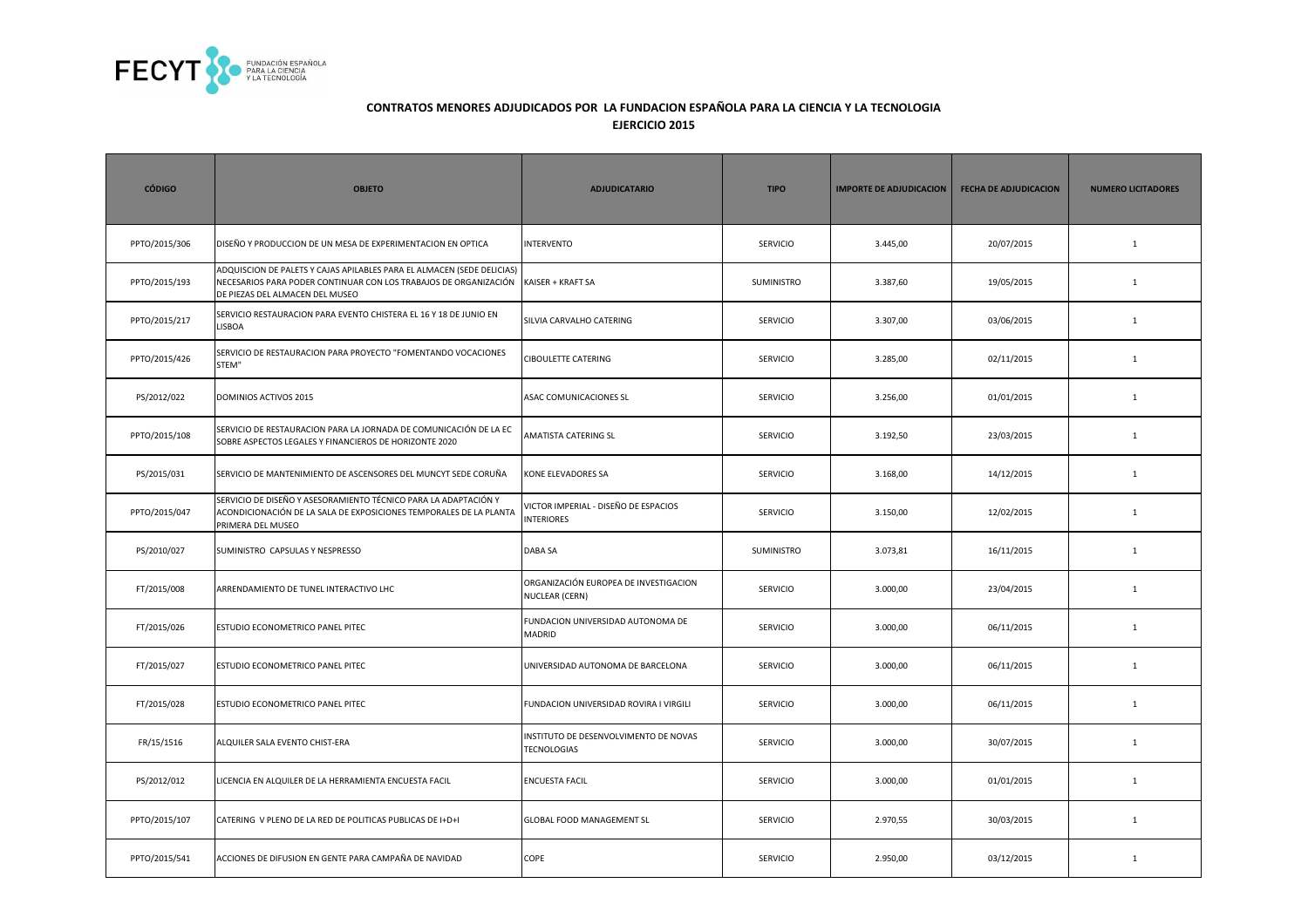## CONTRATOS MENORES ADJUDICADOS POR LA FUNDACION ESPAÑOLA PARA LA CIENCIA Y LA TECNOLOGIA

### EJERCICIO 2015

| CÓDIGO | OBJETO | ADJUDICATARIO | TIPO | IMPORTE DE ADJUDICACION | FECHA DE ADJUDICACION | NUMERO LICITADORES |
|---|---|---|---|---|---|---|
| PPTO/2015/306 | DISEÑO Y PRODUCCION DE UN MESA DE EXPERIMENTACION EN OPTICA | INTERVENTO | SERVICIO | 3.445,00 | 20/07/2015 | 1 |
| PPTO/2015/193 | ADQUISCION DE PALETS Y CAJAS APILABLES PARA EL ALMACEN (SEDE DELICIAS) NECESARIOS PARA PODER CONTINUAR CON LOS TRABAJOS DE ORGANIZACIÓN DE PIEZAS DEL ALMACEN DEL MUSEO | KAISER + KRAFT SA | SUMINISTRO | 3.387,60 | 19/05/2015 | 1 |
| PPTO/2015/217 | SERVICIO RESTAURACION PARA EVENTO CHISTERA EL 16 Y 18 DE JUNIO EN LISBOA | SILVIA CARVALHO CATERING | SERVICIO | 3.307,00 | 03/06/2015 | 1 |
| PPTO/2015/426 | SERVICIO DE RESTAURACION PARA PROYECTO "FOMENTANDO VOCACIONES STEM" | CIBOULETTE CATERING | SERVICIO | 3.285,00 | 02/11/2015 | 1 |
| PS/2012/022 | DOMINIOS ACTIVOS 2015 | ASAC COMUNICACIONES SL | SERVICIO | 3.256,00 | 01/01/2015 | 1 |
| PPTO/2015/108 | SERVICIO DE RESTAURACION PARA LA JORNADA DE COMUNICACIÓN DE LA EC SOBRE ASPECTOS LEGALES Y FINANCIEROS DE HORIZONTE 2020 | AMATISTA CATERING SL | SERVICIO | 3.192,50 | 23/03/2015 | 1 |
| PS/2015/031 | SERVICIO DE MANTENIMIENTO DE ASCENSORES DEL MUNCYT SEDE CORUÑA | KONE ELEVADORES SA | SERVICIO | 3.168,00 | 14/12/2015 | 1 |
| PPTO/2015/047 | SERVICIO DE DISEÑO Y ASESORAMIENTO TÉCNICO PARA LA ADAPTACIÓN Y ACONDICIONACIÓN DE LA SALA DE EXPOSICIONES TEMPORALES DE LA PLANTA PRIMERA DEL MUSEO | VICTOR IMPERIAL - DISEÑO DE ESPACIOS INTERIORES | SERVICIO | 3.150,00 | 12/02/2015 | 1 |
| PS/2010/027 | SUMINISTRO CAPSULAS Y NESPRESSO | DABA SA | SUMINISTRO | 3.073,81 | 16/11/2015 | 1 |
| FT/2015/008 | ARRENDAMIENTO DE TUNEL INTERACTIVO LHC | ORGANIZACIÓN EUROPEA DE INVESTIGACION NUCLEAR (CERN) | SERVICIO | 3.000,00 | 23/04/2015 | 1 |
| FT/2015/026 | ESTUDIO ECONOMETRICO PANEL PITEC | FUNDACION UNIVERSIDAD AUTONOMA DE MADRID | SERVICIO | 3.000,00 | 06/11/2015 | 1 |
| FT/2015/027 | ESTUDIO ECONOMETRICO PANEL PITEC | UNIVERSIDAD AUTONOMA DE BARCELONA | SERVICIO | 3.000,00 | 06/11/2015 | 1 |
| FT/2015/028 | ESTUDIO ECONOMETRICO PANEL PITEC | FUNDACION UNIVERSIDAD ROVIRA I VIRGILI | SERVICIO | 3.000,00 | 06/11/2015 | 1 |
| FR/15/1516 | ALQUILER SALA EVENTO CHIST-ERA | INSTITUTO DE DESENVOLVIMENTO DE NOVAS TECNOLOGIAS | SERVICIO | 3.000,00 | 30/07/2015 | 1 |
| PS/2012/012 | LICENCIA EN ALQUILER DE LA HERRAMIENTA ENCUESTA FACIL | ENCUESTA FACIL | SERVICIO | 3.000,00 | 01/01/2015 | 1 |
| PPTO/2015/107 | CATERING V PLENO DE LA RED DE POLITICAS PUBLICAS DE I+D+I | GLOBAL FOOD MANAGEMENT SL | SERVICIO | 2.970,55 | 30/03/2015 | 1 |
| PPTO/2015/541 | ACCIONES DE DIFUSION EN GENTE PARA CAMPAÑA DE NAVIDAD | COPE | SERVICIO | 2.950,00 | 03/12/2015 | 1 |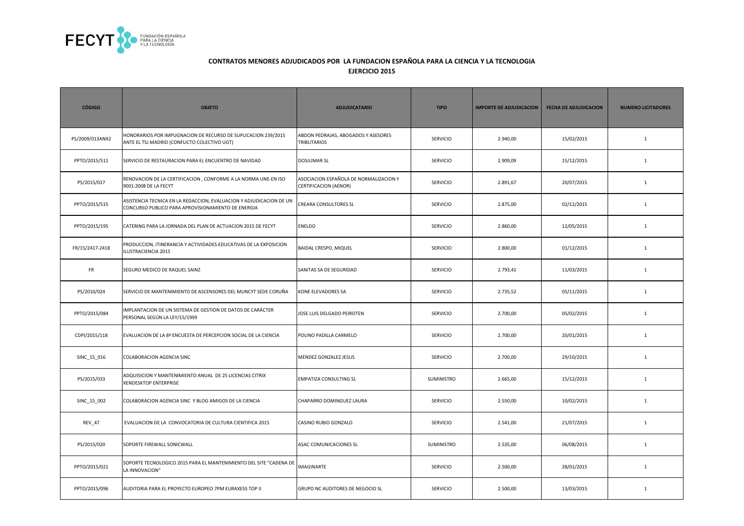## CONTRATOS MENORES ADJUDICADOS POR LA FUNDACION ESPAÑOLA PARA LA CIENCIA Y LA TECNOLOGIA
## EJERCICIO 2015

| CÓDIGO | OBJETO | ADJUDICATARIO | TIPO | IMPORTE DE ADJUDICACION | FECHA DE ADJUDICACION | NUMERO LICITADORES |
|---|---|---|---|---|---|---|
| PS/2009/013ANX2 | HONORARIOS POR IMPUGNACION DE RECURSO DE SUPLICACION 239/2015 ANTE EL TSJ MADRID (CONFLICTO COLECTIVO UGT) | ABDON PEDRAJAS, ABOGADOS Y ASESORES TRIBUTARIOS | SERVICIO | 2.940,00 | 15/02/2015 | 1 |
| PPTO/2015/511 | SERVICIO DE RESTAURACION PARA EL ENCUENTRO DE NAVIDAD | DOSJUMAR SL | SERVICIO | 2.909,09 | 15/12/2015 | 1 |
| PS/2015/017 | RENOVACION DE LA CERTIFICACION , CONFORME A LA NORMA UNE-EN ISO 9001:2008 DE LA FECYT | ASOCIACION ESPAÑOLA DE NORMALIZACION Y CERTIFICACION (AENOR) | SERVICIO | 2.891,67 | 20/07/2015 | 1 |
| PPTO/2015/515 | ASISTENCIA TECNICA EN LA REDACCION, EVALUACION Y ADJUDICACION DE UN CONCURSO PUBLICO PARA APROVISIONAMIENTO DE ENERGIA | CREARA CONSULTORES SL | SERVICIO | 2.875,00 | 02/12/2015 | 1 |
| PPTO/2015/195 | CATERING PARA LA JORNADA DEL PLAN DE ACTUACION 2015 DE FECYT | ENELDO | SERVICIO | 2.860,00 | 12/05/2015 | 1 |
| FR/15/2417-2418 | PRODUCCION, ITINERANCIA Y ACTIVIDADES EDUCATIVAS DE LA EXPOSICION ILUSTRACIENCIA 2015 | BAIDAL CRESPO, MIQUEL | SERVICIO | 2.800,00 | 01/12/2015 | 1 |
| FR | SEGURO MEDICO DE RAQUEL SAINZ | SANITAS SA DE SEGURIDAD | SERVICIO | 2.793,41 | 11/03/2015 | 1 |
| PS/2010/024 | SERVICIO DE MANTENIMIENTO DE ASCENSORES DEL MUNCYT SEDE CORUÑA | KONE ELEVADORES SA | SERVICIO | 2.735,52 | 05/11/2015 | 1 |
| PPTO/2015/084 | IMPLANTACION DE UN SISTEMA DE GESTION DE DATOS DE CARÁCTER PERSONAL SEGÚN LA LEY/15/1999 | JOSE LUIS DELGADO PEIROTEN | SERVICIO | 2.700,00 | 05/02/2015 | 1 |
| CDPI/2015/118 | EVALUACION DE LA 8ª ENCUESTA DE PERCEPCION SOCIAL DE LA CIENCIA | POLINO PADILLA CARMELO | SERVICIO | 2.700,00 | 20/01/2015 | 1 |
| SINC_15_016 | COLABORACION AGENCIA SINC | MENDEZ GONZALEZ JESUS | SERVICIO | 2.700,00 | 29/10/2015 | 1 |
| PS/2015/033 | ADQUISICION Y MANTENIMIENTO ANUAL DE 25 LICENCIAS CITRIX XENDESKTOP ENTERPRISE | EMPATIZA CONSULTING SL | SUMINISTRO | 2.665,00 | 15/12/2015 | 1 |
| SINC_15_002 | COLABORACION AGENCIA SINC Y BLOG AMIGOS DE LA CIENCIA | CHAPARRO DOMINGUEZ LAURA | SERVICIO | 2.550,00 | 10/02/2015 | 1 |
| REV_47 | EVALUACION DE LA CONVOCATORIA DE CULTURA CIENTIFICA 2015 | CASINO RUBIO GONZALO | SERVICIO | 2.541,00 | 21/07/2015 | 1 |
| PS/2015/020 | SOPORTE FIREWALL SONICWALL | ASAC COMUNICACIONES SL | SUMINISTRO | 2.535,00 | 06/08/2015 | 1 |
| PPTO/2015/021 | SOPORTE TECNOLOGICO 2015 PARA EL MANTENIMIENTO DEL SITE "CADENA DE LA INNOVACION" | IMAGINARTE | SERVICIO | 2.500,00 | 28/01/2015 | 1 |
| PPTO/2015/096 | AUDITORIA PARA EL PROYECTO EUROPEO 7PM EURAXESS TOP II | GRUPO NC AUDITORES DE NEGOCIO SL | SERVICIO | 2.500,00 | 13/03/2015 | 1 |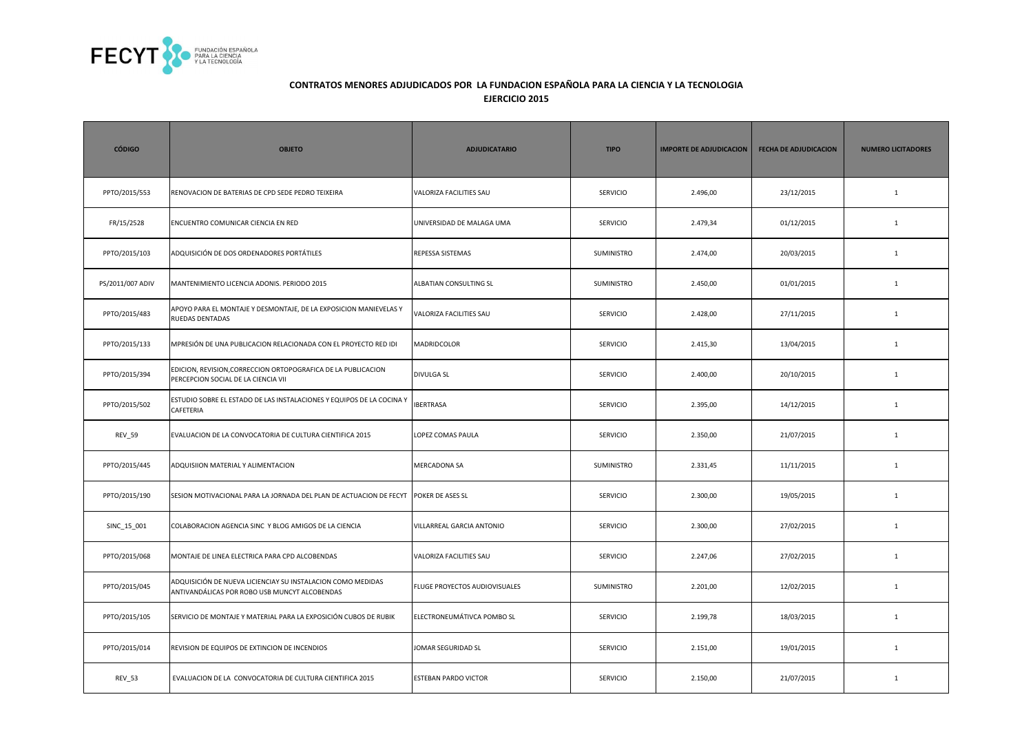## CONTRATOS MENORES ADJUDICADOS POR LA FUNDACION ESPAÑOLA PARA LA CIENCIA Y LA TECNOLOGIA

### EJERCICIO 2015

| CÓDIGO | OBJETO | ADJUDICATARIO | TIPO | IMPORTE DE ADJUDICACION | FECHA DE ADJUDICACION | NUMERO LICITADORES |
|---|---|---|---|---|---|---|
| PPTO/2015/553 | RENOVACION DE BATERIAS DE CPD SEDE PEDRO TEIXEIRA | VALORIZA FACILITIES SAU | SERVICIO | 2.496,00 | 23/12/2015 | 1 |
| FR/15/2528 | ENCUENTRO COMUNICAR CIENCIA EN RED | UNIVERSIDAD DE MALAGA UMA | SERVICIO | 2.479,34 | 01/12/2015 | 1 |
| PPTO/2015/103 | ADQUISICIÓN DE DOS ORDENADORES PORTÁTILES | REPESSA SISTEMAS | SUMINISTRO | 2.474,00 | 20/03/2015 | 1 |
| PS/2011/007 ADIV | MANTENIMIENTO LICENCIA ADONIS. PERIODO 2015 | ALBATIAN CONSULTING SL | SUMINISTRO | 2.450,00 | 01/01/2015 | 1 |
| PPTO/2015/483 | APOYO PARA EL MONTAJE Y DESMONTAJE, DE LA EXPOSICION MANIEVELAS Y RUEDAS DENTADAS | VALORIZA FACILITIES SAU | SERVICIO | 2.428,00 | 27/11/2015 | 1 |
| PPTO/2015/133 | MPRESIÓN DE UNA PUBLICACION RELACIONADA CON EL PROYECTO RED IDI | MADRIDCOLOR | SERVICIO | 2.415,30 | 13/04/2015 | 1 |
| PPTO/2015/394 | EDICION, REVISION,CORRECCION ORTOPOGRAFICA DE LA PUBLICACION PERCEPCION SOCIAL DE LA CIENCIA VII | DIVULGA SL | SERVICIO | 2.400,00 | 20/10/2015 | 1 |
| PPTO/2015/502 | ESTUDIO SOBRE EL ESTADO DE LAS INSTALACIONES Y EQUIPOS DE LA COCINA Y CAFETERIA | IBERTRASA | SERVICIO | 2.395,00 | 14/12/2015 | 1 |
| REV_59 | EVALUACION DE LA CONVOCATORIA DE CULTURA CIENTIFICA 2015 | LOPEZ COMAS PAULA | SERVICIO | 2.350,00 | 21/07/2015 | 1 |
| PPTO/2015/445 | ADQUISIION MATERIAL Y ALIMENTACION | MERCADONA SA | SUMINISTRO | 2.331,45 | 11/11/2015 | 1 |
| PPTO/2015/190 | SESION MOTIVACIONAL PARA LA JORNADA DEL PLAN DE ACTUACION DE FECYT | POKER DE ASES SL | SERVICIO | 2.300,00 | 19/05/2015 | 1 |
| SINC_15_001 | COLABORACION AGENCIA SINC Y BLOG AMIGOS DE LA CIENCIA | VILLARREAL GARCIA ANTONIO | SERVICIO | 2.300,00 | 27/02/2015 | 1 |
| PPTO/2015/068 | MONTAJE DE LINEA ELECTRICA PARA CPD ALCOBENDAS | VALORIZA FACILITIES SAU | SERVICIO | 2.247,06 | 27/02/2015 | 1 |
| PPTO/2015/045 | ADQUISICIÓN DE NUEVA LICIENCIAY SU INSTALACION COMO MEDIDAS ANTIVANDÁLICAS POR ROBO USB MUNCYT ALCOBENDAS | FLUGE PROYECTOS AUDIOVISUALES | SUMINISTRO | 2.201,00 | 12/02/2015 | 1 |
| PPTO/2015/105 | SERVICIO DE MONTAJE Y MATERIAL PARA LA EXPOSICIÓN CUBOS DE RUBIK | ELECTRONEUMÁTIVCA POMBO SL | SERVICIO | 2.199,78 | 18/03/2015 | 1 |
| PPTO/2015/014 | REVISION DE EQUIPOS DE EXTINCION DE INCENDIOS | JOMAR SEGURIDAD SL | SERVICIO | 2.151,00 | 19/01/2015 | 1 |
| REV_53 | EVALUACION DE LA CONVOCATORIA DE CULTURA CIENTIFICA 2015 | ESTEBAN PARDO VICTOR | SERVICIO | 2.150,00 | 21/07/2015 | 1 |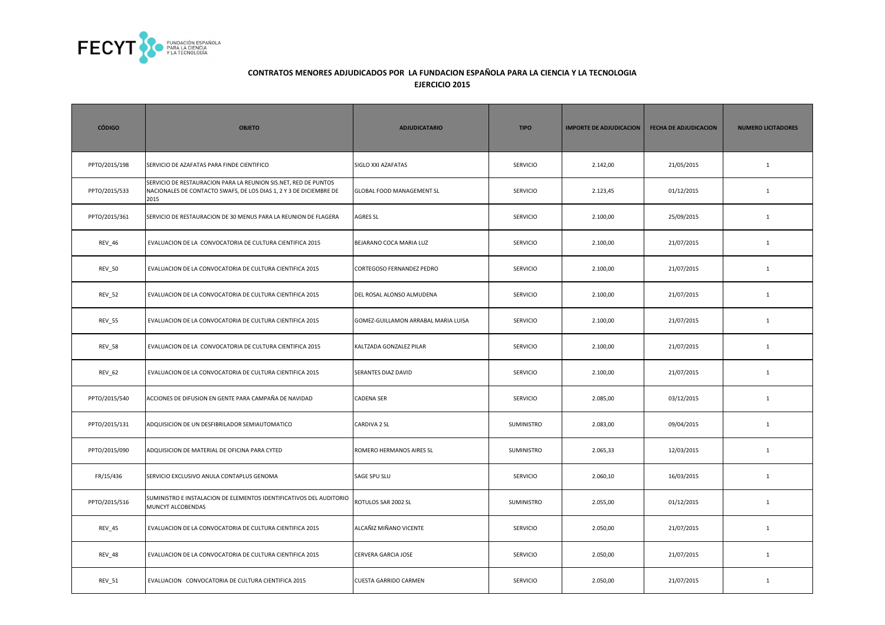## CONTRATOS MENORES ADJUDICADOS POR LA FUNDACION ESPAÑOLA PARA LA CIENCIA Y LA TECNOLOGIA

### EJERCICIO 2015

| CÓDIGO | OBJETO | ADJUDICATARIO | TIPO | IMPORTE DE ADJUDICACION | FECHA DE ADJUDICACION | NUMERO LICITADORES |
|---|---|---|---|---|---|---|
| PPTO/2015/198 | SERVICIO DE AZAFATAS PARA FINDE CIENTIFICO | SIGLO XXI AZAFATAS | SERVICIO | 2.142,00 | 21/05/2015 | 1 |
| PPTO/2015/533 | SERVICIO DE RESTAURACION PARA LA REUNION SIS.NET, RED DE PUNTOS NACIONALES DE CONTACTO SWAFS, DE LOS DIAS 1, 2 Y 3 DE DICIEMBRE DE 2015 | GLOBAL FOOD MANAGEMENT SL | SERVICIO | 2.123,45 | 01/12/2015 | 1 |
| PPTO/2015/361 | SERVICIO DE RESTAURACION DE 30 MENUS PARA LA REUNION DE FLAGERA | AGRES SL | SERVICIO | 2.100,00 | 25/09/2015 | 1 |
| REV_46 | EVALUACION DE LA CONVOCATORIA DE CULTURA CIENTIFICA 2015 | BEJARANO COCA MARIA LUZ | SERVICIO | 2.100,00 | 21/07/2015 | 1 |
| REV_50 | EVALUACION DE LA CONVOCATORIA DE CULTURA CIENTIFICA 2015 | CORTEGOSO FERNANDEZ PEDRO | SERVICIO | 2.100,00 | 21/07/2015 | 1 |
| REV_52 | EVALUACION DE LA CONVOCATORIA DE CULTURA CIENTIFICA 2015 | DEL ROSAL ALONSO ALMUDENA | SERVICIO | 2.100,00 | 21/07/2015 | 1 |
| REV_55 | EVALUACION DE LA CONVOCATORIA DE CULTURA CIENTIFICA 2015 | GOMEZ-GUILLAMON ARRABAL MARIA LUISA | SERVICIO | 2.100,00 | 21/07/2015 | 1 |
| REV_58 | EVALUACION DE LA CONVOCATORIA DE CULTURA CIENTIFICA 2015 | KALTZADA GONZALEZ PILAR | SERVICIO | 2.100,00 | 21/07/2015 | 1 |
| REV_62 | EVALUACION DE LA CONVOCATORIA DE CULTURA CIENTIFICA 2015 | SERANTES DIAZ DAVID | SERVICIO | 2.100,00 | 21/07/2015 | 1 |
| PPTO/2015/540 | ACCIONES DE DIFUSION EN GENTE PARA CAMPAÑA DE NAVIDAD | CADENA SER | SERVICIO | 2.085,00 | 03/12/2015 | 1 |
| PPTO/2015/131 | ADQUISICION DE UN DESFIBRILADOR SEMIAUTOMATICO | CARDIVA 2 SL | SUMINISTRO | 2.083,00 | 09/04/2015 | 1 |
| PPTO/2015/090 | ADQUISICION DE MATERIAL DE OFICINA PARA CYTED | ROMERO HERMANOS AIRES SL | SUMINISTRO | 2.065,33 | 12/03/2015 | 1 |
| FR/15/436 | SERVICIO EXCLUSIVO ANULA CONTAPLUS GENOMA | SAGE SPU SLU | SERVICIO | 2.060,10 | 16/03/2015 | 1 |
| PPTO/2015/516 | SUMINISTRO E INSTALACION DE ELEMENTOS IDENTIFICATIVOS DEL AUDITORIO MUNCYT ALCOBENDAS | ROTULOS SAR 2002 SL | SUMINISTRO | 2.055,00 | 01/12/2015 | 1 |
| REV_45 | EVALUACION DE LA CONVOCATORIA DE CULTURA CIENTIFICA 2015 | ALCAÑIZ MIÑANO VICENTE | SERVICIO | 2.050,00 | 21/07/2015 | 1 |
| REV_48 | EVALUACION DE LA CONVOCATORIA DE CULTURA CIENTIFICA 2015 | CERVERA GARCIA JOSE | SERVICIO | 2.050,00 | 21/07/2015 | 1 |
| REV_51 | EVALUACION CONVOCATORIA DE CULTURA CIENTIFICA 2015 | CUESTA GARRIDO CARMEN | SERVICIO | 2.050,00 | 21/07/2015 | 1 |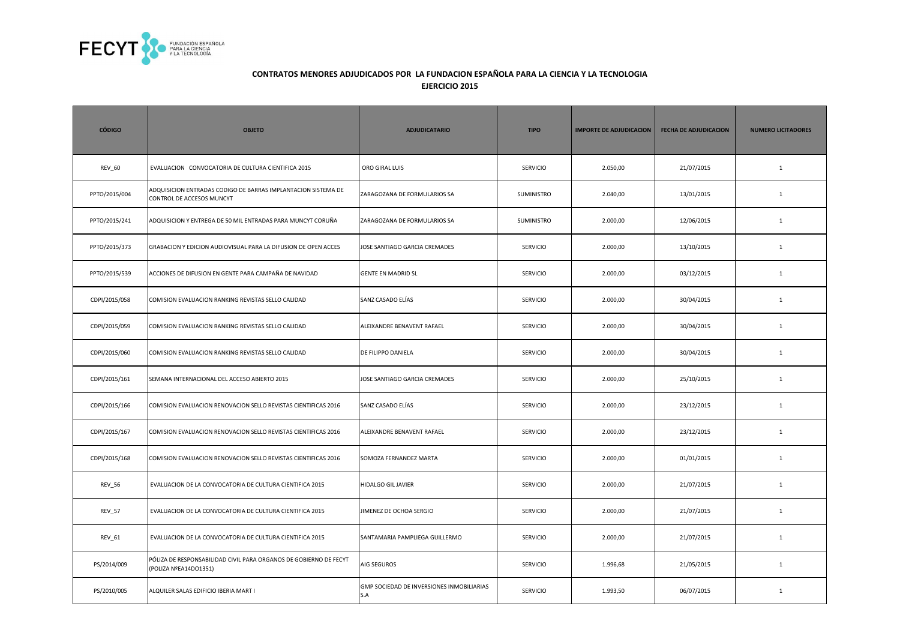## CONTRATOS MENORES ADJUDICADOS POR LA FUNDACION ESPAÑOLA PARA LA CIENCIA Y LA TECNOLOGIA
## EJERCICIO 2015

| CÓDIGO | OBJETO | ADJUDICATARIO | TIPO | IMPORTE DE ADJUDICACION | FECHA DE ADJUDICACION | NUMERO LICITADORES |
|---|---|---|---|---|---|---|
| REV_60 | EVALUACION CONVOCATORIA DE CULTURA CIENTIFICA 2015 | ORO GIRAL LUIS | SERVICIO | 2.050,00 | 21/07/2015 | 1 |
| PPTO/2015/004 | ADQUISICION ENTRADAS CODIGO DE BARRAS IMPLANTACION SISTEMA DE CONTROL DE ACCESOS MUNCYT | ZARAGOZANA DE FORMULARIOS SA | SUMINISTRO | 2.040,00 | 13/01/2015 | 1 |
| PPTO/2015/241 | ADQUISICION Y ENTREGA DE 50 MIL ENTRADAS PARA MUNCYT CORUÑA | ZARAGOZANA DE FORMULARIOS SA | SUMINISTRO | 2.000,00 | 12/06/2015 | 1 |
| PPTO/2015/373 | GRABACION Y EDICION AUDIOVISUAL PARA LA DIFUSION DE OPEN ACCES | JOSE SANTIAGO GARCIA CREMADES | SERVICIO | 2.000,00 | 13/10/2015 | 1 |
| PPTO/2015/539 | ACCIONES DE DIFUSION EN GENTE PARA CAMPAÑA DE NAVIDAD | GENTE EN MADRID SL | SERVICIO | 2.000,00 | 03/12/2015 | 1 |
| CDPI/2015/058 | COMISION EVALUACION RANKING REVISTAS SELLO CALIDAD | SANZ CASADO ELÍAS | SERVICIO | 2.000,00 | 30/04/2015 | 1 |
| CDPI/2015/059 | COMISION EVALUACION RANKING REVISTAS SELLO CALIDAD | ALEIXANDRE BENAVENT RAFAEL | SERVICIO | 2.000,00 | 30/04/2015 | 1 |
| CDPI/2015/060 | COMISION EVALUACION RANKING REVISTAS SELLO CALIDAD | DE FILIPPO DANIELA | SERVICIO | 2.000,00 | 30/04/2015 | 1 |
| CDPI/2015/161 | SEMANA INTERNACIONAL DEL ACCESO ABIERTO 2015 | JOSE SANTIAGO GARCIA CREMADES | SERVICIO | 2.000,00 | 25/10/2015 | 1 |
| CDPI/2015/166 | COMISION EVALUACION RENOVACION SELLO REVISTAS CIENTIFICAS 2016 | SANZ CASADO ELÍAS | SERVICIO | 2.000,00 | 23/12/2015 | 1 |
| CDPI/2015/167 | COMISION EVALUACION RENOVACION SELLO REVISTAS CIENTIFICAS 2016 | ALEIXANDRE BENAVENT RAFAEL | SERVICIO | 2.000,00 | 23/12/2015 | 1 |
| CDPI/2015/168 | COMISION EVALUACION RENOVACION SELLO REVISTAS CIENTIFICAS 2016 | SOMOZA FERNANDEZ MARTA | SERVICIO | 2.000,00 | 01/01/2015 | 1 |
| REV_56 | EVALUACION DE LA CONVOCATORIA DE CULTURA CIENTIFICA 2015 | HIDALGO GIL JAVIER | SERVICIO | 2.000,00 | 21/07/2015 | 1 |
| REV_57 | EVALUACION DE LA CONVOCATORIA DE CULTURA CIENTIFICA 2015 | JIMENEZ DE OCHOA SERGIO | SERVICIO | 2.000,00 | 21/07/2015 | 1 |
| REV_61 | EVALUACION DE LA CONVOCATORIA DE CULTURA CIENTIFICA 2015 | SANTAMARIA PAMPLIEGA GUILLERMO | SERVICIO | 2.000,00 | 21/07/2015 | 1 |
| PS/2014/009 | PÓLIZA DE RESPONSABILIDAD CIVIL PARA ORGANOS DE GOBIERNO DE FECYT (POLIZA NºEA14DO1351) | AIG SEGUROS | SERVICIO | 1.996,68 | 21/05/2015 | 1 |
| PS/2010/005 | ALQUILER SALAS EDIFICIO IBERIA MART I | GMP SOCIEDAD DE INVERSIONES INMOBILIARIAS S.A | SERVICIO | 1.993,50 | 06/07/2015 | 1 |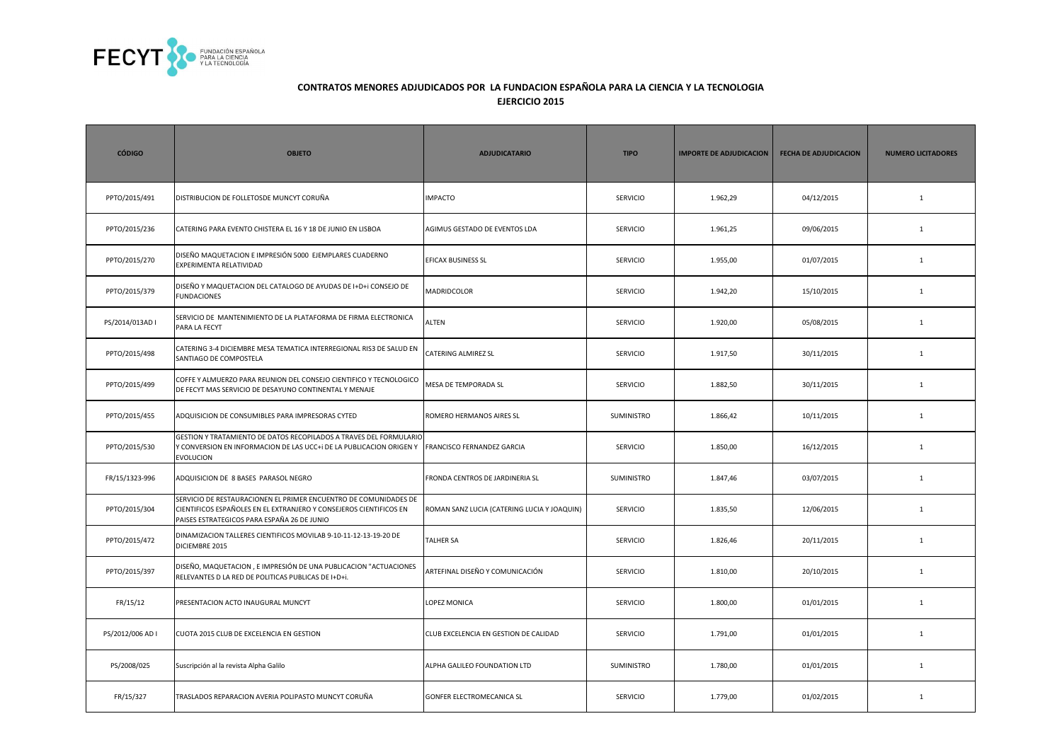## CONTRATOS MENORES ADJUDICADOS POR LA FUNDACION ESPAÑOLA PARA LA CIENCIA Y LA TECNOLOGIA
### EJERCICIO 2015

| CÓDIGO | OBJETO | ADJUDICATARIO | TIPO | IMPORTE DE ADJUDICACION | FECHA DE ADJUDICACION | NUMERO LICITADORES |
|---|---|---|---|---|---|---|
| PPTO/2015/491 | DISTRIBUCION DE FOLLETOSDE MUNCYT CORUÑA | IMPACTO | SERVICIO | 1.962,29 | 04/12/2015 | 1 |
| PPTO/2015/236 | CATERING PARA EVENTO CHISTERA EL 16 Y 18 DE JUNIO EN LISBOA | AGIMUS GESTADO DE EVENTOS LDA | SERVICIO | 1.961,25 | 09/06/2015 | 1 |
| PPTO/2015/270 | DISEÑO MAQUETACION E IMPRESIÓN 5000 EJEMPLARES CUADERNO EXPERIMENTA RELATIVIDAD | EFICAX BUSINESS SL | SERVICIO | 1.955,00 | 01/07/2015 | 1 |
| PPTO/2015/379 | DISEÑO Y MAQUETACION DEL CATALOGO DE AYUDAS DE I+D+i CONSEJO DE FUNDACIONES | MADRIDCOLOR | SERVICIO | 1.942,20 | 15/10/2015 | 1 |
| PS/2014/013AD I | SERVICIO DE MANTENIMIENTO DE LA PLATAFORMA DE FIRMA ELECTRONICA PARA LA FECYT | ALTEN | SERVICIO | 1.920,00 | 05/08/2015 | 1 |
| PPTO/2015/498 | CATERING 3-4 DICIEMBRE MESA TEMATICA INTERREGIONAL RIS3 DE SALUD EN SANTIAGO DE COMPOSTELA | CATERING ALMIREZ SL | SERVICIO | 1.917,50 | 30/11/2015 | 1 |
| PPTO/2015/499 | COFFE Y ALMUERZO PARA REUNION DEL CONSEJO CIENTIFICO Y TECNOLOGICO DE FECYT MAS SERVICIO DE DESAYUNO CONTINENTAL Y MENAJE | MESA DE TEMPORADA SL | SERVICIO | 1.882,50 | 30/11/2015 | 1 |
| PPTO/2015/455 | ADQUISICION DE CONSUMIBLES PARA IMPRESORAS CYTED | ROMERO HERMANOS AIRES SL | SUMINISTRO | 1.866,42 | 10/11/2015 | 1 |
| PPTO/2015/530 | GESTION Y TRATAMIENTO DE DATOS RECOPILADOS A TRAVES DEL FORMULARIO Y CONVERSION EN INFORMACION DE LAS UCC+i DE LA PUBLICACION ORIGEN Y EVOLUCION | FRANCISCO FERNANDEZ GARCIA | SERVICIO | 1.850,00 | 16/12/2015 | 1 |
| FR/15/1323-996 | ADQUISICION DE 8 BASES PARASOL NEGRO | FRONDA CENTROS DE JARDINERIA SL | SUMINISTRO | 1.847,46 | 03/07/2015 | 1 |
| PPTO/2015/304 | SERVICIO DE RESTAURACIONEN EL PRIMER ENCUENTRO DE COMUNIDADES DE CIENTIFICOS ESPAÑOLES EN EL EXTRANJERO Y CONSEJEROS CIENTIFICOS EN PAISES ESTRATEGICOS PARA ESPAÑA 26 DE JUNIO | ROMAN SANZ LUCIA (CATERING LUCIA Y JOAQUIN) | SERVICIO | 1.835,50 | 12/06/2015 | 1 |
| PPTO/2015/472 | DINAMIZACION TALLERES CIENTIFICOS MOVILAB 9-10-11-12-13-19-20 DE DICIEMBRE 2015 | TALHER SA | SERVICIO | 1.826,46 | 20/11/2015 | 1 |
| PPTO/2015/397 | DISEÑO, MAQUETACION , E IMPRESIÓN DE UNA PUBLICACION "ACTUACIONES RELEVANTES D LA RED DE POLITICAS PUBLICAS DE I+D+i. | ARTEFINAL DISEÑO Y COMUNICACIÓN | SERVICIO | 1.810,00 | 20/10/2015 | 1 |
| FR/15/12 | PRESENTACION ACTO INAUGURAL MUNCYT | LOPEZ MONICA | SERVICIO | 1.800,00 | 01/01/2015 | 1 |
| PS/2012/006 AD I | CUOTA 2015 CLUB DE EXCELENCIA EN GESTION | CLUB EXCELENCIA EN GESTION DE CALIDAD | SERVICIO | 1.791,00 | 01/01/2015 | 1 |
| PS/2008/025 | Suscripción al la revista Alpha Galilo | ALPHA GALILEO FOUNDATION LTD | SUMINISTRO | 1.780,00 | 01/01/2015 | 1 |
| FR/15/327 | TRASLADOS REPARACION AVERIA POLIPASTO MUNCYT CORUÑA | GONFER ELECTROMECANICA SL | SERVICIO | 1.779,00 | 01/02/2015 | 1 |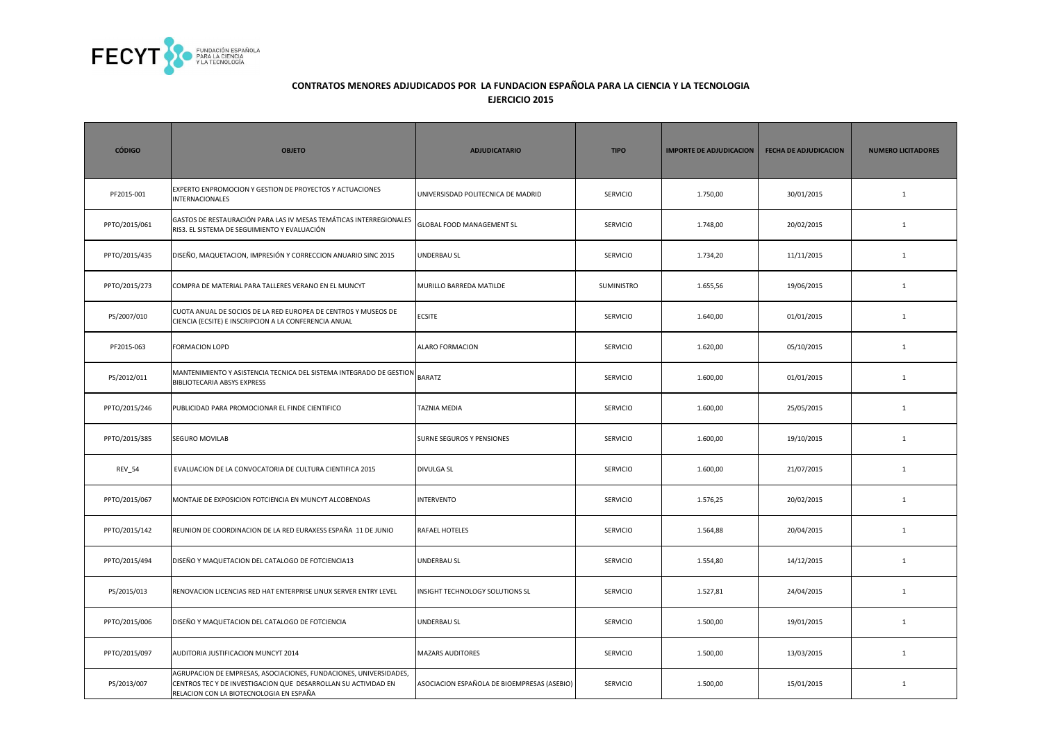## CONTRATOS MENORES ADJUDICADOS POR LA FUNDACION ESPAÑOLA PARA LA CIENCIA Y LA TECNOLOGIA

### EJERCICIO 2015

| CÓDIGO | OBJETO | ADJUDICATARIO | TIPO | IMPORTE DE ADJUDICACION | FECHA DE ADJUDICACION | NUMERO LICITADORES |
|---|---|---|---|---|---|---|
| PF2015-001 | EXPERTO ENPROMOCION Y GESTION DE PROYECTOS Y ACTUACIONES INTERNACIONALES | UNIVERSISDAD POLITECNICA DE MADRID | SERVICIO | 1.750,00 | 30/01/2015 | 1 |
| PPTO/2015/061 | GASTOS DE RESTAURACIÓN PARA LAS IV MESAS TEMÁTICAS INTERREGIONALES RIS3. EL SISTEMA DE SEGUIMIENTO Y EVALUACIÓN | GLOBAL FOOD MANAGEMENT SL | SERVICIO | 1.748,00 | 20/02/2015 | 1 |
| PPTO/2015/435 | DISEÑO, MAQUETACION, IMPRESIÓN Y CORRECCION ANUARIO SINC 2015 | UNDERBAU SL | SERVICIO | 1.734,20 | 11/11/2015 | 1 |
| PPTO/2015/273 | COMPRA DE MATERIAL PARA TALLERES VERANO EN EL MUNCYT | MURILLO BARREDA MATILDE | SUMINISTRO | 1.655,56 | 19/06/2015 | 1 |
| PS/2007/010 | CUOTA ANUAL DE SOCIOS DE LA RED EUROPEA DE CENTROS Y MUSEOS DE CIENCIA (ECSITE) E INSCRIPCION A LA CONFERENCIA ANUAL | ECSITE | SERVICIO | 1.640,00 | 01/01/2015 | 1 |
| PF2015-063 | FORMACION LOPD | ALARO FORMACION | SERVICIO | 1.620,00 | 05/10/2015 | 1 |
| PS/2012/011 | MANTENIMIENTO Y ASISTENCIA TECNICA DEL SISTEMA INTEGRADO DE GESTION BIBLIOTECARIA ABSYS EXPRESS | BARATZ | SERVICIO | 1.600,00 | 01/01/2015 | 1 |
| PPTO/2015/246 | PUBLICIDAD PARA PROMOCIONAR EL FINDE CIENTIFICO | TAZNIA MEDIA | SERVICIO | 1.600,00 | 25/05/2015 | 1 |
| PPTO/2015/385 | SEGURO MOVILAB | SURNE SEGUROS Y PENSIONES | SERVICIO | 1.600,00 | 19/10/2015 | 1 |
| REV_54 | EVALUACION DE LA CONVOCATORIA DE CULTURA CIENTIFICA 2015 | DIVULGA SL | SERVICIO | 1.600,00 | 21/07/2015 | 1 |
| PPTO/2015/067 | MONTAJE DE EXPOSICION FOTCIENCIA EN MUNCYT ALCOBENDAS | INTERVENTO | SERVICIO | 1.576,25 | 20/02/2015 | 1 |
| PPTO/2015/142 | REUNION DE COORDINACION DE LA RED EURAXESS ESPAÑA 11 DE JUNIO | RAFAEL HOTELES | SERVICIO | 1.564,88 | 20/04/2015 | 1 |
| PPTO/2015/494 | DISEÑO Y MAQUETACION DEL CATALOGO DE FOTCIENCIA13 | UNDERBAU SL | SERVICIO | 1.554,80 | 14/12/2015 | 1 |
| PS/2015/013 | RENOVACION LICENCIAS RED HAT ENTERPRISE LINUX SERVER ENTRY LEVEL | INSIGHT TECHNOLOGY SOLUTIONS SL | SERVICIO | 1.527,81 | 24/04/2015 | 1 |
| PPTO/2015/006 | DISEÑO Y MAQUETACION DEL CATALOGO DE FOTCIENCIA | UNDERBAU SL | SERVICIO | 1.500,00 | 19/01/2015 | 1 |
| PPTO/2015/097 | AUDITORIA JUSTIFICACION MUNCYT 2014 | MAZARS AUDITORES | SERVICIO | 1.500,00 | 13/03/2015 | 1 |
| PS/2013/007 | AGRUPACION DE EMPRESAS, ASOCIACIONES, FUNDACIONES, UNIVERSIDADES, CENTROS TEC Y DE INVESTIGACION QUE DESARROLLAN SU ACTIVIDAD EN RELACION CON LA BIOTECNOLOGIA EN ESPAÑA | ASOCIACION ESPAÑOLA DE BIOEMPRESAS (ASEBIO) | SERVICIO | 1.500,00 | 15/01/2015 | 1 |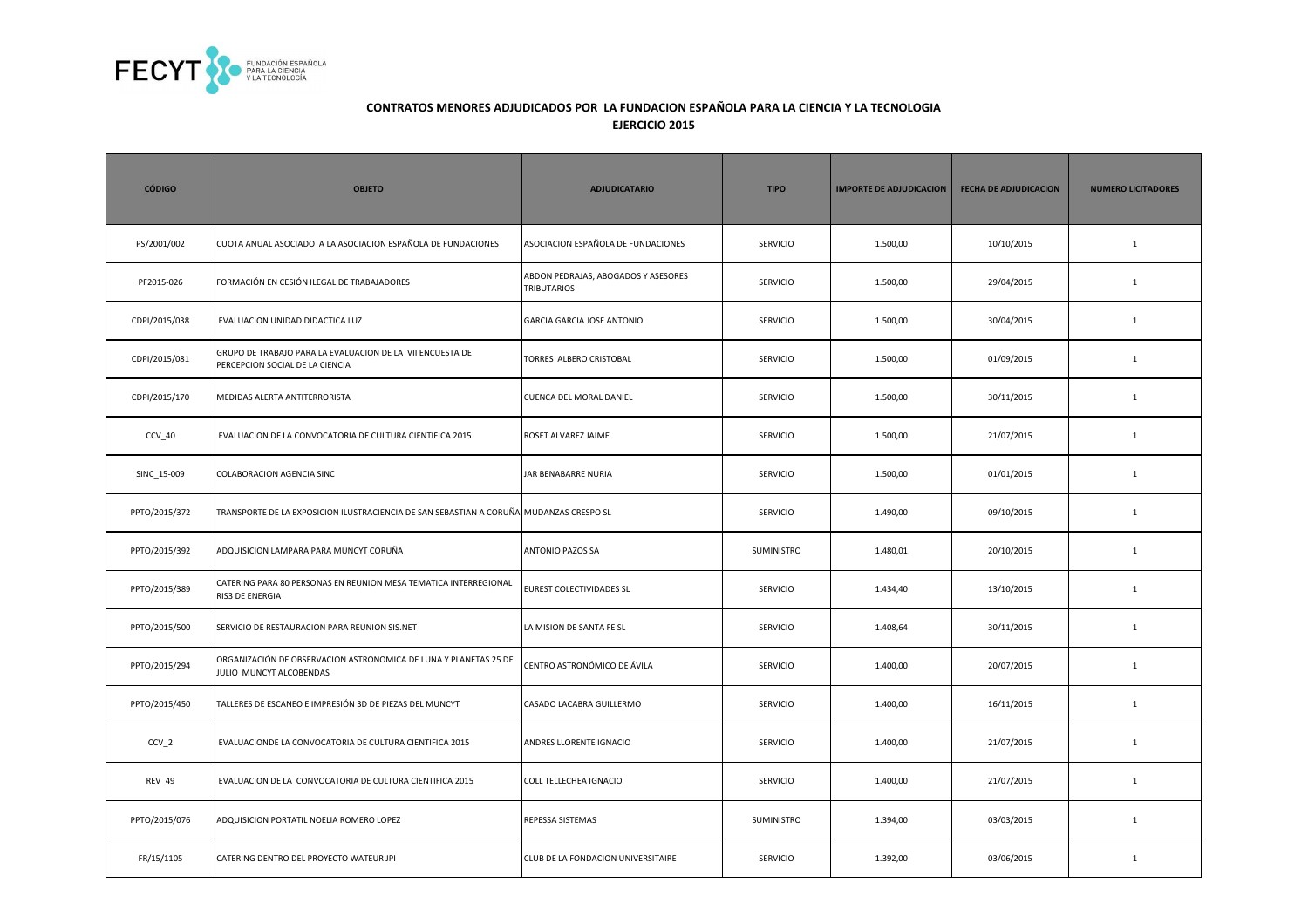## CONTRATOS MENORES ADJUDICADOS POR LA FUNDACION ESPAÑOLA PARA LA CIENCIA Y LA TECNOLOGIA
## EJERCICIO 2015

| CÓDIGO | OBJETO | ADJUDICATARIO | TIPO | IMPORTE DE ADJUDICACION | FECHA DE ADJUDICACION | NUMERO LICITADORES |
|---|---|---|---|---|---|---|
| PS/2001/002 | CUOTA ANUAL ASOCIADO A LA ASOCIACION ESPAÑOLA DE FUNDACIONES | ASOCIACION ESPAÑOLA DE FUNDACIONES | SERVICIO | 1.500,00 | 10/10/2015 | 1 |
| PF2015-026 | FORMACIÓN EN CESIÓN ILEGAL DE TRABAJADORES | ABDON PEDRAJAS, ABOGADOS Y ASESORES TRIBUTARIOS | SERVICIO | 1.500,00 | 29/04/2015 | 1 |
| CDPI/2015/038 | EVALUACION UNIDAD DIDACTICA LUZ | GARCIA GARCIA JOSE ANTONIO | SERVICIO | 1.500,00 | 30/04/2015 | 1 |
| CDPI/2015/081 | GRUPO DE TRABAJO PARA LA EVALUACION DE LA VII ENCUESTA DE PERCEPCION SOCIAL DE LA CIENCIA | TORRES ALBERO CRISTOBAL | SERVICIO | 1.500,00 | 01/09/2015 | 1 |
| CDPI/2015/170 | MEDIDAS ALERTA ANTITERRORISTA | CUENCA DEL MORAL DANIEL | SERVICIO | 1.500,00 | 30/11/2015 | 1 |
| CCV_40 | EVALUACION DE LA CONVOCATORIA DE CULTURA CIENTIFICA 2015 | ROSET ALVAREZ JAIME | SERVICIO | 1.500,00 | 21/07/2015 | 1 |
| SINC_15-009 | COLABORACION AGENCIA SINC | JAR BENABARRE NURIA | SERVICIO | 1.500,00 | 01/01/2015 | 1 |
| PPTO/2015/372 | TRANSPORTE DE LA EXPOSICION ILUSTRACIENCIA DE SAN SEBASTIAN A CORUÑA | MUDANZAS CRESPO SL | SERVICIO | 1.490,00 | 09/10/2015 | 1 |
| PPTO/2015/392 | ADQUISICION LAMPARA PARA MUNCYT CORUÑA | ANTONIO PAZOS SA | SUMINISTRO | 1.480,01 | 20/10/2015 | 1 |
| PPTO/2015/389 | CATERING PARA 80 PERSONAS EN REUNION MESA TEMATICA INTERREGIONAL RIS3 DE ENERGIA | EUREST COLECTIVIDADES SL | SERVICIO | 1.434,40 | 13/10/2015 | 1 |
| PPTO/2015/500 | SERVICIO DE RESTAURACION PARA REUNION SIS.NET | LA MISION DE SANTA FE SL | SERVICIO | 1.408,64 | 30/11/2015 | 1 |
| PPTO/2015/294 | ORGANIZACIÓN DE OBSERVACION ASTRONOMICA DE LUNA Y PLANETAS 25 DE JULIO MUNCYT ALCOBENDAS | CENTRO ASTRONÓMICO DE ÁVILA | SERVICIO | 1.400,00 | 20/07/2015 | 1 |
| PPTO/2015/450 | TALLERES DE ESCANEO E IMPRESIÓN 3D DE PIEZAS DEL MUNCYT | CASADO LACABRA GUILLERMO | SERVICIO | 1.400,00 | 16/11/2015 | 1 |
| CCV_2 | EVALUACIONDE LA CONVOCATORIA DE CULTURA CIENTIFICA 2015 | ANDRES LLORENTE IGNACIO | SERVICIO | 1.400,00 | 21/07/2015 | 1 |
| REV_49 | EVALUACION DE LA CONVOCATORIA DE CULTURA CIENTIFICA 2015 | COLL TELLECHEA IGNACIO | SERVICIO | 1.400,00 | 21/07/2015 | 1 |
| PPTO/2015/076 | ADQUISICION PORTATIL NOELIA ROMERO LOPEZ | REPESSA SISTEMAS | SUMINISTRO | 1.394,00 | 03/03/2015 | 1 |
| FR/15/1105 | CATERING DENTRO DEL PROYECTO WATEUR JPI | CLUB DE LA FONDACION UNIVERSITAIRE | SERVICIO | 1.392,00 | 03/06/2015 | 1 |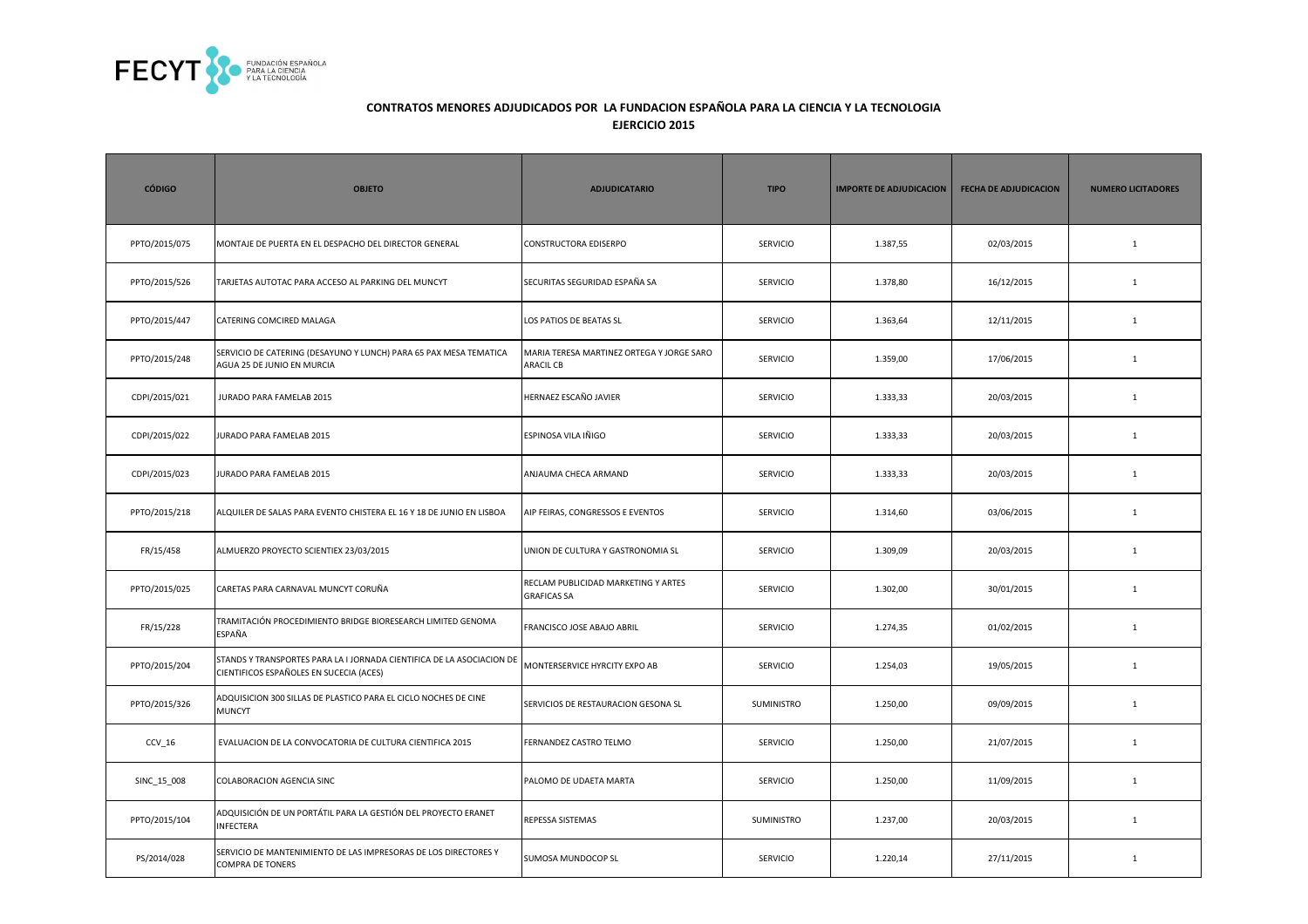## CONTRATOS MENORES ADJUDICADOS POR LA FUNDACION ESPAÑOLA PARA LA CIENCIA Y LA TECNOLOGIA
## EJERCICIO 2015

| CÓDIGO | OBJETO | ADJUDICATARIO | TIPO | IMPORTE DE ADJUDICACION | FECHA DE ADJUDICACION | NUMERO LICITADORES |
|---|---|---|---|---|---|---|
| PPTO/2015/075 | MONTAJE DE PUERTA EN EL DESPACHO DEL DIRECTOR GENERAL | CONSTRUCTORA EDISERPO | SERVICIO | 1.387,55 | 02/03/2015 | 1 |
| PPTO/2015/526 | TARJETAS AUTOTAC PARA ACCESO AL PARKING DEL MUNCYT | SECURITAS SEGURIDAD ESPAÑA SA | SERVICIO | 1.378,80 | 16/12/2015 | 1 |
| PPTO/2015/447 | CATERING COMCIRED MALAGA | LOS PATIOS DE BEATAS SL | SERVICIO | 1.363,64 | 12/11/2015 | 1 |
| PPTO/2015/248 | SERVICIO DE CATERING (DESAYUNO Y LUNCH) PARA 65 PAX MESA TEMATICA AGUA 25 DE JUNIO EN MURCIA | MARIA TERESA MARTINEZ ORTEGA Y JORGE SARO ARACIL CB | SERVICIO | 1.359,00 | 17/06/2015 | 1 |
| CDPI/2015/021 | JURADO PARA FAMELAB 2015 | HERNAEZ ESCAÑO JAVIER | SERVICIO | 1.333,33 | 20/03/2015 | 1 |
| CDPI/2015/022 | JURADO PARA FAMELAB 2015 | ESPINOSA VILA IÑIGO | SERVICIO | 1.333,33 | 20/03/2015 | 1 |
| CDPI/2015/023 | JURADO PARA FAMELAB 2015 | ANJAUMA CHECA ARMAND | SERVICIO | 1.333,33 | 20/03/2015 | 1 |
| PPTO/2015/218 | ALQUILER DE SALAS PARA EVENTO CHISTERA EL 16 Y 18 DE JUNIO EN LISBOA | AIP FEIRAS, CONGRESSOS E EVENTOS | SERVICIO | 1.314,60 | 03/06/2015 | 1 |
| FR/15/458 | ALMUERZO PROYECTO SCIENTIEX 23/03/2015 | UNION DE CULTURA Y GASTRONOMIA SL | SERVICIO | 1.309,09 | 20/03/2015 | 1 |
| PPTO/2015/025 | CARETAS PARA CARNAVAL MUNCYT CORUÑA | RECLAM PUBLICIDAD MARKETING Y ARTES GRAFICAS SA | SERVICIO | 1.302,00 | 30/01/2015 | 1 |
| FR/15/228 | TRAMITACIÓN PROCEDIMIENTO BRIDGE BIORESEARCH LIMITED GENOMA ESPAÑA | FRANCISCO JOSE ABAJO ABRIL | SERVICIO | 1.274,35 | 01/02/2015 | 1 |
| PPTO/2015/204 | STANDS Y TRANSPORTES PARA LA I JORNADA CIENTIFICA DE LA ASOCIACION DE CIENTIFICOS ESPAÑOLES EN SUCECIA (ACES) | MONTERSERVICE HYRCITY EXPO AB | SERVICIO | 1.254,03 | 19/05/2015 | 1 |
| PPTO/2015/326 | ADQUISICION 300 SILLAS DE PLASTICO PARA EL CICLO NOCHES DE CINE MUNCYT | SERVICIOS DE RESTAURACION GESONA SL | SUMINISTRO | 1.250,00 | 09/09/2015 | 1 |
| CCV_16 | EVALUACION DE LA CONVOCATORIA DE CULTURA CIENTIFICA 2015 | FERNANDEZ CASTRO TELMO | SERVICIO | 1.250,00 | 21/07/2015 | 1 |
| SINC_15_008 | COLABORACION AGENCIA SINC | PALOMO DE UDAETA MARTA | SERVICIO | 1.250,00 | 11/09/2015 | 1 |
| PPTO/2015/104 | ADQUISICIÓN DE UN PORTÁTIL PARA LA GESTIÓN DEL PROYECTO ERANET INFECTERA | REPESSA SISTEMAS | SUMINISTRO | 1.237,00 | 20/03/2015 | 1 |
| PS/2014/028 | SERVICIO DE MANTENIMIENTO DE LAS IMPRESORAS DE LOS DIRECTORES Y COMPRA DE TONERS | SUMOSA MUNDOCOP SL | SERVICIO | 1.220,14 | 27/11/2015 | 1 |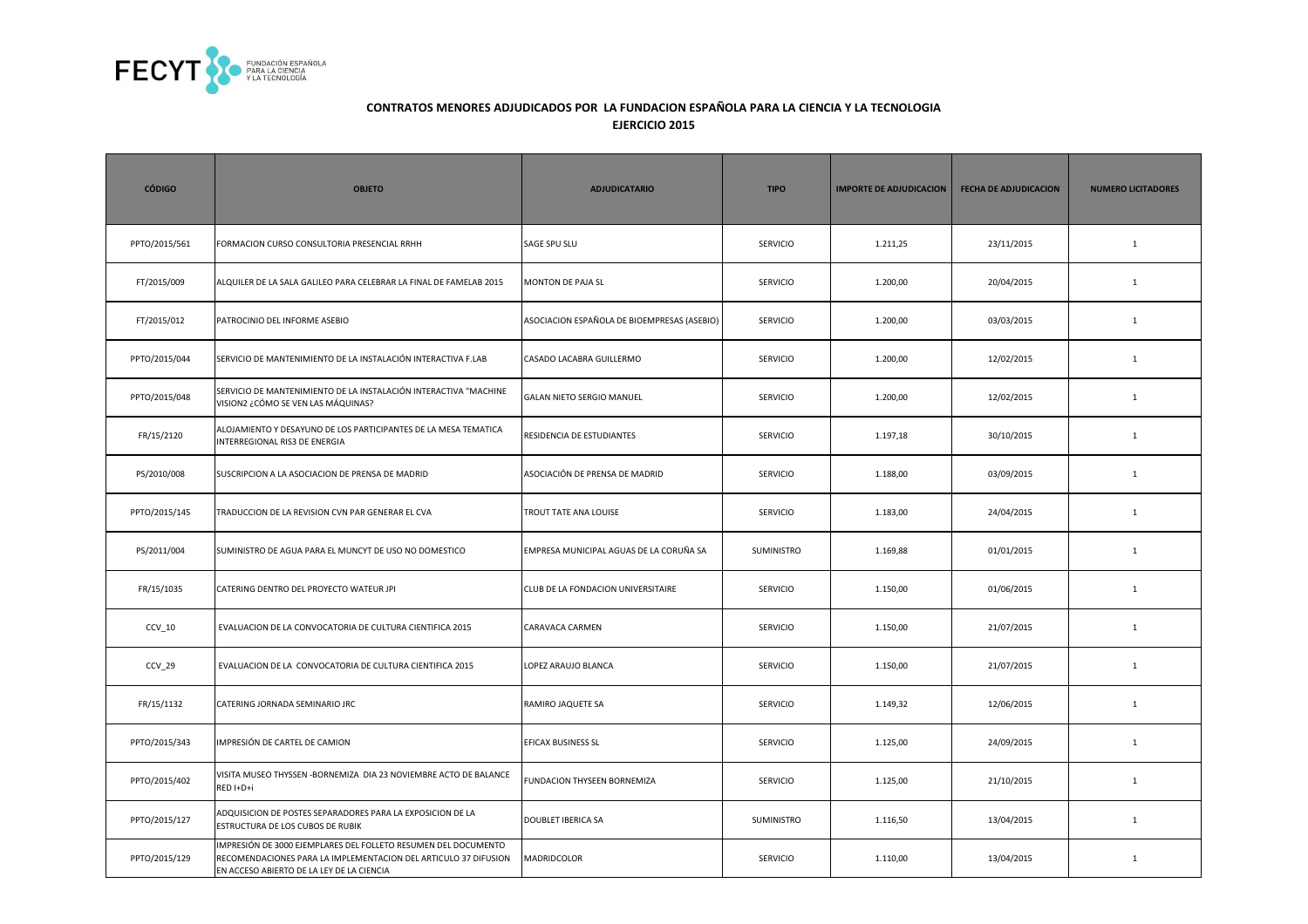## CONTRATOS MENORES ADJUDICADOS POR LA FUNDACION ESPAÑOLA PARA LA CIENCIA Y LA TECNOLOGIA

### EJERCICIO 2015

| CÓDIGO | OBJETO | ADJUDICATARIO | TIPO | IMPORTE DE ADJUDICACION | FECHA DE ADJUDICACION | NUMERO LICITADORES |
|---|---|---|---|---|---|---|
| PPTO/2015/561 | FORMACION CURSO CONSULTORIA PRESENCIAL RRHH | SAGE SPU SLU | SERVICIO | 1.211,25 | 23/11/2015 | 1 |
| FT/2015/009 | ALQUILER DE LA SALA GALILEO PARA CELEBRAR LA FINAL DE FAMELAB 2015 | MONTON DE PAJA SL | SERVICIO | 1.200,00 | 20/04/2015 | 1 |
| FT/2015/012 | PATROCINIO DEL INFORME ASEBIO | ASOCIACION ESPAÑOLA DE BIOEMPRESAS (ASEBIO) | SERVICIO | 1.200,00 | 03/03/2015 | 1 |
| PPTO/2015/044 | SERVICIO DE MANTENIMIENTO DE LA INSTALACIÓN INTERACTIVA F.LAB | CASADO LACABRA GUILLERMO | SERVICIO | 1.200,00 | 12/02/2015 | 1 |
| PPTO/2015/048 | SERVICIO DE MANTENIMIENTO DE LA INSTALACIÓN INTERACTIVA "MACHINE VISION2 ¿CÓMO SE VEN LAS MÁQUINAS? | GALAN NIETO SERGIO MANUEL | SERVICIO | 1.200,00 | 12/02/2015 | 1 |
| FR/15/2120 | ALOJAMIENTO Y DESAYUNO DE LOS PARTICIPANTES DE LA MESA TEMATICA INTERREGIONAL RIS3 DE ENERGIA | RESIDENCIA DE ESTUDIANTES | SERVICIO | 1.197,18 | 30/10/2015 | 1 |
| PS/2010/008 | SUSCRIPCION A LA ASOCIACION DE PRENSA DE MADRID | ASOCIACIÓN DE PRENSA DE MADRID | SERVICIO | 1.188,00 | 03/09/2015 | 1 |
| PPTO/2015/145 | TRADUCCION DE LA REVISION CVN PAR GENERAR EL CVA | TROUT TATE ANA LOUISE | SERVICIO | 1.183,00 | 24/04/2015 | 1 |
| PS/2011/004 | SUMINISTRO DE AGUA PARA EL MUNCYT DE USO NO DOMESTICO | EMPRESA MUNICIPAL AGUAS DE LA CORUÑA SA | SUMINISTRO | 1.169,88 | 01/01/2015 | 1 |
| FR/15/1035 | CATERING DENTRO DEL PROYECTO WATEUR JPI | CLUB DE LA FONDACION UNIVERSITAIRE | SERVICIO | 1.150,00 | 01/06/2015 | 1 |
| CCV_10 | EVALUACION DE LA CONVOCATORIA DE CULTURA CIENTIFICA 2015 | CARAVACA CARMEN | SERVICIO | 1.150,00 | 21/07/2015 | 1 |
| CCV_29 | EVALUACION DE LA CONVOCATORIA DE CULTURA CIENTIFICA 2015 | LOPEZ ARAUJO BLANCA | SERVICIO | 1.150,00 | 21/07/2015 | 1 |
| FR/15/1132 | CATERING JORNADA SEMINARIO JRC | RAMIRO JAQUETE SA | SERVICIO | 1.149,32 | 12/06/2015 | 1 |
| PPTO/2015/343 | IMPRESIÓN DE CARTEL DE CAMION | EFICAX BUSINESS SL | SERVICIO | 1.125,00 | 24/09/2015 | 1 |
| PPTO/2015/402 | VISITA MUSEO THYSSEN -BORNEMIZA DIA 23 NOVIEMBRE ACTO DE BALANCE RED I+D+i | FUNDACION THYSEEN BORNEMIZA | SERVICIO | 1.125,00 | 21/10/2015 | 1 |
| PPTO/2015/127 | ADQUISICION DE POSTES SEPARADORES PARA LA EXPOSICION DE LA ESTRUCTURA DE LOS CUBOS DE RUBIK | DOUBLET IBERICA SA | SUMINISTRO | 1.116,50 | 13/04/2015 | 1 |
| PPTO/2015/129 | IMPRESIÓN DE 3000 EJEMPLARES DEL FOLLETO RESUMEN DEL DOCUMENTO RECOMENDACIONES PARA LA IMPLEMENTACION DEL ARTICULO 37 DIFUSION EN ACCESO ABIERTO DE LA LEY DE LA CIENCIA | MADRIDCOLOR | SERVICIO | 1.110,00 | 13/04/2015 | 1 |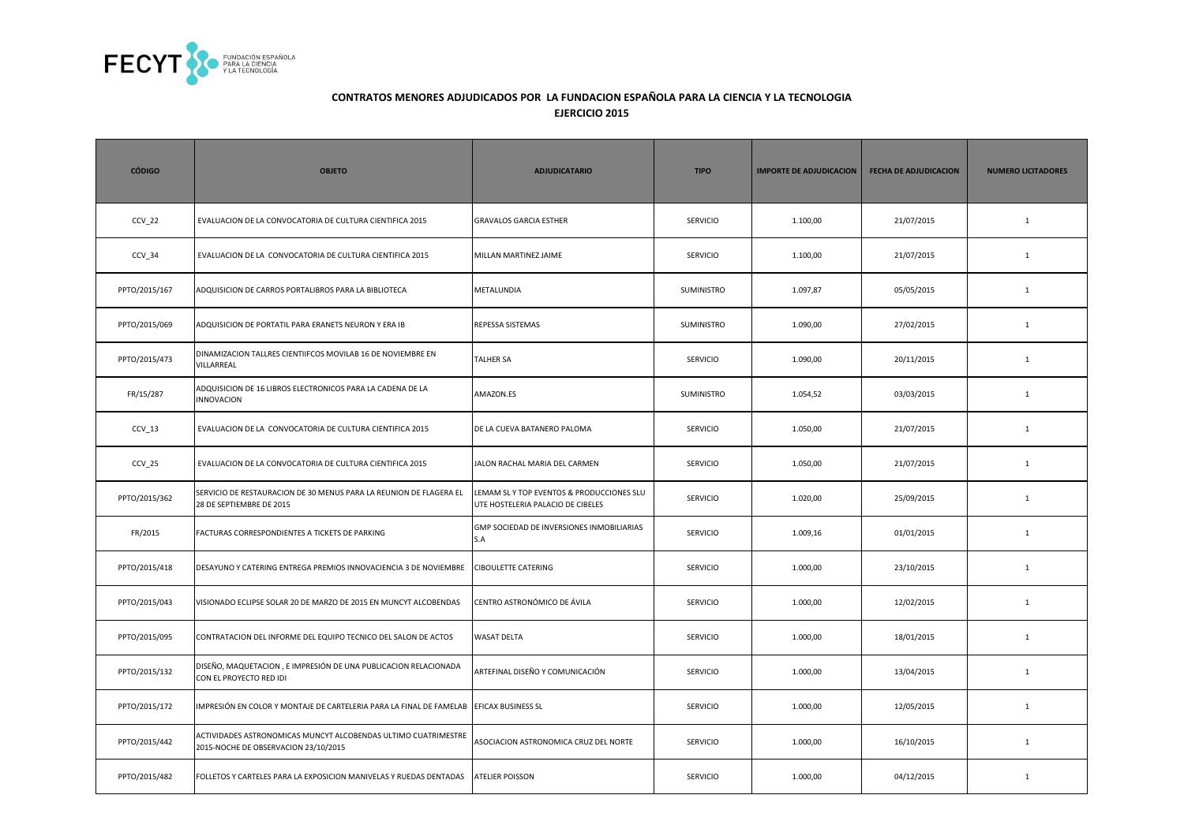## CONTRATOS MENORES ADJUDICADOS POR LA FUNDACION ESPAÑOLA PARA LA CIENCIA Y LA TECNOLOGIA

## EJERCICIO 2015

| CÓDIGO | OBJETO | ADJUDICATARIO | TIPO | IMPORTE DE ADJUDICACION | FECHA DE ADJUDICACION | NUMERO LICITADORES |
|---|---|---|---|---|---|---|
| CCV_22 | EVALUACION DE LA CONVOCATORIA DE CULTURA CIENTIFICA 2015 | GRAVALOS GARCIA ESTHER | SERVICIO | 1.100,00 | 21/07/2015 | 1 |
| CCV_34 | EVALUACION DE LA CONVOCATORIA DE CULTURA CIENTIFICA 2015 | MILLAN MARTINEZ JAIME | SERVICIO | 1.100,00 | 21/07/2015 | 1 |
| PPTO/2015/167 | ADQUISICION DE CARROS PORTALIBROS PARA LA BIBLIOTECA | METALUNDIA | SUMINISTRO | 1.097,87 | 05/05/2015 | 1 |
| PPTO/2015/069 | ADQUISICION DE PORTATIL PARA ERANETS NEURON Y ERA IB | REPESSA SISTEMAS | SUMINISTRO | 1.090,00 | 27/02/2015 | 1 |
| PPTO/2015/473 | DINAMIZACION TALLRES CIENTIIFCOS MOVILAB 16 DE NOVIEMBRE EN VILLARREAL | TALHER SA | SERVICIO | 1.090,00 | 20/11/2015 | 1 |
| FR/15/287 | ADQUISICION DE 16 LIBROS ELECTRONICOS PARA LA CADENA DE LA INNOVACION | AMAZON.ES | SUMINISTRO | 1.054,52 | 03/03/2015 | 1 |
| CCV_13 | EVALUACION DE LA CONVOCATORIA DE CULTURA CIENTIFICA 2015 | DE LA CUEVA BATANERO PALOMA | SERVICIO | 1.050,00 | 21/07/2015 | 1 |
| CCV_25 | EVALUACION DE LA CONVOCATORIA DE CULTURA CIENTIFICA 2015 | JALON RACHAL MARIA DEL CARMEN | SERVICIO | 1.050,00 | 21/07/2015 | 1 |
| PPTO/2015/362 | SERVICIO DE RESTAURACION DE 30 MENUS PARA LA REUNION DE FLAGERA EL 28 DE SEPTIEMBRE DE 2015 | LEMAM SL Y TOP EVENTOS & PRODUCCIONES SLU UTE HOSTELERIA PALACIO DE CIBELES | SERVICIO | 1.020,00 | 25/09/2015 | 1 |
| FR/2015 | FACTURAS CORRESPONDIENTES A TICKETS DE PARKING | GMP SOCIEDAD DE INVERSIONES INMOBILIARIAS S.A | SERVICIO | 1.009,16 | 01/01/2015 | 1 |
| PPTO/2015/418 | DESAYUNO Y CATERING ENTREGA PREMIOS INNOVACIENCIA 3 DE NOVIEMBRE | CIBOULETTE CATERING | SERVICIO | 1.000,00 | 23/10/2015 | 1 |
| PPTO/2015/043 | VISIONADO ECLIPSE SOLAR 20 DE MARZO DE 2015 EN MUNCYT ALCOBENDAS | CENTRO ASTRONÓMICO DE ÁVILA | SERVICIO | 1.000,00 | 12/02/2015 | 1 |
| PPTO/2015/095 | CONTRATACION DEL INFORME DEL EQUIPO TECNICO DEL SALON DE ACTOS | WASAT DELTA | SERVICIO | 1.000,00 | 18/01/2015 | 1 |
| PPTO/2015/132 | DISEÑO, MAQUETACION , E IMPRESIÓN DE UNA PUBLICACION RELACIONADA CON EL PROYECTO RED IDI | ARTEFINAL DISEÑO Y COMUNICACIÓN | SERVICIO | 1.000,00 | 13/04/2015 | 1 |
| PPTO/2015/172 | IMPRESIÓN EN COLOR Y MONTAJE DE CARTELERIA PARA LA FINAL DE FAMELAB | EFICAX BUSINESS SL | SERVICIO | 1.000,00 | 12/05/2015 | 1 |
| PPTO/2015/442 | ACTIVIDADES ASTRONOMICAS MUNCYT ALCOBENDAS ULTIMO CUATRIMESTRE 2015-NOCHE DE OBSERVACION 23/10/2015 | ASOCIACION ASTRONOMICA CRUZ DEL NORTE | SERVICIO | 1.000,00 | 16/10/2015 | 1 |
| PPTO/2015/482 | FOLLETOS Y CARTELES PARA LA EXPOSICION MANIVELAS Y RUEDAS DENTADAS | ATELIER POISSON | SERVICIO | 1.000,00 | 04/12/2015 | 1 |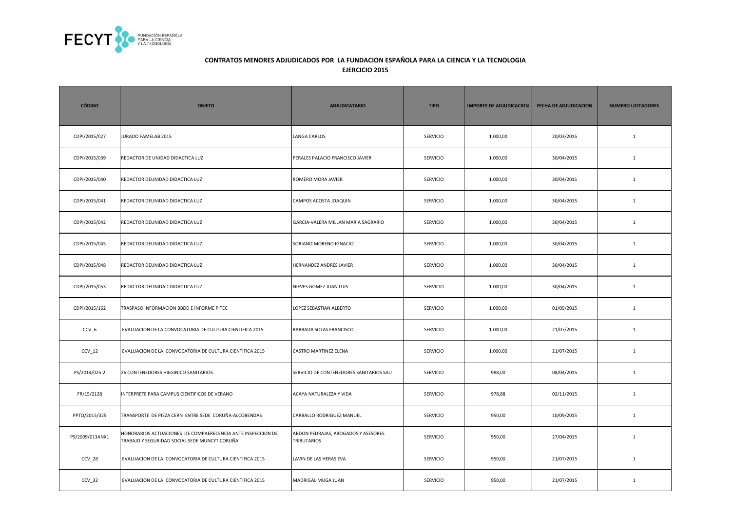## CONTRATOS MENORES ADJUDICADOS POR LA FUNDACION ESPAÑOLA PARA LA CIENCIA Y LA TECNOLOGIA

## EJERCICIO 2015

| CÓDIGO | OBJETO | ADJUDICATARIO | TIPO | IMPORTE DE ADJUDICACION | FECHA DE ADJUDICACION | NUMERO LICITADORES |
|---|---|---|---|---|---|---|
| CDPI/2015/027 | JURADO FAMELAB 2015 | LANGA CARLOS | SERVICIO | 1.000,00 | 20/03/2015 | 1 |
| CDPI/2015/039 | REDACTOR DE UNIDAD DIDACTICA LUZ | PERALES PALACIO FRANCISCO JAVIER | SERVICIO | 1.000,00 | 30/04/2015 | 1 |
| CDPI/2015/040 | REDACTOR DEUNIDAD DIDACTICA LUZ | ROMERO MORA JAVIER | SERVICIO | 1.000,00 | 30/04/2015 | 1 |
| CDPI/2015/041 | REDACTOR DEUNIDAD DIDACTICA LUZ | CAMPOS ACOSTA JOAQUIN | SERVICIO | 1.000,00 | 30/04/2015 | 1 |
| CDPI/2015/042 | REDACTOR DEUNIDAD DIDACTICA LUZ | GARCIA-VALERA MILLAN MARIA SAGRARIO | SERVICIO | 1.000,00 | 30/04/2015 | 1 |
| CDPI/2015/045 | REDACTOR DEUNIDAD DIDACTICA LUZ | SORIANO MORENO IGNACIO | SERVICIO | 1.000,00 | 30/04/2015 | 1 |
| CDPI/2015/048 | REDACTOR DEUNIDAD DIDACTICA LUZ | HERNANDEZ ANDRES JAVIER | SERVICIO | 1.000,00 | 30/04/2015 | 1 |
| CDPI/2015/053 | REDACTOR DEUNIDAD DIDACTICA LUZ | NIEVES GOMEZ JUAN LUIS | SERVICIO | 1.000,00 | 30/04/2015 | 1 |
| CDPI/2015/162 | TRASPASO INFORMACION BBDD E INFORME PITEC | LOPEZ SEBASTIAN ALBERTO | SERVICIO | 1.000,00 | 01/09/2015 | 1 |
| CCV_6 | EVALUACION DE LA CONVOCATORIA DE CULTURA CIENTIFICA 2015 | BARRADA SOLAS FRANCISCO | SERVICIO | 1.000,00 | 21/07/2015 | 1 |
| CCV_12 | EVALUACION DE LA CONVOCATORIA DE CULTURA CIENTIFICA 2015 | CASTRO MARTINEZ ELENA | SERVICIO | 1.000,00 | 21/07/2015 | 1 |
| PS/2014/025-2 | 26 CONTENEDORES HIEGINICO SANITARIOS | SERVICIO DE CONTENEDORES SANITARIOS SAU | SERVICIO | 988,00 | 08/04/2015 | 1 |
| FR/15/2128 | INTERPRETE PARA CAMPUS CIENTIFICOS DE VERANO | ACAYA NATURALEZA Y VIDA | SERVICIO | 978,88 | 02/11/2015 | 1 |
| PPTO/2015/325 | TRANSPORTE DE PIEZA CERN ENTRE SEDE CORUÑA-ALCOBENDAS | CARBALLO RODRIGUEZ MANUEL | SERVICIO | 950,00 | 10/09/2015 | 1 |
| PS/2009/013ANX1 | HONORARIOS ACTUACIONES DE COMPAERECENCIA ANTE INSPECCION DE TRABAJO Y SEGURIDAD SOCIAL SEDE MUNCYT CORUÑA | ABDON PEDRAJAS, ABOGADOS Y ASESORES TRIBUTARIOS | SERVICIO | 950,00 | 27/04/2015 | 1 |
| CCV_28 | EVALUACION DE LA CONVOCATORIA DE CULTURA CIENTIFICA 2015 | LAVIN DE LAS HERAS EVA | SERVICIO | 950,00 | 21/07/2015 | 1 |
| CCV_32 | EVALUACION DE LA CONVOCATORIA DE CULTURA CIENTIFICA 2015 | MADRIGAL MUGA JUAN | SERVICIO | 950,00 | 21/07/2015 | 1 |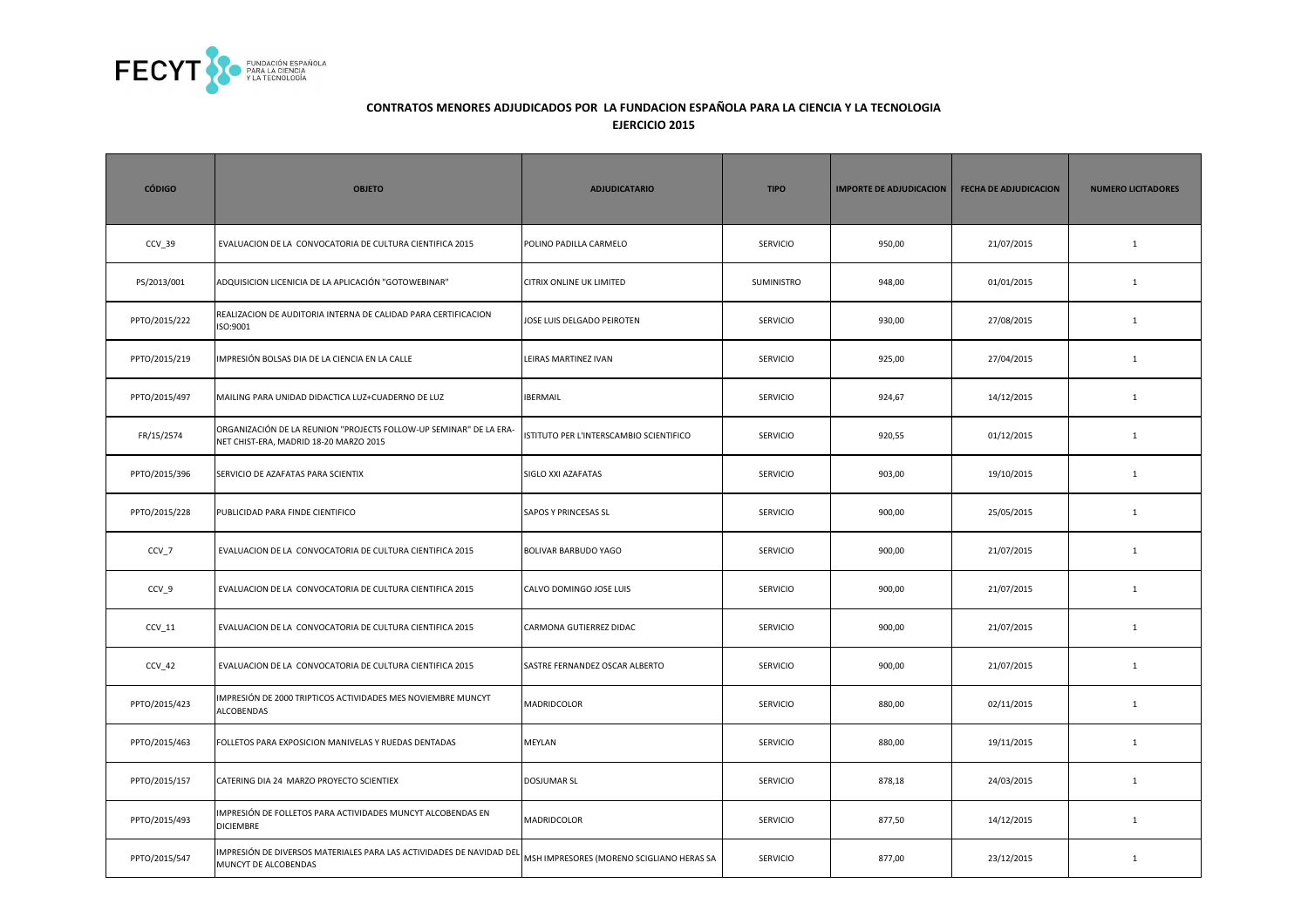**CONTRATOS MENORES ADJUDICADOS POR LA FUNDACION ESPAÑOLA PARA LA CIENCIA Y LA TECNOLOGIA**
**EJERCICIO 2015**

| CÓDIGO | OBJETO | ADJUDICATARIO | TIPO | IMPORTE DE ADJUDICACION | FECHA DE ADJUDICACION | NUMERO LICITADORES |
|---|---|---|---|---|---|---|
| CCV_39 | EVALUACION DE LA CONVOCATORIA DE CULTURA CIENTIFICA 2015 | POLINO PADILLA CARMELO | SERVICIO | 950,00 | 21/07/2015 | 1 |
| PS/2013/001 | ADQUISICION LICENICA DE LA APLICACIÓN "GOTOWEBINAR" | CITRIX ONLINE UK LIMITED | SUMINISTRO | 948,00 | 01/01/2015 | 1 |
| PPTO/2015/222 | REALIZACION DE AUDITORIA INTERNA DE CALIDAD PARA CERTIFICACION ISO:9001 | JOSE LUIS DELGADO PEIROTEN | SERVICIO | 930,00 | 27/08/2015 | 1 |
| PPTO/2015/219 | IMPRESIÓN BOLSAS DIA DE LA CIENCIA EN LA CALLE | LEIRAS MARTINEZ IVAN | SERVICIO | 925,00 | 27/04/2015 | 1 |
| PPTO/2015/497 | MAILING PARA UNIDAD DIDACTICA LUZ+CUADERNO DE LUZ | IBERMAIL | SERVICIO | 924,67 | 14/12/2015 | 1 |
| FR/15/2574 | ORGANIZACIÓN DE LA REUNION "PROJECTS FOLLOW-UP SEMINAR" DE LA ERA-NET CHIST-ERA, MADRID 18-20 MARZO 2015 | ISTITUTO PER L'INTERSCAMBIO SCIENTIFICO | SERVICIO | 920,55 | 01/12/2015 | 1 |
| PPTO/2015/396 | SERVICIO DE AZAFATAS PARA SCIENTIX | SIGLO XXI AZAFATAS | SERVICIO | 903,00 | 19/10/2015 | 1 |
| PPTO/2015/228 | PUBLICIDAD PARA FINDE CIENTIFICO | SAPOS Y PRINCESAS SL | SERVICIO | 900,00 | 25/05/2015 | 1 |
| CCV_7 | EVALUACION DE LA CONVOCATORIA DE CULTURA CIENTIFICA 2015 | BOLIVAR BARBUDO YAGO | SERVICIO | 900,00 | 21/07/2015 | 1 |
| CCV_9 | EVALUACION DE LA CONVOCATORIA DE CULTURA CIENTIFICA 2015 | CALVO DOMINGO JOSE LUIS | SERVICIO | 900,00 | 21/07/2015 | 1 |
| CCV_11 | EVALUACION DE LA CONVOCATORIA DE CULTURA CIENTIFICA 2015 | CARMONA GUTIERREZ DIDAC | SERVICIO | 900,00 | 21/07/2015 | 1 |
| CCV_42 | EVALUACION DE LA CONVOCATORIA DE CULTURA CIENTIFICA 2015 | SASTRE FERNANDEZ OSCAR ALBERTO | SERVICIO | 900,00 | 21/07/2015 | 1 |
| PPTO/2015/423 | IMPRESIÓN DE 2000 TRIPTICOS ACTIVIDADES MES NOVIEMBRE MUNCYT ALCOBENDAS | MADRIDCOLOR | SERVICIO | 880,00 | 02/11/2015 | 1 |
| PPTO/2015/463 | FOLLETOS PARA EXPOSICION MANIVELAS Y RUEDAS DENTADAS | MEYLAN | SERVICIO | 880,00 | 19/11/2015 | 1 |
| PPTO/2015/157 | CATERING DIA 24 MARZO PROYECTO SCIENTIEX | DOSJUMAR SL | SERVICIO | 878,18 | 24/03/2015 | 1 |
| PPTO/2015/493 | IMPRESIÓN DE FOLLETOS PARA ACTIVIDADES MUNCYT ALCOBENDAS EN DICIEMBRE | MADRIDCOLOR | SERVICIO | 877,50 | 14/12/2015 | 1 |
| PPTO/2015/547 | IMPRESIÓN DE DIVERSOS MATERIALES PARA LAS ACTIVIDADES DE NAVIDAD DEL MUNCYT DE ALCOBENDAS | MSH IMPRESORES (MORENO SCIGLIANO HERAS SA | SERVICIO | 877,00 | 23/12/2015 | 1 |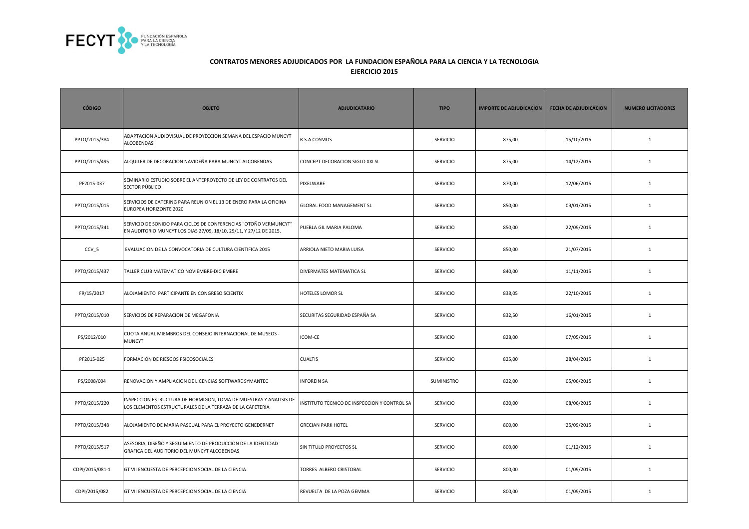FECYT FUNDACIÓN ESPAÑOLA PARA LA CIENCIA Y LA TECNOLOGÍA

## CONTRATOS MENORES ADJUDICADOS POR LA FUNDACION ESPAÑOLA PARA LA CIENCIA Y LA TECNOLOGIA
## EJERCICIO 2015

| CÓDIGO | OBJETO | ADJUDICATARIO | TIPO | IMPORTE DE ADJUDICACION | FECHA DE ADJUDICACION | NUMERO LICITADORES |
|---|---|---|---|---|---|---|
| PPTO/2015/384 | ADAPTACION AUDIOVISUAL DE PROYECCION SEMANA DEL ESPACIO MUNCYT ALCOBENDAS | R.S.A COSMOS | SERVICIO | 875,00 | 15/10/2015 | 1 |
| PPTO/2015/495 | ALQUILER DE DECORACION NAVIDEÑA PARA MUNCYT ALCOBENDAS | CONCEPT DECORACION SIGLO XXI SL | SERVICIO | 875,00 | 14/12/2015 | 1 |
| PF2015-037 | SEMINARIO ESTUDIO SOBRE EL ANTEPROYECTO DE LEY DE CONTRATOS DEL SECTOR PÚBLICO | PIXELWARE | SERVICIO | 870,00 | 12/06/2015 | 1 |
| PPTO/2015/015 | SERVICIOS DE CATERING PARA REUNION EL 13 DE ENERO PARA LA OFICINA EUROPEA HORIZONTE 2020 | GLOBAL FOOD MANAGEMENT SL | SERVICIO | 850,00 | 09/01/2015 | 1 |
| PPTO/2015/341 | SERVICIO DE SONIDO PARA CICLOS DE CONFERENCIAS "OTOÑO VERMUNCYT" EN AUDITORIO MUNCYT LOS DIAS 27/09, 18/10, 29/11, Y 27/12 DE 2015. | PUEBLA GIL MARIA PALOMA | SERVICIO | 850,00 | 22/09/2015 | 1 |
| CCV_5 | EVALUACION DE LA CONVOCATORIA DE CULTURA CIENTIFICA 2015 | ARRIOLA NIETO MARIA LUISA | SERVICIO | 850,00 | 21/07/2015 | 1 |
| PPTO/2015/437 | TALLER CLUB MATEMATICO NOVIEMBRE-DICIEMBRE | DIVERMATES MATEMATICA SL | SERVICIO | 840,00 | 11/11/2015 | 1 |
| FR/15/2017 | ALOJAMIENTO PARTICIPANTE EN CONGRESO SCIENTIX | HOTELES LOMOR SL | SERVICIO | 838,05 | 22/10/2015 | 1 |
| PPTO/2015/010 | SERVICIOS DE REPARACION DE MEGAFONIA | SECURITAS SEGURIDAD ESPAÑA SA | SERVICIO | 832,50 | 16/01/2015 | 1 |
| PS/2012/010 | CUOTA ANUAL MIEMBROS DEL CONSEJO INTERNACIONAL DE MUSEOS - MUNCYT | ICOM-CE | SERVICIO | 828,00 | 07/05/2015 | 1 |
| PF2015-025 | FORMACIÓN DE RIESGOS PSICOSOCIALES | CUALTIS | SERVICIO | 825,00 | 28/04/2015 | 1 |
| PS/2008/004 | RENOVACION Y AMPLIACION DE LICENCIAS SOFTWARE SYMANTEC | INFOREIN SA | SUMINISTRO | 822,00 | 05/06/2015 | 1 |
| PPTO/2015/220 | INSPECCION ESTRUCTURA DE HORMIGON, TOMA DE MUESTRAS Y ANALISIS DE LOS ELEMENTOS ESTRUCTURALES DE LA TERRAZA DE LA CAFETERIA | INSTITUTO TECNICO DE INSPECCION Y CONTROL SA | SERVICIO | 820,00 | 08/06/2015 | 1 |
| PPTO/2015/348 | ALOJAMIENTO DE MARIA PASCUAL PARA EL PROYECTO GENEDERNET | GRECIAN PARK HOTEL | SERVICIO | 800,00 | 25/09/2015 | 1 |
| PPTO/2015/517 | ASESORIA, DISEÑO Y SEGUIMIENTO DE PRODUCCION DE LA IDENTIDAD GRAFICA DEL AUDITORIO DEL MUNCYT ALCOBENDAS | SIN TITULO PROYECTOS SL | SERVICIO | 800,00 | 01/12/2015 | 1 |
| CDPI/2015/081-1 | GT VII ENCUESTA DE PERCEPCION SOCIAL DE LA CIENCIA | TORRES ALBERO CRISTOBAL | SERVICIO | 800,00 | 01/09/2015 | 1 |
| CDPI/2015/082 | GT VII ENCUESTA DE PERCEPCION SOCIAL DE LA CIENCIA | REVUELTA DE LA POZA GEMMA | SERVICIO | 800,00 | 01/09/2015 | 1 |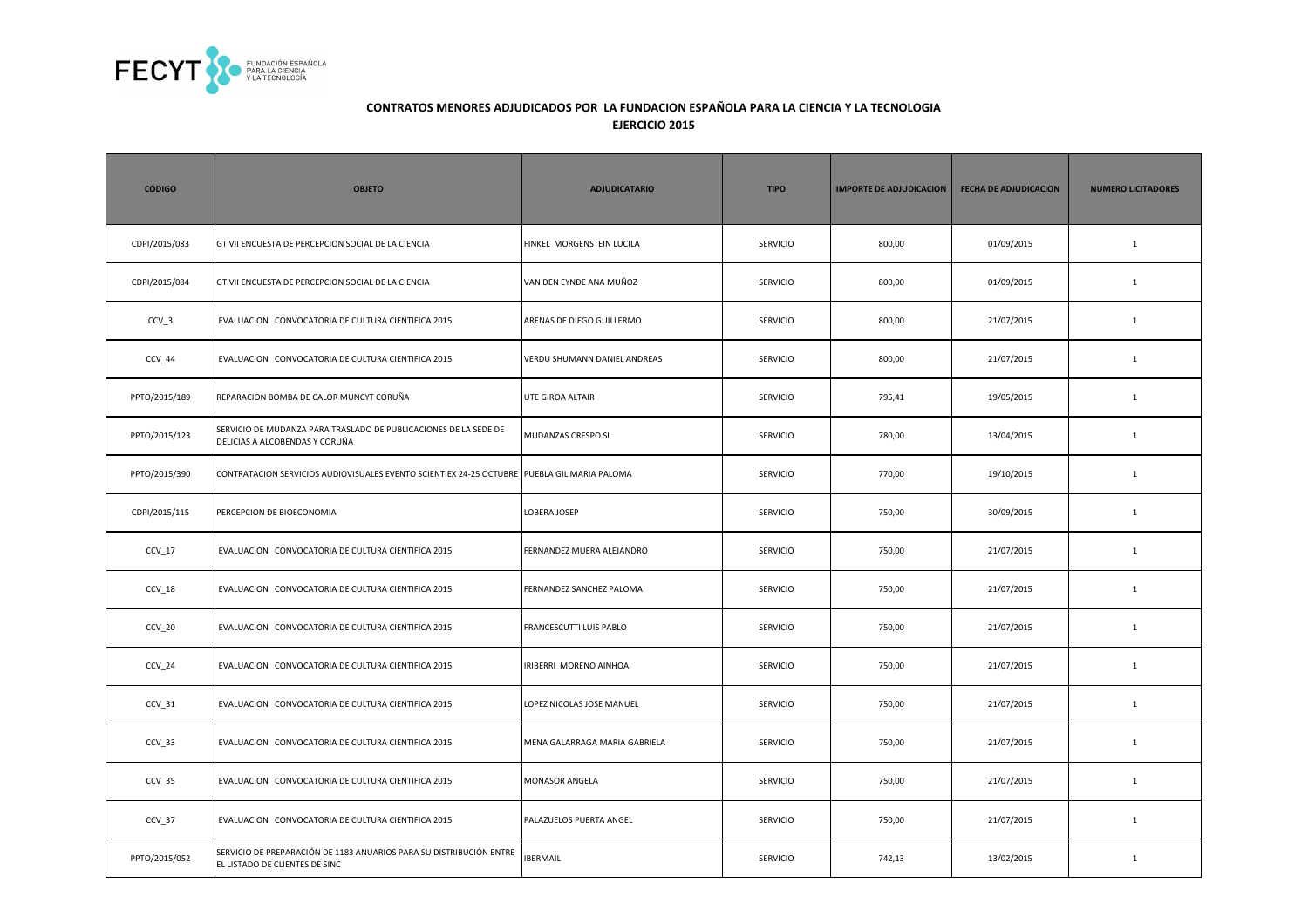**CONTRATOS MENORES ADJUDICADOS POR LA FUNDACION ESPAÑOLA PARA LA CIENCIA Y LA TECNOLOGIA**
**EJERCICIO 2015**

| CÓDIGO | OBJETO | ADJUDICATARIO | TIPO | IMPORTE DE ADJUDICACION | FECHA DE ADJUDICACION | NUMERO LICITADORES |
|---|---|---|---|---|---|---|
| CDPI/2015/083 | GT VII ENCUESTA DE PERCEPCION SOCIAL DE LA CIENCIA | FINKEL MORGENSTEIN LUCILA | SERVICIO | 800,00 | 01/09/2015 | 1 |
| CDPI/2015/084 | GT VII ENCUESTA DE PERCEPCION SOCIAL DE LA CIENCIA | VAN DEN EYNDE ANA MUÑOZ | SERVICIO | 800,00 | 01/09/2015 | 1 |
| CCV_3 | EVALUACION CONVOCATORIA DE CULTURA CIENTIFICA 2015 | ARENAS DE DIEGO GUILLERMO | SERVICIO | 800,00 | 21/07/2015 | 1 |
| CCV_44 | EVALUACION CONVOCATORIA DE CULTURA CIENTIFICA 2015 | VERDU SHUMANN DANIEL ANDREAS | SERVICIO | 800,00 | 21/07/2015 | 1 |
| PPTO/2015/189 | REPARACION BOMBA DE CALOR MUNCYT CORUÑA | UTE GIROA ALTAIR | SERVICIO | 795,41 | 19/05/2015 | 1 |
| PPTO/2015/123 | SERVICIO DE MUDANZA PARA TRASLADO DE PUBLICACIONES DE LA SEDE DE DELICIAS A ALCOBENDAS Y CORUÑA | MUDANZAS CRESPO SL | SERVICIO | 780,00 | 13/04/2015 | 1 |
| PPTO/2015/390 | CONTRATACION SERVICIOS AUDIOVISUALES EVENTO SCIENTIEX 24-25 OCTUBRE | PUEBLA GIL MARIA PALOMA | SERVICIO | 770,00 | 19/10/2015 | 1 |
| CDPI/2015/115 | PERCEPCION DE BIOECONOMIA | LOBERA JOSEP | SERVICIO | 750,00 | 30/09/2015 | 1 |
| CCV_17 | EVALUACION CONVOCATORIA DE CULTURA CIENTIFICA 2015 | FERNANDEZ MUERA ALEJANDRO | SERVICIO | 750,00 | 21/07/2015 | 1 |
| CCV_18 | EVALUACION CONVOCATORIA DE CULTURA CIENTIFICA 2015 | FERNANDEZ SANCHEZ PALOMA | SERVICIO | 750,00 | 21/07/2015 | 1 |
| CCV_20 | EVALUACION CONVOCATORIA DE CULTURA CIENTIFICA 2015 | FRANCESCUTTI LUIS PABLO | SERVICIO | 750,00 | 21/07/2015 | 1 |
| CCV_24 | EVALUACION CONVOCATORIA DE CULTURA CIENTIFICA 2015 | IRIBERRI MORENO AINHOA | SERVICIO | 750,00 | 21/07/2015 | 1 |
| CCV_31 | EVALUACION CONVOCATORIA DE CULTURA CIENTIFICA 2015 | LOPEZ NICOLAS JOSE MANUEL | SERVICIO | 750,00 | 21/07/2015 | 1 |
| CCV_33 | EVALUACION CONVOCATORIA DE CULTURA CIENTIFICA 2015 | MENA GALARRAGA MARIA GABRIELA | SERVICIO | 750,00 | 21/07/2015 | 1 |
| CCV_35 | EVALUACION CONVOCATORIA DE CULTURA CIENTIFICA 2015 | MONASOR ANGELA | SERVICIO | 750,00 | 21/07/2015 | 1 |
| CCV_37 | EVALUACION CONVOCATORIA DE CULTURA CIENTIFICA 2015 | PALAZUELOS PUERTA ANGEL | SERVICIO | 750,00 | 21/07/2015 | 1 |
| PPTO/2015/052 | SERVICIO DE PREPARACIÓN DE 1183 ANUARIOS PARA SU DISTRIBUCIÓN ENTRE EL LISTADO DE CLIENTES DE SINC | IBERMAIL | SERVICIO | 742,13 | 13/02/2015 | 1 |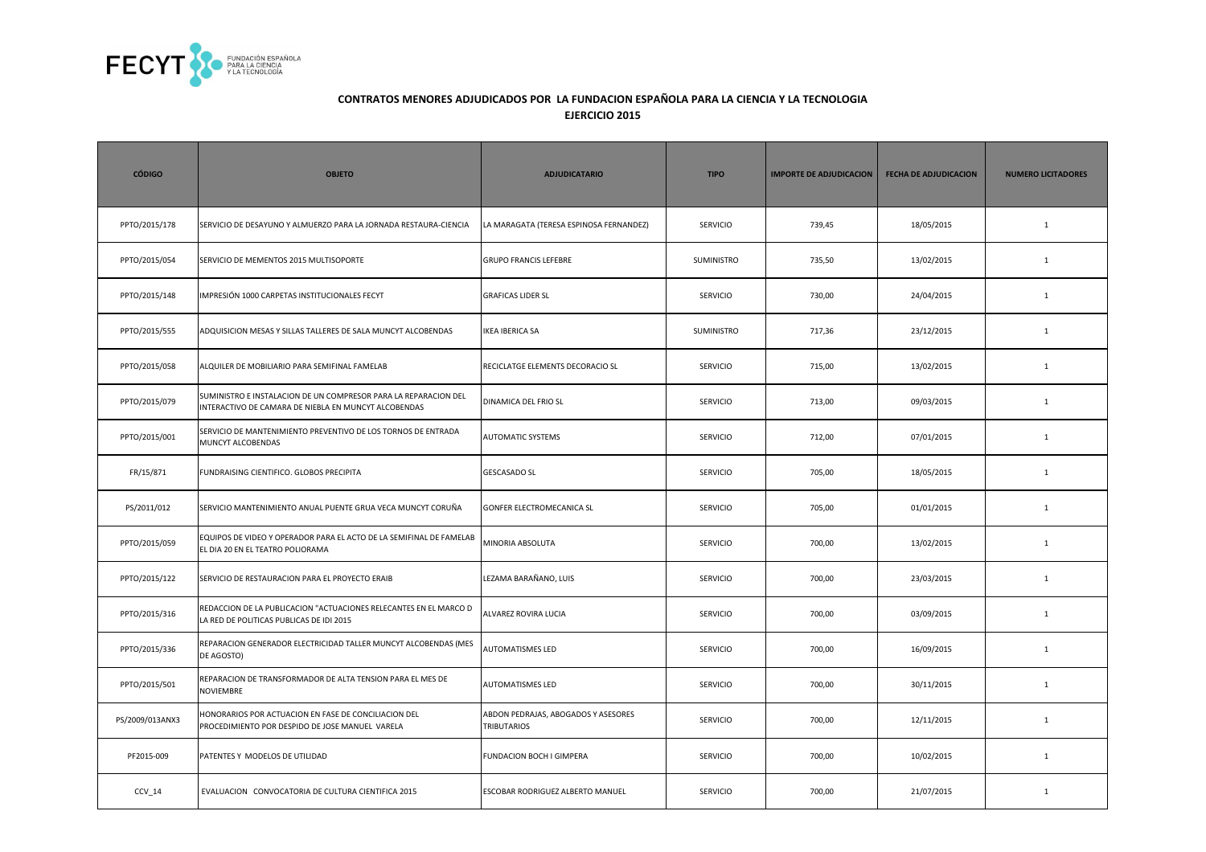**CONTRATOS MENORES ADJUDICADOS POR LA FUNDACION ESPAÑOLA PARA LA CIENCIA Y LA TECNOLOGIA**

**EJERCICIO 2015**

| CÓDIGO | OBJETO | ADJUDICATARIO | TIPO | IMPORTE DE ADJUDICACION | FECHA DE ADJUDICACION | NUMERO LICITADORES |
|---|---|---|---|---|---|---|
| PPTO/2015/178 | SERVICIO DE DESAYUNO Y ALMUERZO PARA LA JORNADA RESTAURA-CIENCIA | LA MARAGATA (TERESA ESPINOSA FERNANDEZ) | SERVICIO | 739,45 | 18/05/2015 | 1 |
| PPTO/2015/054 | SERVICIO DE MEMENTOS 2015 MULTISOPORTE | GRUPO FRANCIS LEFEBRE | SUMINISTRO | 735,50 | 13/02/2015 | 1 |
| PPTO/2015/148 | IMPRESIÓN 1000 CARPETAS INSTITUCIONALES FECYT | GRAFICAS LIDER SL | SERVICIO | 730,00 | 24/04/2015 | 1 |
| PPTO/2015/555 | ADQUISICION MESAS Y SILLAS TALLERES DE SALA MUNCYT ALCOBENDAS | IKEA IBERICA SA | SUMINISTRO | 717,36 | 23/12/2015 | 1 |
| PPTO/2015/058 | ALQUILER DE MOBILIARIO PARA SEMIFINAL FAMELAB | RECICLATGE ELEMENTS DECORACIO SL | SERVICIO | 715,00 | 13/02/2015 | 1 |
| PPTO/2015/079 | SUMINISTRO E INSTALACION DE UN COMPRESOR PARA LA REPARACION DEL INTERACTIVO DE CAMARA DE NIEBLA EN MUNCYT ALCOBENDAS | DINAMICA DEL FRIO SL | SERVICIO | 713,00 | 09/03/2015 | 1 |
| PPTO/2015/001 | SERVICIO DE MANTENIMIENTO PREVENTIVO DE LOS TORNOS DE ENTRADA MUNCYT ALCOBENDAS | AUTOMATIC SYSTEMS | SERVICIO | 712,00 | 07/01/2015 | 1 |
| FR/15/871 | FUNDRAISING CIENTIFICO. GLOBOS PRECIPITA | GESCASADO SL | SERVICIO | 705,00 | 18/05/2015 | 1 |
| PS/2011/012 | SERVICIO MANTENIMIENTO ANUAL PUENTE GRUA VECA MUNCYT CORUÑA | GONFER ELECTROMECANICA SL | SERVICIO | 705,00 | 01/01/2015 | 1 |
| PPTO/2015/059 | EQUIPOS DE VIDEO Y OPERADOR PARA EL ACTO DE LA SEMIFINAL DE FAMELAB EL DIA 20 EN EL TEATRO POLIORAMA | MINORIA ABSOLUTA | SERVICIO | 700,00 | 13/02/2015 | 1 |
| PPTO/2015/122 | SERVICIO DE RESTAURACION PARA EL PROYECTO ERAIB | LEZAMA BARAÑANO, LUIS | SERVICIO | 700,00 | 23/03/2015 | 1 |
| PPTO/2015/316 | REDACCION DE LA PUBLICACION "ACTUACIONES RELECANTES EN EL MARCO D LA RED DE POLITICAS PUBLICAS DE IDI 2015 | ALVAREZ ROVIRA LUCIA | SERVICIO | 700,00 | 03/09/2015 | 1 |
| PPTO/2015/336 | REPARACION GENERADOR ELECTRICIDAD TALLER MUNCYT ALCOBENDAS (MES DE AGOSTO) | AUTOMATISMES LED | SERVICIO | 700,00 | 16/09/2015 | 1 |
| PPTO/2015/501 | REPARACION DE TRANSFORMADOR DE ALTA TENSION PARA EL MES DE NOVIEMBRE | AUTOMATISMES LED | SERVICIO | 700,00 | 30/11/2015 | 1 |
| PS/2009/013ANX3 | HONORARIOS POR ACTUACION EN FASE DE CONCILIACION DEL PROCEDIMIENTO POR DESPIDO DE JOSE MANUEL VARELA | ABDON PEDRAJAS, ABOGADOS Y ASESORES TRIBUTARIOS | SERVICIO | 700,00 | 12/11/2015 | 1 |
| PF2015-009 | PATENTES Y MODELOS DE UTILIDAD | FUNDACION BOCH I GIMPERA | SERVICIO | 700,00 | 10/02/2015 | 1 |
| CCV_14 | EVALUACION CONVOCATORIA DE CULTURA CIENTIFICA 2015 | ESCOBAR RODRIGUEZ ALBERTO MANUEL | SERVICIO | 700,00 | 21/07/2015 | 1 |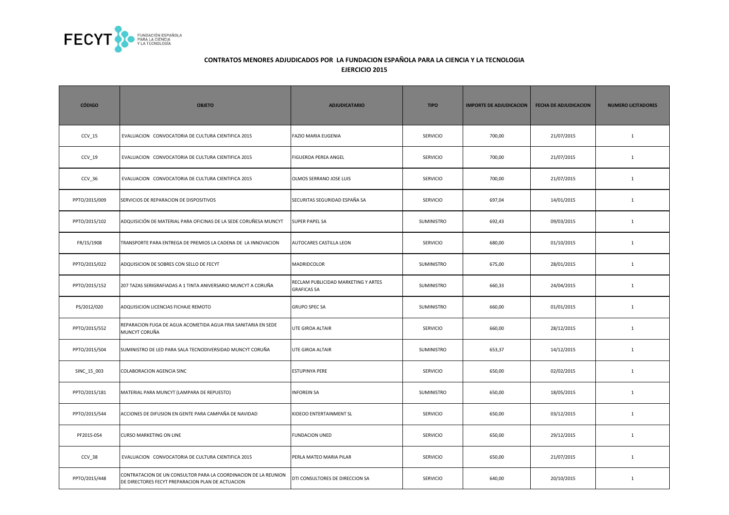## CONTRATOS MENORES ADJUDICADOS POR LA FUNDACION ESPAÑOLA PARA LA CIENCIA Y LA TECNOLOGIA
## EJERCICIO 2015

| CÓDIGO | OBJETO | ADJUDICATARIO | TIPO | IMPORTE DE ADJUDICACION | FECHA DE ADJUDICACION | NUMERO LICITADORES |
|---|---|---|---|---|---|---|
| CCV_15 | EVALUACION CONVOCATORIA DE CULTURA CIENTIFICA 2015 | FAZIO MARIA EUGENIA | SERVICIO | 700,00 | 21/07/2015 | 1 |
| CCV_19 | EVALUACION CONVOCATORIA DE CULTURA CIENTIFICA 2015 | FIGUEROA PEREA ANGEL | SERVICIO | 700,00 | 21/07/2015 | 1 |
| CCV_36 | EVALUACION CONVOCATORIA DE CULTURA CIENTIFICA 2015 | OLMOS SERRANO JOSE LUIS | SERVICIO | 700,00 | 21/07/2015 | 1 |
| PPTO/2015/009 | SERVICIOS DE REPARACION DE DISPOSITIVOS | SECURITAS SEGURIDAD ESPAÑA SA | SERVICIO | 697,04 | 14/01/2015 | 1 |
| PPTO/2015/102 | ADQUISICIÓN DE MATERIAL PARA OFICINAS DE LA SEDE CORUÑESA MUNCYT | SUPER PAPEL SA | SUMINISTRO | 692,43 | 09/03/2015 | 1 |
| FR/15/1908 | TRANSPORTE PARA ENTREGA DE PREMIOS LA CADENA DE LA INNOVACION | AUTOCARES CASTILLA LEON | SERVICIO | 680,00 | 01/10/2015 | 1 |
| PPTO/2015/022 | ADQUISICION DE SOBRES CON SELLO DE FECYT | MADRIDCOLOR | SUMINISTRO | 675,00 | 28/01/2015 | 1 |
| PPTO/2015/152 | 207 TAZAS SERIGRAFIADAS A 1 TINTA ANIVERSARIO MUNCYT A CORUÑA | RECLAM PUBLICIDAD MARKETING Y ARTES GRAFICAS SA | SUMINISTRO | 660,33 | 24/04/2015 | 1 |
| PS/2012/020 | ADQUISICION LICENCIAS FICHAJE REMOTO | GRUPO SPEC SA | SUMINISTRO | 660,00 | 01/01/2015 | 1 |
| PPTO/2015/552 | REPARACION FUGA DE AGUA ACOMETIDA AGUA FRIA SANITARIA EN SEDE MUNCYT CORUÑA | UTE GIROA ALTAIR | SERVICIO | 660,00 | 28/12/2015 | 1 |
| PPTO/2015/504 | SUMINISTRO DE LED PARA SALA TECNODIVERSIDAD MUNCYT CORUÑA | UTE GIROA ALTAIR | SUMINISTRO | 653,37 | 14/12/2015 | 1 |
| SINC_15_003 | COLABORACION AGENCIA SINC | ESTUPINYA PERE | SERVICIO | 650,00 | 02/02/2015 | 1 |
| PPTO/2015/181 | MATERIAL PARA MUNCYT (LAMPARA DE REPUESTO) | INFOREIN SA | SUMINISTRO | 650,00 | 18/05/2015 | 1 |
| PPTO/2015/544 | ACCIONES DE DIFUSION EN GENTE PARA CAMPAÑA DE NAVIDAD | KIDEOO ENTERTAINMENT SL | SERVICIO | 650,00 | 03/12/2015 | 1 |
| PF2015-054 | CURSO MARKETING ON LINE | FUNDACION UNED | SERVICIO | 650,00 | 29/12/2015 | 1 |
| CCV_38 | EVALUACION CONVOCATORIA DE CULTURA CIENTIFICA 2015 | PERLA MATEO MARIA PILAR | SERVICIO | 650,00 | 21/07/2015 | 1 |
| PPTO/2015/448 | CONTRATACION DE UN CONSULTOR PARA LA COORDINACION DE LA REUNION DE DIRECTORES FECYT PREPARACION PLAN DE ACTUACION | DTI CONSULTORES DE DIRECCION SA | SERVICIO | 640,00 | 20/10/2015 | 1 |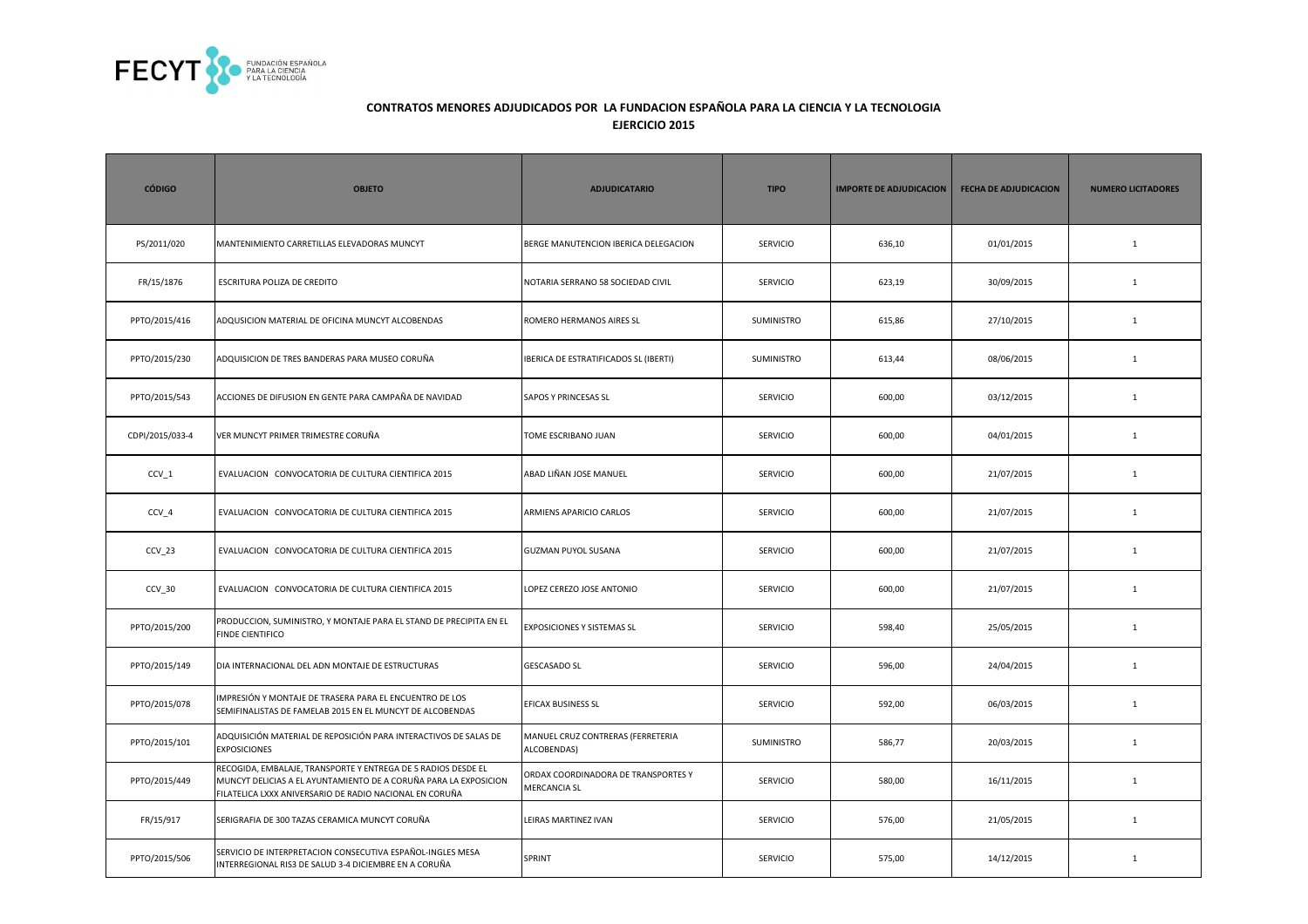**CONTRATOS MENORES ADJUDICADOS POR LA FUNDACION ESPAÑOLA PARA LA CIENCIA Y LA TECNOLOGIA**
**EJERCICIO 2015**

| CÓDIGO | OBJETO | ADJUDICATARIO | TIPO | IMPORTE DE ADJUDICACION | FECHA DE ADJUDICACION | NUMERO LICITADORES |
|---|---|---|---|---|---|---|
| PS/2011/020 | MANTENIMIENTO CARRETILLAS ELEVADORAS MUNCYT | BERGE MANUTENCION IBERICA DELEGACION | SERVICIO | 636,10 | 01/01/2015 | 1 |
| FR/15/1876 | ESCRITURA POLIZA DE CREDITO | NOTARIA SERRANO 58 SOCIEDAD CIVIL | SERVICIO | 623,19 | 30/09/2015 | 1 |
| PPTO/2015/416 | ADQUSICION MATERIAL DE OFICINA MUNCYT ALCOBENDAS | ROMERO HERMANOS AIRES SL | SUMINISTRO | 615,86 | 27/10/2015 | 1 |
| PPTO/2015/230 | ADQUISICION DE TRES BANDERAS PARA MUSEO CORUÑA | IBERICA DE ESTRATIFICADOS SL (IBERTI) | SUMINISTRO | 613,44 | 08/06/2015 | 1 |
| PPTO/2015/543 | ACCIONES DE DIFUSION EN GENTE PARA CAMPAÑA DE NAVIDAD | SAPOS Y PRINCESAS SL | SERVICIO | 600,00 | 03/12/2015 | 1 |
| CDPI/2015/033-4 | VER MUNCYT PRIMER TRIMESTRE CORUÑA | TOME ESCRIBANO JUAN | SERVICIO | 600,00 | 04/01/2015 | 1 |
| CCV_1 | EVALUACION CONVOCATORIA DE CULTURA CIENTIFICA 2015 | ABAD LIÑAN JOSE MANUEL | SERVICIO | 600,00 | 21/07/2015 | 1 |
| CCV_4 | EVALUACION CONVOCATORIA DE CULTURA CIENTIFICA 2015 | ARMIENS APARICIO CARLOS | SERVICIO | 600,00 | 21/07/2015 | 1 |
| CCV_23 | EVALUACION CONVOCATORIA DE CULTURA CIENTIFICA 2015 | GUZMAN PUYOL SUSANA | SERVICIO | 600,00 | 21/07/2015 | 1 |
| CCV_30 | EVALUACION CONVOCATORIA DE CULTURA CIENTIFICA 2015 | LOPEZ CEREZO JOSE ANTONIO | SERVICIO | 600,00 | 21/07/2015 | 1 |
| PPTO/2015/200 | PRODUCCION, SUMINISTRO, Y MONTAJE PARA EL STAND DE PRECIPITA EN EL FINDE CIENTIFICO | EXPOSICIONES Y SISTEMAS SL | SERVICIO | 598,40 | 25/05/2015 | 1 |
| PPTO/2015/149 | DIA INTERNACIONAL DEL ADN MONTAJE DE ESTRUCTURAS | GESCASADO SL | SERVICIO | 596,00 | 24/04/2015 | 1 |
| PPTO/2015/078 | IMPRESIÓN Y MONTAJE DE TRASERA PARA EL ENCUENTRO DE LOS SEMIFINALISTAS DE FAMELAB 2015 EN EL MUNCYT DE ALCOBENDAS | EFICAX BUSINESS SL | SERVICIO | 592,00 | 06/03/2015 | 1 |
| PPTO/2015/101 | ADQUISICIÓN MATERIAL DE REPOSICIÓN PARA INTERACTIVOS DE SALAS DE EXPOSICIONES | MANUEL CRUZ CONTRERAS (FERRETERIA ALCOBENDAS) | SUMINISTRO | 586,77 | 20/03/2015 | 1 |
| PPTO/2015/449 | RECOGIDA, EMBALAJE, TRANSPORTE Y ENTREGA DE 5 RADIOS DESDE EL MUNCYT DELICIAS A EL AYUNTAMIENTO DE A CORUÑA PARA LA EXPOSICION FILATELICA LXXX ANIVERSARIO DE RADIO NACIONAL EN CORUÑA | ORDAX COORDINADORA DE TRANSPORTES Y MERCANCIA SL | SERVICIO | 580,00 | 16/11/2015 | 1 |
| FR/15/917 | SERIGRAFIA DE 300 TAZAS CERAMICA MUNCYT CORUÑA | LEIRAS MARTINEZ IVAN | SERVICIO | 576,00 | 21/05/2015 | 1 |
| PPTO/2015/506 | SERVICIO DE INTERPRETACION CONSECUTIVA ESPAÑOL-INGLES MESA INTERREGIONAL RIS3 DE SALUD 3-4 DICIEMBRE EN A CORUÑA | SPRINT | SERVICIO | 575,00 | 14/12/2015 | 1 |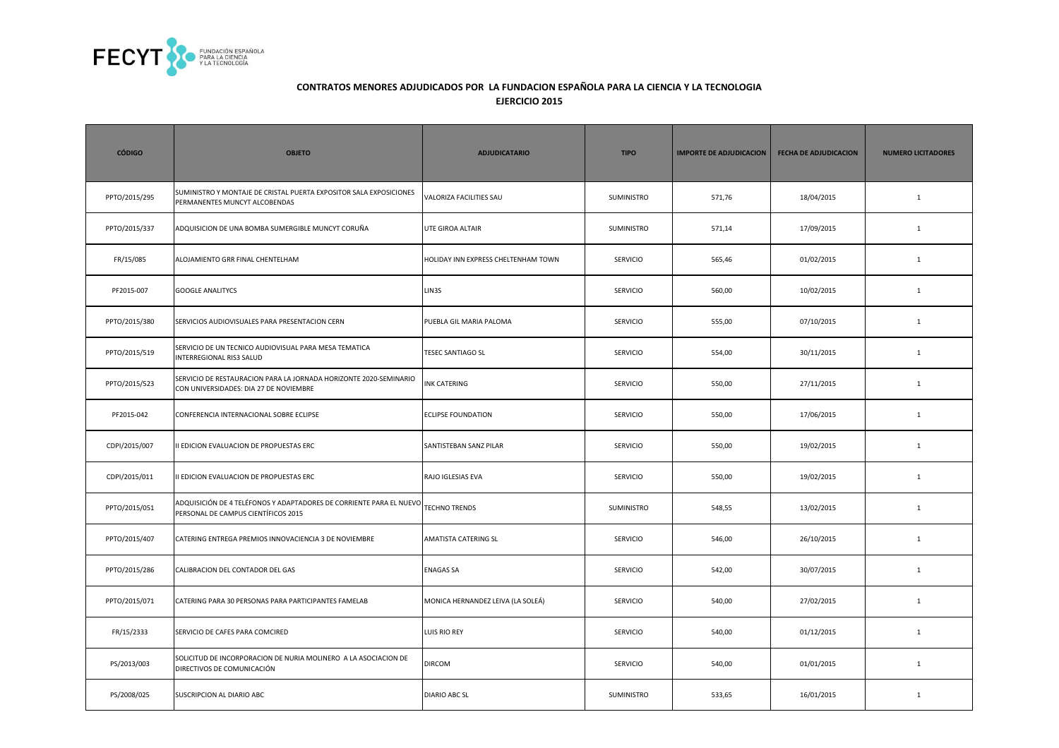## CONTRATOS MENORES ADJUDICADOS POR LA FUNDACION ESPAÑOLA PARA LA CIENCIA Y LA TECNOLOGIA
### EJERCICIO 2015

| CÓDIGO | OBJETO | ADJUDICATARIO | TIPO | IMPORTE DE ADJUDICACION | FECHA DE ADJUDICACION | NUMERO LICITADORES |
|---|---|---|---|---|---|---|
| PPTO/2015/295 | SUMINISTRO Y MONTAJE DE CRISTAL PUERTA EXPOSITOR SALA EXPOSICIONES PERMANENTES MUNCYT ALCOBENDAS | VALORIZA FACILITIES SAU | SUMINISTRO | 571,76 | 18/04/2015 | 1 |
| PPTO/2015/337 | ADQUISICION DE UNA BOMBA SUMERGIBLE MUNCYT CORUÑA | UTE GIROA ALTAIR | SUMINISTRO | 571,14 | 17/09/2015 | 1 |
| FR/15/085 | ALOJAMIENTO GRR FINAL CHENTELHAM | HOLIDAY INN EXPRESS CHELTENHAM TOWN | SERVICIO | 565,46 | 01/02/2015 | 1 |
| PF2015-007 | GOOGLE ANALITYCS | LIN3S | SERVICIO | 560,00 | 10/02/2015 | 1 |
| PPTO/2015/380 | SERVICIOS AUDIOVISUALES PARA PRESENTACION CERN | PUEBLA GIL MARIA PALOMA | SERVICIO | 555,00 | 07/10/2015 | 1 |
| PPTO/2015/519 | SERVICIO DE UN TECNICO AUDIOVISUAL PARA MESA TEMATICA INTERREGIONAL RIS3 SALUD | TESEC SANTIAGO SL | SERVICIO | 554,00 | 30/11/2015 | 1 |
| PPTO/2015/523 | SERVICIO DE RESTAURACION PARA LA JORNADA HORIZONTE 2020-SEMINARIO CON UNIVERSIDADES: DIA 27 DE NOVIEMBRE | INK CATERING | SERVICIO | 550,00 | 27/11/2015 | 1 |
| PF2015-042 | CONFERENCIA INTERNACIONAL SOBRE ECLIPSE | ECLIPSE FOUNDATION | SERVICIO | 550,00 | 17/06/2015 | 1 |
| CDPI/2015/007 | II EDICION EVALUACION DE PROPUESTAS ERC | SANTISTEBAN SANZ PILAR | SERVICIO | 550,00 | 19/02/2015 | 1 |
| CDPI/2015/011 | II EDICION EVALUACION DE PROPUESTAS ERC | RAJO IGLESIAS EVA | SERVICIO | 550,00 | 19/02/2015 | 1 |
| PPTO/2015/051 | ADQUISICIÓN DE 4 TELÉFONOS Y ADAPTADORES DE CORRIENTE PARA EL NUEVO PERSONAL DE CAMPUS CIENTÍFICOS 2015 | TECHNO TRENDS | SUMINISTRO | 548,55 | 13/02/2015 | 1 |
| PPTO/2015/407 | CATERING ENTREGA PREMIOS INNOVACIENCIA 3 DE NOVIEMBRE | AMATISTA CATERING SL | SERVICIO | 546,00 | 26/10/2015 | 1 |
| PPTO/2015/286 | CALIBRACION DEL CONTADOR DEL GAS | ENAGAS SA | SERVICIO | 542,00 | 30/07/2015 | 1 |
| PPTO/2015/071 | CATERING PARA 30 PERSONAS PARA PARTICIPANTES FAMELAB | MONICA HERNANDEZ LEIVA (LA SOLEÁ) | SERVICIO | 540,00 | 27/02/2015 | 1 |
| FR/15/2333 | SERVICIO DE CAFES PARA COMCIRED | LUIS RIO REY | SERVICIO | 540,00 | 01/12/2015 | 1 |
| PS/2013/003 | SOLICITUD DE INCORPORACION DE NURIA MOLINERO A LA ASOCIACION DE DIRECTIVOS DE COMUNICACIÓN | DIRCOM | SERVICIO | 540,00 | 01/01/2015 | 1 |
| PS/2008/025 | SUSCRIPCION AL DIARIO ABC | DIARIO ABC SL | SUMINISTRO | 533,65 | 16/01/2015 | 1 |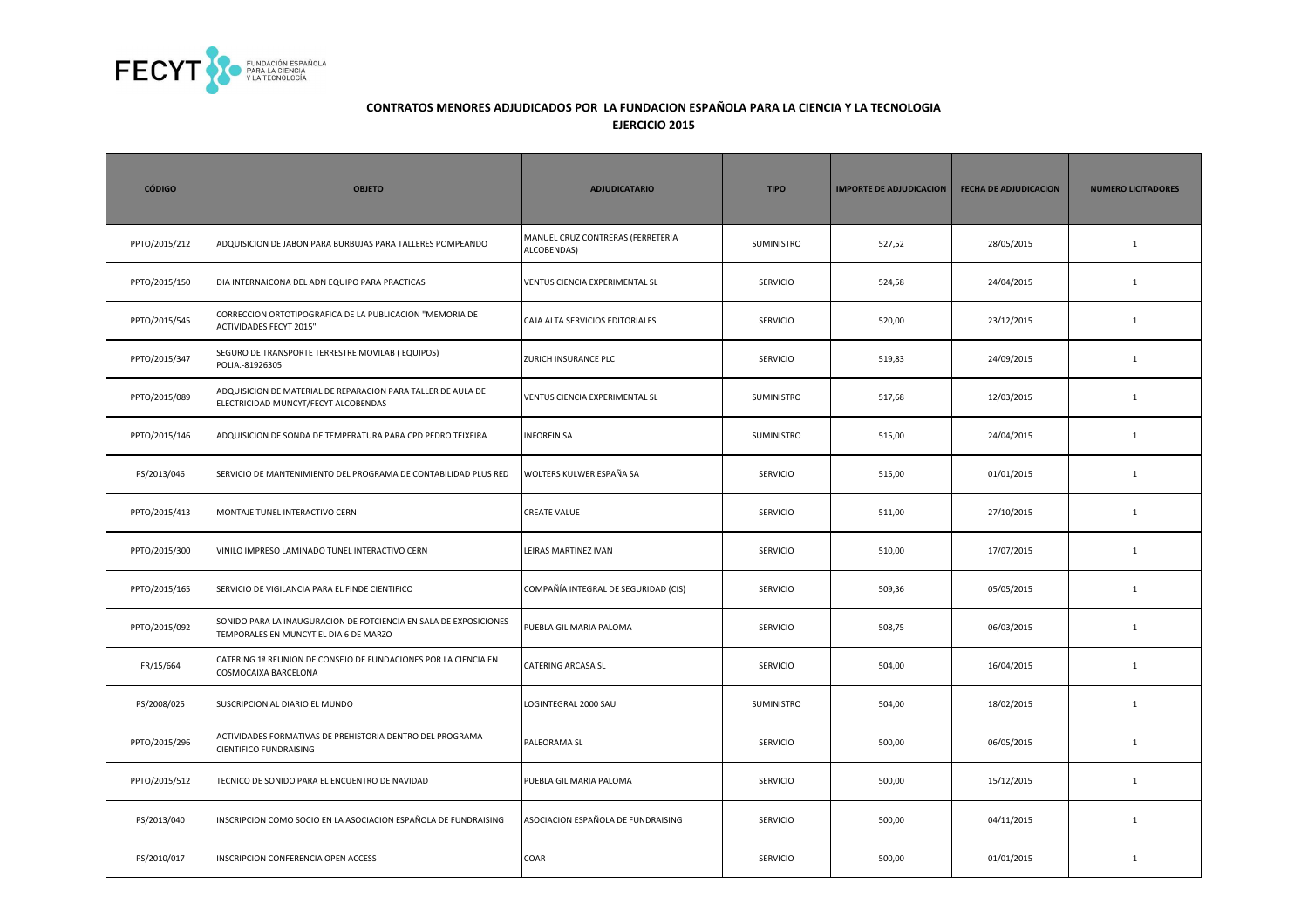## CONTRATOS MENORES ADJUDICADOS POR LA FUNDACION ESPAÑOLA PARA LA CIENCIA Y LA TECNOLOGIA

### EJERCICIO 2015

| CÓDIGO | OBJETO | ADJUDICATARIO | TIPO | IMPORTE DE ADJUDICACION | FECHA DE ADJUDICACION | NUMERO LICITADORES |
|---|---|---|---|---|---|---|
| PPTO/2015/212 | ADQUISICION DE JABON PARA BURBUJAS PARA TALLERES POMPEANDO | MANUEL CRUZ CONTRERAS (FERRETERIA ALCOBENDAS) | SUMINISTRO | 527,52 | 28/05/2015 | 1 |
| PPTO/2015/150 | DIA INTERNAICONA DEL ADN EQUIPO PARA PRACTICAS | VENTUS CIENCIA EXPERIMENTAL SL | SERVICIO | 524,58 | 24/04/2015 | 1 |
| PPTO/2015/545 | CORRECCION ORTOTIPOGRAFICA DE LA PUBLICACION "MEMORIA DE ACTIVIDADES FECYT 2015" | CAJA ALTA SERVICIOS EDITORIALES | SERVICIO | 520,00 | 23/12/2015 | 1 |
| PPTO/2015/347 | SEGURO DE TRANSPORTE TERRESTRE MOVILAB ( EQUIPOS) POLIA.-81926305 | ZURICH INSURANCE PLC | SERVICIO | 519,83 | 24/09/2015 | 1 |
| PPTO/2015/089 | ADQUISICION DE MATERIAL DE REPARACION PARA TALLER DE AULA DE ELECTRICIDAD MUNCYT/FECYT ALCOBENDAS | VENTUS CIENCIA EXPERIMENTAL SL | SUMINISTRO | 517,68 | 12/03/2015 | 1 |
| PPTO/2015/146 | ADQUISICION DE SONDA DE TEMPERATURA PARA CPD PEDRO TEIXEIRA | INFOREIN SA | SUMINISTRO | 515,00 | 24/04/2015 | 1 |
| PS/2013/046 | SERVICIO DE MANTENIMIENTO DEL PROGRAMA DE CONTABILIDAD PLUS RED | WOLTERS KULWER ESPAÑA SA | SERVICIO | 515,00 | 01/01/2015 | 1 |
| PPTO/2015/413 | MONTAJE TUNEL INTERACTIVO CERN | CREATE VALUE | SERVICIO | 511,00 | 27/10/2015 | 1 |
| PPTO/2015/300 | VINILO IMPRESO LAMINADO TUNEL INTERACTIVO CERN | LEIRAS MARTINEZ IVAN | SERVICIO | 510,00 | 17/07/2015 | 1 |
| PPTO/2015/165 | SERVICIO DE VIGILANCIA PARA EL FINDE CIENTIFICO | COMPAÑÍA INTEGRAL DE SEGURIDAD (CIS) | SERVICIO | 509,36 | 05/05/2015 | 1 |
| PPTO/2015/092 | SONIDO PARA LA INAUGURACION DE FOTCIENCIA EN SALA DE EXPOSICIONES TEMPORALES EN MUNCYT EL DIA 6 DE MARZO | PUEBLA GIL MARIA PALOMA | SERVICIO | 508,75 | 06/03/2015 | 1 |
| FR/15/664 | CATERING 1ª REUNION DE CONSEJO DE FUNDACIONES POR LA CIENCIA EN COSMOCAIXA BARCELONA | CATERING ARCASA SL | SERVICIO | 504,00 | 16/04/2015 | 1 |
| PS/2008/025 | SUSCRIPCION AL DIARIO EL MUNDO | LOGINTEGRAL 2000 SAU | SUMINISTRO | 504,00 | 18/02/2015 | 1 |
| PPTO/2015/296 | ACTIVIDADES FORMATIVAS DE PREHISTORIA DENTRO DEL PROGRAMA CIENTIFICO FUNDRAISING | PALEORAMA SL | SERVICIO | 500,00 | 06/05/2015 | 1 |
| PPTO/2015/512 | TECNICO DE SONIDO PARA EL ENCUENTRO DE NAVIDAD | PUEBLA GIL MARIA PALOMA | SERVICIO | 500,00 | 15/12/2015 | 1 |
| PS/2013/040 | INSCRIPCION COMO SOCIO EN LA ASOCIACION ESPAÑOLA DE FUNDRAISING | ASOCIACION ESPAÑOLA DE FUNDRAISING | SERVICIO | 500,00 | 04/11/2015 | 1 |
| PS/2010/017 | INSCRIPCION CONFERENCIA OPEN ACCESS | COAR | SERVICIO | 500,00 | 01/01/2015 | 1 |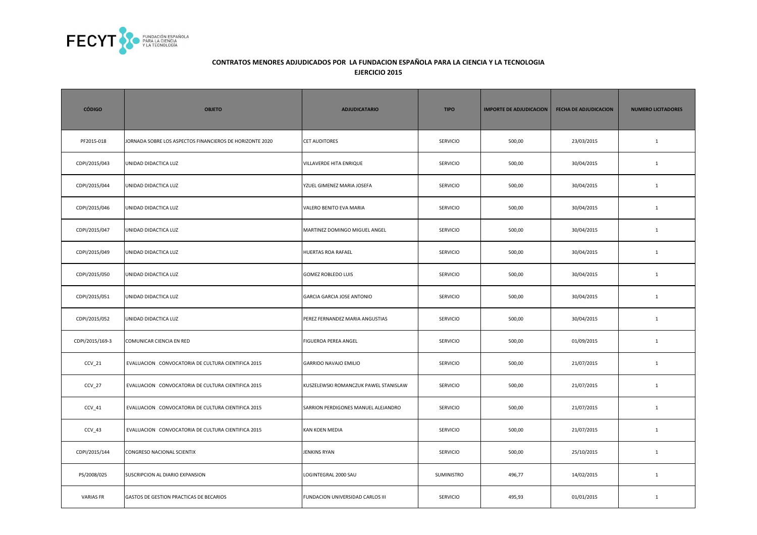**CONTRATOS MENORES ADJUDICADOS POR LA FUNDACION ESPAÑOLA PARA LA CIENCIA Y LA TECNOLOGIA**
**EJERCICIO 2015**

| CÓDIGO | OBJETO | ADJUDICATARIO | TIPO | IMPORTE DE ADJUDICACION | FECHA DE ADJUDICACION | NUMERO LICITADORES |
|---|---|---|---|---|---|---|
| PF2015-018 | JORNADA SOBRE LOS ASPECTOS FINANCIEROS DE HORIZONTE 2020 | CET AUDITORES | SERVICIO | 500,00 | 23/03/2015 | 1 |
| CDPI/2015/043 | UNIDAD DIDACTICA LUZ | VILLAVERDE HITA ENRIQUE | SERVICIO | 500,00 | 30/04/2015 | 1 |
| CDPI/2015/044 | UNIDAD DIDACTICA LUZ | YZUEL GIMENEZ MARIA JOSEFA | SERVICIO | 500,00 | 30/04/2015 | 1 |
| CDPI/2015/046 | UNIDAD DIDACTICA LUZ | VALERO BENITO EVA MARIA | SERVICIO | 500,00 | 30/04/2015 | 1 |
| CDPI/2015/047 | UNIDAD DIDACTICA LUZ | MARTINEZ DOMINGO MIGUEL ANGEL | SERVICIO | 500,00 | 30/04/2015 | 1 |
| CDPI/2015/049 | UNIDAD DIDACTICA LUZ | HUERTAS ROA RAFAEL | SERVICIO | 500,00 | 30/04/2015 | 1 |
| CDPI/2015/050 | UNIDAD DIDACTICA LUZ | GOMEZ ROBLEDO LUIS | SERVICIO | 500,00 | 30/04/2015 | 1 |
| CDPI/2015/051 | UNIDAD DIDACTICA LUZ | GARCIA GARCIA JOSE ANTONIO | SERVICIO | 500,00 | 30/04/2015 | 1 |
| CDPI/2015/052 | UNIDAD DIDACTICA LUZ | PEREZ FERNANDEZ MARIA ANGUSTIAS | SERVICIO | 500,00 | 30/04/2015 | 1 |
| CDPI/2015/169-3 | COMUNICAR CIENCIA EN RED | FIGUEROA PEREA ANGEL | SERVICIO | 500,00 | 01/09/2015 | 1 |
| CCV_21 | EVALUACION CONVOCATORIA DE CULTURA CIENTIFICA 2015 | GARRIDO NAVAJO EMILIO | SERVICIO | 500,00 | 21/07/2015 | 1 |
| CCV_27 | EVALUACION CONVOCATORIA DE CULTURA CIENTIFICA 2015 | KUSZELEWSKI ROMANCZUK PAWEL STANISLAW | SERVICIO | 500,00 | 21/07/2015 | 1 |
| CCV_41 | EVALUACION CONVOCATORIA DE CULTURA CIENTIFICA 2015 | SARRION PERDIGONES MANUEL ALEJANDRO | SERVICIO | 500,00 | 21/07/2015 | 1 |
| CCV_43 | EVALUACION CONVOCATORIA DE CULTURA CIENTIFICA 2015 | KAN KOEN MEDIA | SERVICIO | 500,00 | 21/07/2015 | 1 |
| CDPI/2015/144 | CONGRESO NACIONAL SCIENTIX | JENKINS RYAN | SERVICIO | 500,00 | 25/10/2015 | 1 |
| PS/2008/025 | SUSCRIPCION AL DIARIO EXPANSION | LOGINTEGRAL 2000 SAU | SUMINISTRO | 496,77 | 14/02/2015 | 1 |
| VARIAS FR | GASTOS DE GESTION PRACTICAS DE BECARIOS | FUNDACION UNIVERSIDAD CARLOS III | SERVICIO | 495,93 | 01/01/2015 | 1 |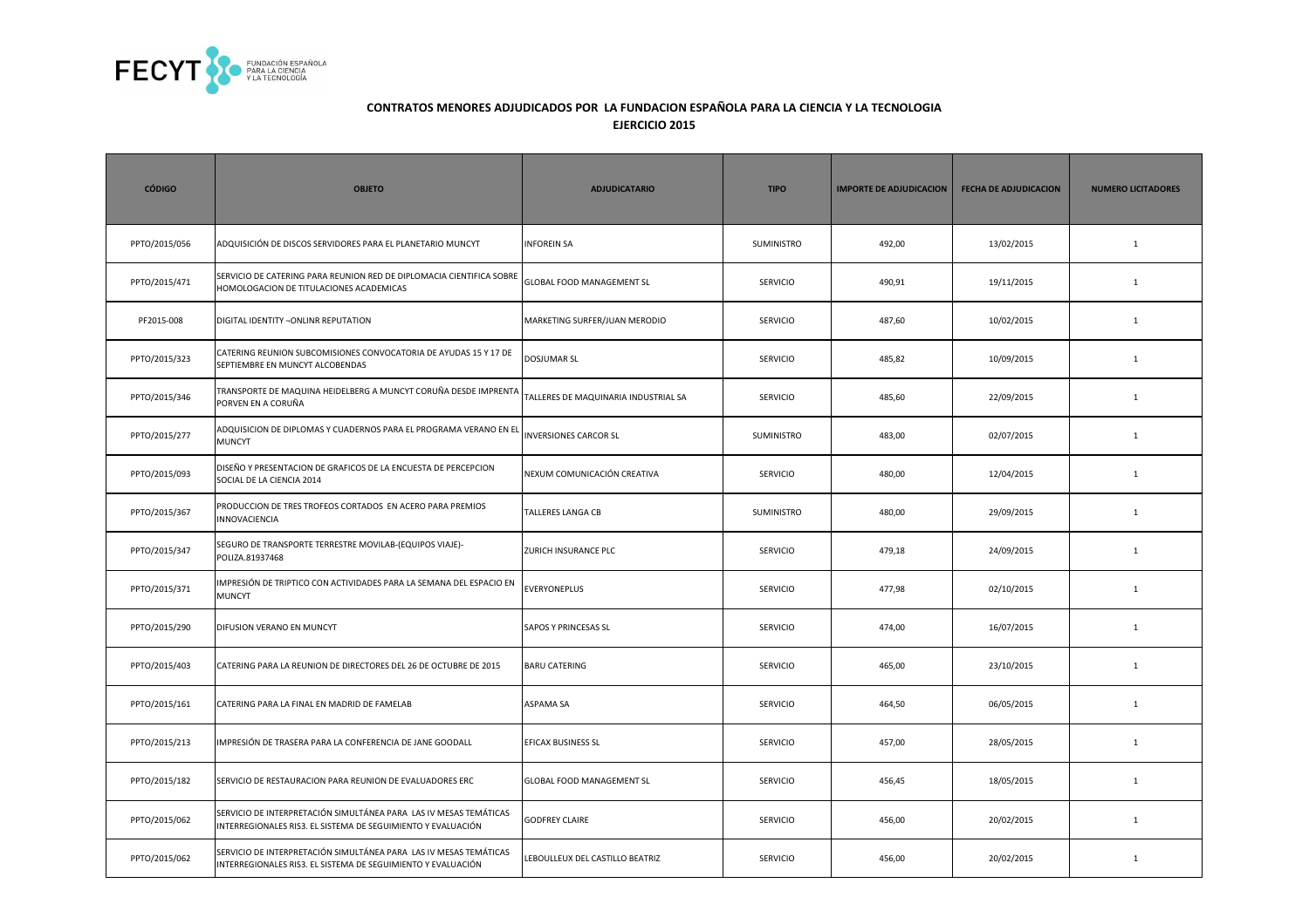**CONTRATOS MENORES ADJUDICADOS POR LA FUNDACION ESPAÑOLA PARA LA CIENCIA Y LA TECNOLOGIA**
**EJERCICIO 2015**

| CÓDIGO | OBJETO | ADJUDICATARIO | TIPO | IMPORTE DE ADJUDICACION | FECHA DE ADJUDICACION | NUMERO LICITADORES |
|---|---|---|---|---|---|---|
| PPTO/2015/056 | ADQUISICIÓN DE DISCOS SERVIDORES PARA EL PLANETARIO MUNCYT | INFOREIN SA | SUMINISTRO | 492,00 | 13/02/2015 | 1 |
| PPTO/2015/471 | SERVICIO DE CATERING PARA REUNION RED DE DIPLOMACIA CIENTIFICA SOBRE HOMOLOGACION DE TITULACIONES ACADEMICAS | GLOBAL FOOD MANAGEMENT SL | SERVICIO | 490,91 | 19/11/2015 | 1 |
| PF2015-008 | DIGITAL IDENTITY ¬ONLINR REPUTATION | MARKETING SURFER/JUAN MERODIO | SERVICIO | 487,60 | 10/02/2015 | 1 |
| PPTO/2015/323 | CATERING REUNION SUBCOMISIONES CONVOCATORIA DE AYUDAS 15 Y 17 DE SEPTIEMBRE EN MUNCYT ALCOBENDAS | DOSJUMAR SL | SERVICIO | 485,82 | 10/09/2015 | 1 |
| PPTO/2015/346 | TRANSPORTE DE MAQUINA HEIDELBERG A MUNCYT CORUÑA DESDE IMPRENTA PORVEN EN A CORUÑA | TALLERES DE MAQUINARIA INDUSTRIAL SA | SERVICIO | 485,60 | 22/09/2015 | 1 |
| PPTO/2015/277 | ADQUISICION DE DIPLOMAS Y CUADERNOS PARA EL PROGRAMA VERANO EN EL MUNCYT | INVERSIONES CARCOR SL | SUMINISTRO | 483,00 | 02/07/2015 | 1 |
| PPTO/2015/093 | DISEÑO Y PRESENTACION DE GRAFICOS DE LA ENCUESTA DE PERCEPCION SOCIAL DE LA CIENCIA 2014 | NEXUM COMUNICACIÓN CREATIVA | SERVICIO | 480,00 | 12/04/2015 | 1 |
| PPTO/2015/367 | PRODUCCION DE TRES TROFEOS CORTADOS EN ACERO PARA PREMIOS INNOVACIENCIA | TALLERES LANGA CB | SUMINISTRO | 480,00 | 29/09/2015 | 1 |
| PPTO/2015/347 | SEGURO DE TRANSPORTE TERRESTRE MOVILAB-(EQUIPOS VIAJE)-POLIZA.81937468 | ZURICH INSURANCE PLC | SERVICIO | 479,18 | 24/09/2015 | 1 |
| PPTO/2015/371 | IMPRESIÓN DE TRIPTICO CON ACTIVIDADES PARA LA SEMANA DEL ESPACIO EN MUNCYT | EVERYONEPLUS | SERVICIO | 477,98 | 02/10/2015 | 1 |
| PPTO/2015/290 | DIFUSION VERANO EN MUNCYT | SAPOS Y PRINCESAS SL | SERVICIO | 474,00 | 16/07/2015 | 1 |
| PPTO/2015/403 | CATERING PARA LA REUNION DE DIRECTORES DEL 26 DE OCTUBRE DE 2015 | BARU CATERING | SERVICIO | 465,00 | 23/10/2015 | 1 |
| PPTO/2015/161 | CATERING PARA LA FINAL EN MADRID DE FAMELAB | ASPAMA SA | SERVICIO | 464,50 | 06/05/2015 | 1 |
| PPTO/2015/213 | IMPRESIÓN DE TRASERA PARA LA CONFERENCIA DE JANE GOODALL | EFICAX BUSINESS SL | SERVICIO | 457,00 | 28/05/2015 | 1 |
| PPTO/2015/182 | SERVICIO DE RESTAURACION PARA REUNION DE EVALUADORES ERC | GLOBAL FOOD MANAGEMENT SL | SERVICIO | 456,45 | 18/05/2015 | 1 |
| PPTO/2015/062 | SERVICIO DE INTERPRETACIÓN SIMULTÁNEA PARA LAS IV MESAS TEMÁTICAS INTERREGIONALES RIS3. EL SISTEMA DE SEGUIMIENTO Y EVALUACIÓN | GODFREY CLAIRE | SERVICIO | 456,00 | 20/02/2015 | 1 |
| PPTO/2015/062 | SERVICIO DE INTERPRETACIÓN SIMULTÁNEA PARA LAS IV MESAS TEMÁTICAS INTERREGIONALES RIS3. EL SISTEMA DE SEGUIMIENTO Y EVALUACIÓN | LEBOULLEUX DEL CASTILLO BEATRIZ | SERVICIO | 456,00 | 20/02/2015 | 1 |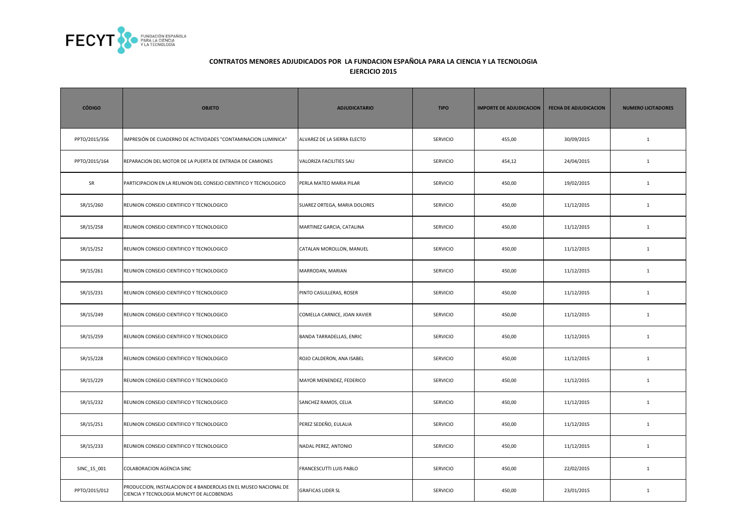**CONTRATOS MENORES ADJUDICADOS POR LA FUNDACION ESPAÑOLA PARA LA CIENCIA Y LA TECNOLOGIA**
**EJERCICIO 2015**

| CÓDIGO | OBJETO | ADJUDICATARIO | TIPO | IMPORTE DE ADJUDICACION | FECHA DE ADJUDICACION | NUMERO LICITADORES |
|---|---|---|---|---|---|---|
| PPTO/2015/356 | IMPRESIÓN DE CUADERNO DE ACTIVIDADES "CONTAMINACION LUMINICA" | ALVAREZ DE LA SIERRA ELECTO | SERVICIO | 455,00 | 30/09/2015 | 1 |
| PPTO/2015/164 | REPARACION DEL MOTOR DE LA PUERTA DE ENTRADA DE CAMIONES | VALORIZA FACILITIES SAU | SERVICIO | 454,12 | 24/04/2015 | 1 |
| SR | PARTICIPACION EN LA REUNION DEL CONSEJO CIENTIFICO Y TECNOLOGICO | PERLA MATEO MARIA PILAR | SERVICIO | 450,00 | 19/02/2015 | 1 |
| SR/15/260 | REUNION CONSEJO CIENTIFICO Y TECNOLOGICO | SUAREZ ORTEGA, MARIA DOLORES | SERVICIO | 450,00 | 11/12/2015 | 1 |
| SR/15/258 | REUNION CONSEJO CIENTIFICO Y TECNOLOGICO | MARTINEZ GARCIA, CATALINA | SERVICIO | 450,00 | 11/12/2015 | 1 |
| SR/15/252 | REUNION CONSEJO CIENTIFICO Y TECNOLOGICO | CATALAN MOROLLON, MANUEL | SERVICIO | 450,00 | 11/12/2015 | 1 |
| SR/15/261 | REUNION CONSEJO CIENTIFICO Y TECNOLOGICO | MARRODAN, MARIAN | SERVICIO | 450,00 | 11/12/2015 | 1 |
| SR/15/231 | REUNION CONSEJO CIENTIFICO Y TECNOLOGICO | PINTO CASULLERAS, ROSER | SERVICIO | 450,00 | 11/12/2015 | 1 |
| SR/15/249 | REUNION CONSEJO CIENTIFICO Y TECNOLOGICO | COMELLA CARNICE, JOAN XAVIER | SERVICIO | 450,00 | 11/12/2015 | 1 |
| SR/15/259 | REUNION CONSEJO CIENTIFICO Y TECNOLOGICO | BANDA TARRADELLAS, ENRIC | SERVICIO | 450,00 | 11/12/2015 | 1 |
| SR/15/228 | REUNION CONSEJO CIENTIFICO Y TECNOLOGICO | ROJO CALDERON, ANA ISABEL | SERVICIO | 450,00 | 11/12/2015 | 1 |
| SR/15/229 | REUNION CONSEJO CIENTIFICO Y TECNOLOGICO | MAYOR MENENDEZ, FEDERICO | SERVICIO | 450,00 | 11/12/2015 | 1 |
| SR/15/232 | REUNION CONSEJO CIENTIFICO Y TECNOLOGICO | SANCHEZ RAMOS, CELIA | SERVICIO | 450,00 | 11/12/2015 | 1 |
| SR/15/251 | REUNION CONSEJO CIENTIFICO Y TECNOLOGICO | PEREZ SEDEÑO, EULALIA | SERVICIO | 450,00 | 11/12/2015 | 1 |
| SR/15/233 | REUNION CONSEJO CIENTIFICO Y TECNOLOGICO | NADAL PEREZ, ANTONIO | SERVICIO | 450,00 | 11/12/2015 | 1 |
| SINC_15_001 | COLABORACION AGENCIA SINC | FRANCESCUTTI LUIS PABLO | SERVICIO | 450,00 | 22/02/2015 | 1 |
| PPTO/2015/012 | PRODUCCION, INSTALACION DE 4 BANDEROLAS EN EL MUSEO NACIONAL DE CIENCIA Y TECNOLOGIA MUNCYT DE ALCOBENDAS | GRAFICAS LIDER SL | SERVICIO | 450,00 | 23/01/2015 | 1 |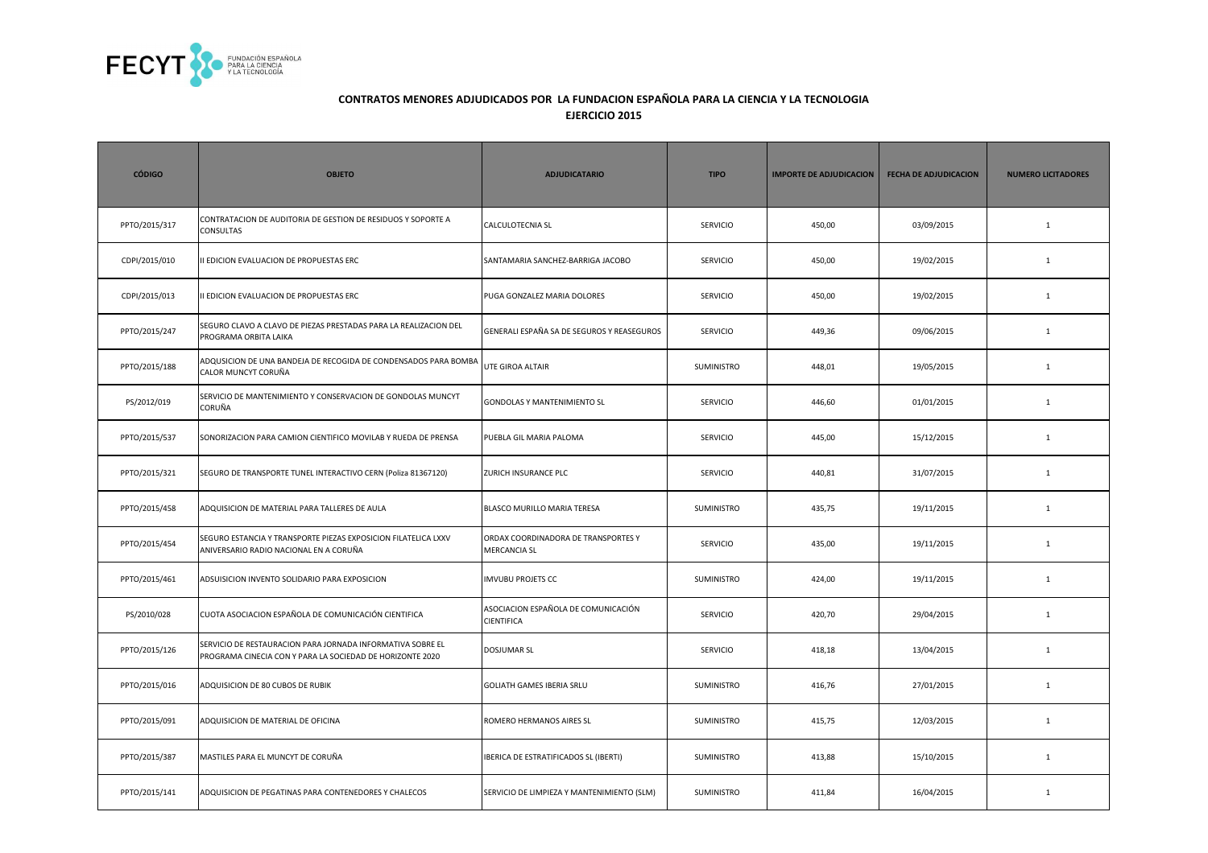## CONTRATOS MENORES ADJUDICADOS POR LA FUNDACION ESPAÑOLA PARA LA CIENCIA Y LA TECNOLOGIA

## EJERCICIO 2015

| CÓDIGO | OBJETO | ADJUDICATARIO | TIPO | IMPORTE DE ADJUDICACION | FECHA DE ADJUDICACION | NUMERO LICITADORES |
|---|---|---|---|---|---|---|
| PPTO/2015/317 | CONTRATACION DE AUDITORIA DE GESTION DE RESIDUOS Y SOPORTE A CONSULTAS | CALCULOTECNIA SL | SERVICIO | 450,00 | 03/09/2015 | 1 |
| CDPI/2015/010 | II EDICION EVALUACION DE PROPUESTAS ERC | SANTAMARIA SANCHEZ-BARRIGA JACOBO | SERVICIO | 450,00 | 19/02/2015 | 1 |
| CDPI/2015/013 | II EDICION EVALUACION DE PROPUESTAS ERC | PUGA GONZALEZ MARIA DOLORES | SERVICIO | 450,00 | 19/02/2015 | 1 |
| PPTO/2015/247 | SEGURO CLAVO A CLAVO DE PIEZAS PRESTADAS PARA LA REALIZACION DEL PROGRAMA ORBITA LAIKA | GENERALI ESPAÑA SA DE SEGUROS Y REASEGUROS | SERVICIO | 449,36 | 09/06/2015 | 1 |
| PPTO/2015/188 | ADQUSICION DE UNA BANDEJA DE RECOGIDA DE CONDENSADOS PARA BOMBA CALOR MUNCYT CORUÑA | UTE GIROA ALTAIR | SUMINISTRO | 448,01 | 19/05/2015 | 1 |
| PS/2012/019 | SERVICIO DE MANTENIMIENTO Y CONSERVACION DE GONDOLAS MUNCYT CORUÑA | GONDOLAS Y MANTENIMIENTO SL | SERVICIO | 446,60 | 01/01/2015 | 1 |
| PPTO/2015/537 | SONORIZACION PARA CAMION CIENTIFICO MOVILAB Y RUEDA DE PRENSA | PUEBLA GIL MARIA PALOMA | SERVICIO | 445,00 | 15/12/2015 | 1 |
| PPTO/2015/321 | SEGURO DE TRANSPORTE TUNEL INTERACTIVO CERN (Poliza 81367120) | ZURICH INSURANCE PLC | SERVICIO | 440,81 | 31/07/2015 | 1 |
| PPTO/2015/458 | ADQUISICION DE MATERIAL PARA TALLERES DE AULA | BLASCO MURILLO MARIA TERESA | SUMINISTRO | 435,75 | 19/11/2015 | 1 |
| PPTO/2015/454 | SEGURO ESTANCIA Y TRANSPORTE PIEZAS EXPOSICION FILATELICA LXXV ANIVERSARIO RADIO NACIONAL EN A CORUÑA | ORDAX COORDINADORA DE TRANSPORTES Y MERCANCIA SL | SERVICIO | 435,00 | 19/11/2015 | 1 |
| PPTO/2015/461 | ADSUISICION INVENTO SOLIDARIO PARA EXPOSICION | IMVUBU PROJETS CC | SUMINISTRO | 424,00 | 19/11/2015 | 1 |
| PS/2010/028 | CUOTA ASOCIACION ESPAÑOLA DE COMUNICACIÓN CIENTIFICA | ASOCIACION ESPAÑOLA DE COMUNICACIÓN CIENTIFICA | SERVICIO | 420,70 | 29/04/2015 | 1 |
| PPTO/2015/126 | SERVICIO DE RESTAURACION PARA JORNADA INFORMATIVA SOBRE EL PROGRAMA CINECIA CON Y PARA LA SOCIEDAD DE HORIZONTE 2020 | DOSJUMAR SL | SERVICIO | 418,18 | 13/04/2015 | 1 |
| PPTO/2015/016 | ADQUISICION DE 80 CUBOS DE RUBIK | GOLIATH GAMES IBERIA SRLU | SUMINISTRO | 416,76 | 27/01/2015 | 1 |
| PPTO/2015/091 | ADQUISICION DE MATERIAL DE OFICINA | ROMERO HERMANOS AIRES SL | SUMINISTRO | 415,75 | 12/03/2015 | 1 |
| PPTO/2015/387 | MASTILES PARA EL MUNCYT DE CORUÑA | IBERICA DE ESTRATIFICADOS SL (IBERTI) | SUMINISTRO | 413,88 | 15/10/2015 | 1 |
| PPTO/2015/141 | ADQUISICION DE PEGATINAS PARA CONTENEDORES Y CHALECOS | SERVICIO DE LIMPIEZA Y MANTENIMIENTO (SLM) | SUMINISTRO | 411,84 | 16/04/2015 | 1 |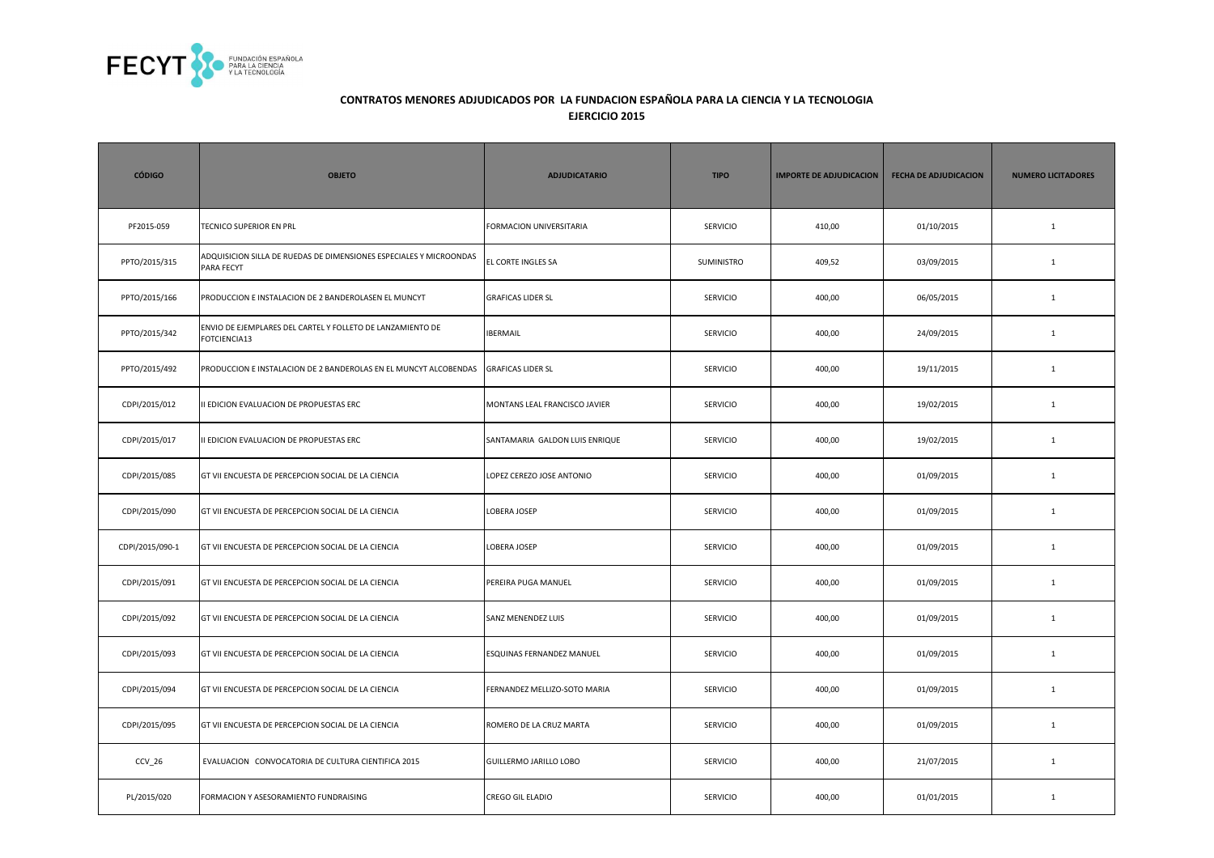## CONTRATOS MENORES ADJUDICADOS POR LA FUNDACION ESPAÑOLA PARA LA CIENCIA Y LA TECNOLOGIA
## EJERCICIO 2015

| CÓDIGO | OBJETO | ADJUDICATARIO | TIPO | IMPORTE DE ADJUDICACION | FECHA DE ADJUDICACION | NUMERO LICITADORES |
|---|---|---|---|---|---|---|
| PF2015-059 | TECNICO SUPERIOR EN PRL | FORMACION UNIVERSITARIA | SERVICIO | 410,00 | 01/10/2015 | 1 |
| PPTO/2015/315 | ADQUISICION SILLA DE RUEDAS DE DIMENSIONES ESPECIALES Y MICROONDAS PARA FECYT | EL CORTE INGLES SA | SUMINISTRO | 409,52 | 03/09/2015 | 1 |
| PPTO/2015/166 | PRODUCCION E INSTALACION DE 2 BANDEROLASEN EL MUNCYT | GRAFICAS LIDER SL | SERVICIO | 400,00 | 06/05/2015 | 1 |
| PPTO/2015/342 | ENVIO DE EJEMPLARES DEL CARTEL Y FOLLETO DE LANZAMIENTO DE FOTCIENCIA13 | IBERMAIL | SERVICIO | 400,00 | 24/09/2015 | 1 |
| PPTO/2015/492 | PRODUCCION E INSTALACION DE 2 BANDEROLAS EN EL MUNCYT ALCOBENDAS | GRAFICAS LIDER SL | SERVICIO | 400,00 | 19/11/2015 | 1 |
| CDPI/2015/012 | II EDICION EVALUACION DE PROPUESTAS ERC | MONTANS LEAL FRANCISCO JAVIER | SERVICIO | 400,00 | 19/02/2015 | 1 |
| CDPI/2015/017 | II EDICION EVALUACION DE PROPUESTAS ERC | SANTAMARIA GALDON LUIS ENRIQUE | SERVICIO | 400,00 | 19/02/2015 | 1 |
| CDPI/2015/085 | GT VII ENCUESTA DE PERCEPCION SOCIAL DE LA CIENCIA | LOPEZ CEREZO JOSE ANTONIO | SERVICIO | 400,00 | 01/09/2015 | 1 |
| CDPI/2015/090 | GT VII ENCUESTA DE PERCEPCION SOCIAL DE LA CIENCIA | LOBERA JOSEP | SERVICIO | 400,00 | 01/09/2015 | 1 |
| CDPI/2015/090-1 | GT VII ENCUESTA DE PERCEPCION SOCIAL DE LA CIENCIA | LOBERA JOSEP | SERVICIO | 400,00 | 01/09/2015 | 1 |
| CDPI/2015/091 | GT VII ENCUESTA DE PERCEPCION SOCIAL DE LA CIENCIA | PEREIRA PUGA MANUEL | SERVICIO | 400,00 | 01/09/2015 | 1 |
| CDPI/2015/092 | GT VII ENCUESTA DE PERCEPCION SOCIAL DE LA CIENCIA | SANZ MENENDEZ LUIS | SERVICIO | 400,00 | 01/09/2015 | 1 |
| CDPI/2015/093 | GT VII ENCUESTA DE PERCEPCION SOCIAL DE LA CIENCIA | ESQUINAS FERNANDEZ MANUEL | SERVICIO | 400,00 | 01/09/2015 | 1 |
| CDPI/2015/094 | GT VII ENCUESTA DE PERCEPCION SOCIAL DE LA CIENCIA | FERNANDEZ MELLIZO-SOTO MARIA | SERVICIO | 400,00 | 01/09/2015 | 1 |
| CDPI/2015/095 | GT VII ENCUESTA DE PERCEPCION SOCIAL DE LA CIENCIA | ROMERO DE LA CRUZ MARTA | SERVICIO | 400,00 | 01/09/2015 | 1 |
| CCV_26 | EVALUACION CONVOCATORIA DE CULTURA CIENTIFICA 2015 | GUILLERMO JARILLO LOBO | SERVICIO | 400,00 | 21/07/2015 | 1 |
| PL/2015/020 | FORMACION Y ASESORAMIENTO FUNDRAISING | CREGO GIL ELADIO | SERVICIO | 400,00 | 01/01/2015 | 1 |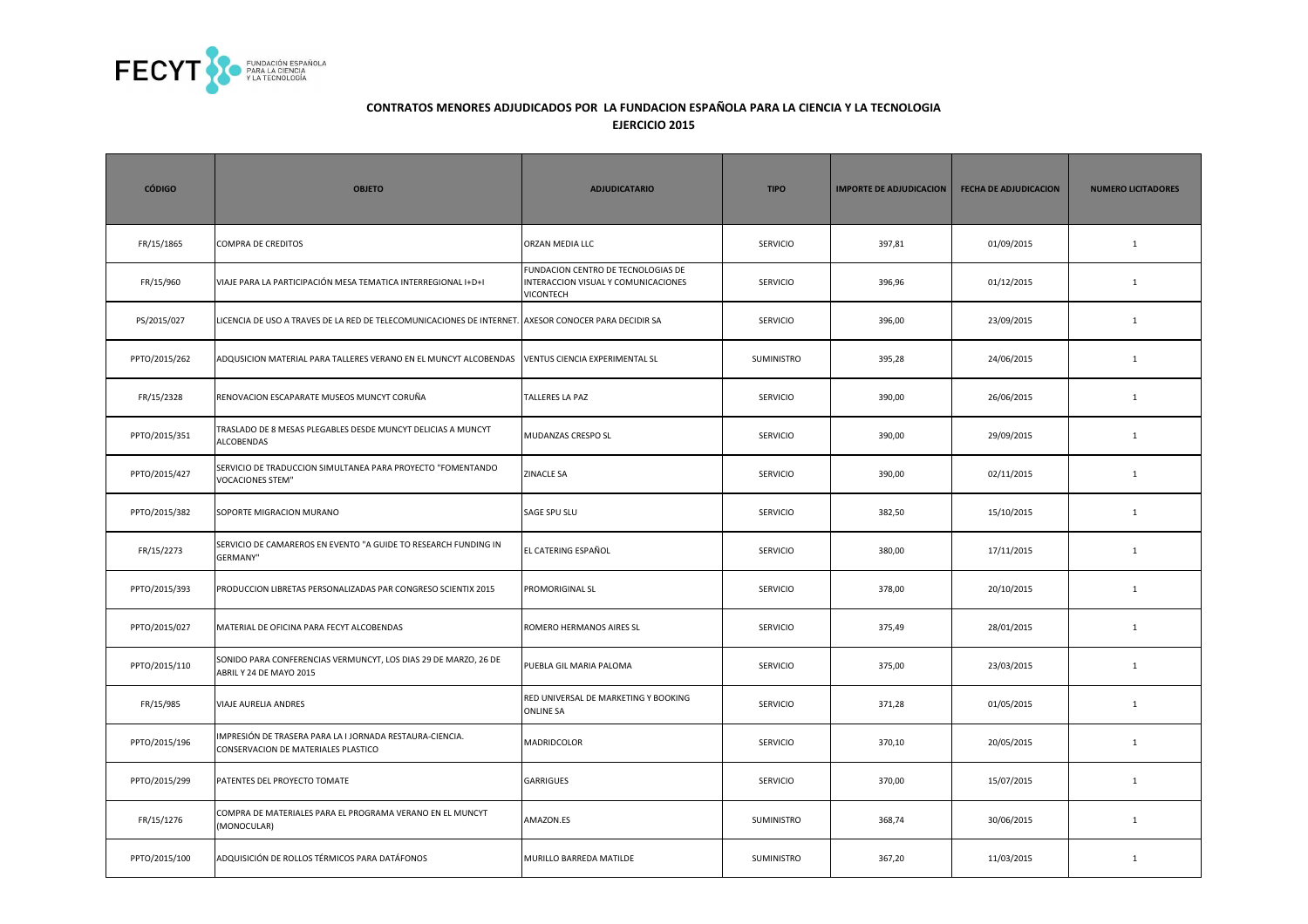## CONTRATOS MENORES ADJUDICADOS POR LA FUNDACION ESPAÑOLA PARA LA CIENCIA Y LA TECNOLOGIA

### EJERCICIO 2015

| CÓDIGO | OBJETO | ADJUDICATARIO | TIPO | IMPORTE DE ADJUDICACION | FECHA DE ADJUDICACION | NUMERO LICITADORES |
|---|---|---|---|---|---|---|
| FR/15/1865 | COMPRA DE CREDITOS | ORZAN MEDIA LLC | SERVICIO | 397,81 | 01/09/2015 | 1 |
| FR/15/960 | VIAJE PARA LA PARTICIPACIÓN MESA TEMATICA INTERREGIONAL I+D+I | FUNDACION CENTRO DE TECNOLOGIAS DE INTERACCION VISUAL Y COMUNICACIONES VICONTECH | SERVICIO | 396,96 | 01/12/2015 | 1 |
| PS/2015/027 | LICENCIA DE USO A TRAVES DE LA RED DE TELECOMUNICACIONES DE INTERNET. | AXESOR CONOCER PARA DECIDIR SA | SERVICIO | 396,00 | 23/09/2015 | 1 |
| PPTO/2015/262 | ADQUSICION MATERIAL PARA TALLERES VERANO EN EL MUNCYT ALCOBENDAS | VENTUS CIENCIA EXPERIMENTAL SL | SUMINISTRO | 395,28 | 24/06/2015 | 1 |
| FR/15/2328 | RENOVACION ESCAPARATE MUSEOS MUNCYT CORUÑA | TALLERES LA PAZ | SERVICIO | 390,00 | 26/06/2015 | 1 |
| PPTO/2015/351 | TRASLADO DE 8 MESAS PLEGABLES DESDE MUNCYT DELICIAS A MUNCYT ALCOBENDAS | MUDANZAS CRESPO SL | SERVICIO | 390,00 | 29/09/2015 | 1 |
| PPTO/2015/427 | SERVICIO DE TRADUCCION SIMULTANEA PARA PROYECTO "FOMENTANDO VOCACIONES STEM" | ZINACLE SA | SERVICIO | 390,00 | 02/11/2015 | 1 |
| PPTO/2015/382 | SOPORTE MIGRACION MURANO | SAGE SPU SLU | SERVICIO | 382,50 | 15/10/2015 | 1 |
| FR/15/2273 | SERVICIO DE CAMAREROS EN EVENTO "A GUIDE TO RESEARCH FUNDING IN GERMANY" | EL CATERING ESPAÑOL | SERVICIO | 380,00 | 17/11/2015 | 1 |
| PPTO/2015/393 | PRODUCCION LIBRETAS PERSONALIZADAS PAR CONGRESO SCIENTIX 2015 | PROMORIGINAL SL | SERVICIO | 378,00 | 20/10/2015 | 1 |
| PPTO/2015/027 | MATERIAL DE OFICINA PARA FECYT ALCOBENDAS | ROMERO HERMANOS AIRES SL | SERVICIO | 375,49 | 28/01/2015 | 1 |
| PPTO/2015/110 | SONIDO PARA CONFERENCIAS VERMUNCYT, LOS DIAS 29 DE MARZO, 26 DE ABRIL Y 24 DE MAYO 2015 | PUEBLA GIL MARIA PALOMA | SERVICIO | 375,00 | 23/03/2015 | 1 |
| FR/15/985 | VIAJE AURELIA ANDRES | RED UNIVERSAL DE MARKETING Y BOOKING ONLINE SA | SERVICIO | 371,28 | 01/05/2015 | 1 |
| PPTO/2015/196 | IMPRESIÓN DE TRASERA PARA LA I JORNADA RESTAURA-CIENCIA. CONSERVACION DE MATERIALES PLASTICO | MADRIDCOLOR | SERVICIO | 370,10 | 20/05/2015 | 1 |
| PPTO/2015/299 | PATENTES DEL PROYECTO TOMATE | GARRIGUES | SERVICIO | 370,00 | 15/07/2015 | 1 |
| FR/15/1276 | COMPRA DE MATERIALES PARA EL PROGRAMA VERANO EN EL MUNCYT (MONOCULAR) | AMAZON.ES | SUMINISTRO | 368,74 | 30/06/2015 | 1 |
| PPTO/2015/100 | ADQUISICIÓN DE ROLLOS TÉRMICOS PARA DATÁFONOS | MURILLO BARREDA MATILDE | SUMINISTRO | 367,20 | 11/03/2015 | 1 |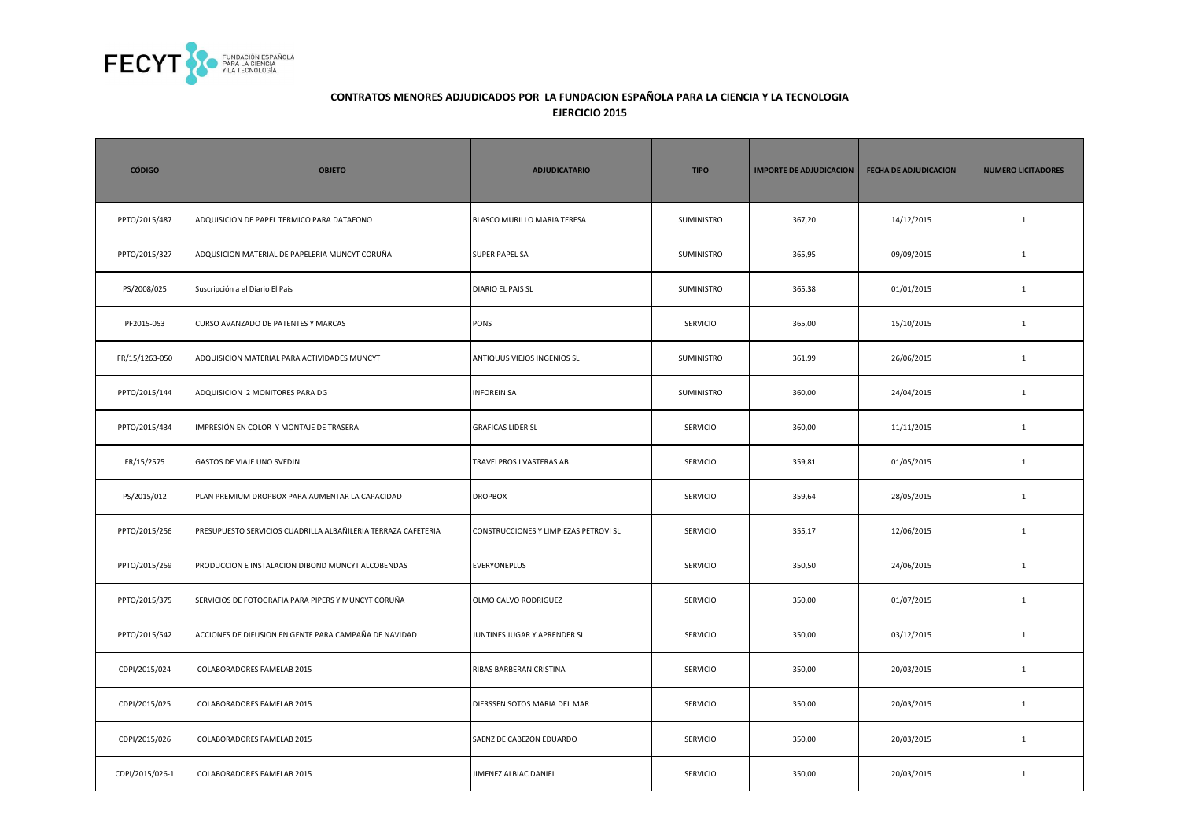**CONTRATOS MENORES ADJUDICADOS POR LA FUNDACION ESPAÑOLA PARA LA CIENCIA Y LA TECNOLOGIA**

**EJERCICIO 2015**

| CÓDIGO | OBJETO | ADJUDICATARIO | TIPO | IMPORTE DE ADJUDICACION | FECHA DE ADJUDICACION | NUMERO LICITADORES |
|---|---|---|---|---|---|---|
| PPTO/2015/487 | ADQUISICION DE PAPEL TERMICO PARA DATAFONO | BLASCO MURILLO MARIA TERESA | SUMINISTRO | 367,20 | 14/12/2015 | 1 |
| PPTO/2015/327 | ADQUSICION MATERIAL DE PAPELERIA MUNCYT CORUÑA | SUPER PAPEL SA | SUMINISTRO | 365,95 | 09/09/2015 | 1 |
| PS/2008/025 | Suscripción a el Diario El Pais | DIARIO EL PAIS SL | SUMINISTRO | 365,38 | 01/01/2015 | 1 |
| PF2015-053 | CURSO AVANZADO DE PATENTES Y MARCAS | PONS | SERVICIO | 365,00 | 15/10/2015 | 1 |
| FR/15/1263-050 | ADQUISICION MATERIAL PARA ACTIVIDADES MUNCYT | ANTIQUUS VIEJOS INGENIOS SL | SUMINISTRO | 361,99 | 26/06/2015 | 1 |
| PPTO/2015/144 | ADQUISICION 2 MONITORES PARA DG | INFOREIN SA | SUMINISTRO | 360,00 | 24/04/2015 | 1 |
| PPTO/2015/434 | IMPRESIÓN EN COLOR Y MONTAJE DE TRASERA | GRAFICAS LIDER SL | SERVICIO | 360,00 | 11/11/2015 | 1 |
| FR/15/2575 | GASTOS DE VIAJE UNO SVEDIN | TRAVELPROS I VASTERAS AB | SERVICIO | 359,81 | 01/05/2015 | 1 |
| PS/2015/012 | PLAN PREMIUM DROPBOX PARA AUMENTAR LA CAPACIDAD | DROPBOX | SERVICIO | 359,64 | 28/05/2015 | 1 |
| PPTO/2015/256 | PRESUPUESTO SERVICIOS CUADRILLA ALBAÑILERIA TERRAZA CAFETERIA | CONSTRUCCIONES Y LIMPIEZAS PETROVI SL | SERVICIO | 355,17 | 12/06/2015 | 1 |
| PPTO/2015/259 | PRODUCCION E INSTALACION DIBOND MUNCYT ALCOBENDAS | EVERYONEPLUS | SERVICIO | 350,50 | 24/06/2015 | 1 |
| PPTO/2015/375 | SERVICIOS DE FOTOGRAFIA PARA PIPERS Y MUNCYT CORUÑA | OLMO CALVO RODRIGUEZ | SERVICIO | 350,00 | 01/07/2015 | 1 |
| PPTO/2015/542 | ACCIONES DE DIFUSION EN GENTE PARA CAMPAÑA DE NAVIDAD | JUNTINES JUGAR Y APRENDER SL | SERVICIO | 350,00 | 03/12/2015 | 1 |
| CDPI/2015/024 | COLABORADORES FAMELAB 2015 | RIBAS BARBERAN CRISTINA | SERVICIO | 350,00 | 20/03/2015 | 1 |
| CDPI/2015/025 | COLABORADORES FAMELAB 2015 | DIERSSEN SOTOS MARIA DEL MAR | SERVICIO | 350,00 | 20/03/2015 | 1 |
| CDPI/2015/026 | COLABORADORES FAMELAB 2015 | SAENZ DE CABEZON EDUARDO | SERVICIO | 350,00 | 20/03/2015 | 1 |
| CDPI/2015/026-1 | COLABORADORES FAMELAB 2015 | JIMENEZ ALBIAC DANIEL | SERVICIO | 350,00 | 20/03/2015 | 1 |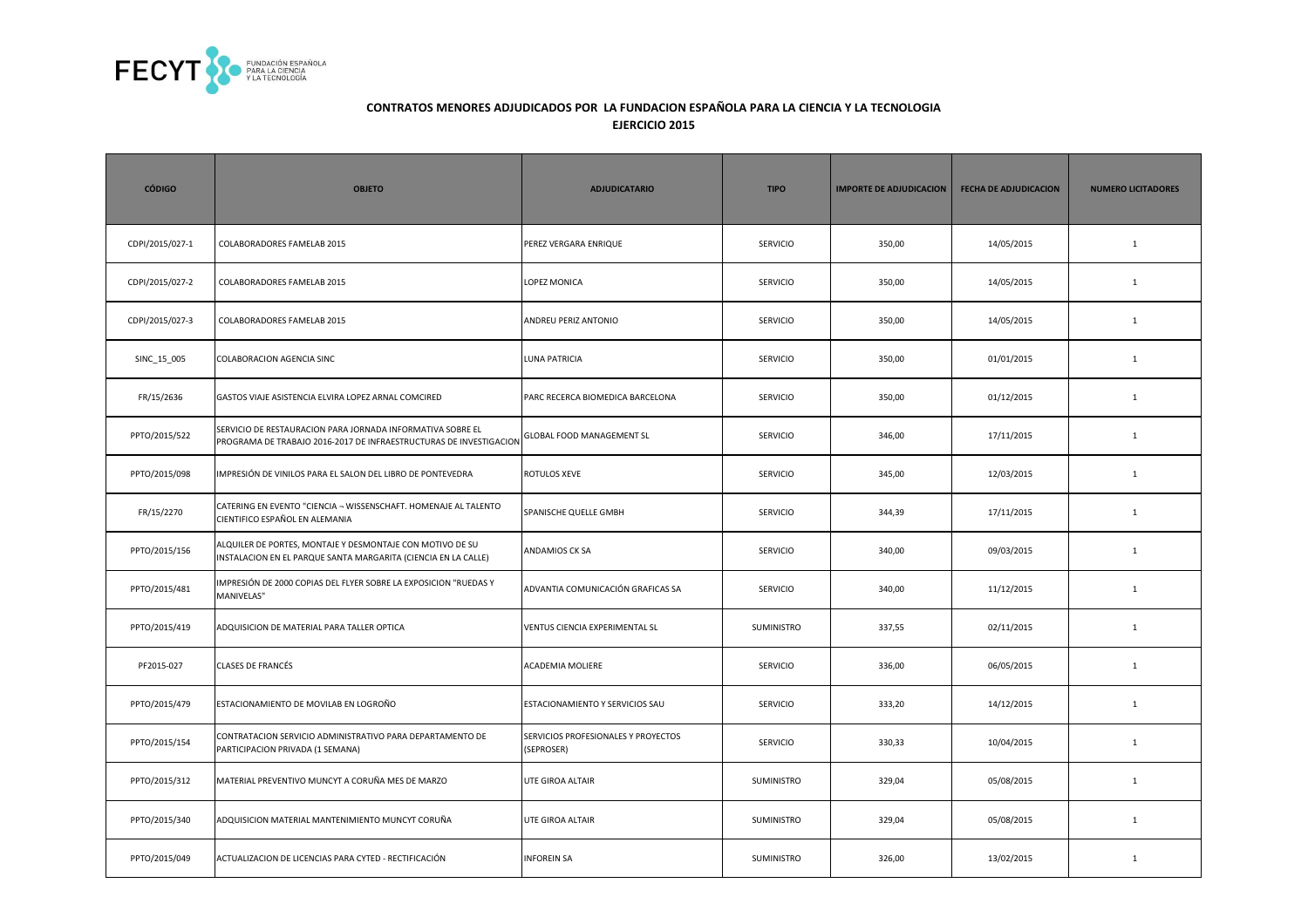FECYT FUNDACIÓN ESPAÑOLA PARA LA CIENCIA Y LA TECNOLOGÍA

**CONTRATOS MENORES ADJUDICADOS POR LA FUNDACION ESPAÑOLA PARA LA CIENCIA Y LA TECNOLOGIA**
**EJERCICIO 2015**

| CÓDIGO | OBJETO | ADJUDICATARIO | TIPO | IMPORTE DE ADJUDICACION | FECHA DE ADJUDICACION | NUMERO LICITADORES |
|---|---|---|---|---|---|---|
| CDPI/2015/027-1 | COLABORADORES FAMELAB 2015 | PEREZ VERGARA ENRIQUE | SERVICIO | 350,00 | 14/05/2015 | 1 |
| CDPI/2015/027-2 | COLABORADORES FAMELAB 2015 | LOPEZ MONICA | SERVICIO | 350,00 | 14/05/2015 | 1 |
| CDPI/2015/027-3 | COLABORADORES FAMELAB 2015 | ANDREU PERIZ ANTONIO | SERVICIO | 350,00 | 14/05/2015 | 1 |
| SINC_15_005 | COLABORACION AGENCIA SINC | LUNA PATRICIA | SERVICIO | 350,00 | 01/01/2015 | 1 |
| FR/15/2636 | GASTOS VIAJE ASISTENCIA ELVIRA LOPEZ ARNAL COMCIRED | PARC RECERCA BIOMEDICA BARCELONA | SERVICIO | 350,00 | 01/12/2015 | 1 |
| PPTO/2015/522 | SERVICIO DE RESTAURACION PARA JORNADA INFORMATIVA SOBRE EL PROGRAMA DE TRABAJO 2016-2017 DE INFRAESTRUCTURAS DE INVESTIGACION | GLOBAL FOOD MANAGEMENT SL | SERVICIO | 346,00 | 17/11/2015 | 1 |
| PPTO/2015/098 | IMPRESIÓN DE VINILOS PARA EL SALON DEL LIBRO DE PONTEVEDRA | ROTULOS XEVE | SERVICIO | 345,00 | 12/03/2015 | 1 |
| FR/15/2270 | CATERING EN EVENTO "CIENCIA ¬ WISSENSCHAFT. HOMENAJE AL TALENTO CIENTIFICO ESPAÑOL EN ALEMANIA | SPANISCHE QUELLE GMBH | SERVICIO | 344,39 | 17/11/2015 | 1 |
| PPTO/2015/156 | ALQUILER DE PORTES, MONTAJE Y DESMONTAJE CON MOTIVO DE SU INSTALACION EN EL PARQUE SANTA MARGARITA (CIENCIA EN LA CALLE) | ANDAMIOS CK SA | SERVICIO | 340,00 | 09/03/2015 | 1 |
| PPTO/2015/481 | IMPRESIÓN DE 2000 COPIAS DEL FLYER SOBRE LA EXPOSICION "RUEDAS Y MANIVELAS" | ADVANTIA COMUNICACIÓN GRAFICAS SA | SERVICIO | 340,00 | 11/12/2015 | 1 |
| PPTO/2015/419 | ADQUISICION DE MATERIAL PARA TALLER OPTICA | VENTUS CIENCIA EXPERIMENTAL SL | SUMINISTRO | 337,55 | 02/11/2015 | 1 |
| PF2015-027 | CLASES DE FRANCÉS | ACADEMIA MOLIERE | SERVICIO | 336,00 | 06/05/2015 | 1 |
| PPTO/2015/479 | ESTACIONAMIENTO DE MOVILAB EN LOGROÑO | ESTACIONAMIENTO Y SERVICIOS SAU | SERVICIO | 333,20 | 14/12/2015 | 1 |
| PPTO/2015/154 | CONTRATACION SERVICIO ADMINISTRATIVO PARA DEPARTAMENTO DE PARTICIPACION PRIVADA (1 SEMANA) | SERVICIOS PROFESIONALES Y PROYECTOS (SEPROSER) | SERVICIO | 330,33 | 10/04/2015 | 1 |
| PPTO/2015/312 | MATERIAL PREVENTIVO MUNCYT A CORUÑA MES DE MARZO | UTE GIROA ALTAIR | SUMINISTRO | 329,04 | 05/08/2015 | 1 |
| PPTO/2015/340 | ADQUISICION MATERIAL MANTENIMIENTO MUNCYT CORUÑA | UTE GIROA ALTAIR | SUMINISTRO | 329,04 | 05/08/2015 | 1 |
| PPTO/2015/049 | ACTUALIZACION DE LICENCIAS PARA CYTED - RECTIFICACIÓN | INFOREIN SA | SUMINISTRO | 326,00 | 13/02/2015 | 1 |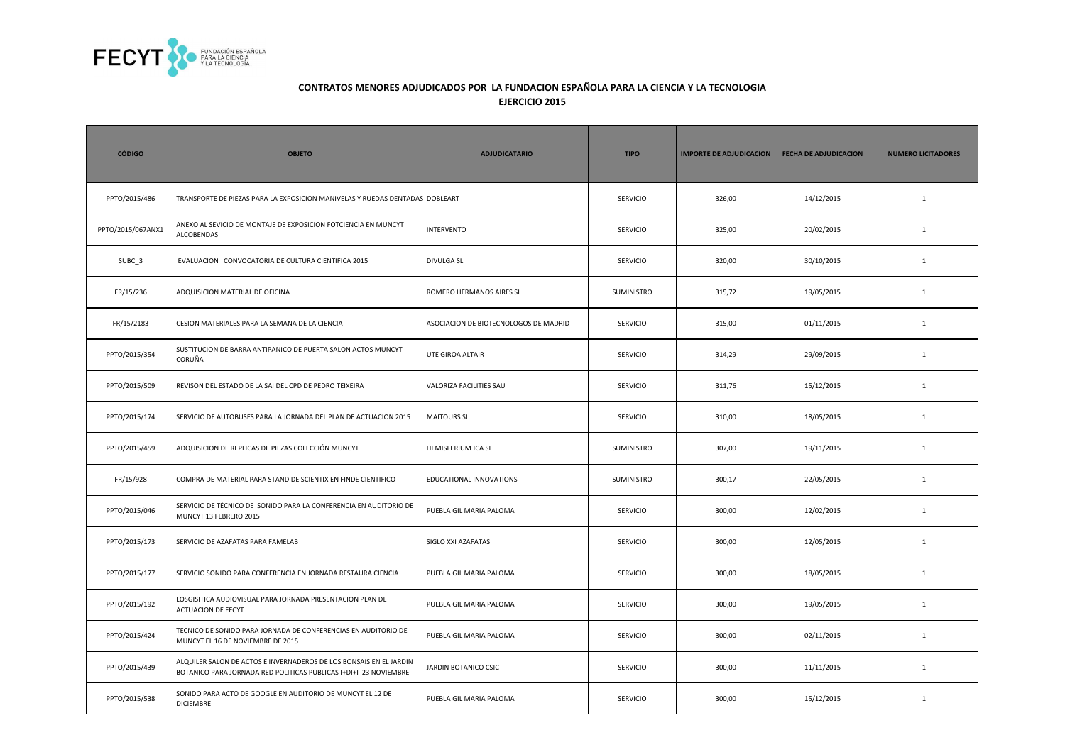**CONTRATOS MENORES ADJUDICADOS POR LA FUNDACION ESPAÑOLA PARA LA CIENCIA Y LA TECNOLOGIA**

**EJERCICIO 2015**

| CÓDIGO | OBJETO | ADJUDICATARIO | TIPO | IMPORTE DE ADJUDICACION | FECHA DE ADJUDICACION | NUMERO LICITADORES |
|---|---|---|---|---|---|---|
| PPTO/2015/486 | TRANSPORTE DE PIEZAS PARA LA EXPOSICION MANIVELAS Y RUEDAS DENTADAS | DOBLEART | SERVICIO | 326,00 | 14/12/2015 | 1 |
| PPTO/2015/067ANX1 | ANEXO AL SEVICIO DE MONTAJE DE EXPOSICION FOTCIENCIA EN MUNCYT ALCOBENDAS | INTERVENTO | SERVICIO | 325,00 | 20/02/2015 | 1 |
| SUBC_3 | EVALUACION CONVOCATORIA DE CULTURA CIENTIFICA 2015 | DIVULGA SL | SERVICIO | 320,00 | 30/10/2015 | 1 |
| FR/15/236 | ADQUISICION MATERIAL DE OFICINA | ROMERO HERMANOS AIRES SL | SUMINISTRO | 315,72 | 19/05/2015 | 1 |
| FR/15/2183 | CESION MATERIALES PARA LA SEMANA DE LA CIENCIA | ASOCIACION DE BIOTECNOLOGOS DE MADRID | SERVICIO | 315,00 | 01/11/2015 | 1 |
| PPTO/2015/354 | SUSTITUCION DE BARRA ANTIPANICO DE PUERTA SALON ACTOS MUNCYT CORUÑA | UTE GIROA ALTAIR | SERVICIO | 314,29 | 29/09/2015 | 1 |
| PPTO/2015/509 | REVISON DEL ESTADO DE LA SAI DEL CPD DE PEDRO TEIXEIRA | VALORIZA FACILITIES SAU | SERVICIO | 311,76 | 15/12/2015 | 1 |
| PPTO/2015/174 | SERVICIO DE AUTOBUSES PARA LA JORNADA DEL PLAN DE ACTUACION 2015 | MAITOURS SL | SERVICIO | 310,00 | 18/05/2015 | 1 |
| PPTO/2015/459 | ADQUISICION DE REPLICAS DE PIEZAS COLECCIÓN MUNCYT | HEMISFERIUM ICA SL | SUMINISTRO | 307,00 | 19/11/2015 | 1 |
| FR/15/928 | COMPRA DE MATERIAL PARA STAND DE SCIENTIX EN FINDE CIENTIFICO | EDUCATIONAL INNOVATIONS | SUMINISTRO | 300,17 | 22/05/2015 | 1 |
| PPTO/2015/046 | SERVICIO DE TÉCNICO DE SONIDO PARA LA CONFERENCIA EN AUDITORIO DE MUNCYT 13 FEBRERO 2015 | PUEBLA GIL MARIA PALOMA | SERVICIO | 300,00 | 12/02/2015 | 1 |
| PPTO/2015/173 | SERVICIO DE AZAFATAS PARA FAMELAB | SIGLO XXI AZAFATAS | SERVICIO | 300,00 | 12/05/2015 | 1 |
| PPTO/2015/177 | SERVICIO SONIDO PARA CONFERENCIA EN JORNADA RESTAURA CIENCIA | PUEBLA GIL MARIA PALOMA | SERVICIO | 300,00 | 18/05/2015 | 1 |
| PPTO/2015/192 | LOSGISITICA AUDIOVISUAL PARA JORNADA PRESENTACION PLAN DE ACTUACION DE FECYT | PUEBLA GIL MARIA PALOMA | SERVICIO | 300,00 | 19/05/2015 | 1 |
| PPTO/2015/424 | TECNICO DE SONIDO PARA JORNADA DE CONFERENCIAS EN AUDITORIO DE MUNCYT EL 16 DE NOVIEMBRE DE 2015 | PUEBLA GIL MARIA PALOMA | SERVICIO | 300,00 | 02/11/2015 | 1 |
| PPTO/2015/439 | ALQUILER SALON DE ACTOS E INVERNADEROS DE LOS BONSAIS EN EL JARDIN BOTANICO PARA JORNADA RED POLITICAS PUBLICAS I+DI+I 23 NOVIEMBRE | JARDIN BOTANICO CSIC | SERVICIO | 300,00 | 11/11/2015 | 1 |
| PPTO/2015/538 | SONIDO PARA ACTO DE GOOGLE EN AUDITORIO DE MUNCYT EL 12 DE DICIEMBRE | PUEBLA GIL MARIA PALOMA | SERVICIO | 300,00 | 15/12/2015 | 1 |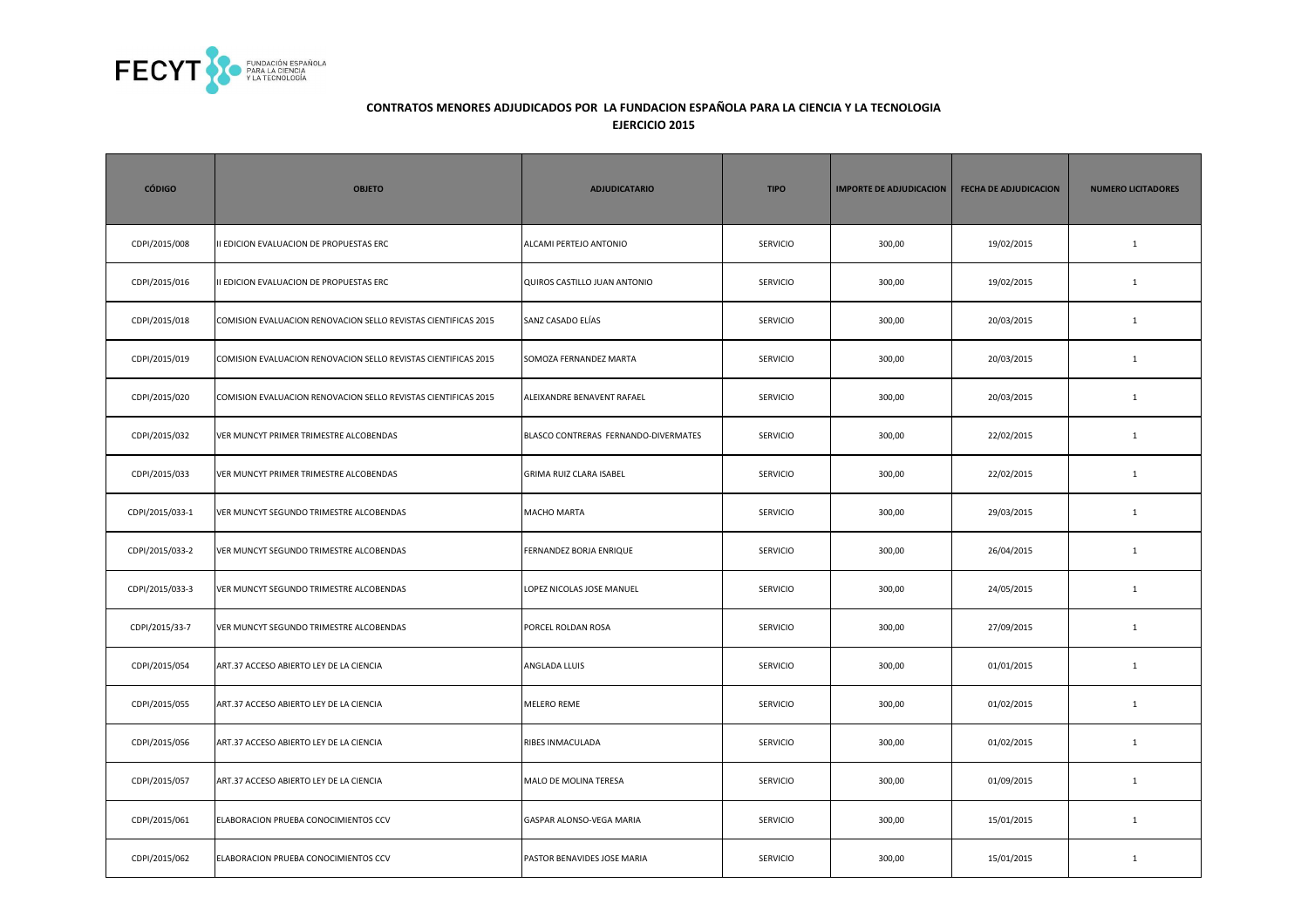**CONTRATOS MENORES ADJUDICADOS POR LA FUNDACION ESPAÑOLA PARA LA CIENCIA Y LA TECNOLOGIA**
**EJERCICIO 2015**

| CÓDIGO | OBJETO | ADJUDICATARIO | TIPO | IMPORTE DE ADJUDICACION | FECHA DE ADJUDICACION | NUMERO LICITADORES |
|---|---|---|---|---|---|---|
| CDPI/2015/008 | II EDICION EVALUACION DE PROPUESTAS ERC | ALCAMI PERTEJO ANTONIO | SERVICIO | 300,00 | 19/02/2015 | 1 |
| CDPI/2015/016 | II EDICION EVALUACION DE PROPUESTAS ERC | QUIROS CASTILLO JUAN ANTONIO | SERVICIO | 300,00 | 19/02/2015 | 1 |
| CDPI/2015/018 | COMISION EVALUACION RENOVACION SELLO REVISTAS CIENTIFICAS 2015 | SANZ CASADO ELÍAS | SERVICIO | 300,00 | 20/03/2015 | 1 |
| CDPI/2015/019 | COMISION EVALUACION RENOVACION SELLO REVISTAS CIENTIFICAS 2015 | SOMOZA FERNANDEZ MARTA | SERVICIO | 300,00 | 20/03/2015 | 1 |
| CDPI/2015/020 | COMISION EVALUACION RENOVACION SELLO REVISTAS CIENTIFICAS 2015 | ALEIXANDRE BENAVENT RAFAEL | SERVICIO | 300,00 | 20/03/2015 | 1 |
| CDPI/2015/032 | VER MUNCYT PRIMER TRIMESTRE ALCOBENDAS | BLASCO CONTRERAS FERNANDO-DIVERMATES | SERVICIO | 300,00 | 22/02/2015 | 1 |
| CDPI/2015/033 | VER MUNCYT PRIMER TRIMESTRE ALCOBENDAS | GRIMA RUIZ CLARA ISABEL | SERVICIO | 300,00 | 22/02/2015 | 1 |
| CDPI/2015/033-1 | VER MUNCYT SEGUNDO TRIMESTRE ALCOBENDAS | MACHO MARTA | SERVICIO | 300,00 | 29/03/2015 | 1 |
| CDPI/2015/033-2 | VER MUNCYT SEGUNDO TRIMESTRE ALCOBENDAS | FERNANDEZ BORJA ENRIQUE | SERVICIO | 300,00 | 26/04/2015 | 1 |
| CDPI/2015/033-3 | VER MUNCYT SEGUNDO TRIMESTRE ALCOBENDAS | LOPEZ NICOLAS JOSE MANUEL | SERVICIO | 300,00 | 24/05/2015 | 1 |
| CDPI/2015/33-7 | VER MUNCYT SEGUNDO TRIMESTRE ALCOBENDAS | PORCEL ROLDAN ROSA | SERVICIO | 300,00 | 27/09/2015 | 1 |
| CDPI/2015/054 | ART.37 ACCESO ABIERTO LEY DE LA CIENCIA | ANGLADA LLUIS | SERVICIO | 300,00 | 01/01/2015 | 1 |
| CDPI/2015/055 | ART.37 ACCESO ABIERTO LEY DE LA CIENCIA | MELERO REME | SERVICIO | 300,00 | 01/02/2015 | 1 |
| CDPI/2015/056 | ART.37 ACCESO ABIERTO LEY DE LA CIENCIA | RIBES INMACULADA | SERVICIO | 300,00 | 01/02/2015 | 1 |
| CDPI/2015/057 | ART.37 ACCESO ABIERTO LEY DE LA CIENCIA | MALO DE MOLINA TERESA | SERVICIO | 300,00 | 01/09/2015 | 1 |
| CDPI/2015/061 | ELABORACION PRUEBA CONOCIMIENTOS CCV | GASPAR ALONSO-VEGA MARIA | SERVICIO | 300,00 | 15/01/2015 | 1 |
| CDPI/2015/062 | ELABORACION PRUEBA CONOCIMIENTOS CCV | PASTOR BENAVIDES JOSE MARIA | SERVICIO | 300,00 | 15/01/2015 | 1 |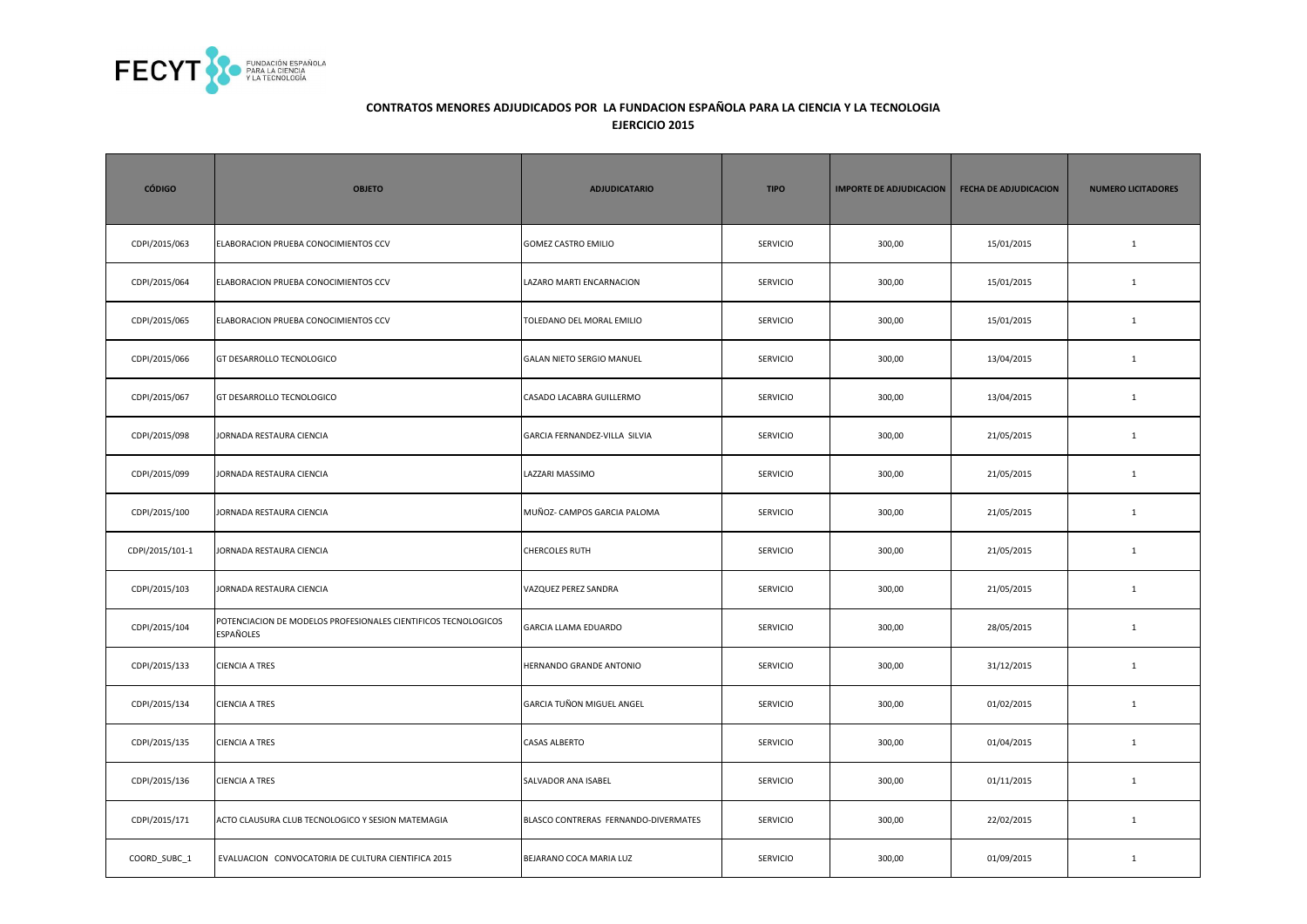**CONTRATOS MENORES ADJUDICADOS POR LA FUNDACION ESPAÑOLA PARA LA CIENCIA Y LA TECNOLOGIA**

**EJERCICIO 2015**

| CÓDIGO | OBJETO | ADJUDICATARIO | TIPO | IMPORTE DE ADJUDICACION | FECHA DE ADJUDICACION | NUMERO LICITADORES |
|---|---|---|---|---|---|---|
| CDPI/2015/063 | ELABORACION PRUEBA CONOCIMIENTOS CCV | GOMEZ CASTRO EMILIO | SERVICIO | 300,00 | 15/01/2015 | 1 |
| CDPI/2015/064 | ELABORACION PRUEBA CONOCIMIENTOS CCV | LAZARO MARTI ENCARNACION | SERVICIO | 300,00 | 15/01/2015 | 1 |
| CDPI/2015/065 | ELABORACION PRUEBA CONOCIMIENTOS CCV | TOLEDANO DEL MORAL EMILIO | SERVICIO | 300,00 | 15/01/2015 | 1 |
| CDPI/2015/066 | GT DESARROLLO TECNOLOGICO | GALAN NIETO SERGIO MANUEL | SERVICIO | 300,00 | 13/04/2015 | 1 |
| CDPI/2015/067 | GT DESARROLLO TECNOLOGICO | CASADO LACABRA GUILLERMO | SERVICIO | 300,00 | 13/04/2015 | 1 |
| CDPI/2015/098 | JORNADA RESTAURA CIENCIA | GARCIA FERNANDEZ-VILLA SILVIA | SERVICIO | 300,00 | 21/05/2015 | 1 |
| CDPI/2015/099 | JORNADA RESTAURA CIENCIA | LAZZARI MASSIMO | SERVICIO | 300,00 | 21/05/2015 | 1 |
| CDPI/2015/100 | JORNADA RESTAURA CIENCIA | MUÑOZ- CAMPOS GARCIA PALOMA | SERVICIO | 300,00 | 21/05/2015 | 1 |
| CDPI/2015/101-1 | JORNADA RESTAURA CIENCIA | CHERCOLES RUTH | SERVICIO | 300,00 | 21/05/2015 | 1 |
| CDPI/2015/103 | JORNADA RESTAURA CIENCIA | VAZQUEZ PEREZ SANDRA | SERVICIO | 300,00 | 21/05/2015 | 1 |
| CDPI/2015/104 | POTENCIACION DE MODELOS PROFESIONALES CIENTIFICOS TECNOLOGICOS ESPAÑOLES | GARCIA LLAMA EDUARDO | SERVICIO | 300,00 | 28/05/2015 | 1 |
| CDPI/2015/133 | CIENCIA A TRES | HERNANDO GRANDE ANTONIO | SERVICIO | 300,00 | 31/12/2015 | 1 |
| CDPI/2015/134 | CIENCIA A TRES | GARCIA TUÑON MIGUEL ANGEL | SERVICIO | 300,00 | 01/02/2015 | 1 |
| CDPI/2015/135 | CIENCIA A TRES | CASAS ALBERTO | SERVICIO | 300,00 | 01/04/2015 | 1 |
| CDPI/2015/136 | CIENCIA A TRES | SALVADOR ANA ISABEL | SERVICIO | 300,00 | 01/11/2015 | 1 |
| CDPI/2015/171 | ACTO CLAUSURA CLUB TECNOLOGICO Y SESION MATEMAGIA | BLASCO CONTRERAS FERNANDO-DIVERMATES | SERVICIO | 300,00 | 22/02/2015 | 1 |
| COORD_SUBC_1 | EVALUACION CONVOCATORIA DE CULTURA CIENTIFICA 2015 | BEJARANO COCA MARIA LUZ | SERVICIO | 300,00 | 01/09/2015 | 1 |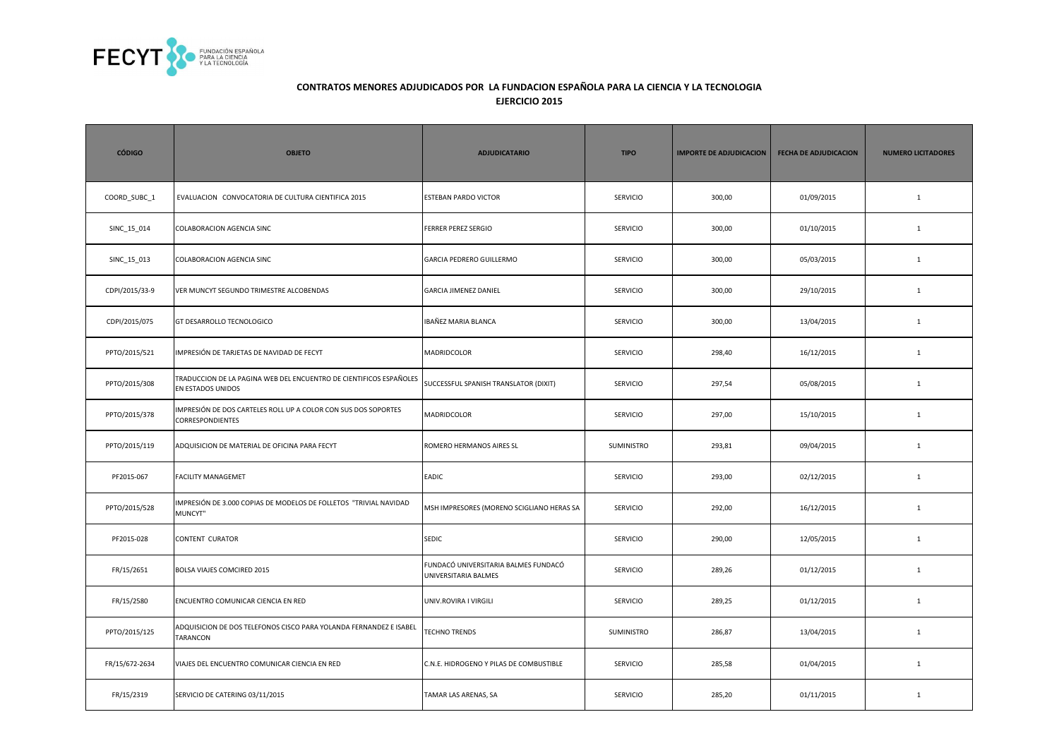FECYT FUNDACIÓN ESPAÑOLA PARA LA CIENCIA Y LA TECNOLOGÍA

## CONTRATOS MENORES ADJUDICADOS POR LA FUNDACION ESPAÑOLA PARA LA CIENCIA Y LA TECNOLOGIA
## EJERCICIO 2015

| CÓDIGO | OBJETO | ADJUDICATARIO | TIPO | IMPORTE DE ADJUDICACION | FECHA DE ADJUDICACION | NUMERO LICITADORES |
|---|---|---|---|---|---|---|
| COORD_SUBC_1 | EVALUACION CONVOCATORIA DE CULTURA CIENTIFICA 2015 | ESTEBAN PARDO VICTOR | SERVICIO | 300,00 | 01/09/2015 | 1 |
| SINC_15_014 | COLABORACION AGENCIA SINC | FERRER PEREZ SERGIO | SERVICIO | 300,00 | 01/10/2015 | 1 |
| SINC_15_013 | COLABORACION AGENCIA SINC | GARCIA PEDRERO GUILLERMO | SERVICIO | 300,00 | 05/03/2015 | 1 |
| CDPI/2015/33-9 | VER MUNCYT SEGUNDO TRIMESTRE ALCOBENDAS | GARCIA JIMENEZ DANIEL | SERVICIO | 300,00 | 29/10/2015 | 1 |
| CDPI/2015/075 | GT DESARROLLO TECNOLOGICO | IBAÑEZ MARIA BLANCA | SERVICIO | 300,00 | 13/04/2015 | 1 |
| PPTO/2015/521 | IMPRESIÓN DE TARJETAS DE NAVIDAD DE FECYT | MADRIDCOLOR | SERVICIO | 298,40 | 16/12/2015 | 1 |
| PPTO/2015/308 | TRADUCCION DE LA PAGINA WEB DEL ENCUENTRO DE CIENTIFICOS ESPAÑOLES EN ESTADOS UNIDOS | SUCCESSFUL SPANISH TRANSLATOR (DIXIT) | SERVICIO | 297,54 | 05/08/2015 | 1 |
| PPTO/2015/378 | IMPRESIÓN DE DOS CARTELES ROLL UP A COLOR CON SUS DOS SOPORTES CORRESPONDIENTES | MADRIDCOLOR | SERVICIO | 297,00 | 15/10/2015 | 1 |
| PPTO/2015/119 | ADQUISICION DE MATERIAL DE OFICINA PARA FECYT | ROMERO HERMANOS AIRES SL | SUMINISTRO | 293,81 | 09/04/2015 | 1 |
| PF2015-067 | FACILITY MANAGEMET | EADIC | SERVICIO | 293,00 | 02/12/2015 | 1 |
| PPTO/2015/528 | IMPRESIÓN DE 3.000 COPIAS DE MODELOS DE FOLLETOS "TRIVIAL NAVIDAD MUNCYT" | MSH IMPRESORES (MORENO SCIGLIANO HERAS SA | SERVICIO | 292,00 | 16/12/2015 | 1 |
| PF2015-028 | CONTENT CURATOR | SEDIC | SERVICIO | 290,00 | 12/05/2015 | 1 |
| FR/15/2651 | BOLSA VIAJES COMCIRED 2015 | FUNDACÓ UNIVERSITARIA BALMES FUNDACÓ UNIVERSITARIA BALMES | SERVICIO | 289,26 | 01/12/2015 | 1 |
| FR/15/2580 | ENCUENTRO COMUNICAR CIENCIA EN RED | UNIV.ROVIRA I VIRGILI | SERVICIO | 289,25 | 01/12/2015 | 1 |
| PPTO/2015/125 | ADQUISICION DE DOS TELEFONOS CISCO PARA YOLANDA FERNANDEZ E ISABEL TARANCON | TECHNO TRENDS | SUMINISTRO | 286,87 | 13/04/2015 | 1 |
| FR/15/672-2634 | VIAJES DEL ENCUENTRO COMUNICAR CIENCIA EN RED | C.N.E. HIDROGENO Y PILAS DE COMBUSTIBLE | SERVICIO | 285,58 | 01/04/2015 | 1 |
| FR/15/2319 | SERVICIO DE CATERING 03/11/2015 | TAMAR LAS ARENAS, SA | SERVICIO | 285,20 | 01/11/2015 | 1 |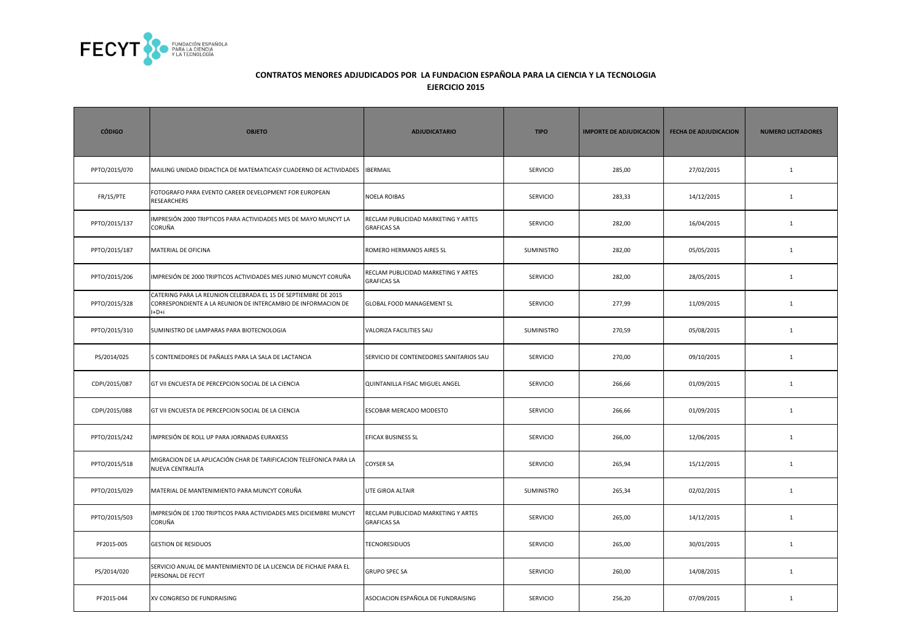**CONTRATOS MENORES ADJUDICADOS POR LA FUNDACION ESPAÑOLA PARA LA CIENCIA Y LA TECNOLOGIA**

**EJERCICIO 2015**

| CÓDIGO | OBJETO | ADJUDICATARIO | TIPO | IMPORTE DE ADJUDICACION | FECHA DE ADJUDICACION | NUMERO LICITADORES |
|---|---|---|---|---|---|---|
| PPTO/2015/070 | MAILING UNIDAD DIDACTICA DE MATEMATICASY CUADERNO DE ACTIVIDADES | IBERMAIL | SERVICIO | 285,00 | 27/02/2015 | 1 |
| FR/15/PTE | FOTOGRAFO PARA EVENTO CAREER DEVELOPMENT FOR EUROPEAN RESEARCHERS | NOELA ROIBAS | SERVICIO | 283,33 | 14/12/2015 | 1 |
| PPTO/2015/137 | IMPRESIÓN 2000 TRIPTICOS PARA ACTIVIDADES MES DE MAYO MUNCYT LA CORUÑA | RECLAM PUBLICIDAD MARKETING Y ARTES GRAFICAS SA | SERVICIO | 282,00 | 16/04/2015 | 1 |
| PPTO/2015/187 | MATERIAL DE OFICINA | ROMERO HERMANOS AIRES SL | SUMINISTRO | 282,00 | 05/05/2015 | 1 |
| PPTO/2015/206 | IMPRESIÓN DE 2000 TRIPTICOS ACTIVIDADES MES JUNIO MUNCYT CORUÑA | RECLAM PUBLICIDAD MARKETING Y ARTES GRAFICAS SA | SERVICIO | 282,00 | 28/05/2015 | 1 |
| PPTO/2015/328 | CATERING PARA LA REUNION CELEBRADA EL 15 DE SEPTIEMBRE DE 2015 CORRESPONDIENTE A LA REUNION DE INTERCAMBIO DE INFORMACION DE I+D+i | GLOBAL FOOD MANAGEMENT SL | SERVICIO | 277,99 | 11/09/2015 | 1 |
| PPTO/2015/310 | SUMINISTRO DE LAMPARAS PARA BIOTECNOLOGIA | VALORIZA FACILITIES SAU | SUMINISTRO | 270,59 | 05/08/2015 | 1 |
| PS/2014/025 | 5 CONTENEDORES DE PAÑALES PARA LA SALA DE LACTANCIA | SERVICIO DE CONTENEDORES SANITARIOS SAU | SERVICIO | 270,00 | 09/10/2015 | 1 |
| CDPI/2015/087 | GT VII ENCUESTA DE PERCEPCION SOCIAL DE LA CIENCIA | QUINTANILLA FISAC MIGUEL ANGEL | SERVICIO | 266,66 | 01/09/2015 | 1 |
| CDPI/2015/088 | GT VII ENCUESTA DE PERCEPCION SOCIAL DE LA CIENCIA | ESCOBAR MERCADO MODESTO | SERVICIO | 266,66 | 01/09/2015 | 1 |
| PPTO/2015/242 | IMPRESIÓN DE ROLL UP PARA JORNADAS EURAXESS | EFICAX BUSINESS SL | SERVICIO | 266,00 | 12/06/2015 | 1 |
| PPTO/2015/518 | MIGRACION DE LA APLICACIÓN CHAR DE TARIFICACION TELEFONICA PARA LA NUEVA CENTRALITA | COYSER SA | SERVICIO | 265,94 | 15/12/2015 | 1 |
| PPTO/2015/029 | MATERIAL DE MANTENIMIENTO PARA MUNCYT CORUÑA | UTE GIROA ALTAIR | SUMINISTRO | 265,34 | 02/02/2015 | 1 |
| PPTO/2015/503 | IMPRESIÓN DE 1700 TRIPTICOS PARA ACTIVIDADES MES DICIEMBRE MUNCYT CORUÑA | RECLAM PUBLICIDAD MARKETING Y ARTES GRAFICAS SA | SERVICIO | 265,00 | 14/12/2015 | 1 |
| PF2015-005 | GESTION DE RESIDUOS | TECNORESIDUOS | SERVICIO | 265,00 | 30/01/2015 | 1 |
| PS/2014/020 | SERVICIO ANUAL DE MANTENIMIENTO DE LA LICENCIA DE FICHAJE PARA EL PERSONAL DE FECYT | GRUPO SPEC SA | SERVICIO | 260,00 | 14/08/2015 | 1 |
| PF2015-044 | XV CONGRESO DE FUNDRAISING | ASOCIACION ESPAÑOLA DE FUNDRAISING | SERVICIO | 256,20 | 07/09/2015 | 1 |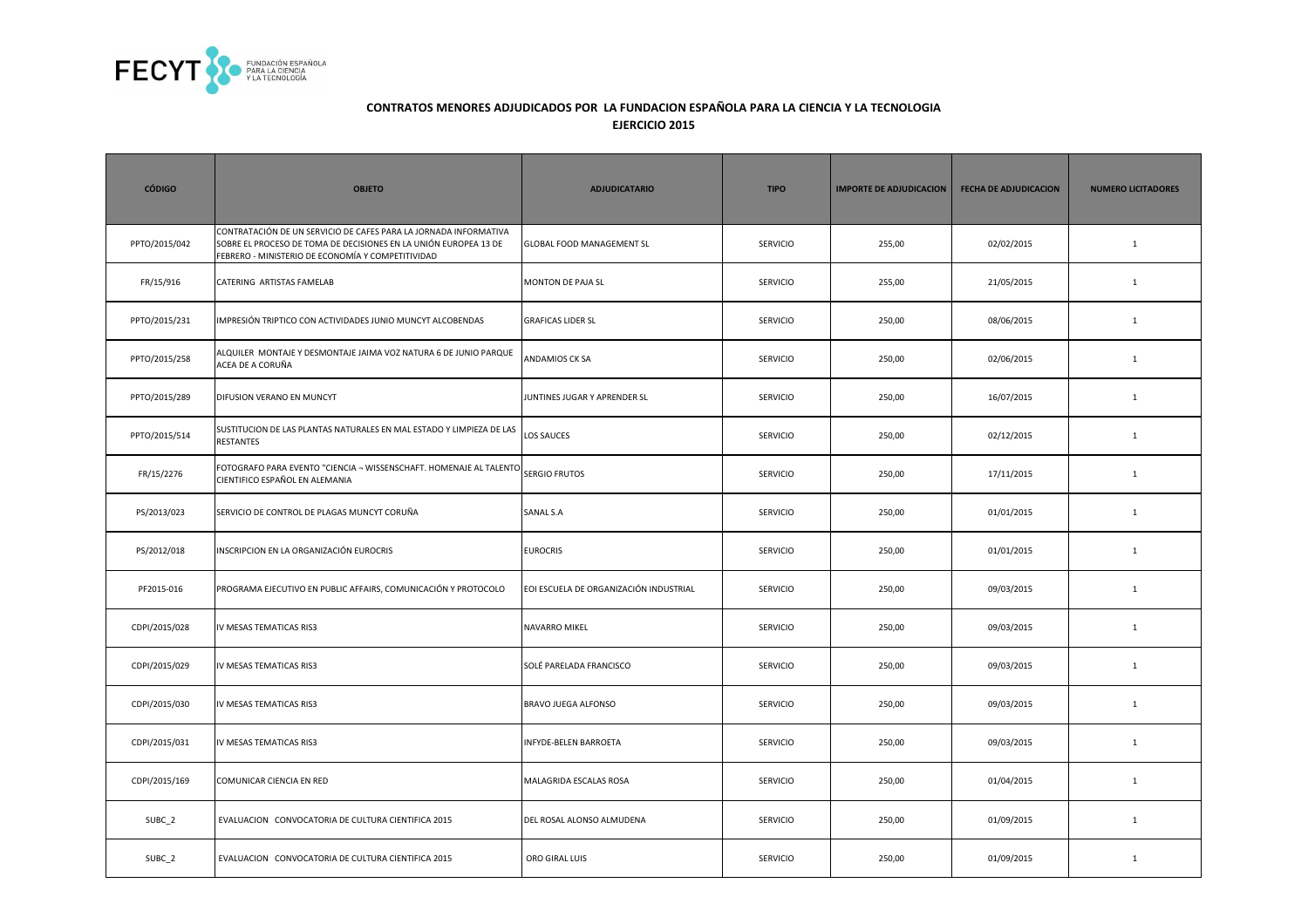## CONTRATOS MENORES ADJUDICADOS POR LA FUNDACION ESPAÑOLA PARA LA CIENCIA Y LA TECNOLOGIA
## EJERCICIO 2015

| CÓDIGO | OBJETO | ADJUDICATARIO | TIPO | IMPORTE DE ADJUDICACION | FECHA DE ADJUDICACION | NUMERO LICITADORES |
|---|---|---|---|---|---|---|
| PPTO/2015/042 | CONTRATACIÓN DE UN SERVICIO DE CAFES PARA LA JORNADA INFORMATIVA SOBRE EL PROCESO DE TOMA DE DECISIONES EN LA UNIÓN EUROPEA 13 DE FEBRERO - MINISTERIO DE ECONOMÍA Y COMPETITIVIDAD | GLOBAL FOOD MANAGEMENT SL | SERVICIO | 255,00 | 02/02/2015 | 1 |
| FR/15/916 | CATERING ARTISTAS FAMELAB | MONTON DE PAJA SL | SERVICIO | 255,00 | 21/05/2015 | 1 |
| PPTO/2015/231 | IMPRESIÓN TRIPTICO CON ACTIVIDADES JUNIO MUNCYT ALCOBENDAS | GRAFICAS LIDER SL | SERVICIO | 250,00 | 08/06/2015 | 1 |
| PPTO/2015/258 | ALQUILER MONTAJE Y DESMONTAJE JAIMA VOZ NATURA 6 DE JUNIO PARQUE ACEA DE A CORUÑA | ANDAMIOS CK SA | SERVICIO | 250,00 | 02/06/2015 | 1 |
| PPTO/2015/289 | DIFUSION VERANO EN MUNCYT | JUNTINES JUGAR Y APRENDER SL | SERVICIO | 250,00 | 16/07/2015 | 1 |
| PPTO/2015/514 | SUSTITUCION DE LAS PLANTAS NATURALES EN MAL ESTADO Y LIMPIEZA DE LAS RESTANTES | LOS SAUCES | SERVICIO | 250,00 | 02/12/2015 | 1 |
| FR/15/2276 | FOTOGRAFO PARA EVENTO "CIENCIA ¬ WISSENSCHAFT. HOMENAJE AL TALENTO CIENTIFICO ESPAÑOL EN ALEMANIA | SERGIO FRUTOS | SERVICIO | 250,00 | 17/11/2015 | 1 |
| PS/2013/023 | SERVICIO DE CONTROL DE PLAGAS MUNCYT CORUÑA | SANAL S.A | SERVICIO | 250,00 | 01/01/2015 | 1 |
| PS/2012/018 | INSCRIPCION EN LA ORGANIZACIÓN EUROCRIS | EUROCRIS | SERVICIO | 250,00 | 01/01/2015 | 1 |
| PF2015-016 | PROGRAMA EJECUTIVO EN PUBLIC AFFAIRS, COMUNICACIÓN Y PROTOCOLO | EOI ESCUELA DE ORGANIZACIÓN INDUSTRIAL | SERVICIO | 250,00 | 09/03/2015 | 1 |
| CDPI/2015/028 | IV MESAS TEMATICAS RIS3 | NAVARRO MIKEL | SERVICIO | 250,00 | 09/03/2015 | 1 |
| CDPI/2015/029 | IV MESAS TEMATICAS RIS3 | SOLÉ PARELADA FRANCISCO | SERVICIO | 250,00 | 09/03/2015 | 1 |
| CDPI/2015/030 | IV MESAS TEMATICAS RIS3 | BRAVO JUEGA ALFONSO | SERVICIO | 250,00 | 09/03/2015 | 1 |
| CDPI/2015/031 | IV MESAS TEMATICAS RIS3 | INFYDE-BELEN BARROETA | SERVICIO | 250,00 | 09/03/2015 | 1 |
| CDPI/2015/169 | COMUNICAR CIENCIA EN RED | MALAGRIDA ESCALAS ROSA | SERVICIO | 250,00 | 01/04/2015 | 1 |
| SUBC_2 | EVALUACION CONVOCATORIA DE CULTURA CIENTIFICA 2015 | DEL ROSAL ALONSO ALMUDENA | SERVICIO | 250,00 | 01/09/2015 | 1 |
| SUBC_2 | EVALUACION CONVOCATORIA DE CULTURA CIENTIFICA 2015 | ORO GIRAL LUIS | SERVICIO | 250,00 | 01/09/2015 | 1 |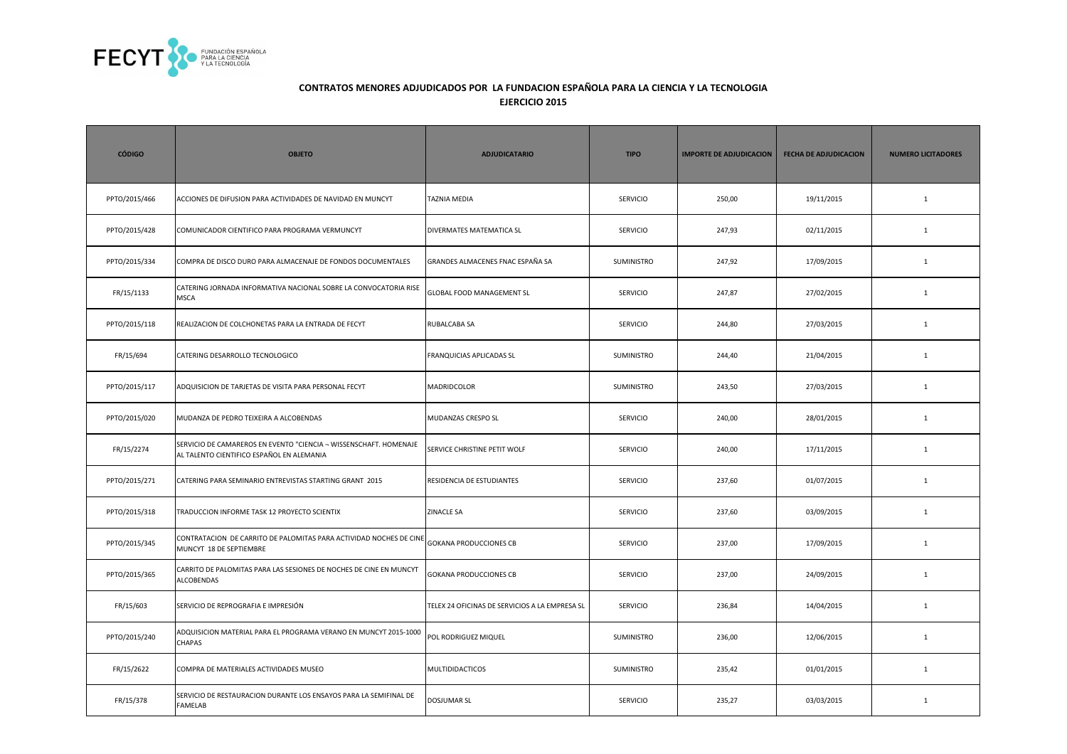**CONTRATOS MENORES ADJUDICADOS POR LA FUNDACION ESPAÑOLA PARA LA CIENCIA Y LA TECNOLOGIA**
**EJERCICIO 2015**

| CÓDIGO | OBJETO | ADJUDICATARIO | TIPO | IMPORTE DE ADJUDICACION | FECHA DE ADJUDICACION | NUMERO LICITADORES |
|---|---|---|---|---|---|---|
| PPTO/2015/466 | ACCIONES DE DIFUSION PARA ACTIVIDADES DE NAVIDAD EN MUNCYT | TAZNIA MEDIA | SERVICIO | 250,00 | 19/11/2015 | 1 |
| PPTO/2015/428 | COMUNICADOR CIENTIFICO PARA PROGRAMA VERMUNCYT | DIVERMATES MATEMATICA SL | SERVICIO | 247,93 | 02/11/2015 | 1 |
| PPTO/2015/334 | COMPRA DE DISCO DURO PARA ALMACENAJE DE FONDOS DOCUMENTALES | GRANDES ALMACENES FNAC ESPAÑA SA | SUMINISTRO | 247,92 | 17/09/2015 | 1 |
| FR/15/1133 | CATERING JORNADA INFORMATIVA NACIONAL SOBRE LA CONVOCATORIA RISE MSCA | GLOBAL FOOD MANAGEMENT SL | SERVICIO | 247,87 | 27/02/2015 | 1 |
| PPTO/2015/118 | REALIZACION DE COLCHONETAS PARA LA ENTRADA DE FECYT | RUBALCABA SA | SERVICIO | 244,80 | 27/03/2015 | 1 |
| FR/15/694 | CATERING DESARROLLO TECNOLOGICO | FRANQUICIAS APLICADAS SL | SUMINISTRO | 244,40 | 21/04/2015 | 1 |
| PPTO/2015/117 | ADQUISICION DE TARJETAS DE VISITA PARA PERSONAL FECYT | MADRIDCOLOR | SUMINISTRO | 243,50 | 27/03/2015 | 1 |
| PPTO/2015/020 | MUDANZA DE PEDRO TEIXEIRA A ALCOBENDAS | MUDANZAS CRESPO SL | SERVICIO | 240,00 | 28/01/2015 | 1 |
| FR/15/2274 | SERVICIO DE CAMAREROS EN EVENTO "CIENCIA ¬ WISSENSCHAFT. HOMENAJE AL TALENTO CIENTIFICO ESPAÑOL EN ALEMANIA | SERVICE CHRISTINE PETIT WOLF | SERVICIO | 240,00 | 17/11/2015 | 1 |
| PPTO/2015/271 | CATERING PARA SEMINARIO ENTREVISTAS STARTING GRANT 2015 | RESIDENCIA DE ESTUDIANTES | SERVICIO | 237,60 | 01/07/2015 | 1 |
| PPTO/2015/318 | TRADUCCION INFORME TASK 12 PROYECTO SCIENTIX | ZINACLE SA | SERVICIO | 237,60 | 03/09/2015 | 1 |
| PPTO/2015/345 | CONTRATACION DE CARRITO DE PALOMITAS PARA ACTIVIDAD NOCHES DE CINE MUNCYT 18 DE SEPTIEMBRE | GOKANA PRODUCCIONES CB | SERVICIO | 237,00 | 17/09/2015 | 1 |
| PPTO/2015/365 | CARRITO DE PALOMITAS PARA LAS SESIONES DE NOCHES DE CINE EN MUNCYT ALCOBENDAS | GOKANA PRODUCCIONES CB | SERVICIO | 237,00 | 24/09/2015 | 1 |
| FR/15/603 | SERVICIO DE REPROGRAFIA E IMPRESIÓN | TELEX 24 OFICINAS DE SERVICIOS A LA EMPRESA SL | SERVICIO | 236,84 | 14/04/2015 | 1 |
| PPTO/2015/240 | ADQUISICION MATERIAL PARA EL PROGRAMA VERANO EN MUNCYT 2015-1000 CHAPAS | POL RODRIGUEZ MIQUEL | SUMINISTRO | 236,00 | 12/06/2015 | 1 |
| FR/15/2622 | COMPRA DE MATERIALES ACTIVIDADES MUSEO | MULTIDIDACTICOS | SUMINISTRO | 235,42 | 01/01/2015 | 1 |
| FR/15/378 | SERVICIO DE RESTAURACION DURANTE LOS ENSAYOS PARA LA SEMIFINAL DE FAMELAB | DOSJUMAR SL | SERVICIO | 235,27 | 03/03/2015 | 1 |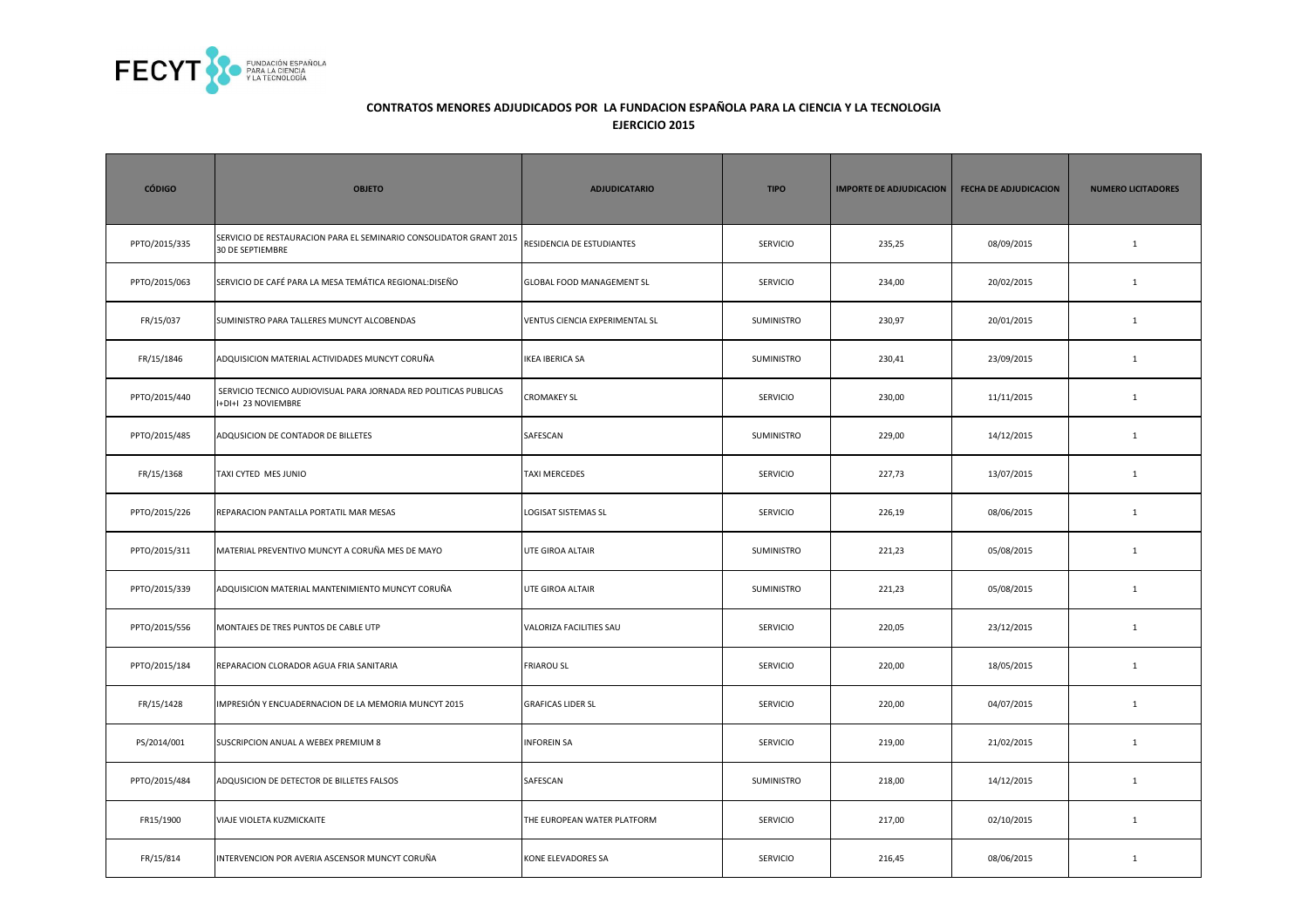## CONTRATOS MENORES ADJUDICADOS POR LA FUNDACION ESPAÑOLA PARA LA CIENCIA Y LA TECNOLOGIA

## EJERCICIO 2015

| CÓDIGO | OBJETO | ADJUDICATARIO | TIPO | IMPORTE DE ADJUDICACION | FECHA DE ADJUDICACION | NUMERO LICITADORES |
|---|---|---|---|---|---|---|
| PPTO/2015/335 | SERVICIO DE RESTAURACION PARA EL SEMINARIO CONSOLIDATOR GRANT 2015 30 DE SEPTIEMBRE | RESIDENCIA DE ESTUDIANTES | SERVICIO | 235,25 | 08/09/2015 | 1 |
| PPTO/2015/063 | SERVICIO DE CAFÉ PARA LA MESA TEMÁTICA REGIONAL:DISEÑO | GLOBAL FOOD MANAGEMENT SL | SERVICIO | 234,00 | 20/02/2015 | 1 |
| FR/15/037 | SUMINISTRO PARA TALLERES MUNCYT ALCOBENDAS | VENTUS CIENCIA EXPERIMENTAL SL | SUMINISTRO | 230,97 | 20/01/2015 | 1 |
| FR/15/1846 | ADQUISICION MATERIAL ACTIVIDADES MUNCYT CORUÑA | IKEA IBERICA SA | SUMINISTRO | 230,41 | 23/09/2015 | 1 |
| PPTO/2015/440 | SERVICIO TECNICO AUDIOVISUAL PARA JORNADA RED POLITICAS PUBLICAS I+DI+I 23 NOVIEMBRE | CROMAKEY SL | SERVICIO | 230,00 | 11/11/2015 | 1 |
| PPTO/2015/485 | ADQUSICION DE CONTADOR DE BILLETES | SAFESCAN | SUMINISTRO | 229,00 | 14/12/2015 | 1 |
| FR/15/1368 | TAXI CYTED MES JUNIO | TAXI MERCEDES | SERVICIO | 227,73 | 13/07/2015 | 1 |
| PPTO/2015/226 | REPARACION PANTALLA PORTATIL MAR MESAS | LOGISAT SISTEMAS SL | SERVICIO | 226,19 | 08/06/2015 | 1 |
| PPTO/2015/311 | MATERIAL PREVENTIVO MUNCYT A CORUÑA MES DE MAYO | UTE GIROA ALTAIR | SUMINISTRO | 221,23 | 05/08/2015 | 1 |
| PPTO/2015/339 | ADQUISICION MATERIAL MANTENIMIENTO MUNCYT CORUÑA | UTE GIROA ALTAIR | SUMINISTRO | 221,23 | 05/08/2015 | 1 |
| PPTO/2015/556 | MONTAJES DE TRES PUNTOS DE CABLE UTP | VALORIZA FACILITIES SAU | SERVICIO | 220,05 | 23/12/2015 | 1 |
| PPTO/2015/184 | REPARACION CLORADOR AGUA FRIA SANITARIA | FRIAROU SL | SERVICIO | 220,00 | 18/05/2015 | 1 |
| FR/15/1428 | IMPRESIÓN Y ENCUADERNACION DE LA MEMORIA MUNCYT 2015 | GRAFICAS LIDER SL | SERVICIO | 220,00 | 04/07/2015 | 1 |
| PS/2014/001 | SUSCRIPCION ANUAL A WEBEX PREMIUM 8 | INFOREIN SA | SERVICIO | 219,00 | 21/02/2015 | 1 |
| PPTO/2015/484 | ADQUSICION DE DETECTOR DE BILLETES FALSOS | SAFESCAN | SUMINISTRO | 218,00 | 14/12/2015 | 1 |
| FR15/1900 | VIAJE VIOLETA KUZMICKAITE | THE EUROPEAN WATER PLATFORM | SERVICIO | 217,00 | 02/10/2015 | 1 |
| FR/15/814 | INTERVENCION POR AVERIA ASCENSOR MUNCYT CORUÑA | KONE ELEVADORES SA | SERVICIO | 216,45 | 08/06/2015 | 1 |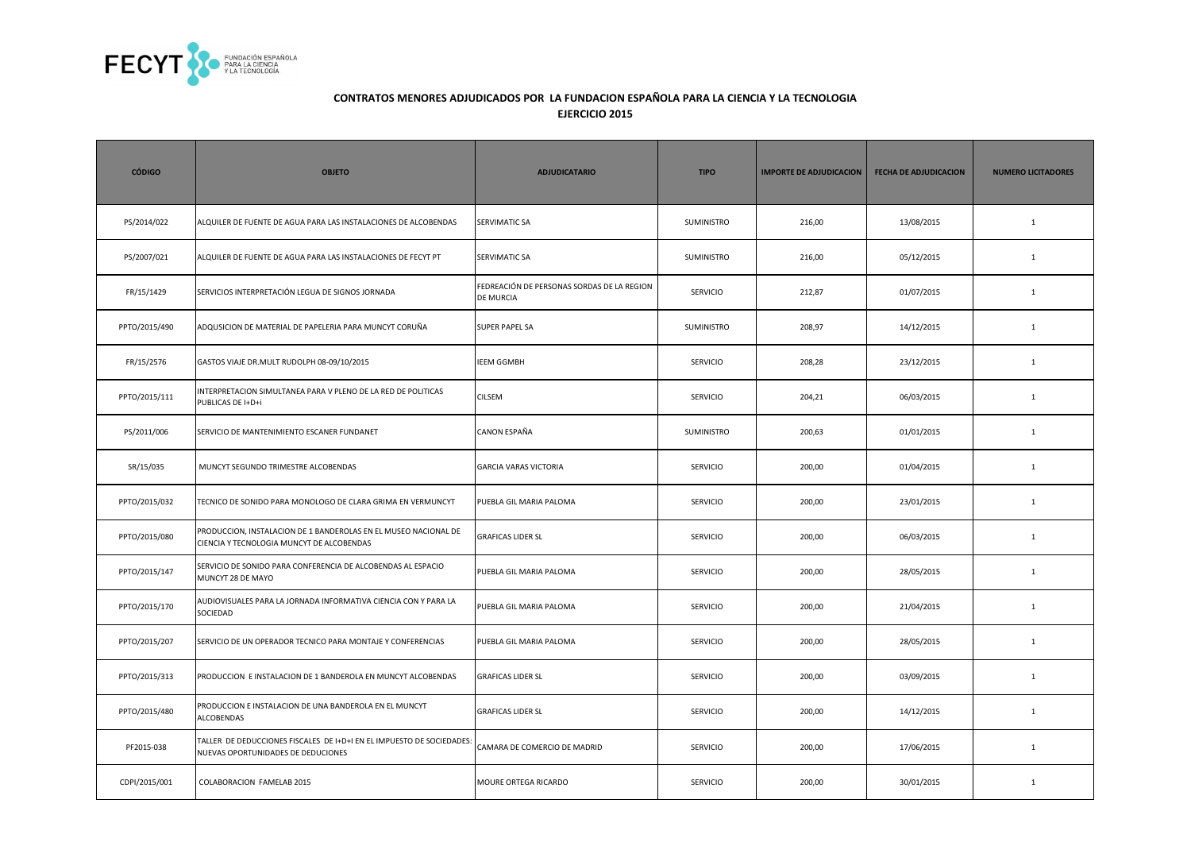## CONTRATOS MENORES ADJUDICADOS POR LA FUNDACION ESPAÑOLA PARA LA CIENCIA Y LA TECNOLOGIA

### EJERCICIO 2015

| CÓDIGO | OBJETO | ADJUDICATARIO | TIPO | IMPORTE DE ADJUDICACION | FECHA DE ADJUDICACION | NUMERO LICITADORES |
|---|---|---|---|---|---|---|
| PS/2014/022 | ALQUILER DE FUENTE DE AGUA PARA LAS INSTALACIONES DE ALCOBENDAS | SERVIMATIC SA | SUMINISTRO | 216,00 | 13/08/2015 | 1 |
| PS/2007/021 | ALQUILER DE FUENTE DE AGUA PARA LAS INSTALACIONES DE FECYT PT | SERVIMATIC SA | SUMINISTRO | 216,00 | 05/12/2015 | 1 |
| FR/15/1429 | SERVICIOS INTERPRETACIÓN LEGUA DE SIGNOS JORNADA | FEDREACIÓN DE PERSONAS SORDAS DE LA REGION DE MURCIA | SERVICIO | 212,87 | 01/07/2015 | 1 |
| PPTO/2015/490 | ADQUSICION DE MATERIAL DE PAPELERIA PARA MUNCYT CORUÑA | SUPER PAPEL SA | SUMINISTRO | 208,97 | 14/12/2015 | 1 |
| FR/15/2576 | GASTOS VIAJE DR.MULT RUDOLPH 08-09/10/2015 | IEEM GGMBH | SERVICIO | 208,28 | 23/12/2015 | 1 |
| PPTO/2015/111 | INTERPRETACION SIMULTANEA PARA V PLENO DE LA RED DE POLITICAS PUBLICAS DE I+D+i | CILSEM | SERVICIO | 204,21 | 06/03/2015 | 1 |
| PS/2011/006 | SERVICIO DE MANTENIMIENTO ESCANER FUNDANET | CANON ESPAÑA | SUMINISTRO | 200,63 | 01/01/2015 | 1 |
| SR/15/035 | MUNCYT SEGUNDO TRIMESTRE ALCOBENDAS | GARCIA VARAS VICTORIA | SERVICIO | 200,00 | 01/04/2015 | 1 |
| PPTO/2015/032 | TECNICO DE SONIDO PARA MONOLOGO DE CLARA GRIMA EN VERMUNCYT | PUEBLA GIL MARIA PALOMA | SERVICIO | 200,00 | 23/01/2015 | 1 |
| PPTO/2015/080 | PRODUCCION, INSTALACION DE 1 BANDEROLAS EN EL MUSEO NACIONAL DE CIENCIA Y TECNOLOGIA MUNCYT DE ALCOBENDAS | GRAFICAS LIDER SL | SERVICIO | 200,00 | 06/03/2015 | 1 |
| PPTO/2015/147 | SERVICIO DE SONIDO PARA CONFERENCIA DE ALCOBENDAS AL ESPACIO MUNCYT 28 DE MAYO | PUEBLA GIL MARIA PALOMA | SERVICIO | 200,00 | 28/05/2015 | 1 |
| PPTO/2015/170 | AUDIOVISUALES PARA LA JORNADA INFORMATIVA CIENCIA CON Y PARA LA SOCIEDAD | PUEBLA GIL MARIA PALOMA | SERVICIO | 200,00 | 21/04/2015 | 1 |
| PPTO/2015/207 | SERVICIO DE UN OPERADOR TECNICO PARA MONTAJE Y CONFERENCIAS | PUEBLA GIL MARIA PALOMA | SERVICIO | 200,00 | 28/05/2015 | 1 |
| PPTO/2015/313 | PRODUCCION E INSTALACION DE 1 BANDEROLA EN MUNCYT ALCOBENDAS | GRAFICAS LIDER SL | SERVICIO | 200,00 | 03/09/2015 | 1 |
| PPTO/2015/480 | PRODUCCION E INSTALACION DE UNA BANDEROLA EN EL MUNCYT ALCOBENDAS | GRAFICAS LIDER SL | SERVICIO | 200,00 | 14/12/2015 | 1 |
| PF2015-038 | TALLER DE DEDUCCIONES FISCALES DE I+D+I EN EL IMPUESTO DE SOCIEDADES: NUEVAS OPORTUNIDADES DE DEDUCIONES | CAMARA DE COMERCIO DE MADRID | SERVICIO | 200,00 | 17/06/2015 | 1 |
| CDPI/2015/001 | COLABORACION FAMELAB 2015 | MOURE ORTEGA RICARDO | SERVICIO | 200,00 | 30/01/2015 | 1 |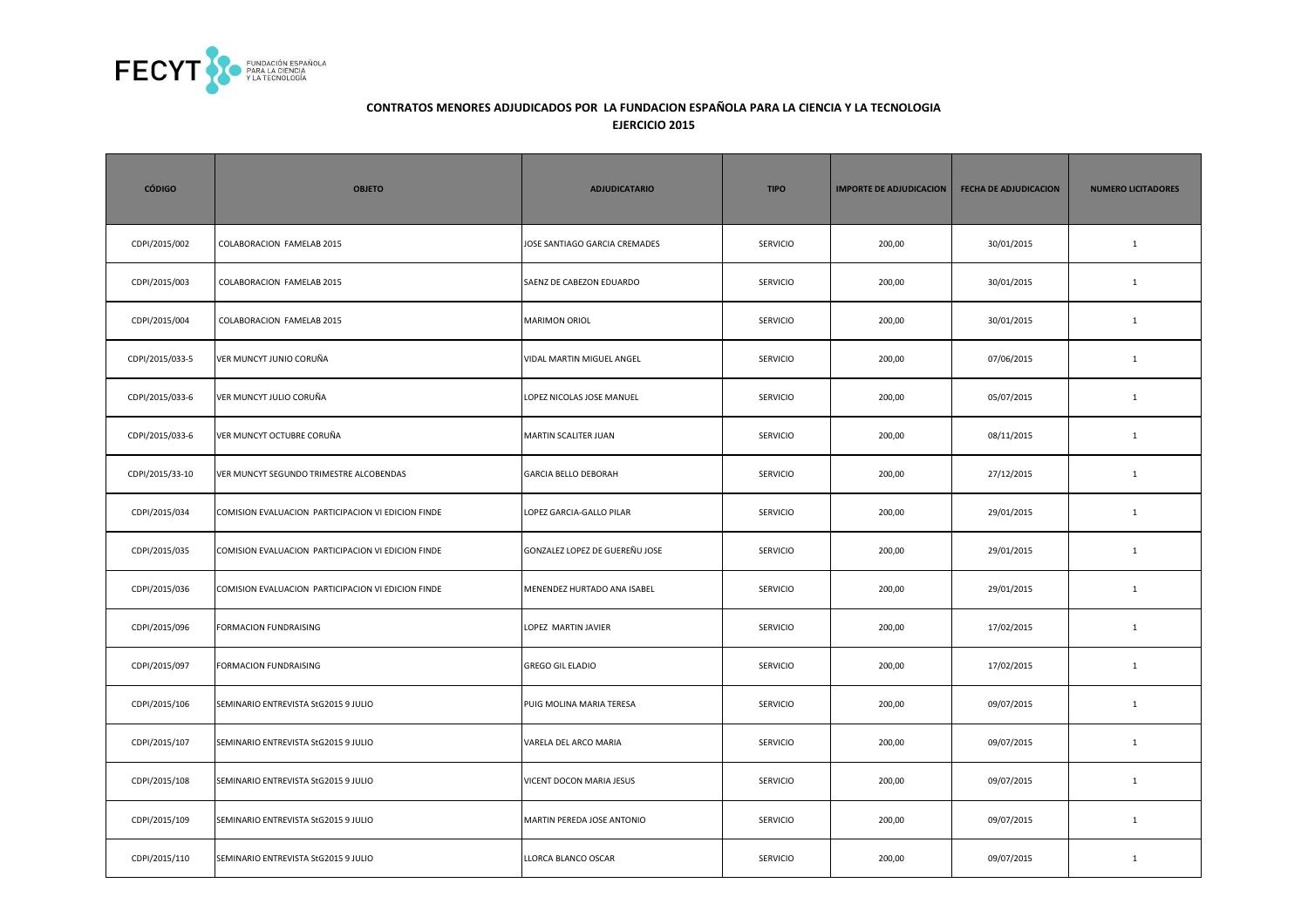## CONTRATOS MENORES ADJUDICADOS POR LA FUNDACION ESPAÑOLA PARA LA CIENCIA Y LA TECNOLOGIA
## EJERCICIO 2015

| CÓDIGO | OBJETO | ADJUDICATARIO | TIPO | IMPORTE DE ADJUDICACION | FECHA DE ADJUDICACION | NUMERO LICITADORES |
|---|---|---|---|---|---|---|
| CDPI/2015/002 | COLABORACION FAMELAB 2015 | JOSE SANTIAGO GARCIA CREMADES | SERVICIO | 200,00 | 30/01/2015 | 1 |
| CDPI/2015/003 | COLABORACION FAMELAB 2015 | SAENZ DE CABEZON EDUARDO | SERVICIO | 200,00 | 30/01/2015 | 1 |
| CDPI/2015/004 | COLABORACION FAMELAB 2015 | MARIMON ORIOL | SERVICIO | 200,00 | 30/01/2015 | 1 |
| CDPI/2015/033-5 | VER MUNCYT JUNIO CORUÑA | VIDAL MARTIN MIGUEL ANGEL | SERVICIO | 200,00 | 07/06/2015 | 1 |
| CDPI/2015/033-6 | VER MUNCYT JULIO CORUÑA | LOPEZ NICOLAS JOSE MANUEL | SERVICIO | 200,00 | 05/07/2015 | 1 |
| CDPI/2015/033-6 | VER MUNCYT OCTUBRE CORUÑA | MARTIN SCALITER JUAN | SERVICIO | 200,00 | 08/11/2015 | 1 |
| CDPI/2015/33-10 | VER MUNCYT SEGUNDO TRIMESTRE ALCOBENDAS | GARCIA BELLO DEBORAH | SERVICIO | 200,00 | 27/12/2015 | 1 |
| CDPI/2015/034 | COMISION EVALUACION PARTICIPACION VI EDICION FINDE | LOPEZ GARCIA-GALLO PILAR | SERVICIO | 200,00 | 29/01/2015 | 1 |
| CDPI/2015/035 | COMISION EVALUACION PARTICIPACION VI EDICION FINDE | GONZALEZ LOPEZ DE GUEREÑU JOSE | SERVICIO | 200,00 | 29/01/2015 | 1 |
| CDPI/2015/036 | COMISION EVALUACION PARTICIPACION VI EDICION FINDE | MENENDEZ HURTADO ANA ISABEL | SERVICIO | 200,00 | 29/01/2015 | 1 |
| CDPI/2015/096 | FORMACION FUNDRAISING | LOPEZ MARTIN JAVIER | SERVICIO | 200,00 | 17/02/2015 | 1 |
| CDPI/2015/097 | FORMACION FUNDRAISING | GREGO GIL ELADIO | SERVICIO | 200,00 | 17/02/2015 | 1 |
| CDPI/2015/106 | SEMINARIO ENTREVISTA StG2015 9 JULIO | PUIG MOLINA MARIA TERESA | SERVICIO | 200,00 | 09/07/2015 | 1 |
| CDPI/2015/107 | SEMINARIO ENTREVISTA StG2015 9 JULIO | VARELA DEL ARCO MARIA | SERVICIO | 200,00 | 09/07/2015 | 1 |
| CDPI/2015/108 | SEMINARIO ENTREVISTA StG2015 9 JULIO | VICENT DOCON MARIA JESUS | SERVICIO | 200,00 | 09/07/2015 | 1 |
| CDPI/2015/109 | SEMINARIO ENTREVISTA StG2015 9 JULIO | MARTIN PEREDA JOSE ANTONIO | SERVICIO | 200,00 | 09/07/2015 | 1 |
| CDPI/2015/110 | SEMINARIO ENTREVISTA StG2015 9 JULIO | LLORCA BLANCO OSCAR | SERVICIO | 200,00 | 09/07/2015 | 1 |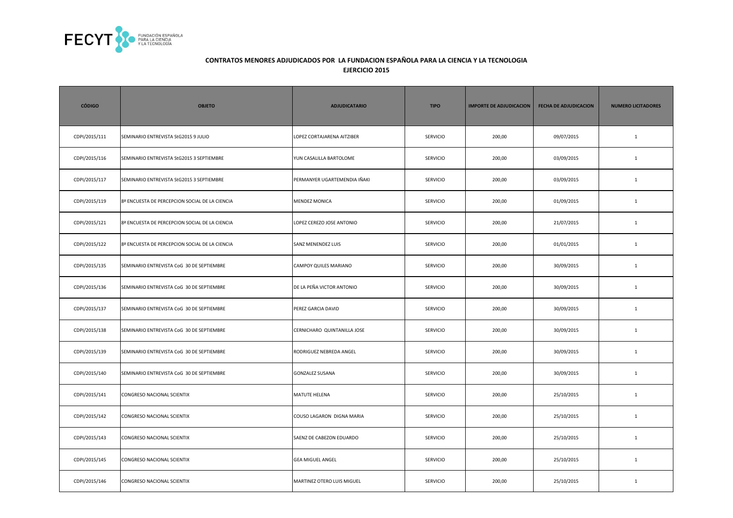## CONTRATOS MENORES ADJUDICADOS POR LA FUNDACION ESPAÑOLA PARA LA CIENCIA Y LA TECNOLOGIA
### EJERCICIO 2015

| CÓDIGO | OBJETO | ADJUDICATARIO | TIPO | IMPORTE DE ADJUDICACION | FECHA DE ADJUDICACION | NUMERO LICITADORES |
|---|---|---|---|---|---|---|
| CDPI/2015/111 | SEMINARIO ENTREVISTA StG2015 9 JULIO | LOPEZ CORTAJARENA AITZIBER | SERVICIO | 200,00 | 09/07/2015 | 1 |
| CDPI/2015/116 | SEMINARIO ENTREVISTA StG2015 3 SEPTIEMBRE | YUN CASALILLA BARTOLOME | SERVICIO | 200,00 | 03/09/2015 | 1 |
| CDPI/2015/117 | SEMINARIO ENTREVISTA StG2015 3 SEPTIEMBRE | PERMANYER UGARTEMENDIA IÑAKI | SERVICIO | 200,00 | 03/09/2015 | 1 |
| CDPI/2015/119 | 8ª ENCUESTA DE PERCEPCION SOCIAL DE LA CIENCIA | MENDEZ MONICA | SERVICIO | 200,00 | 01/09/2015 | 1 |
| CDPI/2015/121 | 8ª ENCUESTA DE PERCEPCION SOCIAL DE LA CIENCIA | LOPEZ CEREZO JOSE ANTONIO | SERVICIO | 200,00 | 21/07/2015 | 1 |
| CDPI/2015/122 | 8ª ENCUESTA DE PERCEPCION SOCIAL DE LA CIENCIA | SANZ MENENDEZ LUIS | SERVICIO | 200,00 | 01/01/2015 | 1 |
| CDPI/2015/135 | SEMINARIO ENTREVISTA CoG 30 DE SEPTIEMBRE | CAMPOY QUILES MARIANO | SERVICIO | 200,00 | 30/09/2015 | 1 |
| CDPI/2015/136 | SEMINARIO ENTREVISTA CoG 30 DE SEPTIEMBRE | DE LA PEÑA VICTOR ANTONIO | SERVICIO | 200,00 | 30/09/2015 | 1 |
| CDPI/2015/137 | SEMINARIO ENTREVISTA CoG 30 DE SEPTIEMBRE | PEREZ GARCIA DAVID | SERVICIO | 200,00 | 30/09/2015 | 1 |
| CDPI/2015/138 | SEMINARIO ENTREVISTA CoG 30 DE SEPTIEMBRE | CERNICHARO QUINTANILLA JOSE | SERVICIO | 200,00 | 30/09/2015 | 1 |
| CDPI/2015/139 | SEMINARIO ENTREVISTA CoG 30 DE SEPTIEMBRE | RODRIGUEZ NEBREDA ANGEL | SERVICIO | 200,00 | 30/09/2015 | 1 |
| CDPI/2015/140 | SEMINARIO ENTREVISTA CoG 30 DE SEPTIEMBRE | GONZALEZ SUSANA | SERVICIO | 200,00 | 30/09/2015 | 1 |
| CDPI/2015/141 | CONGRESO NACIONAL SCIENTIX | MATUTE HELENA | SERVICIO | 200,00 | 25/10/2015 | 1 |
| CDPI/2015/142 | CONGRESO NACIONAL SCIENTIX | COUSO LAGARON DIGNA MARIA | SERVICIO | 200,00 | 25/10/2015 | 1 |
| CDPI/2015/143 | CONGRESO NACIONAL SCIENTIX | SAENZ DE CABEZON EDUARDO | SERVICIO | 200,00 | 25/10/2015 | 1 |
| CDPI/2015/145 | CONGRESO NACIONAL SCIENTIX | GEA MIGUEL ANGEL | SERVICIO | 200,00 | 25/10/2015 | 1 |
| CDPI/2015/146 | CONGRESO NACIONAL SCIENTIX | MARTINEZ OTERO LUIS MIGUEL | SERVICIO | 200,00 | 25/10/2015 | 1 |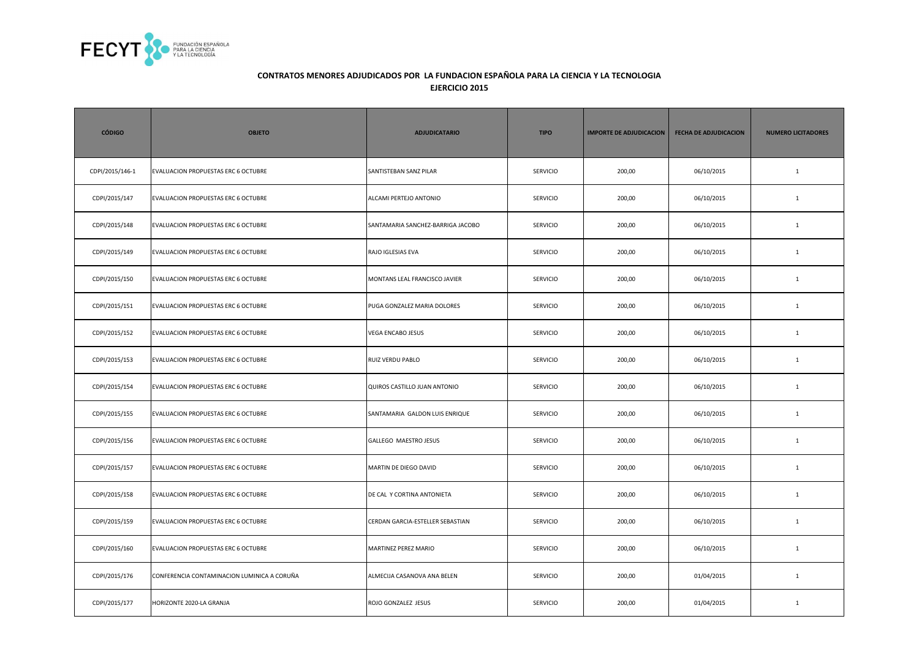## CONTRATOS MENORES ADJUDICADOS POR LA FUNDACION ESPAÑOLA PARA LA CIENCIA Y LA TECNOLOGIA
## EJERCICIO 2015

| CÓDIGO | OBJETO | ADJUDICATARIO | TIPO | IMPORTE DE ADJUDICACION | FECHA DE ADJUDICACION | NUMERO LICITADORES |
|---|---|---|---|---|---|---|
| CDPI/2015/146-1 | EVALUACION PROPUESTAS ERC 6 OCTUBRE | SANTISTEBAN SANZ PILAR | SERVICIO | 200,00 | 06/10/2015 | 1 |
| CDPI/2015/147 | EVALUACION PROPUESTAS ERC 6 OCTUBRE | ALCAMI PERTEJO ANTONIO | SERVICIO | 200,00 | 06/10/2015 | 1 |
| CDPI/2015/148 | EVALUACION PROPUESTAS ERC 6 OCTUBRE | SANTAMARIA SANCHEZ-BARRIGA JACOBO | SERVICIO | 200,00 | 06/10/2015 | 1 |
| CDPI/2015/149 | EVALUACION PROPUESTAS ERC 6 OCTUBRE | RAJO IGLESIAS EVA | SERVICIO | 200,00 | 06/10/2015 | 1 |
| CDPI/2015/150 | EVALUACION PROPUESTAS ERC 6 OCTUBRE | MONTANS LEAL FRANCISCO JAVIER | SERVICIO | 200,00 | 06/10/2015 | 1 |
| CDPI/2015/151 | EVALUACION PROPUESTAS ERC 6 OCTUBRE | PUGA GONZALEZ MARIA DOLORES | SERVICIO | 200,00 | 06/10/2015 | 1 |
| CDPI/2015/152 | EVALUACION PROPUESTAS ERC 6 OCTUBRE | VEGA ENCABO JESUS | SERVICIO | 200,00 | 06/10/2015 | 1 |
| CDPI/2015/153 | EVALUACION PROPUESTAS ERC 6 OCTUBRE | RUIZ VERDU PABLO | SERVICIO | 200,00 | 06/10/2015 | 1 |
| CDPI/2015/154 | EVALUACION PROPUESTAS ERC 6 OCTUBRE | QUIROS CASTILLO JUAN ANTONIO | SERVICIO | 200,00 | 06/10/2015 | 1 |
| CDPI/2015/155 | EVALUACION PROPUESTAS ERC 6 OCTUBRE | SANTAMARIA GALDON LUIS ENRIQUE | SERVICIO | 200,00 | 06/10/2015 | 1 |
| CDPI/2015/156 | EVALUACION PROPUESTAS ERC 6 OCTUBRE | GALLEGO MAESTRO JESUS | SERVICIO | 200,00 | 06/10/2015 | 1 |
| CDPI/2015/157 | EVALUACION PROPUESTAS ERC 6 OCTUBRE | MARTIN DE DIEGO DAVID | SERVICIO | 200,00 | 06/10/2015 | 1 |
| CDPI/2015/158 | EVALUACION PROPUESTAS ERC 6 OCTUBRE | DE CAL Y CORTINA ANTONIETA | SERVICIO | 200,00 | 06/10/2015 | 1 |
| CDPI/2015/159 | EVALUACION PROPUESTAS ERC 6 OCTUBRE | CERDAN GARCIA-ESTELLER SEBASTIAN | SERVICIO | 200,00 | 06/10/2015 | 1 |
| CDPI/2015/160 | EVALUACION PROPUESTAS ERC 6 OCTUBRE | MARTINEZ PEREZ MARIO | SERVICIO | 200,00 | 06/10/2015 | 1 |
| CDPI/2015/176 | CONFERENCIA CONTAMINACION LUMINICA A CORUÑA | ALMECIJA CASANOVA ANA BELEN | SERVICIO | 200,00 | 01/04/2015 | 1 |
| CDPI/2015/177 | HORIZONTE 2020-LA GRANJA | ROJO GONZALEZ JESUS | SERVICIO | 200,00 | 01/04/2015 | 1 |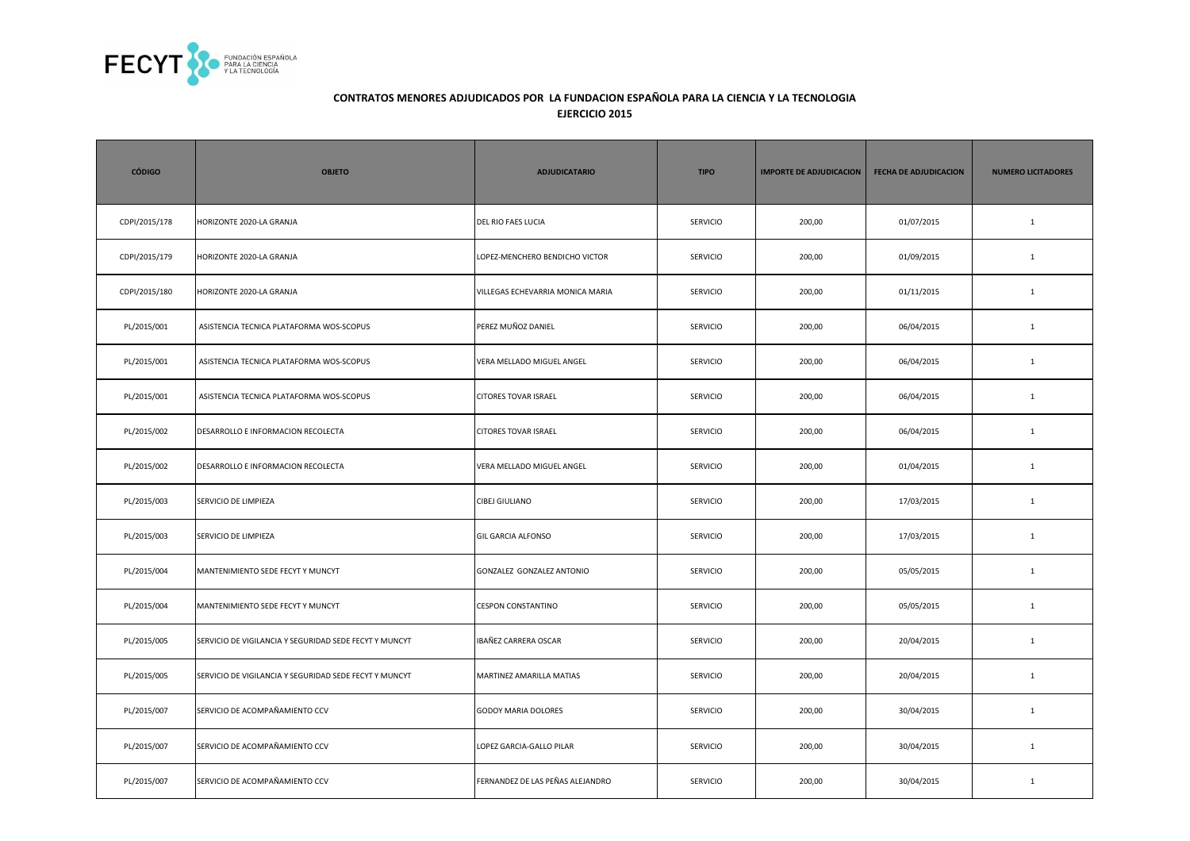## CONTRATOS MENORES ADJUDICADOS POR LA FUNDACION ESPAÑOLA PARA LA CIENCIA Y LA TECNOLOGIA

## EJERCICIO 2015

| CÓDIGO | OBJETO | ADJUDICATARIO | TIPO | IMPORTE DE ADJUDICACION | FECHA DE ADJUDICACION | NUMERO LICITADORES |
|---|---|---|---|---|---|---|
| CDPI/2015/178 | HORIZONTE 2020-LA GRANJA | DEL RIO FAES LUCIA | SERVICIO | 200,00 | 01/07/2015 | 1 |
| CDPI/2015/179 | HORIZONTE 2020-LA GRANJA | LOPEZ-MENCHERO BENDICHO VICTOR | SERVICIO | 200,00 | 01/09/2015 | 1 |
| CDPI/2015/180 | HORIZONTE 2020-LA GRANJA | VILLEGAS ECHEVARRIA MONICA MARIA | SERVICIO | 200,00 | 01/11/2015 | 1 |
| PL/2015/001 | ASISTENCIA TECNICA PLATAFORMA WOS-SCOPUS | PEREZ MUÑOZ DANIEL | SERVICIO | 200,00 | 06/04/2015 | 1 |
| PL/2015/001 | ASISTENCIA TECNICA PLATAFORMA WOS-SCOPUS | VERA MELLADO MIGUEL ANGEL | SERVICIO | 200,00 | 06/04/2015 | 1 |
| PL/2015/001 | ASISTENCIA TECNICA PLATAFORMA WOS-SCOPUS | CITORES TOVAR ISRAEL | SERVICIO | 200,00 | 06/04/2015 | 1 |
| PL/2015/002 | DESARROLLO E INFORMACION RECOLECTA | CITORES TOVAR ISRAEL | SERVICIO | 200,00 | 06/04/2015 | 1 |
| PL/2015/002 | DESARROLLO E INFORMACION RECOLECTA | VERA MELLADO MIGUEL ANGEL | SERVICIO | 200,00 | 01/04/2015 | 1 |
| PL/2015/003 | SERVICIO DE LIMPIEZA | CIBEJ GIULIANO | SERVICIO | 200,00 | 17/03/2015 | 1 |
| PL/2015/003 | SERVICIO DE LIMPIEZA | GIL GARCIA ALFONSO | SERVICIO | 200,00 | 17/03/2015 | 1 |
| PL/2015/004 | MANTENIMIENTO SEDE FECYT Y MUNCYT | GONZALEZ GONZALEZ ANTONIO | SERVICIO | 200,00 | 05/05/2015 | 1 |
| PL/2015/004 | MANTENIMIENTO SEDE FECYT Y MUNCYT | CESPON CONSTANTINO | SERVICIO | 200,00 | 05/05/2015 | 1 |
| PL/2015/005 | SERVICIO DE VIGILANCIA Y SEGURIDAD SEDE FECYT Y MUNCYT | IBAÑEZ CARRERA OSCAR | SERVICIO | 200,00 | 20/04/2015 | 1 |
| PL/2015/005 | SERVICIO DE VIGILANCIA Y SEGURIDAD SEDE FECYT Y MUNCYT | MARTINEZ AMARILLA MATIAS | SERVICIO | 200,00 | 20/04/2015 | 1 |
| PL/2015/007 | SERVICIO DE ACOMPAÑAMIENTO CCV | GODOY MARIA DOLORES | SERVICIO | 200,00 | 30/04/2015 | 1 |
| PL/2015/007 | SERVICIO DE ACOMPAÑAMIENTO CCV | LOPEZ GARCIA-GALLO PILAR | SERVICIO | 200,00 | 30/04/2015 | 1 |
| PL/2015/007 | SERVICIO DE ACOMPAÑAMIENTO CCV | FERNANDEZ DE LAS PEÑAS ALEJANDRO | SERVICIO | 200,00 | 30/04/2015 | 1 |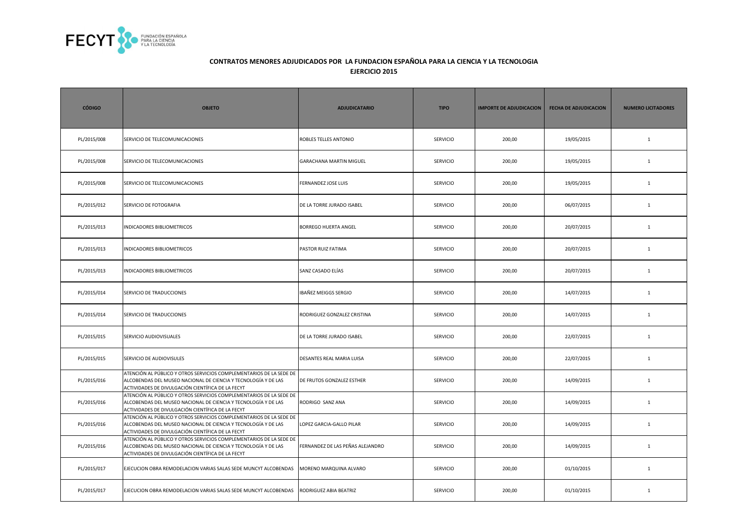**CONTRATOS MENORES ADJUDICADOS POR LA FUNDACION ESPAÑOLA PARA LA CIENCIA Y LA TECNOLOGIA**

**EJERCICIO 2015**

| CÓDIGO | OBJETO | ADJUDICATARIO | TIPO | IMPORTE DE ADJUDICACION | FECHA DE ADJUDICACION | NUMERO LICITADORES |
|---|---|---|---|---|---|---|
| PL/2015/008 | SERVICIO DE TELECOMUNICACIONES | ROBLES TELLES ANTONIO | SERVICIO | 200,00 | 19/05/2015 | 1 |
| PL/2015/008 | SERVICIO DE TELECOMUNICACIONES | GARACHANA MARTIN MIGUEL | SERVICIO | 200,00 | 19/05/2015 | 1 |
| PL/2015/008 | SERVICIO DE TELECOMUNICACIONES | FERNANDEZ JOSE LUIS | SERVICIO | 200,00 | 19/05/2015 | 1 |
| PL/2015/012 | SERVICIO DE FOTOGRAFIA | DE LA TORRE JURADO ISABEL | SERVICIO | 200,00 | 06/07/2015 | 1 |
| PL/2015/013 | INDICADORES BIBLIOMETRICOS | BORREGO HUERTA ANGEL | SERVICIO | 200,00 | 20/07/2015 | 1 |
| PL/2015/013 | INDICADORES BIBLIOMETRICOS | PASTOR RUIZ FATIMA | SERVICIO | 200,00 | 20/07/2015 | 1 |
| PL/2015/013 | INDICADORES BIBLIOMETRICOS | SANZ CASADO ELÍAS | SERVICIO | 200,00 | 20/07/2015 | 1 |
| PL/2015/014 | SERVICIO DE TRADUCCIONES | IBAÑEZ MEIGGS SERGIO | SERVICIO | 200,00 | 14/07/2015 | 1 |
| PL/2015/014 | SERVICIO DE TRADUCCIONES | RODRIGUEZ GONZALEZ CRISTINA | SERVICIO | 200,00 | 14/07/2015 | 1 |
| PL/2015/015 | SERVICIO AUDIOVISUALES | DE LA TORRE JURADO ISABEL | SERVICIO | 200,00 | 22/07/2015 | 1 |
| PL/2015/015 | SERVICIO DE AUDIOVISULES | DESANTES REAL MARIA LUISA | SERVICIO | 200,00 | 22/07/2015 | 1 |
| PL/2015/016 | ATENCIÓN AL PÚBLICO Y OTROS SERVICIOS COMPLEMENTARIOS DE LA SEDE DE ALCOBENDAS DEL MUSEO NACIONAL DE CIENCIA Y TECNOLOGÍA Y DE LAS ACTIVIDADES DE DIVULGACIÓN CIENTÍFICA DE LA FECYT | DE FRUTOS GONZALEZ ESTHER | SERVICIO | 200,00 | 14/09/2015 | 1 |
| PL/2015/016 | ATENCIÓN AL PÚBLICO Y OTROS SERVICIOS COMPLEMENTARIOS DE LA SEDE DE ALCOBENDAS DEL MUSEO NACIONAL DE CIENCIA Y TECNOLOGÍA Y DE LAS ACTIVIDADES DE DIVULGACIÓN CIENTÍFICA DE LA FECYT | RODRIGO SANZ ANA | SERVICIO | 200,00 | 14/09/2015 | 1 |
| PL/2015/016 | ATENCIÓN AL PÚBLICO Y OTROS SERVICIOS COMPLEMENTARIOS DE LA SEDE DE ALCOBENDAS DEL MUSEO NACIONAL DE CIENCIA Y TECNOLOGÍA Y DE LAS ACTIVIDADES DE DIVULGACIÓN CIENTÍFICA DE LA FECYT | LOPEZ GARCIA-GALLO PILAR | SERVICIO | 200,00 | 14/09/2015 | 1 |
| PL/2015/016 | ATENCIÓN AL PÚBLICO Y OTROS SERVICIOS COMPLEMENTARIOS DE LA SEDE DE ALCOBENDAS DEL MUSEO NACIONAL DE CIENCIA Y TECNOLOGÍA Y DE LAS ACTIVIDADES DE DIVULGACIÓN CIENTÍFICA DE LA FECYT | FERNANDEZ DE LAS PEÑAS ALEJANDRO | SERVICIO | 200,00 | 14/09/2015 | 1 |
| PL/2015/017 | EJECUCION OBRA REMODELACION VARIAS SALAS SEDE MUNCYT ALCOBENDAS | MORENO MARQUINA ALVARO | SERVICIO | 200,00 | 01/10/2015 | 1 |
| PL/2015/017 | EJECUCION OBRA REMODELACION VARIAS SALAS SEDE MUNCYT ALCOBENDAS | RODRIGUEZ ABIA BEATRIZ | SERVICIO | 200,00 | 01/10/2015 | 1 |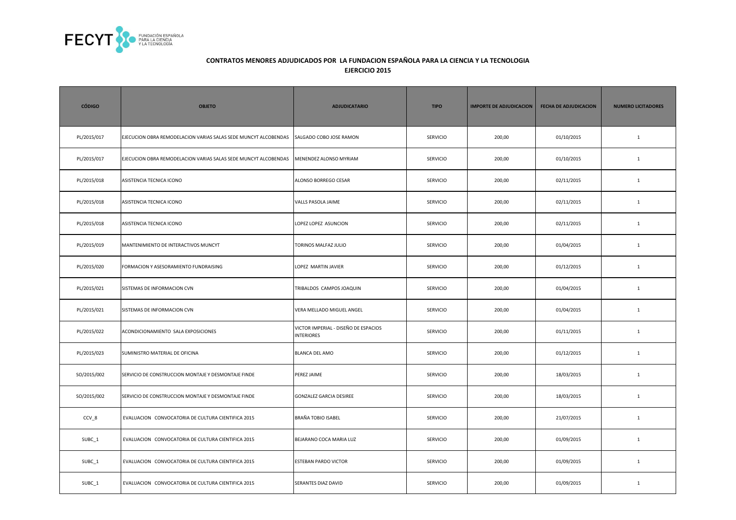**CONTRATOS MENORES ADJUDICADOS POR LA FUNDACION ESPAÑOLA PARA LA CIENCIA Y LA TECNOLOGIA**
**EJERCICIO 2015**

| CÓDIGO | OBJETO | ADJUDICATARIO | TIPO | IMPORTE DE ADJUDICACION | FECHA DE ADJUDICACION | NUMERO LICITADORES |
|---|---|---|---|---|---|---|
| PL/2015/017 | EJECUCION OBRA REMODELACION VARIAS SALAS SEDE MUNCYT ALCOBENDAS | SALGADO COBO JOSE RAMON | SERVICIO | 200,00 | 01/10/2015 | 1 |
| PL/2015/017 | EJECUCION OBRA REMODELACION VARIAS SALAS SEDE MUNCYT ALCOBENDAS | MENENDEZ ALONSO MYRIAM | SERVICIO | 200,00 | 01/10/2015 | 1 |
| PL/2015/018 | ASISTENCIA TECNICA ICONO | ALONSO BORREGO CESAR | SERVICIO | 200,00 | 02/11/2015 | 1 |
| PL/2015/018 | ASISTENCIA TECNICA ICONO | VALLS PASOLA JAIME | SERVICIO | 200,00 | 02/11/2015 | 1 |
| PL/2015/018 | ASISTENCIA TECNICA ICONO | LOPEZ LOPEZ ASUNCION | SERVICIO | 200,00 | 02/11/2015 | 1 |
| PL/2015/019 | MANTENIMIENTO DE INTERACTIVOS MUNCYT | TORINOS MALFAZ JULIO | SERVICIO | 200,00 | 01/04/2015 | 1 |
| PL/2015/020 | FORMACION Y ASESORAMIENTO FUNDRAISING | LOPEZ MARTIN JAVIER | SERVICIO | 200,00 | 01/12/2015 | 1 |
| PL/2015/021 | SISTEMAS DE INFORMACION CVN | TRIBALDOS CAMPOS JOAQUIN | SERVICIO | 200,00 | 01/04/2015 | 1 |
| PL/2015/021 | SISTEMAS DE INFORMACION CVN | VERA MELLADO MIGUEL ANGEL | SERVICIO | 200,00 | 01/04/2015 | 1 |
| PL/2015/022 | ACONDICIONAMIENTO SALA EXPOSICIONES | VICTOR IMPERIAL - DISEÑO DE ESPACIOS INTERIORES | SERVICIO | 200,00 | 01/11/2015 | 1 |
| PL/2015/023 | SUMINISTRO MATERIAL DE OFICINA | BLANCA DEL AMO | SERVICIO | 200,00 | 01/12/2015 | 1 |
| SO/2015/002 | SERVICIO DE CONSTRUCCION MONTAJE Y DESMONTAJE FINDE | PEREZ JAIME | SERVICIO | 200,00 | 18/03/2015 | 1 |
| SO/2015/002 | SERVICIO DE CONSTRUCCION MONTAJE Y DESMONTAJE FINDE | GONZALEZ GARCIA DESIREE | SERVICIO | 200,00 | 18/03/2015 | 1 |
| CCV_8 | EVALUACION CONVOCATORIA DE CULTURA CIENTIFICA 2015 | BRAÑA TOBIO ISABEL | SERVICIO | 200,00 | 21/07/2015 | 1 |
| SUBC_1 | EVALUACION CONVOCATORIA DE CULTURA CIENTIFICA 2015 | BEJARANO COCA MARIA LUZ | SERVICIO | 200,00 | 01/09/2015 | 1 |
| SUBC_1 | EVALUACION CONVOCATORIA DE CULTURA CIENTIFICA 2015 | ESTEBAN PARDO VICTOR | SERVICIO | 200,00 | 01/09/2015 | 1 |
| SUBC_1 | EVALUACION CONVOCATORIA DE CULTURA CIENTIFICA 2015 | SERANTES DIAZ DAVID | SERVICIO | 200,00 | 01/09/2015 | 1 |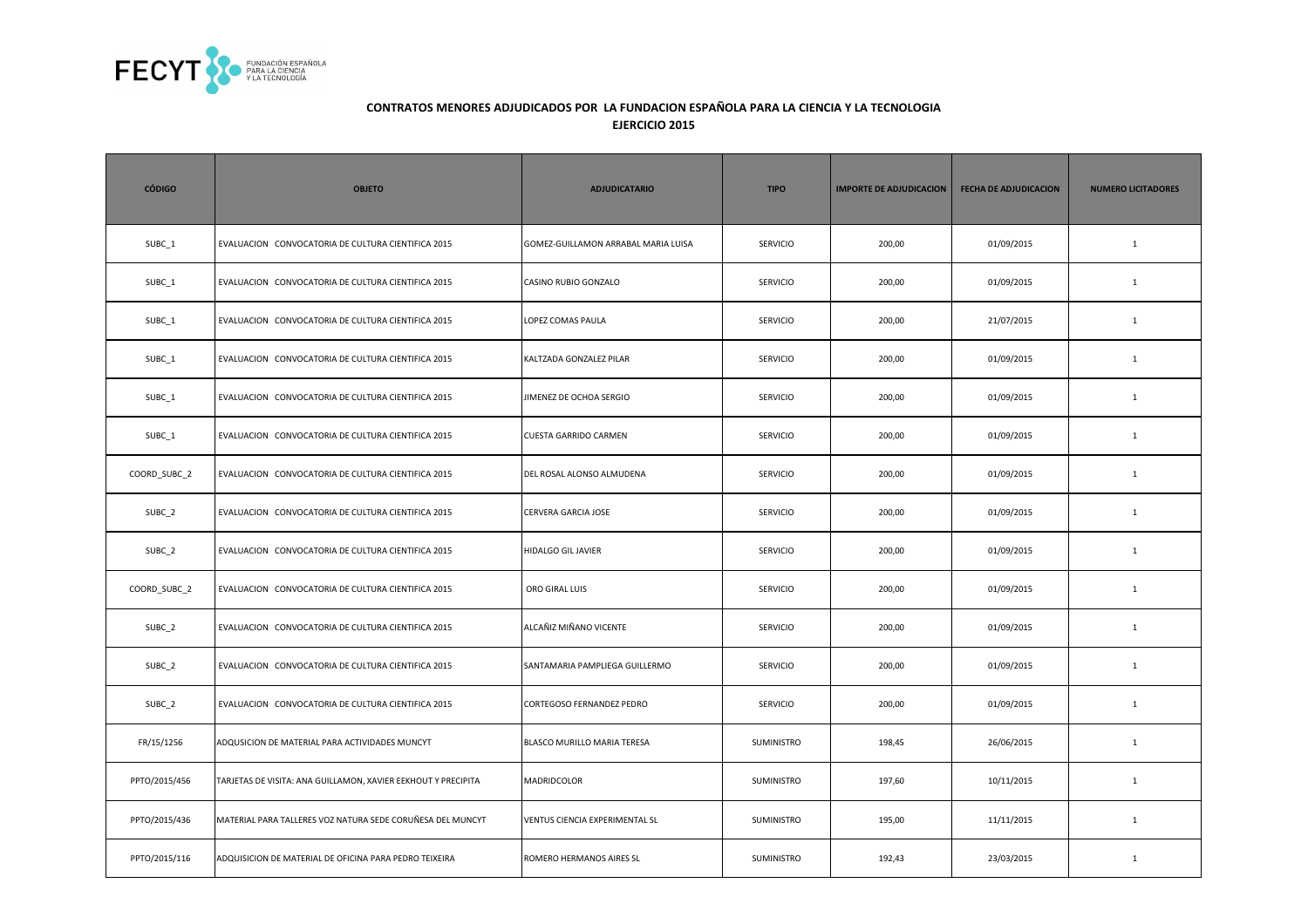## CONTRATOS MENORES ADJUDICADOS POR LA FUNDACION ESPAÑOLA PARA LA CIENCIA Y LA TECNOLOGIA

### EJERCICIO 2015

| CÓDIGO | OBJETO | ADJUDICATARIO | TIPO | IMPORTE DE ADJUDICACION | FECHA DE ADJUDICACION | NUMERO LICITADORES |
|---|---|---|---|---|---|---|
| SUBC_1 | EVALUACION CONVOCATORIA DE CULTURA CIENTIFICA 2015 | GOMEZ-GUILLAMON ARRABAL MARIA LUISA | SERVICIO | 200,00 | 01/09/2015 | 1 |
| SUBC_1 | EVALUACION CONVOCATORIA DE CULTURA CIENTIFICA 2015 | CASINO RUBIO GONZALO | SERVICIO | 200,00 | 01/09/2015 | 1 |
| SUBC_1 | EVALUACION CONVOCATORIA DE CULTURA CIENTIFICA 2015 | LOPEZ COMAS PAULA | SERVICIO | 200,00 | 21/07/2015 | 1 |
| SUBC_1 | EVALUACION CONVOCATORIA DE CULTURA CIENTIFICA 2015 | KALTZADA GONZALEZ PILAR | SERVICIO | 200,00 | 01/09/2015 | 1 |
| SUBC_1 | EVALUACION CONVOCATORIA DE CULTURA CIENTIFICA 2015 | JIMENEZ DE OCHOA SERGIO | SERVICIO | 200,00 | 01/09/2015 | 1 |
| SUBC_1 | EVALUACION CONVOCATORIA DE CULTURA CIENTIFICA 2015 | CUESTA GARRIDO CARMEN | SERVICIO | 200,00 | 01/09/2015 | 1 |
| COORD_SUBC_2 | EVALUACION CONVOCATORIA DE CULTURA CIENTIFICA 2015 | DEL ROSAL ALONSO ALMUDENA | SERVICIO | 200,00 | 01/09/2015 | 1 |
| SUBC_2 | EVALUACION CONVOCATORIA DE CULTURA CIENTIFICA 2015 | CERVERA GARCIA JOSE | SERVICIO | 200,00 | 01/09/2015 | 1 |
| SUBC_2 | EVALUACION CONVOCATORIA DE CULTURA CIENTIFICA 2015 | HIDALGO GIL JAVIER | SERVICIO | 200,00 | 01/09/2015 | 1 |
| COORD_SUBC_2 | EVALUACION CONVOCATORIA DE CULTURA CIENTIFICA 2015 | ORO GIRAL LUIS | SERVICIO | 200,00 | 01/09/2015 | 1 |
| SUBC_2 | EVALUACION CONVOCATORIA DE CULTURA CIENTIFICA 2015 | ALCAÑIZ MIÑANO VICENTE | SERVICIO | 200,00 | 01/09/2015 | 1 |
| SUBC_2 | EVALUACION CONVOCATORIA DE CULTURA CIENTIFICA 2015 | SANTAMARIA PAMPLIEGA GUILLERMO | SERVICIO | 200,00 | 01/09/2015 | 1 |
| SUBC_2 | EVALUACION CONVOCATORIA DE CULTURA CIENTIFICA 2015 | CORTEGOSO FERNANDEZ PEDRO | SERVICIO | 200,00 | 01/09/2015 | 1 |
| FR/15/1256 | ADQUSICION DE MATERIAL PARA ACTIVIDADES MUNCYT | BLASCO MURILLO MARIA TERESA | SUMINISTRO | 198,45 | 26/06/2015 | 1 |
| PPTO/2015/456 | TARJETAS DE VISITA: ANA GUILLAMON, XAVIER EEKHOUT Y PRECIPITA | MADRIDCOLOR | SUMINISTRO | 197,60 | 10/11/2015 | 1 |
| PPTO/2015/436 | MATERIAL PARA TALLERES VOZ NATURA SEDE CORUÑESA DEL MUNCYT | VENTUS CIENCIA EXPERIMENTAL SL | SUMINISTRO | 195,00 | 11/11/2015 | 1 |
| PPTO/2015/116 | ADQUISICION DE MATERIAL DE OFICINA PARA PEDRO TEIXEIRA | ROMERO HERMANOS AIRES SL | SUMINISTRO | 192,43 | 23/03/2015 | 1 |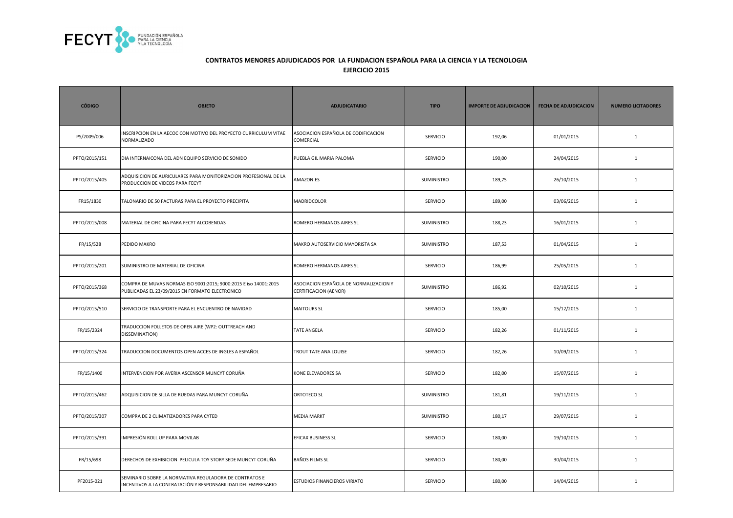**CONTRATOS MENORES ADJUDICADOS POR LA FUNDACION ESPAÑOLA PARA LA CIENCIA Y LA TECNOLOGIA**

**EJERCICIO 2015**

| CÓDIGO | OBJETO | ADJUDICATARIO | TIPO | IMPORTE DE ADJUDICACION | FECHA DE ADJUDICACION | NUMERO LICITADORES |
|---|---|---|---|---|---|---|
| PS/2009/006 | INSCRIPCION EN LA AECOC CON MOTIVO DEL PROYECTO CURRICULUM VITAE NORMALIZADO | ASOCIACION ESPAÑOLA DE CODIFICACION COMERCIAL | SERVICIO | 192,06 | 01/01/2015 | 1 |
| PPTO/2015/151 | DIA INTERNAICONA DEL ADN EQUIPO SERVICIO DE SONIDO | PUEBLA GIL MARIA PALOMA | SERVICIO | 190,00 | 24/04/2015 | 1 |
| PPTO/2015/405 | ADQUISICION DE AURICULARES PARA MONITORIZACION PROFESIONAL DE LA PRODUCCION DE VIDEOS PARA FECYT | AMAZON.ES | SUMINISTRO | 189,75 | 26/10/2015 | 1 |
| FR15/1830 | TALONARIO DE 50 FACTURAS PARA EL PROYECTO PRECIPITA | MADRIDCOLOR | SERVICIO | 189,00 | 03/06/2015 | 1 |
| PPTO/2015/008 | MATERIAL DE OFICINA PARA FECYT ALCOBENDAS | ROMERO HERMANOS AIRES SL | SUMINISTRO | 188,23 | 16/01/2015 | 1 |
| FR/15/528 | PEDIDO MAKRO | MAKRO AUTOSERVICIO MAYORISTA SA | SUMINISTRO | 187,53 | 01/04/2015 | 1 |
| PPTO/2015/201 | SUMINISTRO DE MATERIAL DE OFICINA | ROMERO HERMANOS AIRES SL | SERVICIO | 186,99 | 25/05/2015 | 1 |
| PPTO/2015/368 | COMPRA DE MUVAS NORMAS ISO 9001:2015; 9000:2015 E iso 14001:2015 PUBLICADAS EL 23/09/2015 EN FORMATO ELECTRONICO | ASOCIACION ESPAÑOLA DE NORMALIZACION Y CERTIFICACION (AENOR) | SUMINISTRO | 186,92 | 02/10/2015 | 1 |
| PPTO/2015/510 | SERVICIO DE TRANSPORTE PARA EL ENCUENTRO DE NAVIDAD | MAITOURS SL | SERVICIO | 185,00 | 15/12/2015 | 1 |
| FR/15/2324 | TRADUCCION FOLLETOS DE OPEN AIRE (WP2: OUTTREACH AND DISSEMINATION) | TATE ANGELA | SERVICIO | 182,26 | 01/11/2015 | 1 |
| PPTO/2015/324 | TRADUCCION DOCUMENTOS OPEN ACCES DE INGLES A ESPAÑOL | TROUT TATE ANA LOUISE | SERVICIO | 182,26 | 10/09/2015 | 1 |
| FR/15/1400 | INTERVENCION POR AVERIA ASCENSOR MUNCYT CORUÑA | KONE ELEVADORES SA | SERVICIO | 182,00 | 15/07/2015 | 1 |
| PPTO/2015/462 | ADQUISICION DE SILLA DE RUEDAS PARA MUNCYT CORUÑA | ORTOTECO SL | SUMINISTRO | 181,81 | 19/11/2015 | 1 |
| PPTO/2015/307 | COMPRA DE 2 CLIMATIZADORES PARA CYTED | MEDIA MARKT | SUMINISTRO | 180,17 | 29/07/2015 | 1 |
| PPTO/2015/391 | IMPRESIÓN ROLL UP PARA MOVILAB | EFICAX BUSINESS SL | SERVICIO | 180,00 | 19/10/2015 | 1 |
| FR/15/698 | DERECHOS DE EXHIBICION PELICULA TOY STORY SEDE MUNCYT CORUÑA | BAÑOS FILMS SL | SERVICIO | 180,00 | 30/04/2015 | 1 |
| PF2015-021 | SEMINARIO SOBRE LA NORMATIVA REGULADORA DE CONTRATOS E INCENTIVOS A LA CONTRATACIÓN Y RESPONSABILIDAD DEL EMPRESARIO | ESTUDIOS FINANCIEROS VIRIATO | SERVICIO | 180,00 | 14/04/2015 | 1 |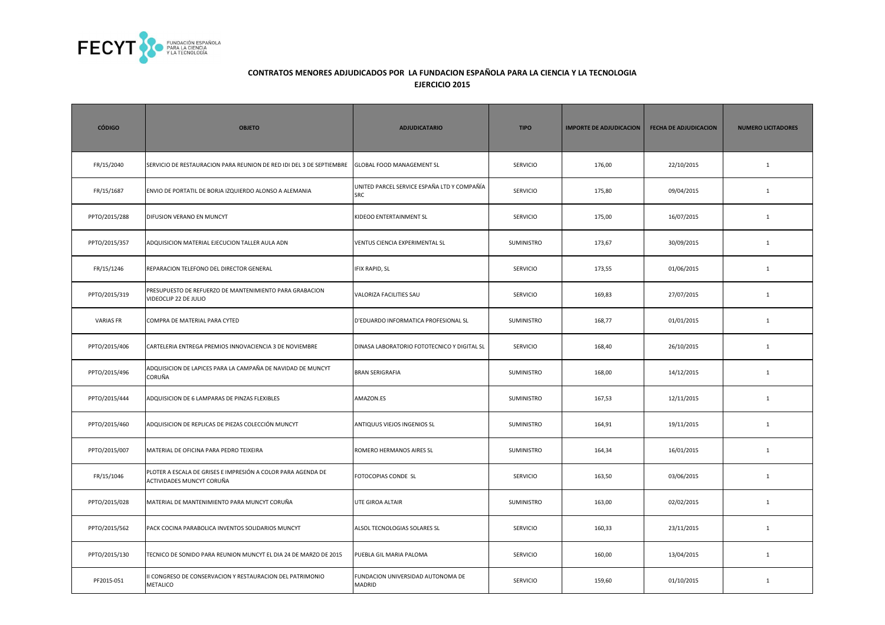## CONTRATOS MENORES ADJUDICADOS POR LA FUNDACION ESPAÑOLA PARA LA CIENCIA Y LA TECNOLOGIA

### EJERCICIO 2015

| CÓDIGO | OBJETO | ADJUDICATARIO | TIPO | IMPORTE DE ADJUDICACION | FECHA DE ADJUDICACION | NUMERO LICITADORES |
|---|---|---|---|---|---|---|
| FR/15/2040 | SERVICIO DE RESTAURACION PARA REUNION DE RED IDI DEL 3 DE SEPTIEMBRE | GLOBAL FOOD MANAGEMENT SL | SERVICIO | 176,00 | 22/10/2015 | 1 |
| FR/15/1687 | ENVIO DE PORTATIL DE BORJA IZQUIERDO ALONSO A ALEMANIA | UNITED PARCEL SERVICE ESPAÑA LTD Y COMPAÑÍA SRC | SERVICIO | 175,80 | 09/04/2015 | 1 |
| PPTO/2015/288 | DIFUSION VERANO EN MUNCYT | KIDEOO ENTERTAINMENT SL | SERVICIO | 175,00 | 16/07/2015 | 1 |
| PPTO/2015/357 | ADQUISICION MATERIAL EJECUCION TALLER AULA ADN | VENTUS CIENCIA EXPERIMENTAL SL | SUMINISTRO | 173,67 | 30/09/2015 | 1 |
| FR/15/1246 | REPARACION TELEFONO DEL DIRECTOR GENERAL | IFIX RAPID, SL | SERVICIO | 173,55 | 01/06/2015 | 1 |
| PPTO/2015/319 | PRESUPUESTO DE REFUERZO DE MANTENIMIENTO PARA GRABACION VIDEOCLIP 22 DE JULIO | VALORIZA FACILITIES SAU | SERVICIO | 169,83 | 27/07/2015 | 1 |
| VARIAS FR | COMPRA DE MATERIAL PARA CYTED | D'EDUARDO INFORMATICA PROFESIONAL SL | SUMINISTRO | 168,77 | 01/01/2015 | 1 |
| PPTO/2015/406 | CARTELERIA ENTREGA PREMIOS INNOVACIENCIA 3 DE NOVIEMBRE | DINASA LABORATORIO FOTOTECNICO Y DIGITAL SL | SERVICIO | 168,40 | 26/10/2015 | 1 |
| PPTO/2015/496 | ADQUISICION DE LAPICES PARA LA CAMPAÑA DE NAVIDAD DE MUNCYT CORUÑA | BRAN SERIGRAFIA | SUMINISTRO | 168,00 | 14/12/2015 | 1 |
| PPTO/2015/444 | ADQUISICION DE 6 LAMPARAS DE PINZAS FLEXIBLES | AMAZON.ES | SUMINISTRO | 167,53 | 12/11/2015 | 1 |
| PPTO/2015/460 | ADQUISICION DE REPLICAS DE PIEZAS COLECCIÓN MUNCYT | ANTIQUUS VIEJOS INGENIOS SL | SUMINISTRO | 164,91 | 19/11/2015 | 1 |
| PPTO/2015/007 | MATERIAL DE OFICINA PARA PEDRO TEIXEIRA | ROMERO HERMANOS AIRES SL | SUMINISTRO | 164,34 | 16/01/2015 | 1 |
| FR/15/1046 | PLOTER A ESCALA DE GRISES E IMPRESIÓN A COLOR PARA AGENDA DE ACTIVIDADES MUNCYT CORUÑA | FOTOCOPIAS CONDE SL | SERVICIO | 163,50 | 03/06/2015 | 1 |
| PPTO/2015/028 | MATERIAL DE MANTENIMIENTO PARA MUNCYT CORUÑA | UTE GIROA ALTAIR | SUMINISTRO | 163,00 | 02/02/2015 | 1 |
| PPTO/2015/562 | PACK COCINA PARABOLICA INVENTOS SOLIDARIOS MUNCYT | ALSOL TECNOLOGIAS SOLARES SL | SERVICIO | 160,33 | 23/11/2015 | 1 |
| PPTO/2015/130 | TECNICO DE SONIDO PARA REUNION MUNCYT EL DIA 24 DE MARZO DE 2015 | PUEBLA GIL MARIA PALOMA | SERVICIO | 160,00 | 13/04/2015 | 1 |
| PF2015-051 | II CONGRESO DE CONSERVACION Y RESTAURACION DEL PATRIMONIO METALICO | FUNDACION UNIVERSIDAD AUTONOMA DE MADRID | SERVICIO | 159,60 | 01/10/2015 | 1 |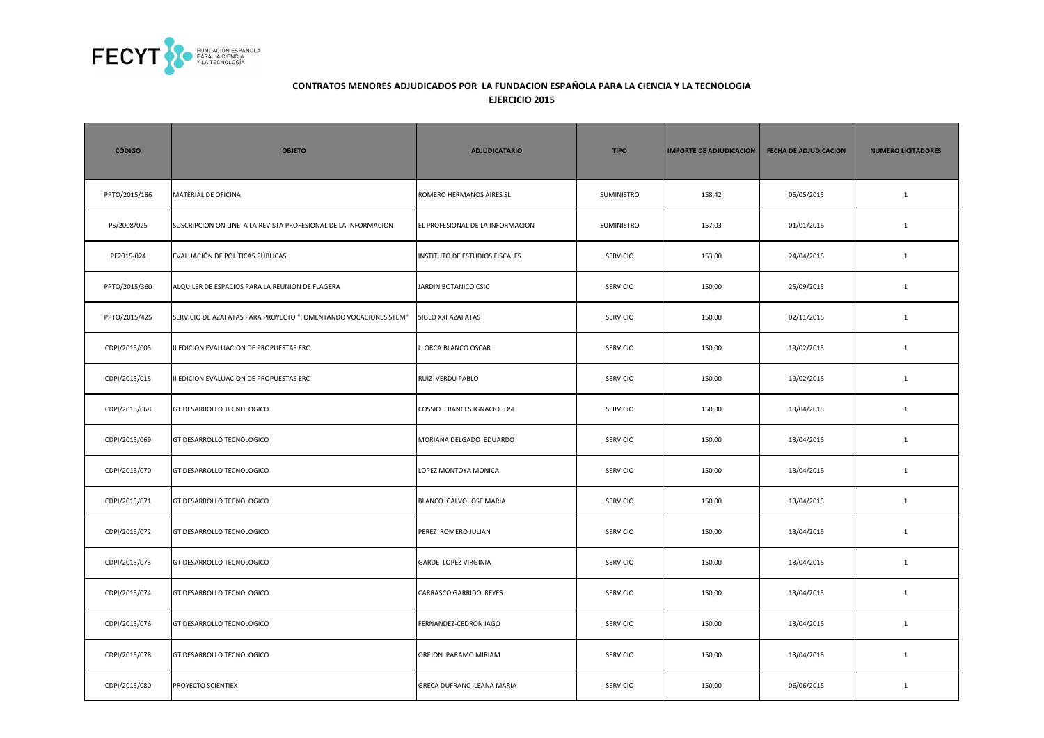**CONTRATOS MENORES ADJUDICADOS POR LA FUNDACION ESPAÑOLA PARA LA CIENCIA Y LA TECNOLOGIA**
**EJERCICIO 2015**

| CÓDIGO | OBJETO | ADJUDICATARIO | TIPO | IMPORTE DE ADJUDICACION | FECHA DE ADJUDICACION | NUMERO LICITADORES |
|---|---|---|---|---|---|---|
| PPTO/2015/186 | MATERIAL DE OFICINA | ROMERO HERMANOS AIRES SL | SUMINISTRO | 158,42 | 05/05/2015 | 1 |
| PS/2008/025 | SUSCRIPCION ON LINE A LA REVISTA PROFESIONAL DE LA INFORMACION | EL PROFESIONAL DE LA INFORMACION | SUMINISTRO | 157,03 | 01/01/2015 | 1 |
| PF2015-024 | EVALUACIÓN DE POLÍTICAS PÚBLICAS. | INSTITUTO DE ESTUDIOS FISCALES | SERVICIO | 153,00 | 24/04/2015 | 1 |
| PPTO/2015/360 | ALQUILER DE ESPACIOS PARA LA REUNION DE FLAGERA | JARDIN BOTANICO CSIC | SERVICIO | 150,00 | 25/09/2015 | 1 |
| PPTO/2015/425 | SERVICIO DE AZAFATAS PARA PROYECTO "FOMENTANDO VOCACIONES STEM" | SIGLO XXI AZAFATAS | SERVICIO | 150,00 | 02/11/2015 | 1 |
| CDPI/2015/005 | II EDICION EVALUACION DE PROPUESTAS ERC | LLORCA BLANCO OSCAR | SERVICIO | 150,00 | 19/02/2015 | 1 |
| CDPI/2015/015 | II EDICION EVALUACION DE PROPUESTAS ERC | RUIZ VERDU PABLO | SERVICIO | 150,00 | 19/02/2015 | 1 |
| CDPI/2015/068 | GT DESARROLLO TECNOLOGICO | COSSIO FRANCES IGNACIO JOSE | SERVICIO | 150,00 | 13/04/2015 | 1 |
| CDPI/2015/069 | GT DESARROLLO TECNOLOGICO | MORIANA DELGADO EDUARDO | SERVICIO | 150,00 | 13/04/2015 | 1 |
| CDPI/2015/070 | GT DESARROLLO TECNOLOGICO | LOPEZ MONTOYA MONICA | SERVICIO | 150,00 | 13/04/2015 | 1 |
| CDPI/2015/071 | GT DESARROLLO TECNOLOGICO | BLANCO CALVO JOSE MARIA | SERVICIO | 150,00 | 13/04/2015 | 1 |
| CDPI/2015/072 | GT DESARROLLO TECNOLOGICO | PEREZ ROMERO JULIAN | SERVICIO | 150,00 | 13/04/2015 | 1 |
| CDPI/2015/073 | GT DESARROLLO TECNOLOGICO | GARDE LOPEZ VIRGINIA | SERVICIO | 150,00 | 13/04/2015 | 1 |
| CDPI/2015/074 | GT DESARROLLO TECNOLOGICO | CARRASCO GARRIDO REYES | SERVICIO | 150,00 | 13/04/2015 | 1 |
| CDPI/2015/076 | GT DESARROLLO TECNOLOGICO | FERNANDEZ-CEDRON IAGO | SERVICIO | 150,00 | 13/04/2015 | 1 |
| CDPI/2015/078 | GT DESARROLLO TECNOLOGICO | OREJON PARAMO MIRIAM | SERVICIO | 150,00 | 13/04/2015 | 1 |
| CDPI/2015/080 | PROYECTO SCIENTIEX | GRECA DUFRANC ILEANA MARIA | SERVICIO | 150,00 | 06/06/2015 | 1 |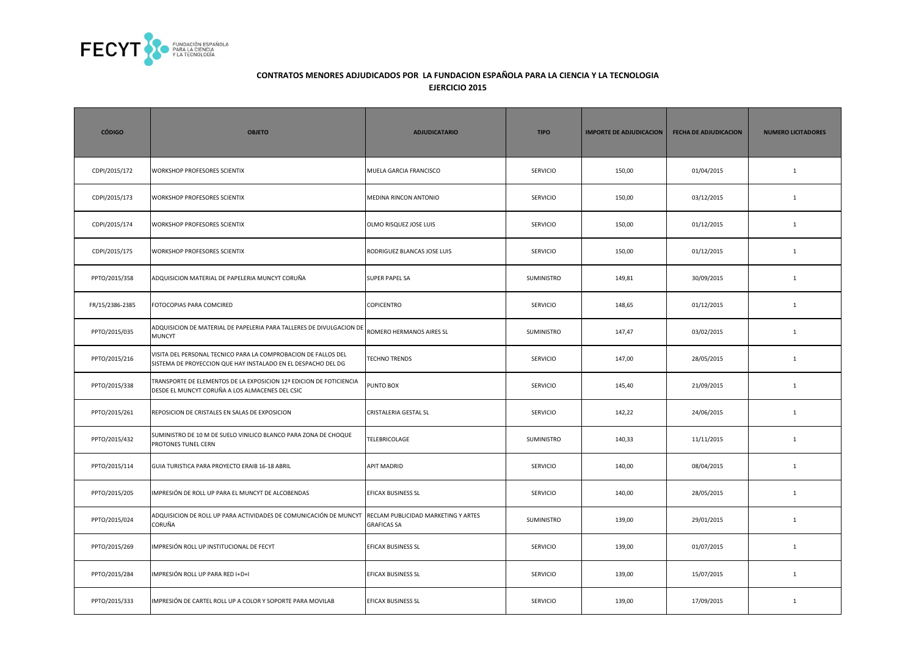## CONTRATOS MENORES ADJUDICADOS POR LA FUNDACION ESPAÑOLA PARA LA CIENCIA Y LA TECNOLOGIA

**EJERCICIO 2015**

| CÓDIGO | OBJETO | ADJUDICATARIO | TIPO | IMPORTE DE ADJUDICACION | FECHA DE ADJUDICACION | NUMERO LICITADORES |
|---|---|---|---|---|---|---|
| CDPI/2015/172 | WORKSHOP PROFESORES SCIENTIX | MUELA GARCIA FRANCISCO | SERVICIO | 150,00 | 01/04/2015 | 1 |
| CDPI/2015/173 | WORKSHOP PROFESORES SCIENTIX | MEDINA RINCON ANTONIO | SERVICIO | 150,00 | 03/12/2015 | 1 |
| CDPI/2015/174 | WORKSHOP PROFESORES SCIENTIX | OLMO RISQUEZ JOSE LUIS | SERVICIO | 150,00 | 01/12/2015 | 1 |
| CDPI/2015/175 | WORKSHOP PROFESORES SCIENTIX | RODRIGUEZ BLANCAS JOSE LUIS | SERVICIO | 150,00 | 01/12/2015 | 1 |
| PPTO/2015/358 | ADQUISICION MATERIAL DE PAPELERIA MUNCYT CORUÑA | SUPER PAPEL SA | SUMINISTRO | 149,81 | 30/09/2015 | 1 |
| FR/15/2386-2385 | FOTOCOPIAS PARA COMCIRED | COPICENTRO | SERVICIO | 148,65 | 01/12/2015 | 1 |
| PPTO/2015/035 | ADQUISICION DE MATERIAL DE PAPELERIA PARA TALLERES DE DIVULGACION DE MUNCYT | ROMERO HERMANOS AIRES SL | SUMINISTRO | 147,47 | 03/02/2015 | 1 |
| PPTO/2015/216 | VISITA DEL PERSONAL TECNICO PARA LA COMPROBACION DE FALLOS DEL SISTEMA DE PROYECCION QUE HAY INSTALADO EN EL DESPACHO DEL DG | TECHNO TRENDS | SERVICIO | 147,00 | 28/05/2015 | 1 |
| PPTO/2015/338 | TRANSPORTE DE ELEMENTOS DE LA EXPOSICION 12ª EDICION DE FOTICIENCIA DESDE EL MUNCYT CORUÑA A LOS ALMACENES DEL CSIC | PUNTO BOX | SERVICIO | 145,40 | 21/09/2015 | 1 |
| PPTO/2015/261 | REPOSICION DE CRISTALES EN SALAS DE EXPOSICION | CRISTALERIA GESTAL SL | SERVICIO | 142,22 | 24/06/2015 | 1 |
| PPTO/2015/432 | SUMINISTRO DE 10 M DE SUELO VINILICO BLANCO PARA ZONA DE CHOQUE PROTONES TUNEL CERN | TELEBRICOLAGE | SUMINISTRO | 140,33 | 11/11/2015 | 1 |
| PPTO/2015/114 | GUIA TURISTICA PARA PROYECTO ERAIB 16-18 ABRIL | APIT MADRID | SERVICIO | 140,00 | 08/04/2015 | 1 |
| PPTO/2015/205 | IMPRESIÓN DE ROLL UP PARA EL MUNCYT DE ALCOBENDAS | EFICAX BUSINESS SL | SERVICIO | 140,00 | 28/05/2015 | 1 |
| PPTO/2015/024 | ADQUISICION DE ROLL UP PARA ACTIVIDADES DE COMUNICACIÓN DE MUNCYT CORUÑA | RECLAM PUBLICIDAD MARKETING Y ARTES GRAFICAS SA | SUMINISTRO | 139,00 | 29/01/2015 | 1 |
| PPTO/2015/269 | IMPRESIÓN ROLL UP INSTITUCIONAL DE FECYT | EFICAX BUSINESS SL | SERVICIO | 139,00 | 01/07/2015 | 1 |
| PPTO/2015/284 | IMPRESIÓN ROLL UP PARA RED I+D+I | EFICAX BUSINESS SL | SERVICIO | 139,00 | 15/07/2015 | 1 |
| PPTO/2015/333 | IMPRESIÓN DE CARTEL ROLL UP A COLOR Y SOPORTE PARA MOVILAB | EFICAX BUSINESS SL | SERVICIO | 139,00 | 17/09/2015 | 1 |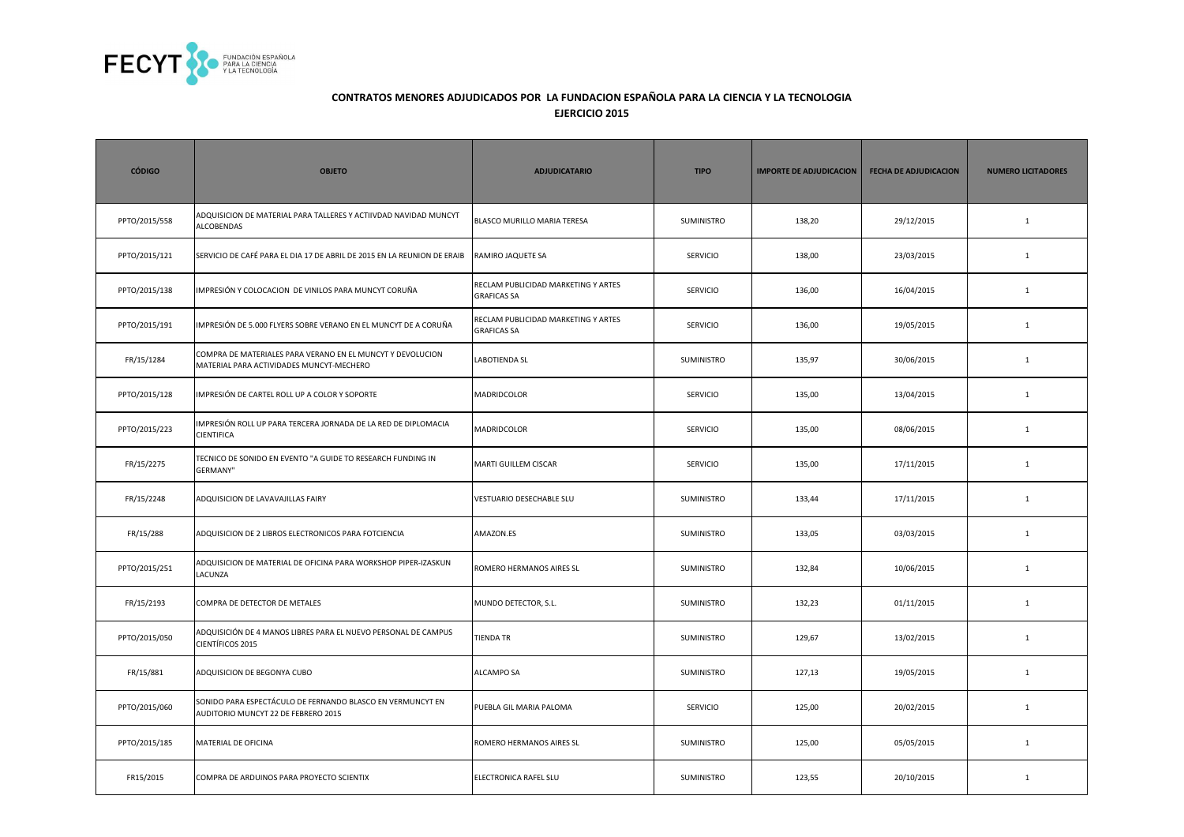## CONTRATOS MENORES ADJUDICADOS POR LA FUNDACION ESPAÑOLA PARA LA CIENCIA Y LA TECNOLOGIA

### EJERCICIO 2015

| CÓDIGO | OBJETO | ADJUDICATARIO | TIPO | IMPORTE DE ADJUDICACION | FECHA DE ADJUDICACION | NUMERO LICITADORES |
|---|---|---|---|---|---|---|
| PPTO/2015/558 | ADQUISICION DE MATERIAL PARA TALLERES Y ACTIIVDAD NAVIDAD MUNCYT ALCOBENDAS | BLASCO MURILLO MARIA TERESA | SUMINISTRO | 138,20 | 29/12/2015 | 1 |
| PPTO/2015/121 | SERVICIO DE CAFÉ PARA EL DIA 17 DE ABRIL DE 2015 EN LA REUNION DE ERAIB | RAMIRO JAQUETE SA | SERVICIO | 138,00 | 23/03/2015 | 1 |
| PPTO/2015/138 | IMPRESIÓN Y COLOCACION DE VINILOS PARA MUNCYT CORUÑA | RECLAM PUBLICIDAD MARKETING Y ARTES GRAFICAS SA | SERVICIO | 136,00 | 16/04/2015 | 1 |
| PPTO/2015/191 | IMPRESIÓN DE 5.000 FLYERS SOBRE VERANO EN EL MUNCYT DE A CORUÑA | RECLAM PUBLICIDAD MARKETING Y ARTES GRAFICAS SA | SERVICIO | 136,00 | 19/05/2015 | 1 |
| FR/15/1284 | COMPRA DE MATERIALES PARA VERANO EN EL MUNCYT Y DEVOLUCION MATERIAL PARA ACTIVIDADES MUNCYT-MECHERO | LABOTIENDA SL | SUMINISTRO | 135,97 | 30/06/2015 | 1 |
| PPTO/2015/128 | IMPRESIÓN DE CARTEL ROLL UP A COLOR Y SOPORTE | MADRIDCOLOR | SERVICIO | 135,00 | 13/04/2015 | 1 |
| PPTO/2015/223 | IMPRESIÓN ROLL UP PARA TERCERA JORNADA DE LA RED DE DIPLOMACIA CIENTIFICA | MADRIDCOLOR | SERVICIO | 135,00 | 08/06/2015 | 1 |
| FR/15/2275 | TECNICO DE SONIDO EN EVENTO "A GUIDE TO RESEARCH FUNDING IN GERMANY" | MARTI GUILLEM CISCAR | SERVICIO | 135,00 | 17/11/2015 | 1 |
| FR/15/2248 | ADQUISICION DE LAVAVAJILLAS FAIRY | VESTUARIO DESECHABLE SLU | SUMINISTRO | 133,44 | 17/11/2015 | 1 |
| FR/15/288 | ADQUISICION DE 2 LIBROS ELECTRONICOS PARA FOTCIENCIA | AMAZON.ES | SUMINISTRO | 133,05 | 03/03/2015 | 1 |
| PPTO/2015/251 | ADQUISICION DE MATERIAL DE OFICINA PARA WORKSHOP PIPER-IZASKUN LACUNZA | ROMERO HERMANOS AIRES SL | SUMINISTRO | 132,84 | 10/06/2015 | 1 |
| FR/15/2193 | COMPRA DE DETECTOR DE METALES | MUNDO DETECTOR, S.L. | SUMINISTRO | 132,23 | 01/11/2015 | 1 |
| PPTO/2015/050 | ADQUISICIÓN DE 4 MANOS LIBRES PARA EL NUEVO PERSONAL DE CAMPUS CIENTÍFICOS 2015 | TIENDA TR | SUMINISTRO | 129,67 | 13/02/2015 | 1 |
| FR/15/881 | ADQUISICION DE BEGONYA CUBO | ALCAMPO SA | SUMINISTRO | 127,13 | 19/05/2015 | 1 |
| PPTO/2015/060 | SONIDO PARA ESPECTÁCULO DE FERNANDO BLASCO EN VERMUNCYT EN AUDITORIO MUNCYT 22 DE FEBRERO 2015 | PUEBLA GIL MARIA PALOMA | SERVICIO | 125,00 | 20/02/2015 | 1 |
| PPTO/2015/185 | MATERIAL DE OFICINA | ROMERO HERMANOS AIRES SL | SUMINISTRO | 125,00 | 05/05/2015 | 1 |
| FR15/2015 | COMPRA DE ARDUINOS PARA PROYECTO SCIENTIX | ELECTRONICA RAFEL SLU | SUMINISTRO | 123,55 | 20/10/2015 | 1 |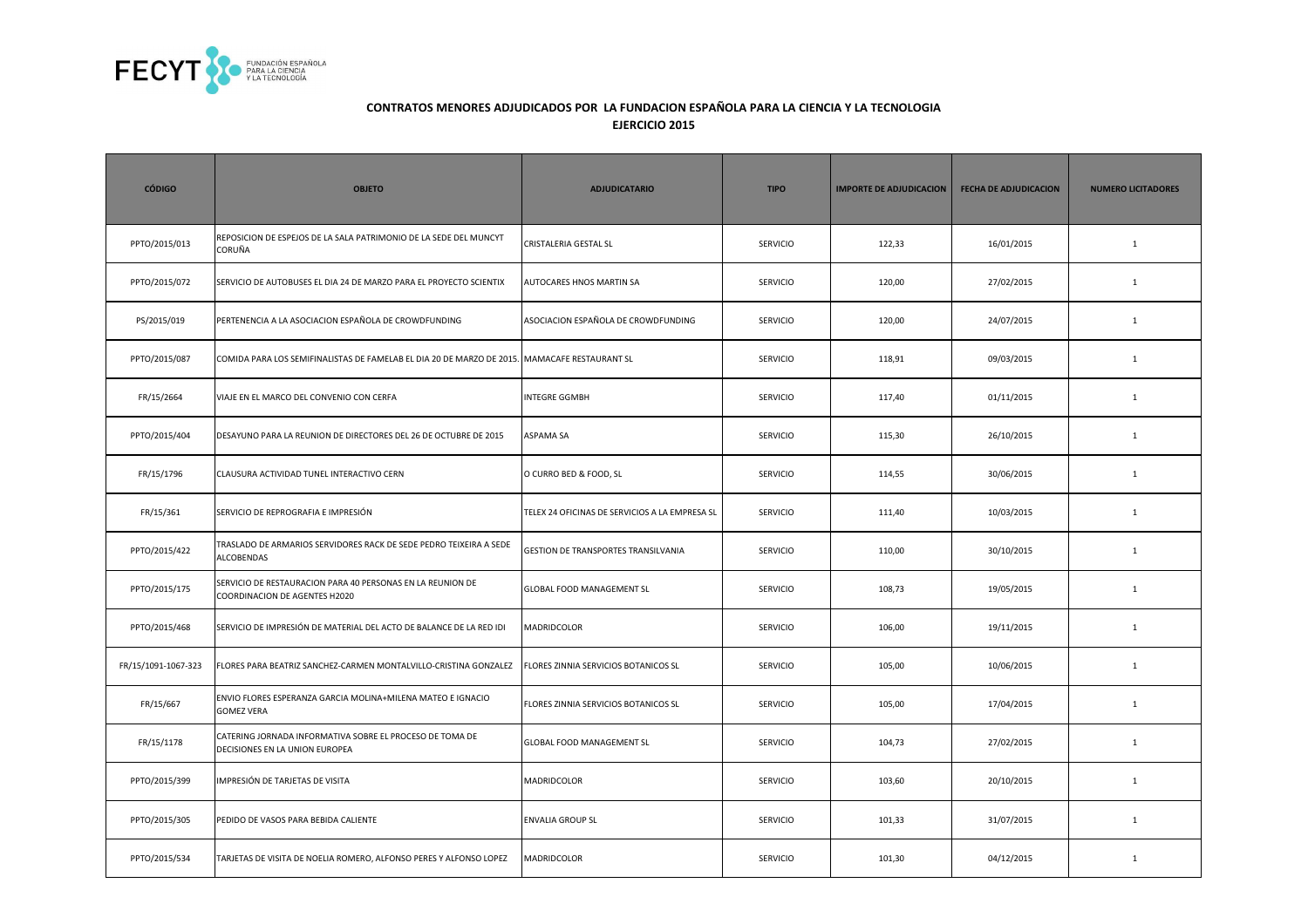**CONTRATOS MENORES ADJUDICADOS POR LA FUNDACION ESPAÑOLA PARA LA CIENCIA Y LA TECNOLOGIA**

**EJERCICIO 2015**

| CÓDIGO | OBJETO | ADJUDICATARIO | TIPO | IMPORTE DE ADJUDICACION | FECHA DE ADJUDICACION | NUMERO LICITADORES |
|---|---|---|---|---|---|---|
| PPTO/2015/013 | REPOSICION DE ESPEJOS DE LA SALA PATRIMONIO DE LA SEDE DEL MUNCYT CORUÑA | CRISTALERIA GESTAL SL | SERVICIO | 122,33 | 16/01/2015 | 1 |
| PPTO/2015/072 | SERVICIO DE AUTOBUSES EL DIA 24 DE MARZO PARA EL PROYECTO SCIENTIX | AUTOCARES HNOS MARTIN SA | SERVICIO | 120,00 | 27/02/2015 | 1 |
| PS/2015/019 | PERTENENCIA A LA ASOCIACION ESPAÑOLA DE CROWDFUNDING | ASOCIACION ESPAÑOLA DE CROWDFUNDING | SERVICIO | 120,00 | 24/07/2015 | 1 |
| PPTO/2015/087 | COMIDA PARA LOS SEMIFINALISTAS DE FAMELAB EL DIA 20 DE MARZO DE 2015. | MAMACAFE RESTAURANT SL | SERVICIO | 118,91 | 09/03/2015 | 1 |
| FR/15/2664 | VIAJE EN EL MARCO DEL CONVENIO CON CERFA | INTEGRE GGMBH | SERVICIO | 117,40 | 01/11/2015 | 1 |
| PPTO/2015/404 | DESAYUNO PARA LA REUNION DE DIRECTORES DEL 26 DE OCTUBRE DE 2015 | ASPAMA SA | SERVICIO | 115,30 | 26/10/2015 | 1 |
| FR/15/1796 | CLAUSURA ACTIVIDAD TUNEL INTERACTIVO CERN | O CURRO BED & FOOD, SL | SERVICIO | 114,55 | 30/06/2015 | 1 |
| FR/15/361 | SERVICIO DE REPROGRAFIA E IMPRESIÓN | TELEX 24 OFICINAS DE SERVICIOS A LA EMPRESA SL | SERVICIO | 111,40 | 10/03/2015 | 1 |
| PPTO/2015/422 | TRASLADO DE ARMARIOS SERVIDORES RACK DE SEDE PEDRO TEIXEIRA A SEDE ALCOBENDAS | GESTION DE TRANSPORTES TRANSILVANIA | SERVICIO | 110,00 | 30/10/2015 | 1 |
| PPTO/2015/175 | SERVICIO DE RESTAURACION PARA 40 PERSONAS EN LA REUNION DE COORDINACION DE AGENTES H2020 | GLOBAL FOOD MANAGEMENT SL | SERVICIO | 108,73 | 19/05/2015 | 1 |
| PPTO/2015/468 | SERVICIO DE IMPRESIÓN DE MATERIAL DEL ACTO DE BALANCE DE LA RED IDI | MADRIDCOLOR | SERVICIO | 106,00 | 19/11/2015 | 1 |
| FR/15/1091-1067-323 | FLORES PARA BEATRIZ SANCHEZ-CARMEN MONTALVILLO-CRISTINA GONZALEZ | FLORES ZINNIA SERVICIOS BOTANICOS SL | SERVICIO | 105,00 | 10/06/2015 | 1 |
| FR/15/667 | ENVIO FLORES ESPERANZA GARCIA MOLINA+MILENA MATEO E IGNACIO GOMEZ VERA | FLORES ZINNIA SERVICIOS BOTANICOS SL | SERVICIO | 105,00 | 17/04/2015 | 1 |
| FR/15/1178 | CATERING JORNADA INFORMATIVA SOBRE EL PROCESO DE TOMA DE DECISIONES EN LA UNION EUROPEA | GLOBAL FOOD MANAGEMENT SL | SERVICIO | 104,73 | 27/02/2015 | 1 |
| PPTO/2015/399 | IMPRESIÓN DE TARJETAS DE VISITA | MADRIDCOLOR | SERVICIO | 103,60 | 20/10/2015 | 1 |
| PPTO/2015/305 | PEDIDO DE VASOS PARA BEBIDA CALIENTE | ENVALIA GROUP SL | SERVICIO | 101,33 | 31/07/2015 | 1 |
| PPTO/2015/534 | TARJETAS DE VISITA DE NOELIA ROMERO, ALFONSO PERES Y ALFONSO LOPEZ | MADRIDCOLOR | SERVICIO | 101,30 | 04/12/2015 | 1 |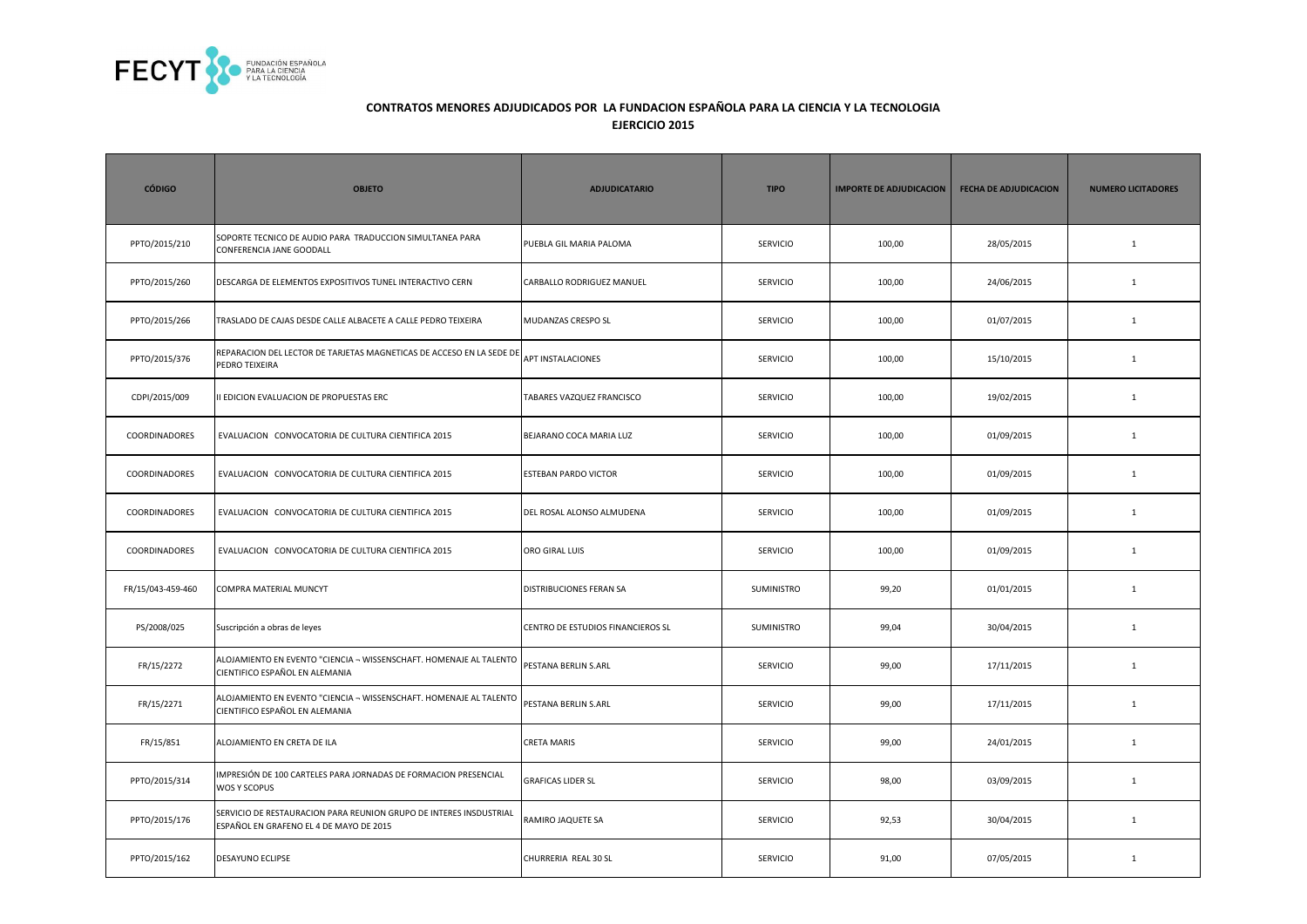## CONTRATOS MENORES ADJUDICADOS POR LA FUNDACION ESPAÑOLA PARA LA CIENCIA Y LA TECNOLOGIA
## EJERCICIO 2015

| CÓDIGO | OBJETO | ADJUDICATARIO | TIPO | IMPORTE DE ADJUDICACION | FECHA DE ADJUDICACION | NUMERO LICITADORES |
|---|---|---|---|---|---|---|
| PPTO/2015/210 | SOPORTE TECNICO DE AUDIO PARA TRADUCCION SIMULTANEA PARA CONFERENCIA JANE GOODALL | PUEBLA GIL MARIA PALOMA | SERVICIO | 100,00 | 28/05/2015 | 1 |
| PPTO/2015/260 | DESCARGA DE ELEMENTOS EXPOSITIVOS TUNEL INTERACTIVO CERN | CARBALLO RODRIGUEZ MANUEL | SERVICIO | 100,00 | 24/06/2015 | 1 |
| PPTO/2015/266 | TRASLADO DE CAJAS DESDE CALLE ALBACETE A CALLE PEDRO TEIXEIRA | MUDANZAS CRESPO SL | SERVICIO | 100,00 | 01/07/2015 | 1 |
| PPTO/2015/376 | REPARACION DEL LECTOR DE TARJETAS MAGNETICAS DE ACCESO EN LA SEDE DE PEDRO TEIXEIRA | APT INSTALACIONES | SERVICIO | 100,00 | 15/10/2015 | 1 |
| CDPI/2015/009 | II EDICION EVALUACION DE PROPUESTAS ERC | TABARES VAZQUEZ FRANCISCO | SERVICIO | 100,00 | 19/02/2015 | 1 |
| COORDINADORES | EVALUACION CONVOCATORIA DE CULTURA CIENTIFICA 2015 | BEJARANO COCA MARIA LUZ | SERVICIO | 100,00 | 01/09/2015 | 1 |
| COORDINADORES | EVALUACION CONVOCATORIA DE CULTURA CIENTIFICA 2015 | ESTEBAN PARDO VICTOR | SERVICIO | 100,00 | 01/09/2015 | 1 |
| COORDINADORES | EVALUACION CONVOCATORIA DE CULTURA CIENTIFICA 2015 | DEL ROSAL ALONSO ALMUDENA | SERVICIO | 100,00 | 01/09/2015 | 1 |
| COORDINADORES | EVALUACION CONVOCATORIA DE CULTURA CIENTIFICA 2015 | ORO GIRAL LUIS | SERVICIO | 100,00 | 01/09/2015 | 1 |
| FR/15/043-459-460 | COMPRA MATERIAL MUNCYT | DISTRIBUCIONES FERAN SA | SUMINISTRO | 99,20 | 01/01/2015 | 1 |
| PS/2008/025 | Suscripción a obras de leyes | CENTRO DE ESTUDIOS FINANCIEROS SL | SUMINISTRO | 99,04 | 30/04/2015 | 1 |
| FR/15/2272 | ALOJAMIENTO EN EVENTO "CIENCIA ¬ WISSENSCHAFT. HOMENAJE AL TALENTO CIENTIFICO ESPAÑOL EN ALEMANIA | PESTANA BERLIN S.ARL | SERVICIO | 99,00 | 17/11/2015 | 1 |
| FR/15/2271 | ALOJAMIENTO EN EVENTO "CIENCIA ¬ WISSENSCHAFT. HOMENAJE AL TALENTO CIENTIFICO ESPAÑOL EN ALEMANIA | PESTANA BERLIN S.ARL | SERVICIO | 99,00 | 17/11/2015 | 1 |
| FR/15/851 | ALOJAMIENTO EN CRETA DE ILA | CRETA MARIS | SERVICIO | 99,00 | 24/01/2015 | 1 |
| PPTO/2015/314 | IMPRESIÓN DE 100 CARTELES PARA JORNADAS DE FORMACION PRESENCIAL WOS Y SCOPUS | GRAFICAS LIDER SL | SERVICIO | 98,00 | 03/09/2015 | 1 |
| PPTO/2015/176 | SERVICIO DE RESTAURACION PARA REUNION GRUPO DE INTERES INSDUSTRIAL ESPAÑOL EN GRAFENO EL 4 DE MAYO DE 2015 | RAMIRO JAQUETE SA | SERVICIO | 92,53 | 30/04/2015 | 1 |
| PPTO/2015/162 | DESAYUNO ECLIPSE | CHURRERIA REAL 30 SL | SERVICIO | 91,00 | 07/05/2015 | 1 |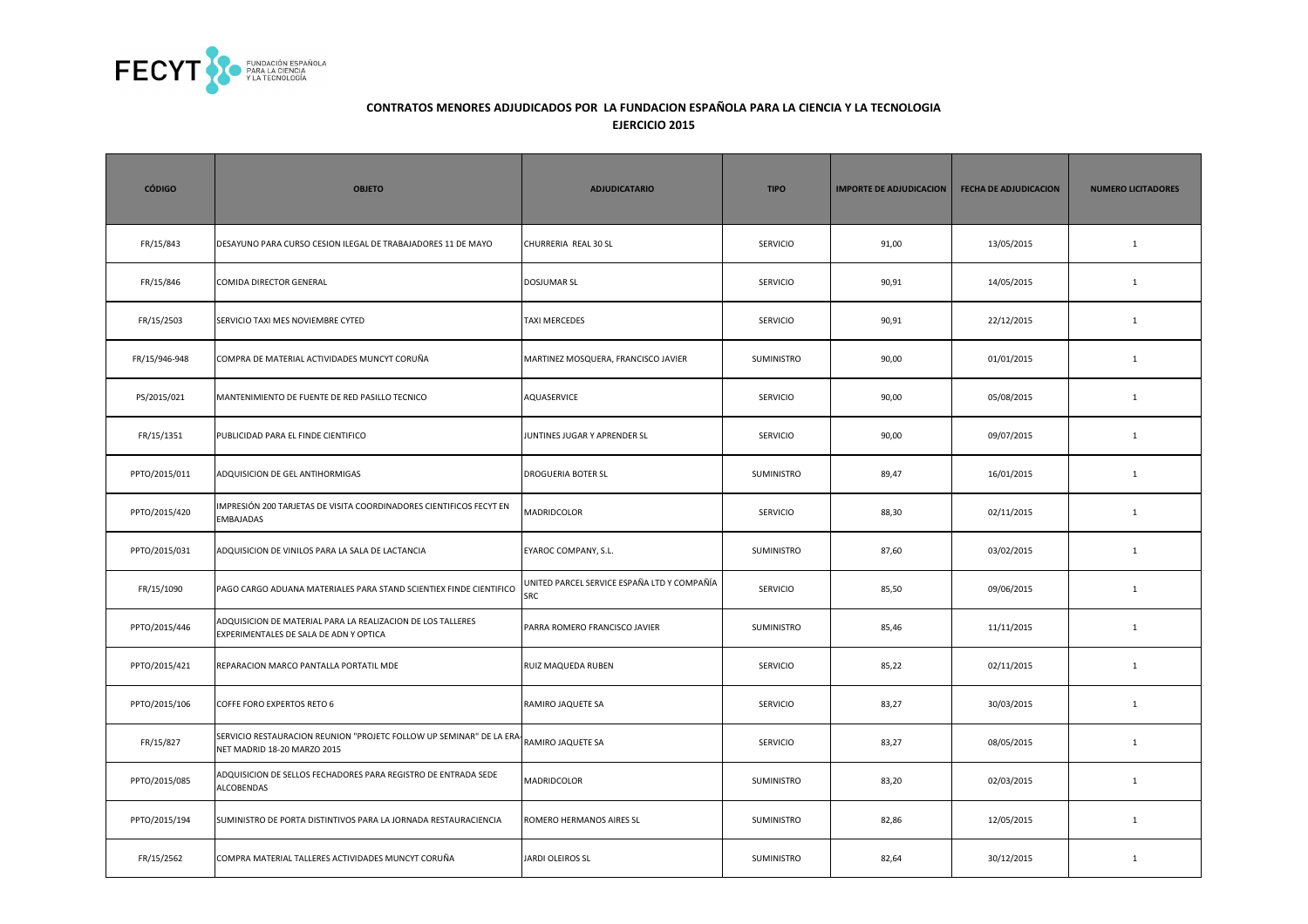## CONTRATOS MENORES ADJUDICADOS POR LA FUNDACION ESPAÑOLA PARA LA CIENCIA Y LA TECNOLOGIA

**EJERCICIO 2015**

| CÓDIGO | OBJETO | ADJUDICATARIO | TIPO | IMPORTE DE ADJUDICACION | FECHA DE ADJUDICACION | NUMERO LICITADORES |
|---|---|---|---|---|---|---|
| FR/15/843 | DESAYUNO PARA CURSO CESION ILEGAL DE TRABAJADORES 11 DE MAYO | CHURRERIA REAL 30 SL | SERVICIO | 91,00 | 13/05/2015 | 1 |
| FR/15/846 | COMIDA DIRECTOR GENERAL | DOSJUMAR SL | SERVICIO | 90,91 | 14/05/2015 | 1 |
| FR/15/2503 | SERVICIO TAXI MES NOVIEMBRE CYTED | TAXI MERCEDES | SERVICIO | 90,91 | 22/12/2015 | 1 |
| FR/15/946-948 | COMPRA DE MATERIAL ACTIVIDADES MUNCYT CORUÑA | MARTINEZ MOSQUERA, FRANCISCO JAVIER | SUMINISTRO | 90,00 | 01/01/2015 | 1 |
| PS/2015/021 | MANTENIMIENTO DE FUENTE DE RED PASILLO TECNICO | AQUASERVICE | SERVICIO | 90,00 | 05/08/2015 | 1 |
| FR/15/1351 | PUBLICIDAD PARA EL FINDE CIENTIFICO | JUNTINES JUGAR Y APRENDER SL | SERVICIO | 90,00 | 09/07/2015 | 1 |
| PPTO/2015/011 | ADQUISICION DE GEL ANTIHORMIGAS | DROGUERIA BOTER SL | SUMINISTRO | 89,47 | 16/01/2015 | 1 |
| PPTO/2015/420 | IMPRESIÓN 200 TARJETAS DE VISITA COORDINADORES CIENTIFICOS FECYT EN EMBAJADAS | MADRIDCOLOR | SERVICIO | 88,30 | 02/11/2015 | 1 |
| PPTO/2015/031 | ADQUISICION DE VINILOS PARA LA SALA DE LACTANCIA | EYAROC COMPANY, S.L. | SUMINISTRO | 87,60 | 03/02/2015 | 1 |
| FR/15/1090 | PAGO CARGO ADUANA MATERIALES PARA STAND SCIENTIEX FINDE CIENTIFICO | UNITED PARCEL SERVICE ESPAÑA LTD Y COMPAÑÍA SRC | SERVICIO | 85,50 | 09/06/2015 | 1 |
| PPTO/2015/446 | ADQUISICION DE MATERIAL PARA LA REALIZACION DE LOS TALLERES EXPERIMENTALES DE SALA DE ADN Y OPTICA | PARRA ROMERO FRANCISCO JAVIER | SUMINISTRO | 85,46 | 11/11/2015 | 1 |
| PPTO/2015/421 | REPARACION MARCO PANTALLA PORTATIL MDE | RUIZ MAQUEDA RUBEN | SERVICIO | 85,22 | 02/11/2015 | 1 |
| PPTO/2015/106 | COFFE FORO EXPERTOS RETO 6 | RAMIRO JAQUETE SA | SERVICIO | 83,27 | 30/03/2015 | 1 |
| FR/15/827 | SERVICIO RESTAURACION REUNION "PROJETC FOLLOW UP SEMINAR" DE LA ERA-NET MADRID 18-20 MARZO 2015 | RAMIRO JAQUETE SA | SERVICIO | 83,27 | 08/05/2015 | 1 |
| PPTO/2015/085 | ADQUISICION DE SELLOS FECHADORES PARA REGISTRO DE ENTRADA SEDE ALCOBENDAS | MADRIDCOLOR | SUMINISTRO | 83,20 | 02/03/2015 | 1 |
| PPTO/2015/194 | SUMINISTRO DE PORTA DISTINTIVOS PARA LA JORNADA RESTAURACIENCIA | ROMERO HERMANOS AIRES SL | SUMINISTRO | 82,86 | 12/05/2015 | 1 |
| FR/15/2562 | COMPRA MATERIAL TALLERES ACTIVIDADES MUNCYT CORUÑA | JARDI OLEIROS SL | SUMINISTRO | 82,64 | 30/12/2015 | 1 |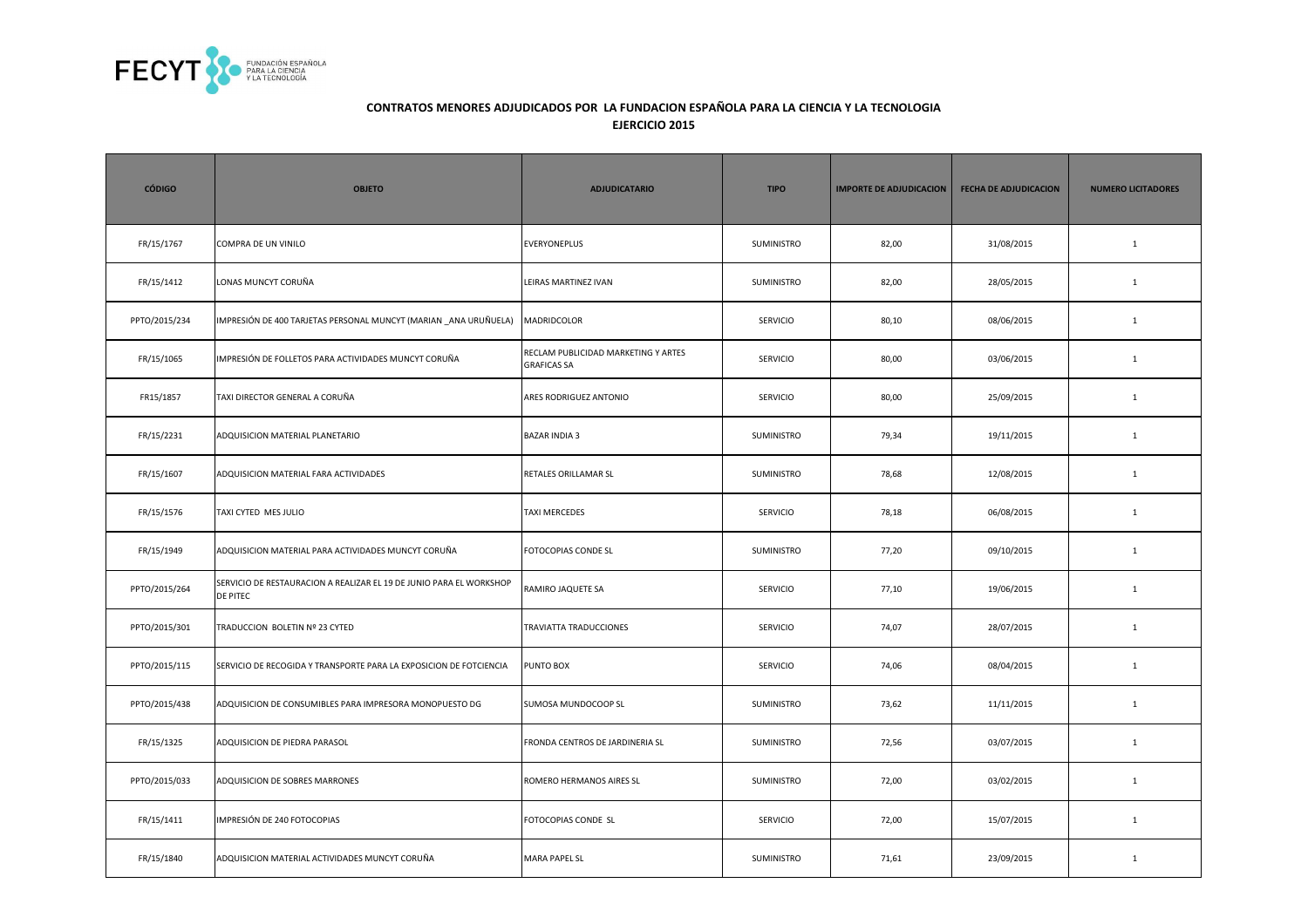## CONTRATOS MENORES ADJUDICADOS POR LA FUNDACION ESPAÑOLA PARA LA CIENCIA Y LA TECNOLOGIA

### EJERCICIO 2015

| CÓDIGO | OBJETO | ADJUDICATARIO | TIPO | IMPORTE DE ADJUDICACION | FECHA DE ADJUDICACION | NUMERO LICITADORES |
|---|---|---|---|---|---|---|
| FR/15/1767 | COMPRA DE UN VINILO | EVERYONEPLUS | SUMINISTRO | 82,00 | 31/08/2015 | 1 |
| FR/15/1412 | LONAS MUNCYT CORUÑA | LEIRAS MARTINEZ IVAN | SUMINISTRO | 82,00 | 28/05/2015 | 1 |
| PPTO/2015/234 | IMPRESIÓN DE 400 TARJETAS PERSONAL MUNCYT (MARIAN _ANA URUÑUELA) | MADRIDCOLOR | SERVICIO | 80,10 | 08/06/2015 | 1 |
| FR/15/1065 | IMPRESIÓN DE FOLLETOS PARA ACTIVIDADES MUNCYT CORUÑA | RECLAM PUBLICIDAD MARKETING Y ARTES GRAFICAS SA | SERVICIO | 80,00 | 03/06/2015 | 1 |
| FR15/1857 | TAXI DIRECTOR GENERAL A CORUÑA | ARES RODRIGUEZ ANTONIO | SERVICIO | 80,00 | 25/09/2015 | 1 |
| FR/15/2231 | ADQUISICION MATERIAL PLANETARIO | BAZAR INDIA 3 | SUMINISTRO | 79,34 | 19/11/2015 | 1 |
| FR/15/1607 | ADQUISICION MATERIAL FARA ACTIVIDADES | RETALES ORILLAMAR SL | SUMINISTRO | 78,68 | 12/08/2015 | 1 |
| FR/15/1576 | TAXI CYTED MES JULIO | TAXI MERCEDES | SERVICIO | 78,18 | 06/08/2015 | 1 |
| FR/15/1949 | ADQUISICION MATERIAL PARA ACTIVIDADES MUNCYT CORUÑA | FOTOCOPIAS CONDE SL | SUMINISTRO | 77,20 | 09/10/2015 | 1 |
| PPTO/2015/264 | SERVICIO DE RESTAURACION A REALIZAR EL 19 DE JUNIO PARA EL WORKSHOP DE PITEC | RAMIRO JAQUETE SA | SERVICIO | 77,10 | 19/06/2015 | 1 |
| PPTO/2015/301 | TRADUCCION BOLETIN Nº 23 CYTED | TRAVIATTA TRADUCCIONES | SERVICIO | 74,07 | 28/07/2015 | 1 |
| PPTO/2015/115 | SERVICIO DE RECOGIDA Y TRANSPORTE PARA LA EXPOSICION DE FOTCIENCIA | PUNTO BOX | SERVICIO | 74,06 | 08/04/2015 | 1 |
| PPTO/2015/438 | ADQUISICION DE CONSUMIBLES PARA IMPRESORA MONOPUESTO DG | SUMOSA MUNDOCOOP SL | SUMINISTRO | 73,62 | 11/11/2015 | 1 |
| FR/15/1325 | ADQUISICION DE PIEDRA PARASOL | FRONDA CENTROS DE JARDINERIA SL | SUMINISTRO | 72,56 | 03/07/2015 | 1 |
| PPTO/2015/033 | ADQUISICION DE SOBRES MARRONES | ROMERO HERMANOS AIRES SL | SUMINISTRO | 72,00 | 03/02/2015 | 1 |
| FR/15/1411 | IMPRESIÓN DE 240 FOTOCOPIAS | FOTOCOPIAS CONDE SL | SERVICIO | 72,00 | 15/07/2015 | 1 |
| FR/15/1840 | ADQUISICION MATERIAL ACTIVIDADES MUNCYT CORUÑA | MARA PAPEL SL | SUMINISTRO | 71,61 | 23/09/2015 | 1 |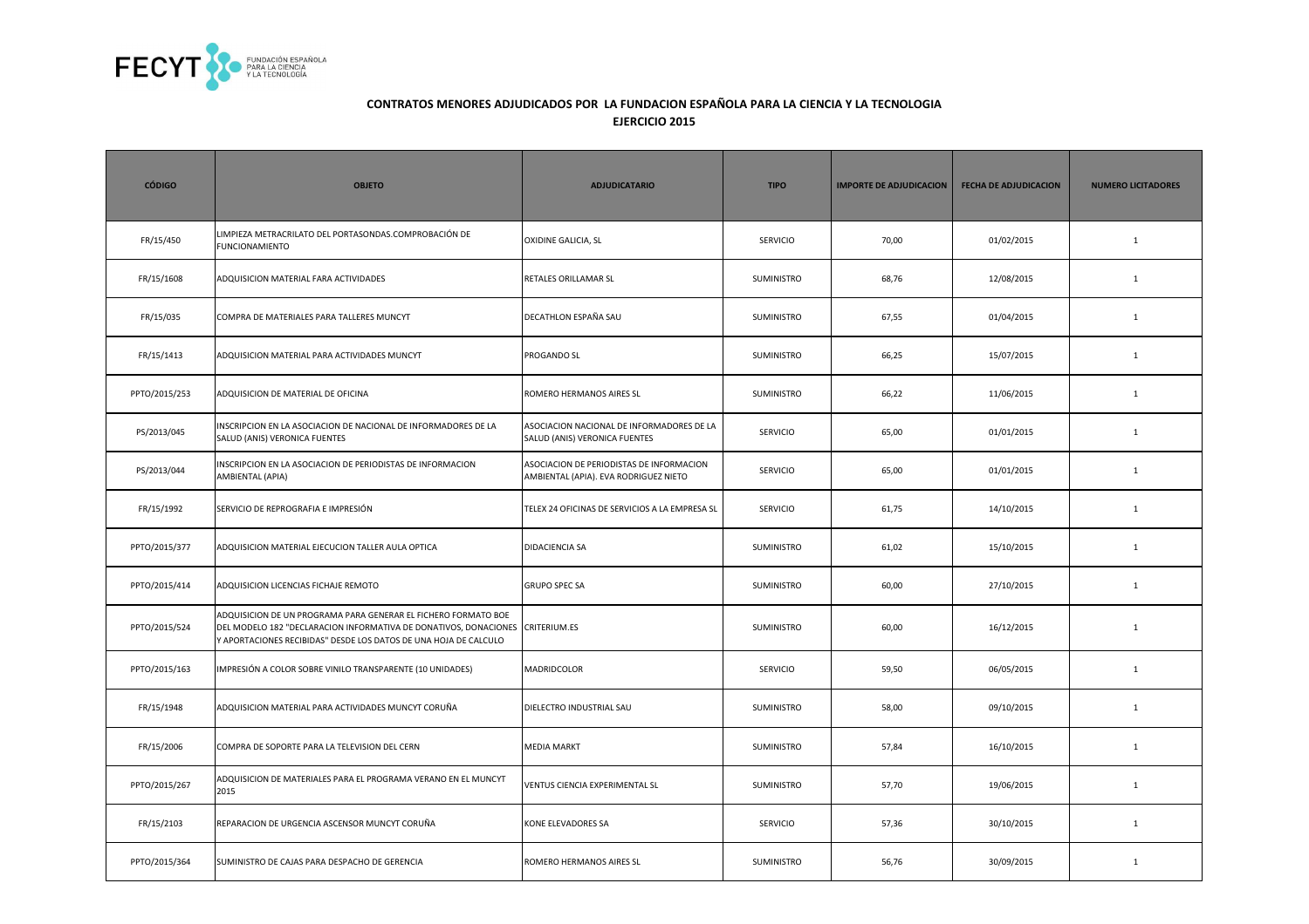**CONTRATOS MENORES ADJUDICADOS POR LA FUNDACION ESPAÑOLA PARA LA CIENCIA Y LA TECNOLOGIA**
**EJERCICIO 2015**

| CÓDIGO | OBJETO | ADJUDICATARIO | TIPO | IMPORTE DE ADJUDICACION | FECHA DE ADJUDICACION | NUMERO LICITADORES |
|---|---|---|---|---|---|---|
| FR/15/450 | LIMPIEZA METRACRILATO DEL PORTASONDAS.COMPROBACIÓN DE FUNCIONAMIENTO | OXIDINE GALICIA, SL | SERVICIO | 70,00 | 01/02/2015 | 1 |
| FR/15/1608 | ADQUISICION MATERIAL FARA ACTIVIDADES | RETALES ORILLAMAR SL | SUMINISTRO | 68,76 | 12/08/2015 | 1 |
| FR/15/035 | COMPRA DE MATERIALES PARA TALLERES MUNCYT | DECATHLON ESPAÑA SAU | SUMINISTRO | 67,55 | 01/04/2015 | 1 |
| FR/15/1413 | ADQUISICION MATERIAL PARA ACTIVIDADES MUNCYT | PROGANDO SL | SUMINISTRO | 66,25 | 15/07/2015 | 1 |
| PPTO/2015/253 | ADQUISICION DE MATERIAL DE OFICINA | ROMERO HERMANOS AIRES SL | SUMINISTRO | 66,22 | 11/06/2015 | 1 |
| PS/2013/045 | INSCRIPCION EN LA ASOCIACION DE NACIONAL DE INFORMADORES DE LA SALUD (ANIS) VERONICA FUENTES | ASOCIACION NACIONAL DE INFORMADORES DE LA SALUD (ANIS) VERONICA FUENTES | SERVICIO | 65,00 | 01/01/2015 | 1 |
| PS/2013/044 | INSCRIPCION EN LA ASOCIACION DE PERIODISTAS DE INFORMACION AMBIENTAL (APIA) | ASOCIACION DE PERIODISTAS DE INFORMACION AMBIENTAL (APIA). EVA RODRIGUEZ NIETO | SERVICIO | 65,00 | 01/01/2015 | 1 |
| FR/15/1992 | SERVICIO DE REPROGRAFIA E IMPRESIÓN | TELEX 24 OFICINAS DE SERVICIOS A LA EMPRESA SL | SERVICIO | 61,75 | 14/10/2015 | 1 |
| PPTO/2015/377 | ADQUISICION MATERIAL EJECUCION TALLER AULA OPTICA | DIDACIENCIA SA | SUMINISTRO | 61,02 | 15/10/2015 | 1 |
| PPTO/2015/414 | ADQUISICION LICENCIAS FICHAJE REMOTO | GRUPO SPEC SA | SUMINISTRO | 60,00 | 27/10/2015 | 1 |
| PPTO/2015/524 | ADQUISICION DE UN PROGRAMA PARA GENERAR EL FICHERO FORMATO BOE DEL MODELO 182 "DECLARACION INFORMATIVA DE DONATIVOS, DONACIONES Y APORTACIONES RECIBIDAS" DESDE LOS DATOS DE UNA HOJA DE CALCULO | CRITERIUM.ES | SUMINISTRO | 60,00 | 16/12/2015 | 1 |
| PPTO/2015/163 | IMPRESIÓN A COLOR SOBRE VINILO TRANSPARENTE (10 UNIDADES) | MADRIDCOLOR | SERVICIO | 59,50 | 06/05/2015 | 1 |
| FR/15/1948 | ADQUISICION MATERIAL PARA ACTIVIDADES MUNCYT CORUÑA | DIELECTRO INDUSTRIAL SAU | SUMINISTRO | 58,00 | 09/10/2015 | 1 |
| FR/15/2006 | COMPRA DE SOPORTE PARA LA TELEVISION DEL CERN | MEDIA MARKT | SUMINISTRO | 57,84 | 16/10/2015 | 1 |
| PPTO/2015/267 | ADQUISICION DE MATERIALES PARA EL PROGRAMA VERANO EN EL MUNCYT 2015 | VENTUS CIENCIA EXPERIMENTAL SL | SUMINISTRO | 57,70 | 19/06/2015 | 1 |
| FR/15/2103 | REPARACION DE URGENCIA ASCENSOR MUNCYT CORUÑA | KONE ELEVADORES SA | SERVICIO | 57,36 | 30/10/2015 | 1 |
| PPTO/2015/364 | SUMINISTRO DE CAJAS PARA DESPACHO DE GERENCIA | ROMERO HERMANOS AIRES SL | SUMINISTRO | 56,76 | 30/09/2015 | 1 |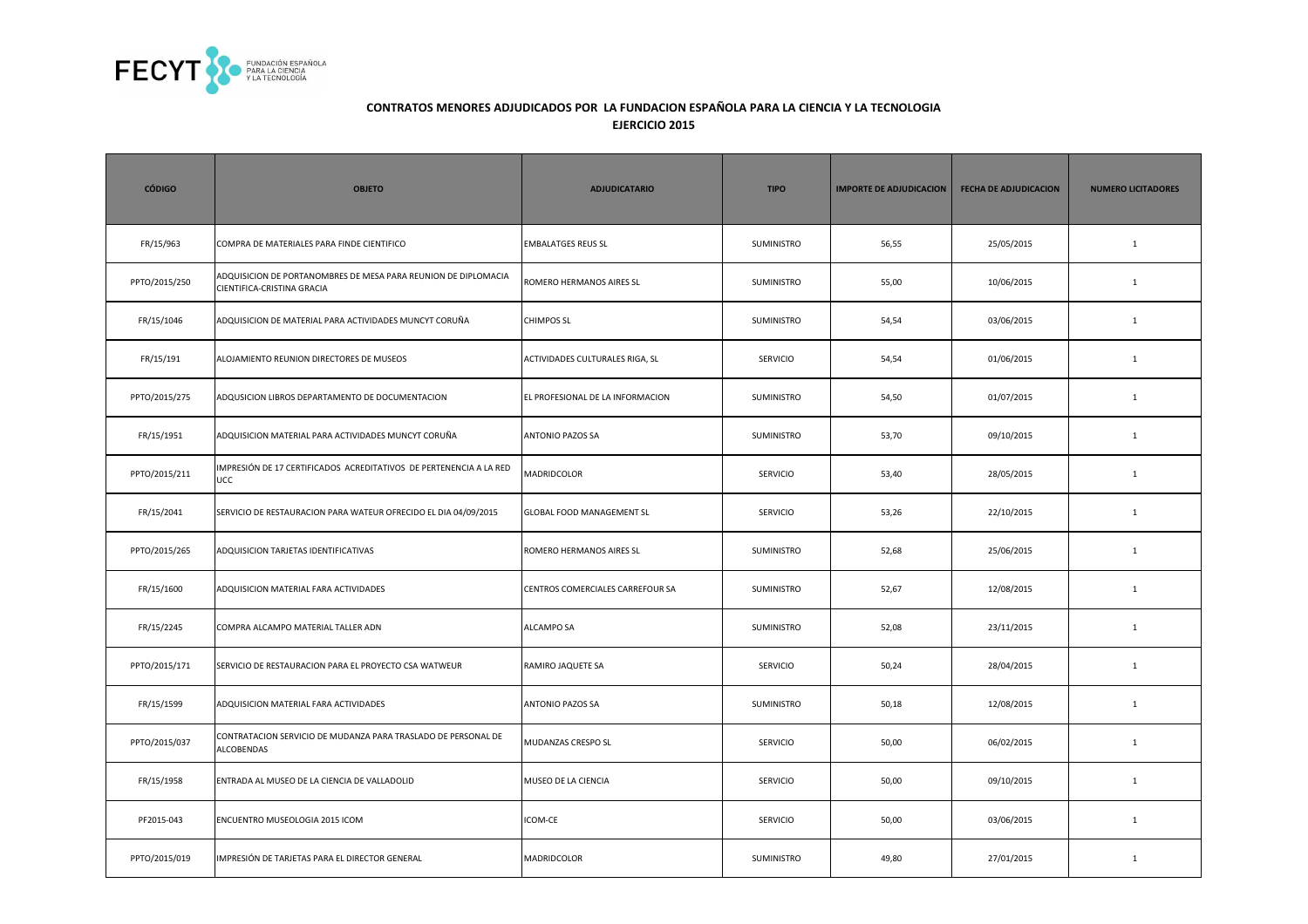**CONTRATOS MENORES ADJUDICADOS POR LA FUNDACION ESPAÑOLA PARA LA CIENCIA Y LA TECNOLOGIA**
**EJERCICIO 2015**

| CÓDIGO | OBJETO | ADJUDICATARIO | TIPO | IMPORTE DE ADJUDICACION | FECHA DE ADJUDICACION | NUMERO LICITADORES |
|---|---|---|---|---|---|---|
| FR/15/963 | COMPRA DE MATERIALES PARA FINDE CIENTIFICO | EMBALATGES REUS SL | SUMINISTRO | 56,55 | 25/05/2015 | 1 |
| PPTO/2015/250 | ADQUISICION DE PORTANOMBRES DE MESA PARA REUNION DE DIPLOMACIA CIENTIFICA-CRISTINA GRACIA | ROMERO HERMANOS AIRES SL | SUMINISTRO | 55,00 | 10/06/2015 | 1 |
| FR/15/1046 | ADQUISICION DE MATERIAL PARA ACTIVIDADES MUNCYT CORUÑA | CHIMPOS SL | SUMINISTRO | 54,54 | 03/06/2015 | 1 |
| FR/15/191 | ALOJAMIENTO REUNION DIRECTORES DE MUSEOS | ACTIVIDADES CULTURALES RIGA, SL | SERVICIO | 54,54 | 01/06/2015 | 1 |
| PPTO/2015/275 | ADQUSICION LIBROS DEPARTAMENTO DE DOCUMENTACION | EL PROFESIONAL DE LA INFORMACION | SUMINISTRO | 54,50 | 01/07/2015 | 1 |
| FR/15/1951 | ADQUISICION MATERIAL PARA ACTIVIDADES MUNCYT CORUÑA | ANTONIO PAZOS SA | SUMINISTRO | 53,70 | 09/10/2015 | 1 |
| PPTO/2015/211 | IMPRESIÓN DE 17 CERTIFICADOS ACREDITATIVOS DE PERTENENCIA A LA RED UCC | MADRIDCOLOR | SERVICIO | 53,40 | 28/05/2015 | 1 |
| FR/15/2041 | SERVICIO DE RESTAURACION PARA WATEUR OFRECIDO EL DIA 04/09/2015 | GLOBAL FOOD MANAGEMENT SL | SERVICIO | 53,26 | 22/10/2015 | 1 |
| PPTO/2015/265 | ADQUISICION TARJETAS IDENTIFICATIVAS | ROMERO HERMANOS AIRES SL | SUMINISTRO | 52,68 | 25/06/2015 | 1 |
| FR/15/1600 | ADQUISICION MATERIAL FARA ACTIVIDADES | CENTROS COMERCIALES CARREFOUR SA | SUMINISTRO | 52,67 | 12/08/2015 | 1 |
| FR/15/2245 | COMPRA ALCAMPO MATERIAL TALLER ADN | ALCAMPO SA | SUMINISTRO | 52,08 | 23/11/2015 | 1 |
| PPTO/2015/171 | SERVICIO DE RESTAURACION PARA EL PROYECTO CSA WATWEUR | RAMIRO JAQUETE SA | SERVICIO | 50,24 | 28/04/2015 | 1 |
| FR/15/1599 | ADQUISICION MATERIAL FARA ACTIVIDADES | ANTONIO PAZOS SA | SUMINISTRO | 50,18 | 12/08/2015 | 1 |
| PPTO/2015/037 | CONTRATACION SERVICIO DE MUDANZA PARA TRASLADO DE PERSONAL DE ALCOBENDAS | MUDANZAS CRESPO SL | SERVICIO | 50,00 | 06/02/2015 | 1 |
| FR/15/1958 | ENTRADA AL MUSEO DE LA CIENCIA DE VALLADOLID | MUSEO DE LA CIENCIA | SERVICIO | 50,00 | 09/10/2015 | 1 |
| PF2015-043 | ENCUENTRO MUSEOLOGIA 2015 ICOM | ICOM-CE | SERVICIO | 50,00 | 03/06/2015 | 1 |
| PPTO/2015/019 | IMPRESIÓN DE TARJETAS PARA EL DIRECTOR GENERAL | MADRIDCOLOR | SUMINISTRO | 49,80 | 27/01/2015 | 1 |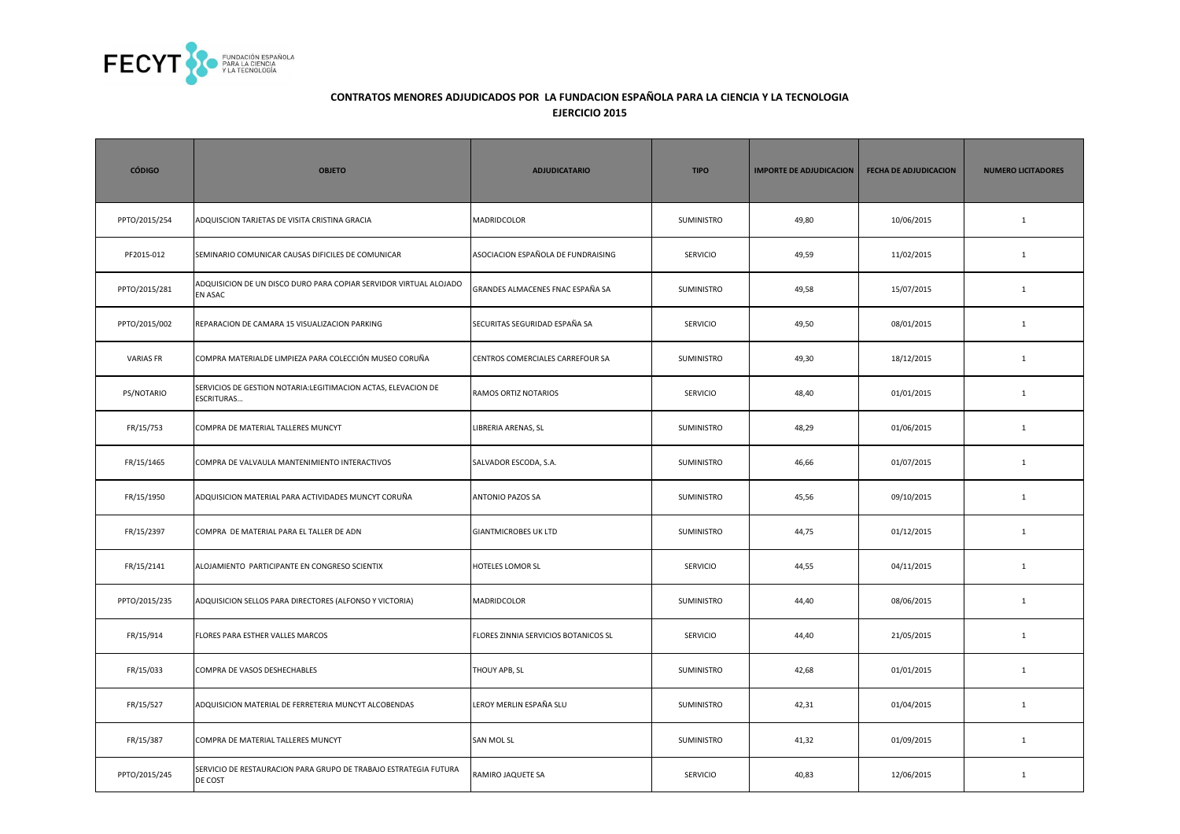## CONTRATOS MENORES ADJUDICADOS POR LA FUNDACION ESPAÑOLA PARA LA CIENCIA Y LA TECNOLOGIA
## EJERCICIO 2015

| CÓDIGO | OBJETO | ADJUDICATARIO | TIPO | IMPORTE DE ADJUDICACION | FECHA DE ADJUDICACION | NUMERO LICITADORES |
|---|---|---|---|---|---|---|
| PPTO/2015/254 | ADQUISCION TARJETAS DE VISITA CRISTINA GRACIA | MADRIDCOLOR | SUMINISTRO | 49,80 | 10/06/2015 | 1 |
| PF2015-012 | SEMINARIO COMUNICAR CAUSAS DIFICILES DE COMUNICAR | ASOCIACION ESPAÑOLA DE FUNDRAISING | SERVICIO | 49,59 | 11/02/2015 | 1 |
| PPTO/2015/281 | ADQUISICION DE UN DISCO DURO PARA COPIAR SERVIDOR VIRTUAL ALOJADO EN ASAC | GRANDES ALMACENES FNAC ESPAÑA SA | SUMINISTRO | 49,58 | 15/07/2015 | 1 |
| PPTO/2015/002 | REPARACION DE CAMARA 15 VISUALIZACION PARKING | SECURITAS SEGURIDAD ESPAÑA SA | SERVICIO | 49,50 | 08/01/2015 | 1 |
| VARIAS FR | COMPRA MATERIALDE LIMPIEZA PARA COLECCIÓN MUSEO CORUÑA | CENTROS COMERCIALES CARREFOUR SA | SUMINISTRO | 49,30 | 18/12/2015 | 1 |
| PS/NOTARIO | SERVICIOS DE GESTION NOTARIA:LEGITIMACION ACTAS, ELEVACION DE ESCRITURAS... | RAMOS ORTIZ NOTARIOS | SERVICIO | 48,40 | 01/01/2015 | 1 |
| FR/15/753 | COMPRA DE MATERIAL TALLERES MUNCYT | LIBRERIA ARENAS, SL | SUMINISTRO | 48,29 | 01/06/2015 | 1 |
| FR/15/1465 | COMPRA DE VALVAULA MANTENIMIENTO INTERACTIVOS | SALVADOR ESCODA, S.A. | SUMINISTRO | 46,66 | 01/07/2015 | 1 |
| FR/15/1950 | ADQUISICION MATERIAL PARA ACTIVIDADES MUNCYT CORUÑA | ANTONIO PAZOS SA | SUMINISTRO | 45,56 | 09/10/2015 | 1 |
| FR/15/2397 | COMPRA DE MATERIAL PARA EL TALLER DE ADN | GIANTMICROBES UK LTD | SUMINISTRO | 44,75 | 01/12/2015 | 1 |
| FR/15/2141 | ALOJAMIENTO PARTICIPANTE EN CONGRESO SCIENTIX | HOTELES LOMOR SL | SERVICIO | 44,55 | 04/11/2015 | 1 |
| PPTO/2015/235 | ADQUISICION SELLOS PARA DIRECTORES (ALFONSO Y VICTORIA) | MADRIDCOLOR | SUMINISTRO | 44,40 | 08/06/2015 | 1 |
| FR/15/914 | FLORES PARA ESTHER VALLES MARCOS | FLORES ZINNIA SERVICIOS BOTANICOS SL | SERVICIO | 44,40 | 21/05/2015 | 1 |
| FR/15/033 | COMPRA DE VASOS DESHECHABLES | THOUY APB, SL | SUMINISTRO | 42,68 | 01/01/2015 | 1 |
| FR/15/527 | ADQUISICION MATERIAL DE FERRETERIA MUNCYT ALCOBENDAS | LEROY MERLIN ESPAÑA SLU | SUMINISTRO | 42,31 | 01/04/2015 | 1 |
| FR/15/387 | COMPRA DE MATERIAL TALLERES MUNCYT | SAN MOL SL | SUMINISTRO | 41,32 | 01/09/2015 | 1 |
| PPTO/2015/245 | SERVICIO DE RESTAURACION PARA GRUPO DE TRABAJO ESTRATEGIA FUTURA DE COST | RAMIRO JAQUETE SA | SERVICIO | 40,83 | 12/06/2015 | 1 |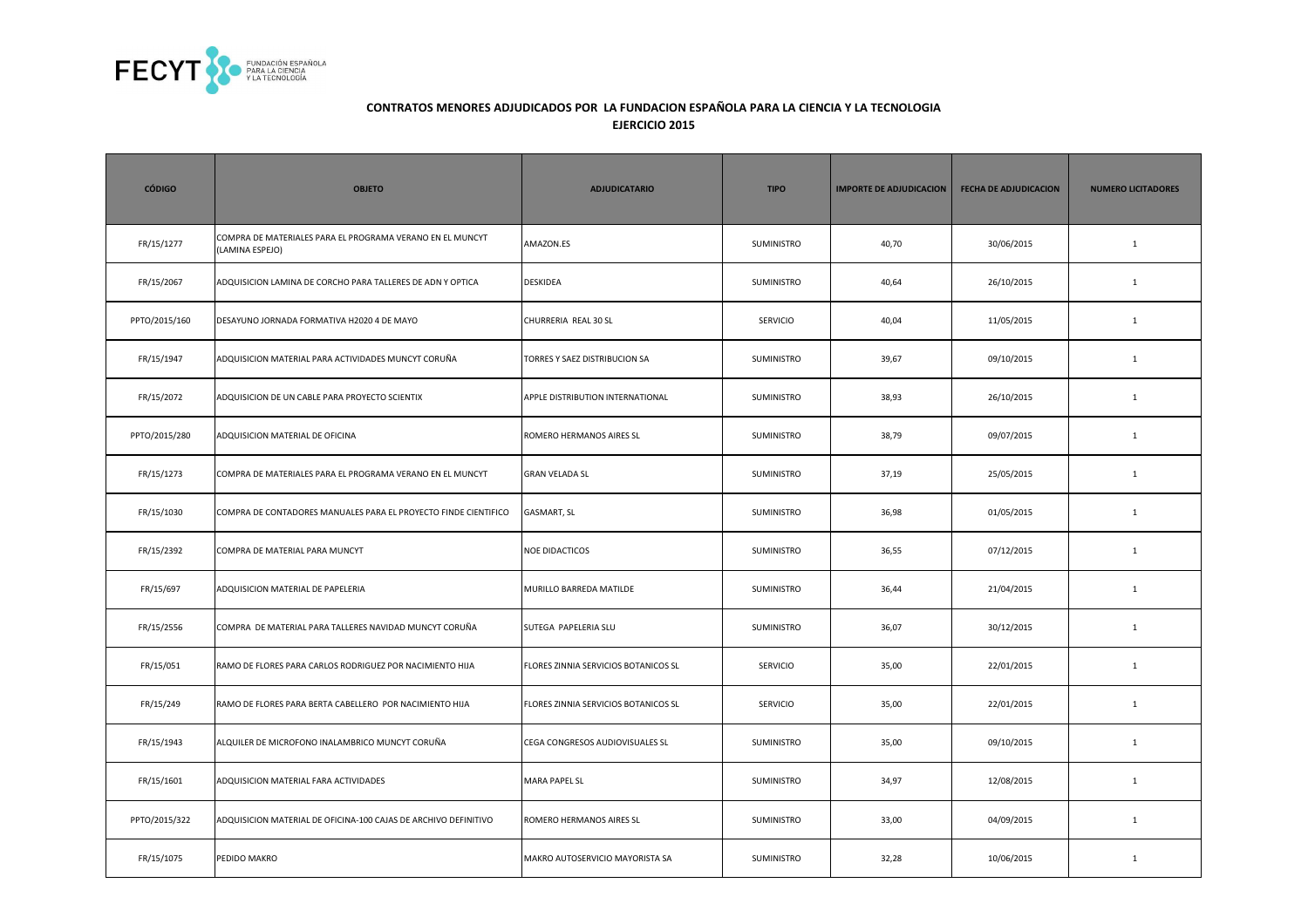## CONTRATOS MENORES ADJUDICADOS POR LA FUNDACION ESPAÑOLA PARA LA CIENCIA Y LA TECNOLOGIA

### EJERCICIO 2015

| CÓDIGO | OBJETO | ADJUDICATARIO | TIPO | IMPORTE DE ADJUDICACION | FECHA DE ADJUDICACION | NUMERO LICITADORES |
|---|---|---|---|---|---|---|
| FR/15/1277 | COMPRA DE MATERIALES PARA EL PROGRAMA VERANO EN EL MUNCYT (LAMINA ESPEJO) | AMAZON.ES | SUMINISTRO | 40,70 | 30/06/2015 | 1 |
| FR/15/2067 | ADQUISICION LAMINA DE CORCHO PARA TALLERES DE ADN Y OPTICA | DESKIDEA | SUMINISTRO | 40,64 | 26/10/2015 | 1 |
| PPTO/2015/160 | DESAYUNO JORNADA FORMATIVA H2020 4 DE MAYO | CHURRERIA REAL 30 SL | SERVICIO | 40,04 | 11/05/2015 | 1 |
| FR/15/1947 | ADQUISICION MATERIAL PARA ACTIVIDADES MUNCYT CORUÑA | TORRES Y SAEZ DISTRIBUCION SA | SUMINISTRO | 39,67 | 09/10/2015 | 1 |
| FR/15/2072 | ADQUISICION DE UN CABLE PARA PROYECTO SCIENTIX | APPLE DISTRIBUTION INTERNATIONAL | SUMINISTRO | 38,93 | 26/10/2015 | 1 |
| PPTO/2015/280 | ADQUISICION MATERIAL DE OFICINA | ROMERO HERMANOS AIRES SL | SUMINISTRO | 38,79 | 09/07/2015 | 1 |
| FR/15/1273 | COMPRA DE MATERIALES PARA EL PROGRAMA VERANO EN EL MUNCYT | GRAN VELADA SL | SUMINISTRO | 37,19 | 25/05/2015 | 1 |
| FR/15/1030 | COMPRA DE CONTADORES MANUALES PARA EL PROYECTO FINDE CIENTIFICO | GASMART, SL | SUMINISTRO | 36,98 | 01/05/2015 | 1 |
| FR/15/2392 | COMPRA DE MATERIAL PARA MUNCYT | NOE DIDACTICOS | SUMINISTRO | 36,55 | 07/12/2015 | 1 |
| FR/15/697 | ADQUISICION MATERIAL DE PAPELERIA | MURILLO BARREDA MATILDE | SUMINISTRO | 36,44 | 21/04/2015 | 1 |
| FR/15/2556 | COMPRA DE MATERIAL PARA TALLERES NAVIDAD MUNCYT CORUÑA | SUTEGA PAPELERIA SLU | SUMINISTRO | 36,07 | 30/12/2015 | 1 |
| FR/15/051 | RAMO DE FLORES PARA CARLOS RODRIGUEZ POR NACIMIENTO HIJA | FLORES ZINNIA SERVICIOS BOTANICOS SL | SERVICIO | 35,00 | 22/01/2015 | 1 |
| FR/15/249 | RAMO DE FLORES PARA BERTA CABELLERO POR NACIMIENTO HIJA | FLORES ZINNIA SERVICIOS BOTANICOS SL | SERVICIO | 35,00 | 22/01/2015 | 1 |
| FR/15/1943 | ALQUILER DE MICROFONO INALAMBRICO MUNCYT CORUÑA | CEGA CONGRESOS AUDIOVISUALES SL | SUMINISTRO | 35,00 | 09/10/2015 | 1 |
| FR/15/1601 | ADQUISICION MATERIAL FARA ACTIVIDADES | MARA PAPEL SL | SUMINISTRO | 34,97 | 12/08/2015 | 1 |
| PPTO/2015/322 | ADQUISICION MATERIAL DE OFICINA-100 CAJAS DE ARCHIVO DEFINITIVO | ROMERO HERMANOS AIRES SL | SUMINISTRO | 33,00 | 04/09/2015 | 1 |
| FR/15/1075 | PEDIDO MAKRO | MAKRO AUTOSERVICIO MAYORISTA SA | SUMINISTRO | 32,28 | 10/06/2015 | 1 |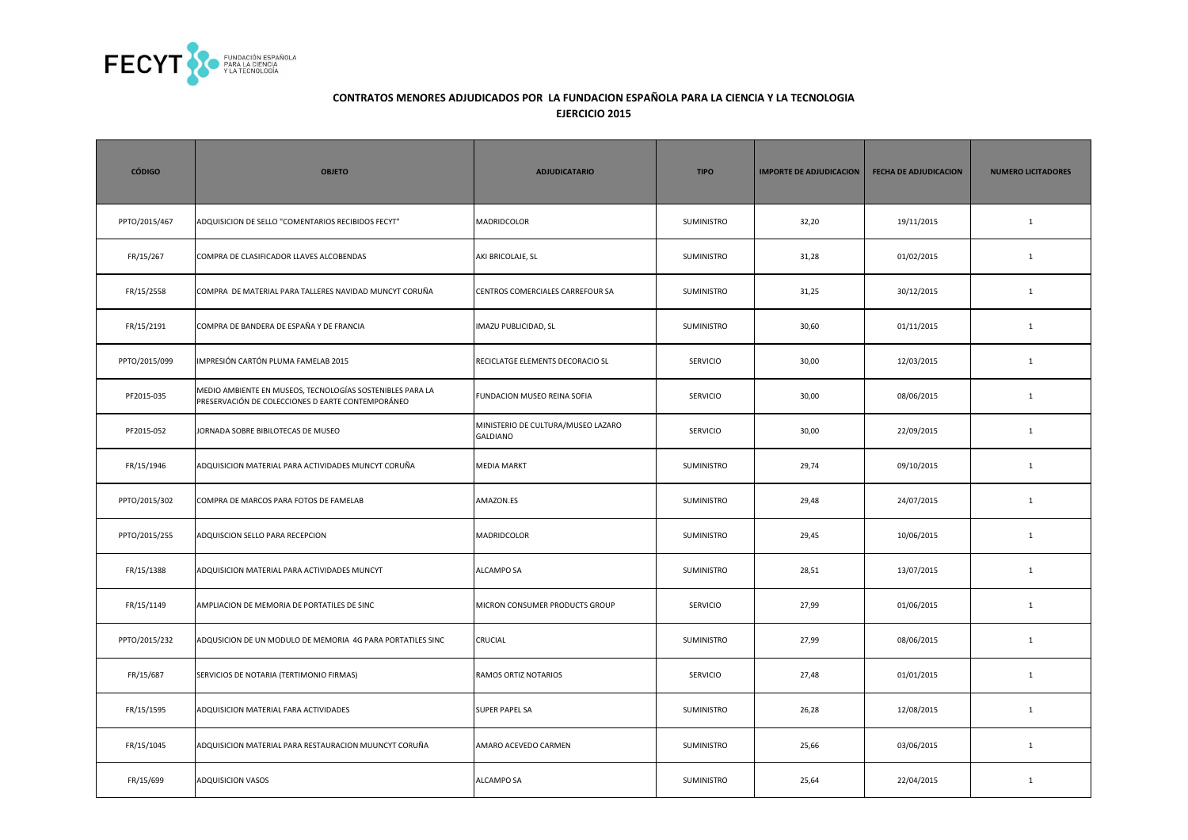## CONTRATOS MENORES ADJUDICADOS POR LA FUNDACION ESPAÑOLA PARA LA CIENCIA Y LA TECNOLOGIA
## EJERCICIO 2015

| CÓDIGO | OBJETO | ADJUDICATARIO | TIPO | IMPORTE DE ADJUDICACION | FECHA DE ADJUDICACION | NUMERO LICITADORES |
|---|---|---|---|---|---|---|
| PPTO/2015/467 | ADQUISICION DE SELLO "COMENTARIOS RECIBIDOS FECYT" | MADRIDCOLOR | SUMINISTRO | 32,20 | 19/11/2015 | 1 |
| FR/15/267 | COMPRA DE CLASIFICADOR LLAVES ALCOBENDAS | AKI BRICOLAJE, SL | SUMINISTRO | 31,28 | 01/02/2015 | 1 |
| FR/15/2558 | COMPRA DE MATERIAL PARA TALLERES NAVIDAD MUNCYT CORUÑA | CENTROS COMERCIALES CARREFOUR SA | SUMINISTRO | 31,25 | 30/12/2015 | 1 |
| FR/15/2191 | COMPRA DE BANDERA DE ESPAÑA Y DE FRANCIA | IMAZU PUBLICIDAD, SL | SUMINISTRO | 30,60 | 01/11/2015 | 1 |
| PPTO/2015/099 | IMPRESIÓN CARTÓN PLUMA FAMELAB 2015 | RECICLATGE ELEMENTS DECORACIO SL | SERVICIO | 30,00 | 12/03/2015 | 1 |
| PF2015-035 | MEDIO AMBIENTE EN MUSEOS, TECNOLOGÍAS SOSTENIBLES PARA LA PRESERVACIÓN DE COLECCIONES D EARTE CONTEMPORÁNEO | FUNDACION MUSEO REINA SOFIA | SERVICIO | 30,00 | 08/06/2015 | 1 |
| PF2015-052 | JORNADA SOBRE BIBILOTECAS DE MUSEO | MINISTERIO DE CULTURA/MUSEO LAZARO GALDIANO | SERVICIO | 30,00 | 22/09/2015 | 1 |
| FR/15/1946 | ADQUISICION MATERIAL PARA ACTIVIDADES MUNCYT CORUÑA | MEDIA MARKT | SUMINISTRO | 29,74 | 09/10/2015 | 1 |
| PPTO/2015/302 | COMPRA DE MARCOS PARA FOTOS DE FAMELAB | AMAZON.ES | SUMINISTRO | 29,48 | 24/07/2015 | 1 |
| PPTO/2015/255 | ADQUISCION SELLO PARA RECEPCION | MADRIDCOLOR | SUMINISTRO | 29,45 | 10/06/2015 | 1 |
| FR/15/1388 | ADQUISICION MATERIAL PARA ACTIVIDADES MUNCYT | ALCAMPO SA | SUMINISTRO | 28,51 | 13/07/2015 | 1 |
| FR/15/1149 | AMPLIACION DE MEMORIA DE PORTATILES DE SINC | MICRON CONSUMER PRODUCTS GROUP | SERVICIO | 27,99 | 01/06/2015 | 1 |
| PPTO/2015/232 | ADQUSICION DE UN MODULO DE MEMORIA 4G PARA PORTATILES SINC | CRUCIAL | SUMINISTRO | 27,99 | 08/06/2015 | 1 |
| FR/15/687 | SERVICIOS DE NOTARIA (TERTIMONIO FIRMAS) | RAMOS ORTIZ NOTARIOS | SERVICIO | 27,48 | 01/01/2015 | 1 |
| FR/15/1595 | ADQUISICION MATERIAL FARA ACTIVIDADES | SUPER PAPEL SA | SUMINISTRO | 26,28 | 12/08/2015 | 1 |
| FR/15/1045 | ADQUISICION MATERIAL PARA RESTAURACION MUUNCYT CORUÑA | AMARO ACEVEDO CARMEN | SUMINISTRO | 25,66 | 03/06/2015 | 1 |
| FR/15/699 | ADQUISICION VASOS | ALCAMPO SA | SUMINISTRO | 25,64 | 22/04/2015 | 1 |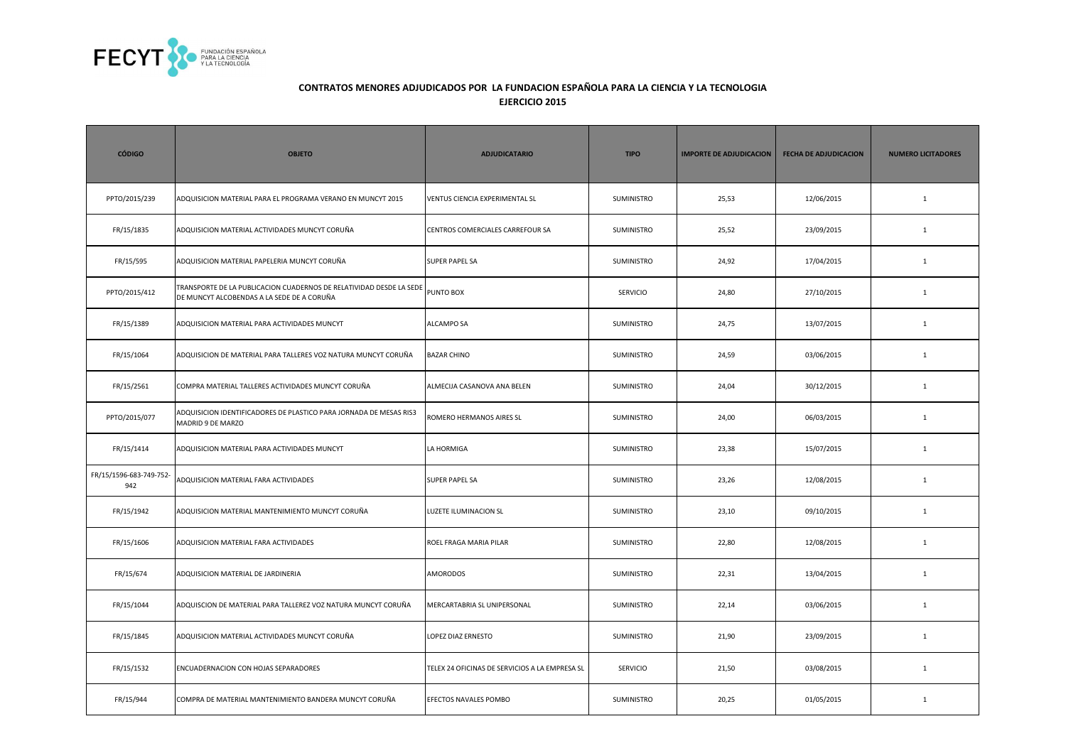## CONTRATOS MENORES ADJUDICADOS POR LA FUNDACION ESPAÑOLA PARA LA CIENCIA Y LA TECNOLOGIA
### EJERCICIO 2015

| CÓDIGO | OBJETO | ADJUDICATARIO | TIPO | IMPORTE DE ADJUDICACION | FECHA DE ADJUDICACION | NUMERO LICITADORES |
|---|---|---|---|---|---|---|
| PPTO/2015/239 | ADQUISICION MATERIAL PARA EL PROGRAMA VERANO EN MUNCYT 2015 | VENTUS CIENCIA EXPERIMENTAL SL | SUMINISTRO | 25,53 | 12/06/2015 | 1 |
| FR/15/1835 | ADQUISICION MATERIAL ACTIVIDADES MUNCYT CORUÑA | CENTROS COMERCIALES CARREFOUR SA | SUMINISTRO | 25,52 | 23/09/2015 | 1 |
| FR/15/595 | ADQUISICION MATERIAL PAPELERIA MUNCYT CORUÑA | SUPER PAPEL SA | SUMINISTRO | 24,92 | 17/04/2015 | 1 |
| PPTO/2015/412 | TRANSPORTE DE LA PUBLICACION CUADERNOS DE RELATIVIDAD DESDE LA SEDE DE MUNCYT ALCOBENDAS A LA SEDE DE A CORUÑA | PUNTO BOX | SERVICIO | 24,80 | 27/10/2015 | 1 |
| FR/15/1389 | ADQUISICION MATERIAL PARA ACTIVIDADES MUNCYT | ALCAMPO SA | SUMINISTRO | 24,75 | 13/07/2015 | 1 |
| FR/15/1064 | ADQUISICION DE MATERIAL PARA TALLERES VOZ NATURA MUNCYT CORUÑA | BAZAR CHINO | SUMINISTRO | 24,59 | 03/06/2015 | 1 |
| FR/15/2561 | COMPRA MATERIAL TALLERES ACTIVIDADES MUNCYT CORUÑA | ALMECIJA CASANOVA ANA BELEN | SUMINISTRO | 24,04 | 30/12/2015 | 1 |
| PPTO/2015/077 | ADQUISICION IDENTIFICADORES DE PLASTICO PARA JORNADA DE MESAS RIS3 MADRID 9 DE MARZO | ROMERO HERMANOS AIRES SL | SUMINISTRO | 24,00 | 06/03/2015 | 1 |
| FR/15/1414 | ADQUISICION MATERIAL PARA ACTIVIDADES MUNCYT | LA HORMIGA | SUMINISTRO | 23,38 | 15/07/2015 | 1 |
| FR/15/1596-683-749-752-942 | ADQUISICION MATERIAL FARA ACTIVIDADES | SUPER PAPEL SA | SUMINISTRO | 23,26 | 12/08/2015 | 1 |
| FR/15/1942 | ADQUISICION MATERIAL MANTENIMIENTO MUNCYT CORUÑA | LUZETE ILUMINACION SL | SUMINISTRO | 23,10 | 09/10/2015 | 1 |
| FR/15/1606 | ADQUISICION MATERIAL FARA ACTIVIDADES | ROEL FRAGA MARIA PILAR | SUMINISTRO | 22,80 | 12/08/2015 | 1 |
| FR/15/674 | ADQUISICION MATERIAL DE JARDINERIA | AMORODOS | SUMINISTRO | 22,31 | 13/04/2015 | 1 |
| FR/15/1044 | ADQUISCION DE MATERIAL PARA TALLEREZ VOZ NATURA MUNCYT CORUÑA | MERCARTABRIA SL UNIPERSONAL | SUMINISTRO | 22,14 | 03/06/2015 | 1 |
| FR/15/1845 | ADQUISICION MATERIAL ACTIVIDADES MUNCYT CORUÑA | LOPEZ DIAZ ERNESTO | SUMINISTRO | 21,90 | 23/09/2015 | 1 |
| FR/15/1532 | ENCUADERNACION CON HOJAS SEPARADORES | TELEX 24 OFICINAS DE SERVICIOS A LA EMPRESA SL | SERVICIO | 21,50 | 03/08/2015 | 1 |
| FR/15/944 | COMPRA DE MATERIAL MANTENIMIENTO BANDERA MUNCYT CORUÑA | EFECTOS NAVALES POMBO | SUMINISTRO | 20,25 | 01/05/2015 | 1 |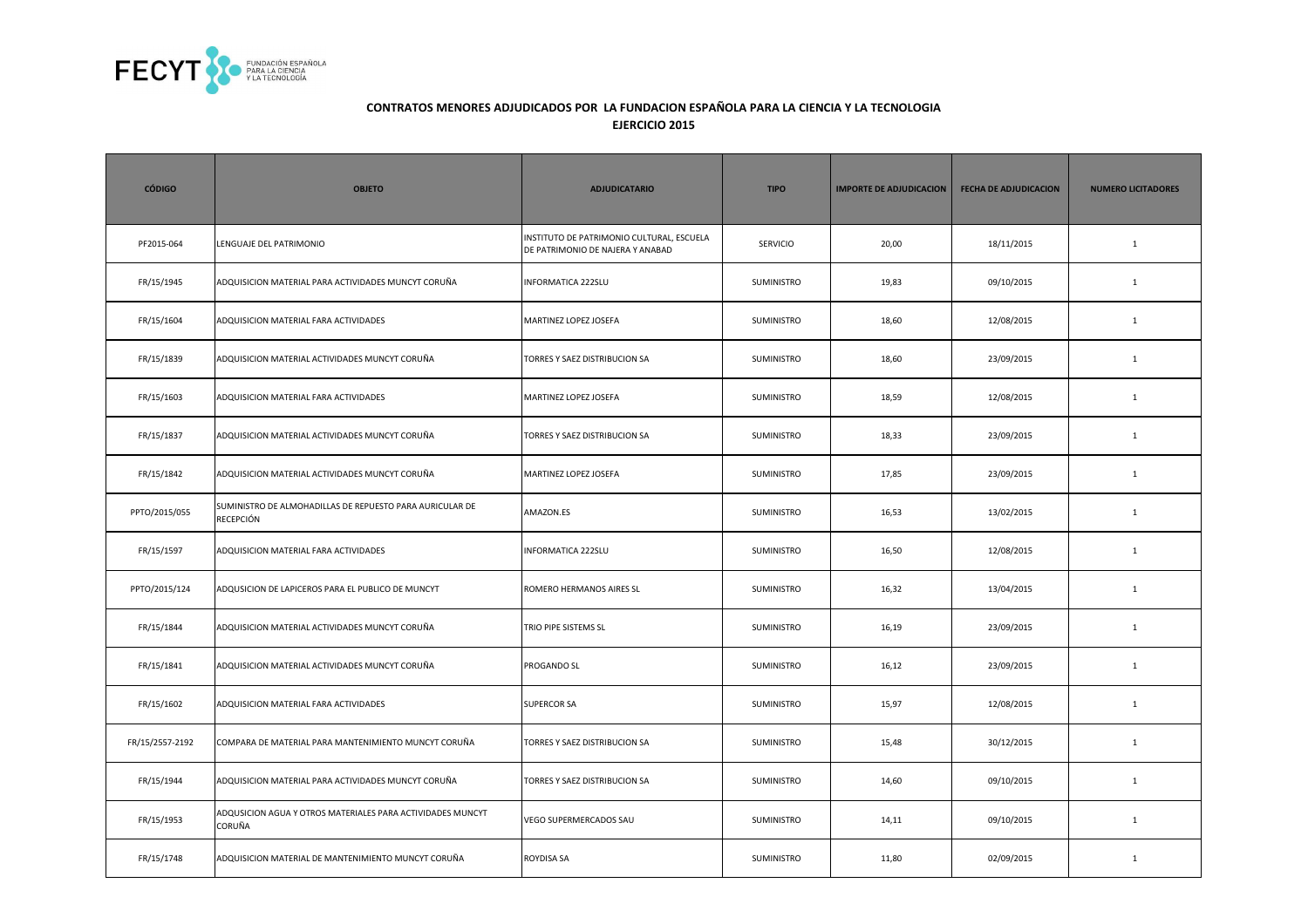## CONTRATOS MENORES ADJUDICADOS POR LA FUNDACION ESPAÑOLA PARA LA CIENCIA Y LA TECNOLOGIA
### EJERCICIO 2015

| CÓDIGO | OBJETO | ADJUDICATARIO | TIPO | IMPORTE DE ADJUDICACION | FECHA DE ADJUDICACION | NUMERO LICITADORES |
|---|---|---|---|---|---|---|
| PF2015-064 | LENGUAJE DEL PATRIMONIO | INSTITUTO DE PATRIMONIO CULTURAL, ESCUELA DE PATRIMONIO DE NAJERA Y ANABAD | SERVICIO | 20,00 | 18/11/2015 | 1 |
| FR/15/1945 | ADQUISICION MATERIAL PARA ACTIVIDADES MUNCYT CORUÑA | INFORMATICA 222SLU | SUMINISTRO | 19,83 | 09/10/2015 | 1 |
| FR/15/1604 | ADQUISICION MATERIAL FARA ACTIVIDADES | MARTINEZ LOPEZ JOSEFA | SUMINISTRO | 18,60 | 12/08/2015 | 1 |
| FR/15/1839 | ADQUISICION MATERIAL ACTIVIDADES MUNCYT CORUÑA | TORRES Y SAEZ DISTRIBUCION SA | SUMINISTRO | 18,60 | 23/09/2015 | 1 |
| FR/15/1603 | ADQUISICION MATERIAL FARA ACTIVIDADES | MARTINEZ LOPEZ JOSEFA | SUMINISTRO | 18,59 | 12/08/2015 | 1 |
| FR/15/1837 | ADQUISICION MATERIAL ACTIVIDADES MUNCYT CORUÑA | TORRES Y SAEZ DISTRIBUCION SA | SUMINISTRO | 18,33 | 23/09/2015 | 1 |
| FR/15/1842 | ADQUISICION MATERIAL ACTIVIDADES MUNCYT CORUÑA | MARTINEZ LOPEZ JOSEFA | SUMINISTRO | 17,85 | 23/09/2015 | 1 |
| PPTO/2015/055 | SUMINISTRO DE ALMOHADILLAS DE REPUESTO PARA AURICULAR DE RECEPCIÓN | AMAZON.ES | SUMINISTRO | 16,53 | 13/02/2015 | 1 |
| FR/15/1597 | ADQUISICION MATERIAL FARA ACTIVIDADES | INFORMATICA 222SLU | SUMINISTRO | 16,50 | 12/08/2015 | 1 |
| PPTO/2015/124 | ADQUSICION DE LAPICEROS PARA EL PUBLICO DE MUNCYT | ROMERO HERMANOS AIRES SL | SUMINISTRO | 16,32 | 13/04/2015 | 1 |
| FR/15/1844 | ADQUISICION MATERIAL ACTIVIDADES MUNCYT CORUÑA | TRIO PIPE SISTEMS SL | SUMINISTRO | 16,19 | 23/09/2015 | 1 |
| FR/15/1841 | ADQUISICION MATERIAL ACTIVIDADES MUNCYT CORUÑA | PROGANDO SL | SUMINISTRO | 16,12 | 23/09/2015 | 1 |
| FR/15/1602 | ADQUISICION MATERIAL FARA ACTIVIDADES | SUPERCOR SA | SUMINISTRO | 15,97 | 12/08/2015 | 1 |
| FR/15/2557-2192 | COMPARA DE MATERIAL PARA MANTENIMIENTO MUNCYT CORUÑA | TORRES Y SAEZ DISTRIBUCION SA | SUMINISTRO | 15,48 | 30/12/2015 | 1 |
| FR/15/1944 | ADQUISICION MATERIAL PARA ACTIVIDADES MUNCYT CORUÑA | TORRES Y SAEZ DISTRIBUCION SA | SUMINISTRO | 14,60 | 09/10/2015 | 1 |
| FR/15/1953 | ADQUSICION AGUA Y OTROS MATERIALES PARA ACTIVIDADES MUNCYT CORUÑA | VEGO SUPERMERCADOS SAU | SUMINISTRO | 14,11 | 09/10/2015 | 1 |
| FR/15/1748 | ADQUISICION MATERIAL DE MANTENIMIENTO MUNCYT CORUÑA | ROYDISA SA | SUMINISTRO | 11,80 | 02/09/2015 | 1 |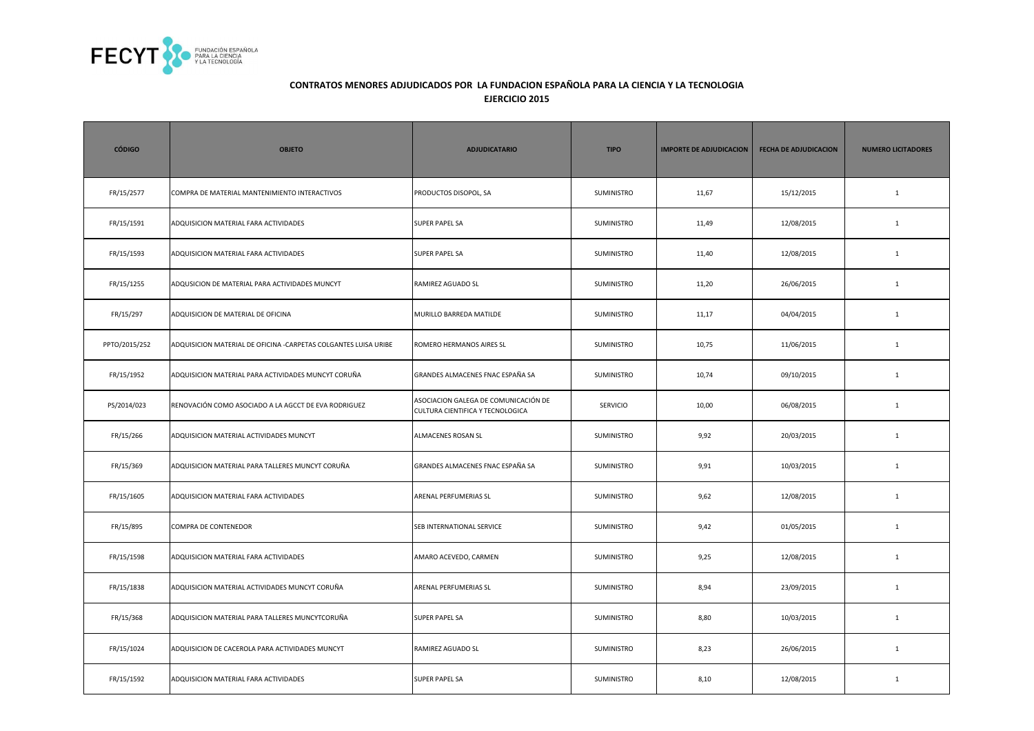**CONTRATOS MENORES ADJUDICADOS POR LA FUNDACION ESPAÑOLA PARA LA CIENCIA Y LA TECNOLOGIA**
**EJERCICIO 2015**

| CÓDIGO | OBJETO | ADJUDICATARIO | TIPO | IMPORTE DE ADJUDICACION | FECHA DE ADJUDICACION | NUMERO LICITADORES |
|---|---|---|---|---|---|---|
| FR/15/2577 | COMPRA DE MATERIAL MANTENIMIENTO INTERACTIVOS | PRODUCTOS DISOPOL, SA | SUMINISTRO | 11,67 | 15/12/2015 | 1 |
| FR/15/1591 | ADQUISICION MATERIAL FARA ACTIVIDADES | SUPER PAPEL SA | SUMINISTRO | 11,49 | 12/08/2015 | 1 |
| FR/15/1593 | ADQUISICION MATERIAL FARA ACTIVIDADES | SUPER PAPEL SA | SUMINISTRO | 11,40 | 12/08/2015 | 1 |
| FR/15/1255 | ADQUSICION DE MATERIAL PARA ACTIVIDADES MUNCYT | RAMIREZ AGUADO SL | SUMINISTRO | 11,20 | 26/06/2015 | 1 |
| FR/15/297 | ADQUISICION DE MATERIAL DE OFICINA | MURILLO BARREDA MATILDE | SUMINISTRO | 11,17 | 04/04/2015 | 1 |
| PPTO/2015/252 | ADQUISICION MATERIAL DE OFICINA -CARPETAS COLGANTES LUISA URIBE | ROMERO HERMANOS AIRES SL | SUMINISTRO | 10,75 | 11/06/2015 | 1 |
| FR/15/1952 | ADQUISICION MATERIAL PARA ACTIVIDADES MUNCYT CORUÑA | GRANDES ALMACENES FNAC ESPAÑA SA | SUMINISTRO | 10,74 | 09/10/2015 | 1 |
| PS/2014/023 | RENOVACIÓN COMO ASOCIADO A LA AGCCT DE EVA RODRIGUEZ | ASOCIACION GALEGA DE COMUNICACIÓN DE CULTURA CIENTIFICA Y TECNOLOGICA | SERVICIO | 10,00 | 06/08/2015 | 1 |
| FR/15/266 | ADQUISICION MATERIAL ACTIVIDADES MUNCYT | ALMACENES ROSAN SL | SUMINISTRO | 9,92 | 20/03/2015 | 1 |
| FR/15/369 | ADQUISICION MATERIAL PARA TALLERES MUNCYT CORUÑA | GRANDES ALMACENES FNAC ESPAÑA SA | SUMINISTRO | 9,91 | 10/03/2015 | 1 |
| FR/15/1605 | ADQUISICION MATERIAL FARA ACTIVIDADES | ARENAL PERFUMERIAS SL | SUMINISTRO | 9,62 | 12/08/2015 | 1 |
| FR/15/895 | COMPRA DE CONTENEDOR | SEB INTERNATIONAL SERVICE | SUMINISTRO | 9,42 | 01/05/2015 | 1 |
| FR/15/1598 | ADQUISICION MATERIAL FARA ACTIVIDADES | AMARO ACEVEDO, CARMEN | SUMINISTRO | 9,25 | 12/08/2015 | 1 |
| FR/15/1838 | ADQUISICION MATERIAL ACTIVIDADES MUNCYT CORUÑA | ARENAL PERFUMERIAS SL | SUMINISTRO | 8,94 | 23/09/2015 | 1 |
| FR/15/368 | ADQUISICION MATERIAL PARA TALLERES MUNCYTCORUÑA | SUPER PAPEL SA | SUMINISTRO | 8,80 | 10/03/2015 | 1 |
| FR/15/1024 | ADQUISICION DE CACEROLA PARA ACTIVIDADES MUNCYT | RAMIREZ AGUADO SL | SUMINISTRO | 8,23 | 26/06/2015 | 1 |
| FR/15/1592 | ADQUISICION MATERIAL FARA ACTIVIDADES | SUPER PAPEL SA | SUMINISTRO | 8,10 | 12/08/2015 | 1 |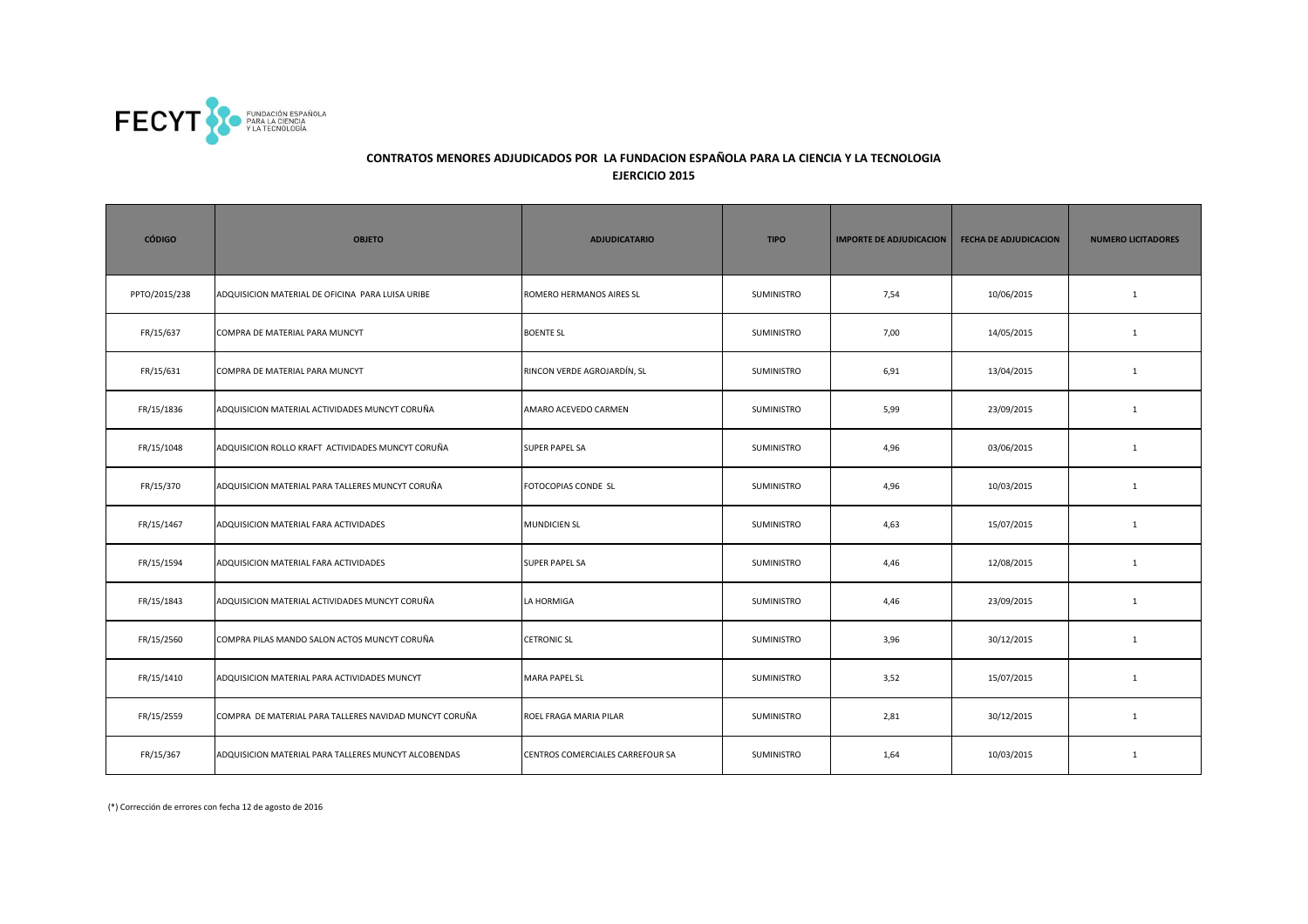FECYT FUNDACIÓN ESPAÑOLA PARA LA CIENCIA Y LA TECNOLOGÍA

## CONTRATOS MENORES ADJUDICADOS POR LA FUNDACION ESPAÑOLA PARA LA CIENCIA Y LA TECNOLOGIA
## EJERCICIO 2015

| CÓDIGO | OBJETO | ADJUDICATARIO | TIPO | IMPORTE DE ADJUDICACION | FECHA DE ADJUDICACION | NUMERO LICITADORES |
|---|---|---|---|---|---|---|
| PPTO/2015/238 | ADQUISICION MATERIAL DE OFICINA PARA LUISA URIBE | ROMERO HERMANOS AIRES SL | SUMINISTRO | 7,54 | 10/06/2015 | 1 |
| FR/15/637 | COMPRA DE MATERIAL PARA MUNCYT | BOENTE SL | SUMINISTRO | 7,00 | 14/05/2015 | 1 |
| FR/15/631 | COMPRA DE MATERIAL PARA MUNCYT | RINCON VERDE AGROJARDÍN, SL | SUMINISTRO | 6,91 | 13/04/2015 | 1 |
| FR/15/1836 | ADQUISICION MATERIAL ACTIVIDADES MUNCYT CORUÑA | AMARO ACEVEDO CARMEN | SUMINISTRO | 5,99 | 23/09/2015 | 1 |
| FR/15/1048 | ADQUISICION ROLLO KRAFT ACTIVIDADES MUNCYT CORUÑA | SUPER PAPEL SA | SUMINISTRO | 4,96 | 03/06/2015 | 1 |
| FR/15/370 | ADQUISICION MATERIAL PARA TALLERES MUNCYT CORUÑA | FOTOCOPIAS CONDE SL | SUMINISTRO | 4,96 | 10/03/2015 | 1 |
| FR/15/1467 | ADQUISICION MATERIAL FARA ACTIVIDADES | MUNDICIEN SL | SUMINISTRO | 4,63 | 15/07/2015 | 1 |
| FR/15/1594 | ADQUISICION MATERIAL FARA ACTIVIDADES | SUPER PAPEL SA | SUMINISTRO | 4,46 | 12/08/2015 | 1 |
| FR/15/1843 | ADQUISICION MATERIAL ACTIVIDADES MUNCYT CORUÑA | LA HORMIGA | SUMINISTRO | 4,46 | 23/09/2015 | 1 |
| FR/15/2560 | COMPRA PILAS MANDO SALON ACTOS MUNCYT CORUÑA | CETRONIC SL | SUMINISTRO | 3,96 | 30/12/2015 | 1 |
| FR/15/1410 | ADQUISICION MATERIAL PARA ACTIVIDADES MUNCYT | MARA PAPEL SL | SUMINISTRO | 3,52 | 15/07/2015 | 1 |
| FR/15/2559 | COMPRA DE MATERIAL PARA TALLERES NAVIDAD MUNCYT CORUÑA | ROEL FRAGA MARIA PILAR | SUMINISTRO | 2,81 | 30/12/2015 | 1 |
| FR/15/367 | ADQUISICION MATERIAL PARA TALLERES MUNCYT ALCOBENDAS | CENTROS COMERCIALES CARREFOUR SA | SUMINISTRO | 1,64 | 10/03/2015 | 1 |

(*) Corrección de errores con fecha 12 de agosto de 2016